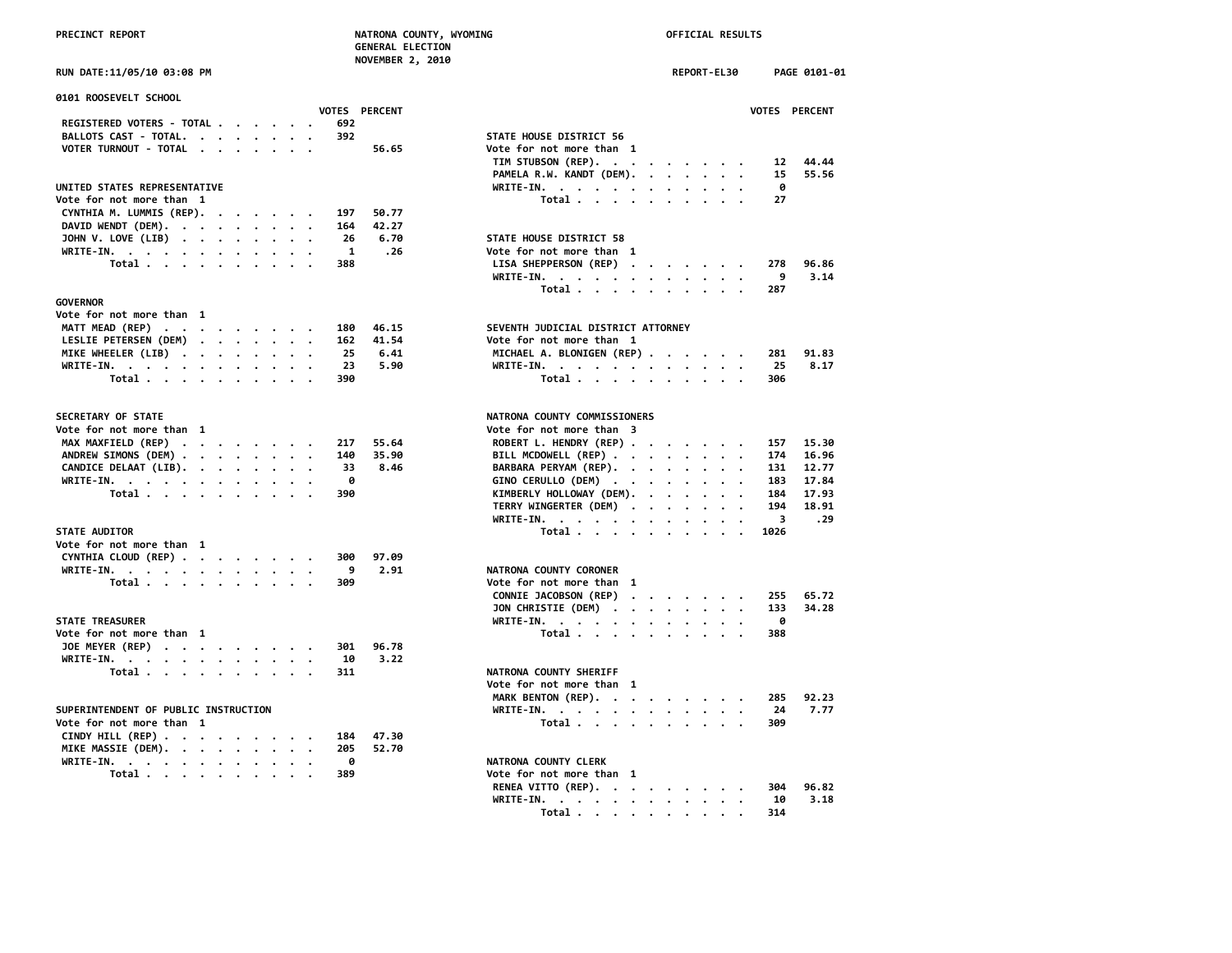PRECINCT REPORT — NATRONA COUNTY, WYOMING — GENERAL ELECTION — NOVEMBER 2, 2010 — OFFICIAL RESULTS

RUN DATE:11/05/10 03:08 PM — REPORT-EL30 — PAGE 0101-01

## 0101 ROOSEVELT SCHOOL

| | VOTES | PERCENT |
|---|---|---|
| REGISTERED VOTERS - TOTAL | 692 | |
| BALLOTS CAST - TOTAL | 392 | |
| VOTER TURNOUT - TOTAL | | 56.65 |

### UNITED STATES REPRESENTATIVE
Vote for not more than 1

| | VOTES | PERCENT |
|---|---|---|
| CYNTHIA M. LUMMIS (REP) | 197 | 50.77 |
| DAVID WENDT (DEM) | 164 | 42.27 |
| JOHN V. LOVE (LIB) | 26 | 6.70 |
| WRITE-IN | 1 | .26 |
| Total | 388 | |

### GOVERNOR
Vote for not more than 1

| | VOTES | PERCENT |
|---|---|---|
| MATT MEAD (REP) | 180 | 46.15 |
| LESLIE PETERSEN (DEM) | 162 | 41.54 |
| MIKE WHEELER (LIB) | 25 | 6.41 |
| WRITE-IN | 23 | 5.90 |
| Total | 390 | |

### SECRETARY OF STATE
Vote for not more than 1

| | VOTES | PERCENT |
|---|---|---|
| MAX MAXFIELD (REP) | 217 | 55.64 |
| ANDREW SIMONS (DEM) | 140 | 35.90 |
| CANDICE DELAAT (LIB) | 33 | 8.46 |
| WRITE-IN | 0 | |
| Total | 390 | |

### STATE AUDITOR
Vote for not more than 1

| | VOTES | PERCENT |
|---|---|---|
| CYNTHIA CLOUD (REP) | 300 | 97.09 |
| WRITE-IN | 9 | 2.91 |
| Total | 309 | |

### STATE TREASURER
Vote for not more than 1

| | VOTES | PERCENT |
|---|---|---|
| JOE MEYER (REP) | 301 | 96.78 |
| WRITE-IN | 10 | 3.22 |
| Total | 311 | |

### SUPERINTENDENT OF PUBLIC INSTRUCTION
Vote for not more than 1

| | VOTES | PERCENT |
|---|---|---|
| CINDY HILL (REP) | 184 | 47.30 |
| MIKE MASSIE (DEM) | 205 | 52.70 |
| WRITE-IN | 0 | |
| Total | 389 | |

### STATE HOUSE DISTRICT 56
Vote for not more than 1

| | VOTES | PERCENT |
|---|---|---|
| TIM STUBSON (REP) | 12 | 44.44 |
| PAMELA R.W. KANDT (DEM) | 15 | 55.56 |
| WRITE-IN | 0 | |
| Total | 27 | |

### STATE HOUSE DISTRICT 58
Vote for not more than 1

| | VOTES | PERCENT |
|---|---|---|
| LISA SHEPPERSON (REP) | 278 | 96.86 |
| WRITE-IN | 9 | 3.14 |
| Total | 287 | |

### SEVENTH JUDICIAL DISTRICT ATTORNEY
Vote for not more than 1

| | VOTES | PERCENT |
|---|---|---|
| MICHAEL A. BLONIGEN (REP) | 281 | 91.83 |
| WRITE-IN | 25 | 8.17 |
| Total | 306 | |

### NATRONA COUNTY COMMISSIONERS
Vote for not more than 3

| | VOTES | PERCENT |
|---|---|---|
| ROBERT L. HENDRY (REP) | 157 | 15.30 |
| BILL MCDOWELL (REP) | 174 | 16.96 |
| BARBARA PERYAM (REP) | 131 | 12.77 |
| GINO CERULLO (DEM) | 183 | 17.84 |
| KIMBERLY HOLLOWAY (DEM) | 184 | 17.93 |
| TERRY WINGERTER (DEM) | 194 | 18.91 |
| WRITE-IN | 3 | .29 |
| Total | 1026 | |

### NATRONA COUNTY CORONER
Vote for not more than 1

| | VOTES | PERCENT |
|---|---|---|
| CONNIE JACOBSON (REP) | 255 | 65.72 |
| JON CHRISTIE (DEM) | 133 | 34.28 |
| WRITE-IN | 0 | |
| Total | 388 | |

### NATRONA COUNTY SHERIFF
Vote for not more than 1

| | VOTES | PERCENT |
|---|---|---|
| MARK BENTON (REP) | 285 | 92.23 |
| WRITE-IN | 24 | 7.77 |
| Total | 309 | |

### NATRONA COUNTY CLERK
Vote for not more than 1

| | VOTES | PERCENT |
|---|---|---|
| RENEA VITTO (REP) | 304 | 96.82 |
| WRITE-IN | 10 | 3.18 |
| Total | 314 | |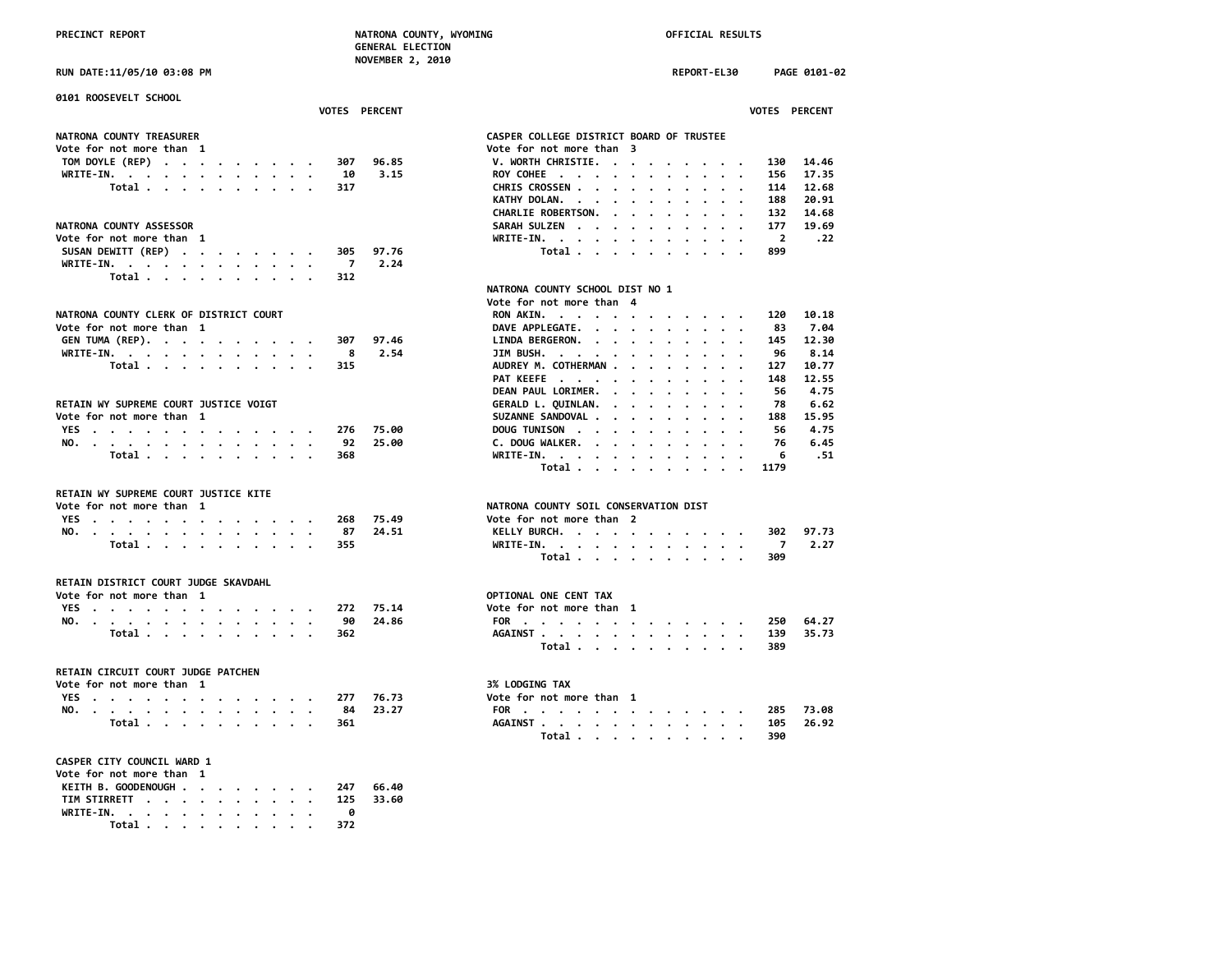0101 ROOSEVELT SCHOOL

### NATRONA COUNTY TREASURER
Vote for not more than 1

| | VOTES | PERCENT |
|---|---|---|
| TOM DOYLE (REP) | 307 | 96.85 |
| WRITE-IN. | 10 | 3.15 |
| Total | 317 | |

### NATRONA COUNTY ASSESSOR
Vote for not more than 1

| | VOTES | PERCENT |
|---|---|---|
| SUSAN DEWITT (REP) | 305 | 97.76 |
| WRITE-IN. | 7 | 2.24 |
| Total | 312 | |

### NATRONA COUNTY CLERK OF DISTRICT COURT
Vote for not more than 1

| | VOTES | PERCENT |
|---|---|---|
| GEN TUMA (REP). | 307 | 97.46 |
| WRITE-IN. | 8 | 2.54 |
| Total | 315 | |

### RETAIN WY SUPREME COURT JUSTICE VOIGT
Vote for not more than 1

| | VOTES | PERCENT |
|---|---|---|
| YES | 276 | 75.00 |
| NO. | 92 | 25.00 |
| Total | 368 | |

### RETAIN WY SUPREME COURT JUSTICE KITE
Vote for not more than 1

| | VOTES | PERCENT |
|---|---|---|
| YES | 268 | 75.49 |
| NO. | 87 | 24.51 |
| Total | 355 | |

### RETAIN DISTRICT COURT JUDGE SKAVDAHL
Vote for not more than 1

| | VOTES | PERCENT |
|---|---|---|
| YES | 272 | 75.14 |
| NO. | 90 | 24.86 |
| Total | 362 | |

### RETAIN CIRCUIT COURT JUDGE PATCHEN
Vote for not more than 1

| | VOTES | PERCENT |
|---|---|---|
| YES | 277 | 76.73 |
| NO. | 84 | 23.27 |
| Total | 361 | |

### CASPER CITY COUNCIL WARD 1
Vote for not more than 1

| | VOTES | PERCENT |
|---|---|---|
| KEITH B. GOODENOUGH | 247 | 66.40 |
| TIM STIRRETT | 125 | 33.60 |
| WRITE-IN. | 0 | |
| Total | 372 | |

### CASPER COLLEGE DISTRICT BOARD OF TRUSTEE
Vote for not more than 3

| | VOTES | PERCENT |
|---|---|---|
| V. WORTH CHRISTIE. | 130 | 14.46 |
| ROY COHEE | 156 | 17.35 |
| CHRIS CROSSEN | 114 | 12.68 |
| KATHY DOLAN. | 188 | 20.91 |
| CHARLIE ROBERTSON. | 132 | 14.68 |
| SARAH SULZEN | 177 | 19.69 |
| WRITE-IN. | 2 | .22 |
| Total | 899 | |

### NATRONA COUNTY SCHOOL DIST NO 1
Vote for not more than 4

| | VOTES | PERCENT |
|---|---|---|
| RON AKIN. | 120 | 10.18 |
| DAVE APPLEGATE. | 83 | 7.04 |
| LINDA BERGERON. | 145 | 12.30 |
| JIM BUSH. | 96 | 8.14 |
| AUDREY M. COTHERMAN | 127 | 10.77 |
| PAT KEEFE | 148 | 12.55 |
| DEAN PAUL LORIMER. | 56 | 4.75 |
| GERALD L. QUINLAN. | 78 | 6.62 |
| SUZANNE SANDOVAL | 188 | 15.95 |
| DOUG TUNISON | 56 | 4.75 |
| C. DOUG WALKER. | 76 | 6.45 |
| WRITE-IN. | 6 | .51 |
| Total | 1179 | |

### NATRONA COUNTY SOIL CONSERVATION DIST
Vote for not more than 2

| | VOTES | PERCENT |
|---|---|---|
| KELLY BURCH. | 302 | 97.73 |
| WRITE-IN. | 7 | 2.27 |
| Total | 309 | |

### OPTIONAL ONE CENT TAX
Vote for not more than 1

| | VOTES | PERCENT |
|---|---|---|
| FOR | 250 | 64.27 |
| AGAINST | 139 | 35.73 |
| Total | 389 | |

### 3% LODGING TAX
Vote for not more than 1

| | VOTES | PERCENT |
|---|---|---|
| FOR | 285 | 73.08 |
| AGAINST | 105 | 26.92 |
| Total | 390 | |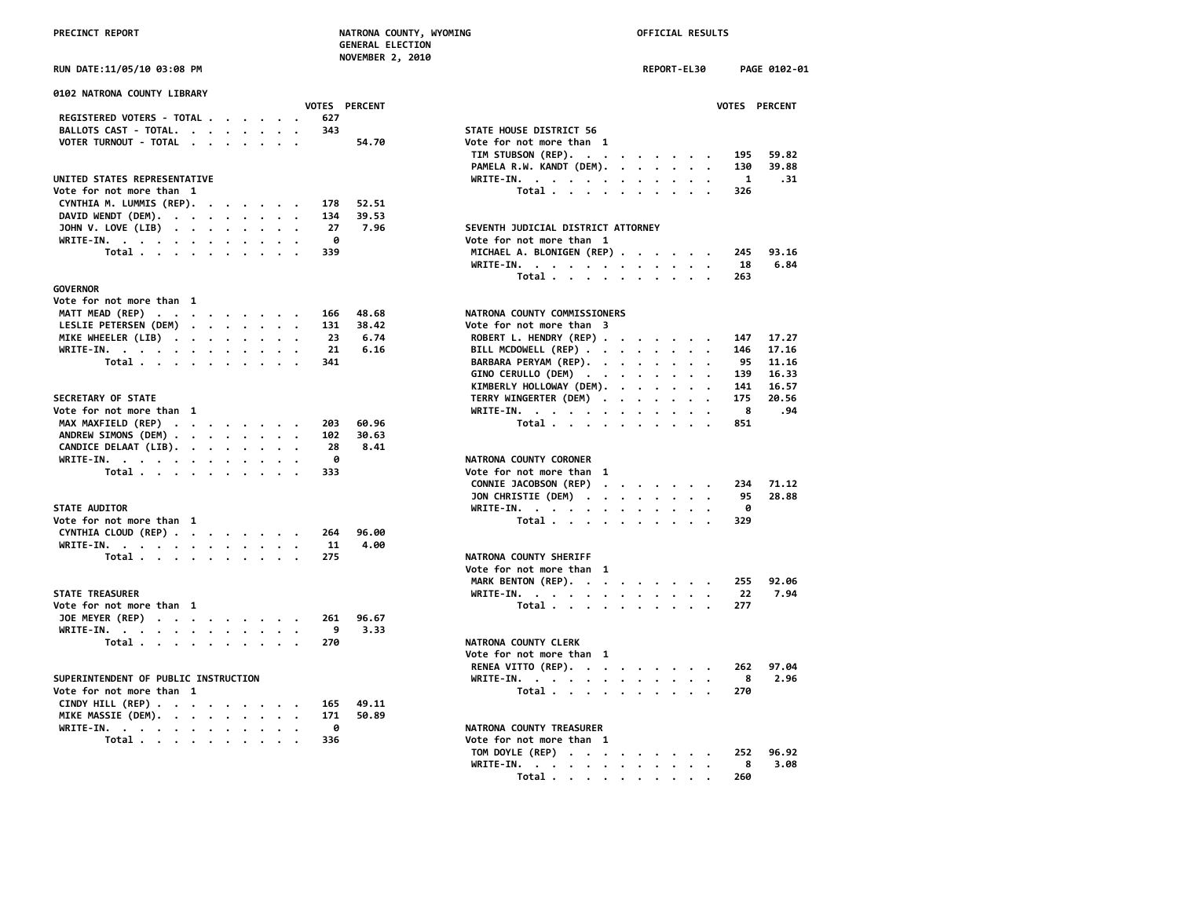PRECINCT REPORT — NATRONA COUNTY, WYOMING — GENERAL ELECTION — NOVEMBER 2, 2010 — OFFICIAL RESULTS

RUN DATE:11/05/10 03:08 PM — REPORT-EL30 — PAGE 0102-01

## 0102 NATRONA COUNTY LIBRARY

| | VOTES | PERCENT |
|---|---|---|
| REGISTERED VOTERS - TOTAL | 627 | |
| BALLOTS CAST - TOTAL. | 343 | |
| VOTER TURNOUT - TOTAL | | 54.70 |

### UNITED STATES REPRESENTATIVE
Vote for not more than 1

| | VOTES | PERCENT |
|---|---|---|
| CYNTHIA M. LUMMIS (REP). | 178 | 52.51 |
| DAVID WENDT (DEM). | 134 | 39.53 |
| JOHN V. LOVE (LIB) | 27 | 7.96 |
| WRITE-IN. | 0 | |
| Total | 339 | |

### GOVERNOR
Vote for not more than 1

| | VOTES | PERCENT |
|---|---|---|
| MATT MEAD (REP) | 166 | 48.68 |
| LESLIE PETERSEN (DEM) | 131 | 38.42 |
| MIKE WHEELER (LIB) | 23 | 6.74 |
| WRITE-IN. | 21 | 6.16 |
| Total | 341 | |

### SECRETARY OF STATE
Vote for not more than 1

| | VOTES | PERCENT |
|---|---|---|
| MAX MAXFIELD (REP) | 203 | 60.96 |
| ANDREW SIMONS (DEM) | 102 | 30.63 |
| CANDICE DELAAT (LIB). | 28 | 8.41 |
| WRITE-IN. | 0 | |
| Total | 333 | |

### STATE AUDITOR
Vote for not more than 1

| | VOTES | PERCENT |
|---|---|---|
| CYNTHIA CLOUD (REP) | 264 | 96.00 |
| WRITE-IN. | 11 | 4.00 |
| Total | 275 | |

### STATE TREASURER
Vote for not more than 1

| | VOTES | PERCENT |
|---|---|---|
| JOE MEYER (REP) | 261 | 96.67 |
| WRITE-IN. | 9 | 3.33 |
| Total | 270 | |

### SUPERINTENDENT OF PUBLIC INSTRUCTION
Vote for not more than 1

| | VOTES | PERCENT |
|---|---|---|
| CINDY HILL (REP) | 165 | 49.11 |
| MIKE MASSIE (DEM). | 171 | 50.89 |
| WRITE-IN. | 0 | |
| Total | 336 | |

### STATE HOUSE DISTRICT 56
Vote for not more than 1

| | VOTES | PERCENT |
|---|---|---|
| TIM STUBSON (REP). | 195 | 59.82 |
| PAMELA R.W. KANDT (DEM). | 130 | 39.88 |
| WRITE-IN. | 1 | .31 |
| Total | 326 | |

### SEVENTH JUDICIAL DISTRICT ATTORNEY
Vote for not more than 1

| | VOTES | PERCENT |
|---|---|---|
| MICHAEL A. BLONIGEN (REP) | 245 | 93.16 |
| WRITE-IN. | 18 | 6.84 |
| Total | 263 | |

### NATRONA COUNTY COMMISSIONERS
Vote for not more than 3

| | VOTES | PERCENT |
|---|---|---|
| ROBERT L. HENDRY (REP) | 147 | 17.27 |
| BILL MCDOWELL (REP) | 146 | 17.16 |
| BARBARA PERYAM (REP). | 95 | 11.16 |
| GINO CERULLO (DEM) | 139 | 16.33 |
| KIMBERLY HOLLOWAY (DEM). | 141 | 16.57 |
| TERRY WINGERTER (DEM) | 175 | 20.56 |
| WRITE-IN. | 8 | .94 |
| Total | 851 | |

### NATRONA COUNTY CORONER
Vote for not more than 1

| | VOTES | PERCENT |
|---|---|---|
| CONNIE JACOBSON (REP) | 234 | 71.12 |
| JON CHRISTIE (DEM) | 95 | 28.88 |
| WRITE-IN. | 0 | |
| Total | 329 | |

### NATRONA COUNTY SHERIFF
Vote for not more than 1

| | VOTES | PERCENT |
|---|---|---|
| MARK BENTON (REP). | 255 | 92.06 |
| WRITE-IN. | 22 | 7.94 |
| Total | 277 | |

### NATRONA COUNTY CLERK
Vote for not more than 1

| | VOTES | PERCENT |
|---|---|---|
| RENEA VITTO (REP). | 262 | 97.04 |
| WRITE-IN. | 8 | 2.96 |
| Total | 270 | |

### NATRONA COUNTY TREASURER
Vote for not more than 1

| | VOTES | PERCENT |
|---|---|---|
| TOM DOYLE (REP) | 252 | 96.92 |
| WRITE-IN. | 8 | 3.08 |
| Total | 260 | |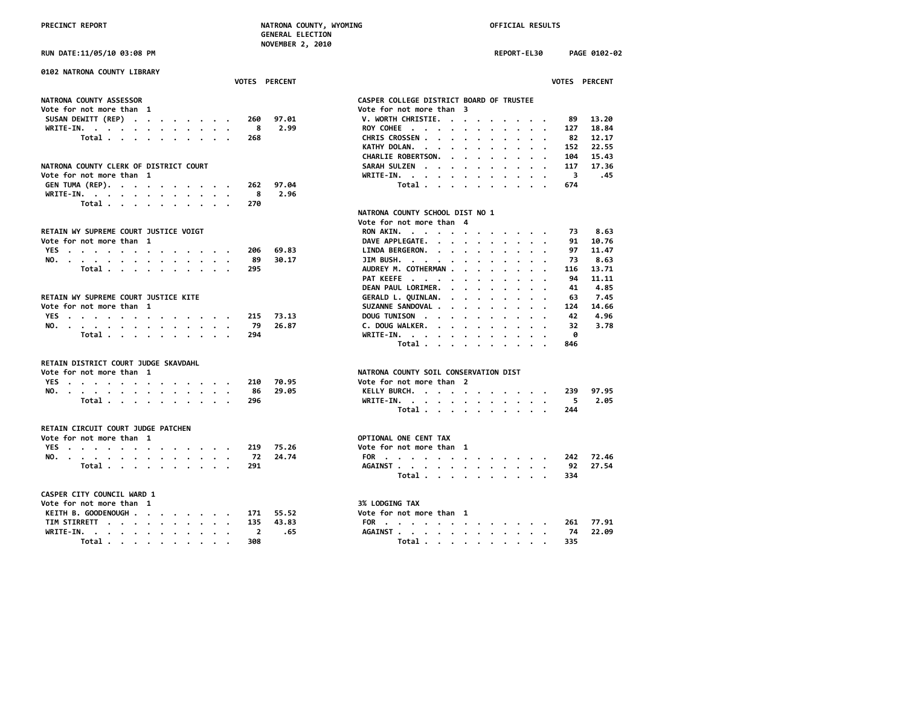PRECINCT REPORT — NATRONA COUNTY, WYOMING — GENERAL ELECTION — NOVEMBER 2, 2010 — OFFICIAL RESULTS

RUN DATE:11/05/10 03:08 PM — REPORT-EL30 — PAGE 0102-02

## 0102 NATRONA COUNTY LIBRARY

### NATRONA COUNTY ASSESSOR
Vote for not more than 1

| | VOTES | PERCENT |
|---|---|---|
| SUSAN DEWITT (REP) | 260 | 97.01 |
| WRITE-IN. | 8 | 2.99 |
| Total | 268 | |

### NATRONA COUNTY CLERK OF DISTRICT COURT
Vote for not more than 1

| | VOTES | PERCENT |
|---|---|---|
| GEN TUMA (REP). | 262 | 97.04 |
| WRITE-IN. | 8 | 2.96 |
| Total | 270 | |

### RETAIN WY SUPREME COURT JUSTICE VOIGT
Vote for not more than 1

| | VOTES | PERCENT |
|---|---|---|
| YES | 206 | 69.83 |
| NO. | 89 | 30.17 |
| Total | 295 | |

### RETAIN WY SUPREME COURT JUSTICE KITE
Vote for not more than 1

| | VOTES | PERCENT |
|---|---|---|
| YES | 215 | 73.13 |
| NO. | 79 | 26.87 |
| Total | 294 | |

### RETAIN DISTRICT COURT JUDGE SKAVDAHL
Vote for not more than 1

| | VOTES | PERCENT |
|---|---|---|
| YES | 210 | 70.95 |
| NO. | 86 | 29.05 |
| Total | 296 | |

### RETAIN CIRCUIT COURT JUDGE PATCHEN
Vote for not more than 1

| | VOTES | PERCENT |
|---|---|---|
| YES | 219 | 75.26 |
| NO. | 72 | 24.74 |
| Total | 291 | |

### CASPER CITY COUNCIL WARD 1
Vote for not more than 1

| | VOTES | PERCENT |
|---|---|---|
| KEITH B. GOODENOUGH | 171 | 55.52 |
| TIM STIRRETT | 135 | 43.83 |
| WRITE-IN. | 2 | .65 |
| Total | 308 | |

### CASPER COLLEGE DISTRICT BOARD OF TRUSTEE
Vote for not more than 3

| | VOTES | PERCENT |
|---|---|---|
| V. WORTH CHRISTIE. | 89 | 13.20 |
| ROY COHEE | 127 | 18.84 |
| CHRIS CROSSEN | 82 | 12.17 |
| KATHY DOLAN. | 152 | 22.55 |
| CHARLIE ROBERTSON. | 104 | 15.43 |
| SARAH SULZEN | 117 | 17.36 |
| WRITE-IN. | 3 | .45 |
| Total | 674 | |

### NATRONA COUNTY SCHOOL DIST NO 1
Vote for not more than 4

| | VOTES | PERCENT |
|---|---|---|
| RON AKIN. | 73 | 8.63 |
| DAVE APPLEGATE. | 91 | 10.76 |
| LINDA BERGERON. | 97 | 11.47 |
| JIM BUSH. | 73 | 8.63 |
| AUDREY M. COTHERMAN | 116 | 13.71 |
| PAT KEEFE | 94 | 11.11 |
| DEAN PAUL LORIMER. | 41 | 4.85 |
| GERALD L. QUINLAN. | 63 | 7.45 |
| SUZANNE SANDOVAL | 124 | 14.66 |
| DOUG TUNISON | 42 | 4.96 |
| C. DOUG WALKER. | 32 | 3.78 |
| WRITE-IN. | 0 | |
| Total | 846 | |

### NATRONA COUNTY SOIL CONSERVATION DIST
Vote for not more than 2

| | VOTES | PERCENT |
|---|---|---|
| KELLY BURCH. | 239 | 97.95 |
| WRITE-IN. | 5 | 2.05 |
| Total | 244 | |

### OPTIONAL ONE CENT TAX
Vote for not more than 1

| | VOTES | PERCENT |
|---|---|---|
| FOR | 242 | 72.46 |
| AGAINST | 92 | 27.54 |
| Total | 334 | |

### 3% LODGING TAX
Vote for not more than 1

| | VOTES | PERCENT |
|---|---|---|
| FOR | 261 | 77.91 |
| AGAINST | 74 | 22.09 |
| Total | 335 | |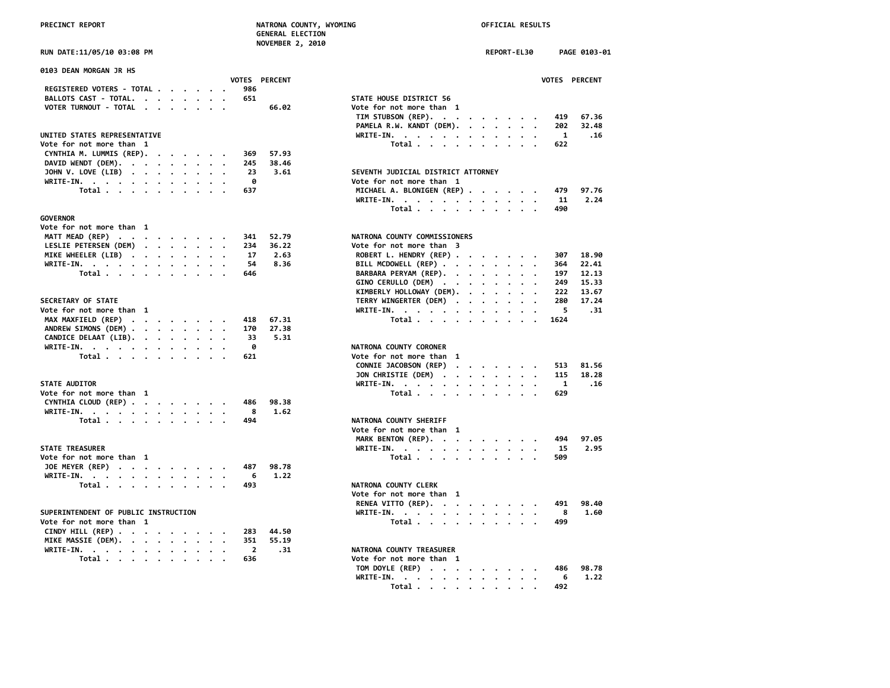PRECINCT REPORT — NATRONA COUNTY, WYOMING — GENERAL ELECTION — NOVEMBER 2, 2010 — OFFICIAL RESULTS

RUN DATE:11/05/10 03:08 PM — REPORT-EL30 — PAGE 0103-01

## 0103 DEAN MORGAN JR HS

| | VOTES | PERCENT |
|---|---|---|
| REGISTERED VOTERS - TOTAL | 986 | |
| BALLOTS CAST - TOTAL | 651 | |
| VOTER TURNOUT - TOTAL | | 66.02 |

### UNITED STATES REPRESENTATIVE
Vote for not more than 1

| | VOTES | PERCENT |
|---|---|---|
| CYNTHIA M. LUMMIS (REP) | 369 | 57.93 |
| DAVID WENDT (DEM) | 245 | 38.46 |
| JOHN V. LOVE (LIB) | 23 | 3.61 |
| WRITE-IN | 0 | |
| Total | 637 | |

### GOVERNOR
Vote for not more than 1

| | VOTES | PERCENT |
|---|---|---|
| MATT MEAD (REP) | 341 | 52.79 |
| LESLIE PETERSEN (DEM) | 234 | 36.22 |
| MIKE WHEELER (LIB) | 17 | 2.63 |
| WRITE-IN | 54 | 8.36 |
| Total | 646 | |

### SECRETARY OF STATE
Vote for not more than 1

| | VOTES | PERCENT |
|---|---|---|
| MAX MAXFIELD (REP) | 418 | 67.31 |
| ANDREW SIMONS (DEM) | 170 | 27.38 |
| CANDICE DELAAT (LIB) | 33 | 5.31 |
| WRITE-IN | 0 | |
| Total | 621 | |

### STATE AUDITOR
Vote for not more than 1

| | VOTES | PERCENT |
|---|---|---|
| CYNTHIA CLOUD (REP) | 486 | 98.38 |
| WRITE-IN | 8 | 1.62 |
| Total | 494 | |

### STATE TREASURER
Vote for not more than 1

| | VOTES | PERCENT |
|---|---|---|
| JOE MEYER (REP) | 487 | 98.78 |
| WRITE-IN | 6 | 1.22 |
| Total | 493 | |

### SUPERINTENDENT OF PUBLIC INSTRUCTION
Vote for not more than 1

| | VOTES | PERCENT |
|---|---|---|
| CINDY HILL (REP) | 283 | 44.50 |
| MIKE MASSIE (DEM) | 351 | 55.19 |
| WRITE-IN | 2 | .31 |
| Total | 636 | |

### STATE HOUSE DISTRICT 56
Vote for not more than 1

| | VOTES | PERCENT |
|---|---|---|
| TIM STUBSON (REP) | 419 | 67.36 |
| PAMELA R.W. KANDT (DEM) | 202 | 32.48 |
| WRITE-IN | 1 | .16 |
| Total | 622 | |

### SEVENTH JUDICIAL DISTRICT ATTORNEY
Vote for not more than 1

| | VOTES | PERCENT |
|---|---|---|
| MICHAEL A. BLONIGEN (REP) | 479 | 97.76 |
| WRITE-IN | 11 | 2.24 |
| Total | 490 | |

### NATRONA COUNTY COMMISSIONERS
Vote for not more than 3

| | VOTES | PERCENT |
|---|---|---|
| ROBERT L. HENDRY (REP) | 307 | 18.90 |
| BILL MCDOWELL (REP) | 364 | 22.41 |
| BARBARA PERYAM (REP) | 197 | 12.13 |
| GINO CERULLO (DEM) | 249 | 15.33 |
| KIMBERLY HOLLOWAY (DEM) | 222 | 13.67 |
| TERRY WINGERTER (DEM) | 280 | 17.24 |
| WRITE-IN | 5 | .31 |
| Total | 1624 | |

### NATRONA COUNTY CORONER
Vote for not more than 1

| | VOTES | PERCENT |
|---|---|---|
| CONNIE JACOBSON (REP) | 513 | 81.56 |
| JON CHRISTIE (DEM) | 115 | 18.28 |
| WRITE-IN | 1 | .16 |
| Total | 629 | |

### NATRONA COUNTY SHERIFF
Vote for not more than 1

| | VOTES | PERCENT |
|---|---|---|
| MARK BENTON (REP) | 494 | 97.05 |
| WRITE-IN | 15 | 2.95 |
| Total | 509 | |

### NATRONA COUNTY CLERK
Vote for not more than 1

| | VOTES | PERCENT |
|---|---|---|
| RENEA VITTO (REP) | 491 | 98.40 |
| WRITE-IN | 8 | 1.60 |
| Total | 499 | |

### NATRONA COUNTY TREASURER
Vote for not more than 1

| | VOTES | PERCENT |
|---|---|---|
| TOM DOYLE (REP) | 486 | 98.78 |
| WRITE-IN | 6 | 1.22 |
| Total | 492 | |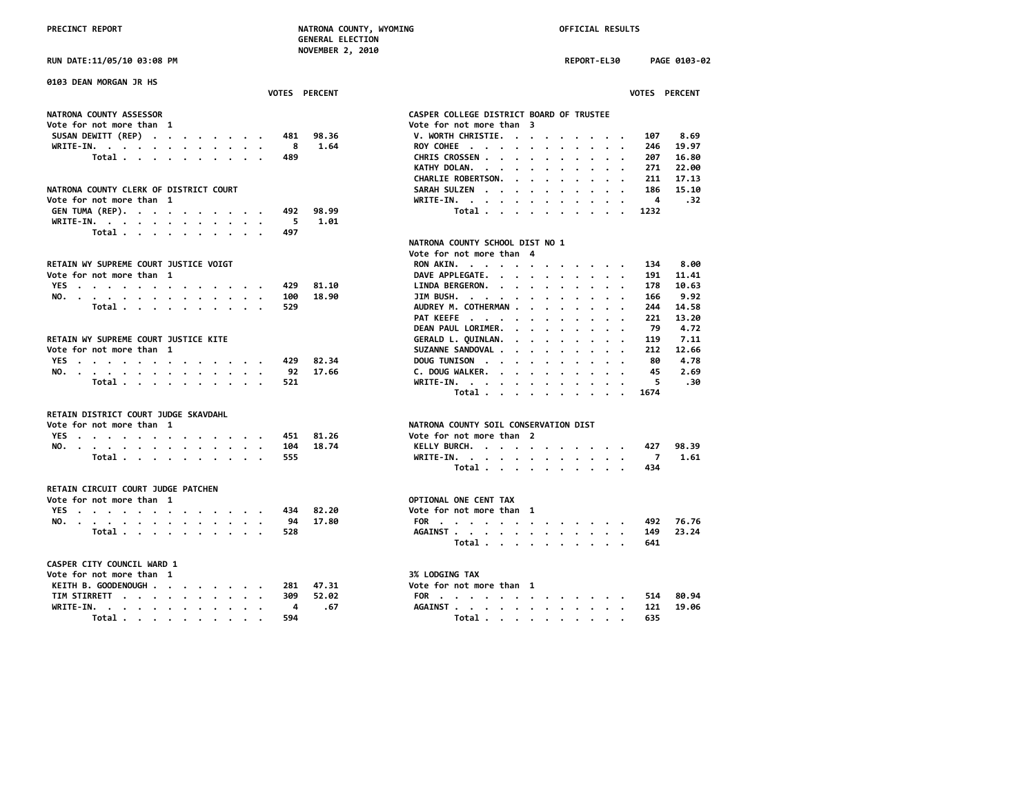0103 DEAN MORGAN JR HS

### NATRONA COUNTY ASSESSOR
Vote for not more than 1

| | VOTES | PERCENT |
|---|---|---|
| SUSAN DEWITT (REP) | 481 | 98.36 |
| WRITE-IN. | 8 | 1.64 |
| Total | 489 | |

### NATRONA COUNTY CLERK OF DISTRICT COURT
Vote for not more than 1

| | VOTES | PERCENT |
|---|---|---|
| GEN TUMA (REP). | 492 | 98.99 |
| WRITE-IN. | 5 | 1.01 |
| Total | 497 | |

### RETAIN WY SUPREME COURT JUSTICE VOIGT
Vote for not more than 1

| | VOTES | PERCENT |
|---|---|---|
| YES | 429 | 81.10 |
| NO. | 100 | 18.90 |
| Total | 529 | |

### RETAIN WY SUPREME COURT JUSTICE KITE
Vote for not more than 1

| | VOTES | PERCENT |
|---|---|---|
| YES | 429 | 82.34 |
| NO. | 92 | 17.66 |
| Total | 521 | |

### RETAIN DISTRICT COURT JUDGE SKAVDAHL
Vote for not more than 1

| | VOTES | PERCENT |
|---|---|---|
| YES | 451 | 81.26 |
| NO. | 104 | 18.74 |
| Total | 555 | |

### RETAIN CIRCUIT COURT JUDGE PATCHEN
Vote for not more than 1

| | VOTES | PERCENT |
|---|---|---|
| YES | 434 | 82.20 |
| NO. | 94 | 17.80 |
| Total | 528 | |

### CASPER CITY COUNCIL WARD 1
Vote for not more than 1

| | VOTES | PERCENT |
|---|---|---|
| KEITH B. GOODENOUGH | 281 | 47.31 |
| TIM STIRRETT | 309 | 52.02 |
| WRITE-IN. | 4 | .67 |
| Total | 594 | |

### CASPER COLLEGE DISTRICT BOARD OF TRUSTEE
Vote for not more than 3

| | VOTES | PERCENT |
|---|---|---|
| V. WORTH CHRISTIE. | 107 | 8.69 |
| ROY COHEE | 246 | 19.97 |
| CHRIS CROSSEN | 207 | 16.80 |
| KATHY DOLAN. | 271 | 22.00 |
| CHARLIE ROBERTSON. | 211 | 17.13 |
| SARAH SULZEN | 186 | 15.10 |
| WRITE-IN. | 4 | .32 |
| Total | 1232 | |

### NATRONA COUNTY SCHOOL DIST NO 1
Vote for not more than 4

| | VOTES | PERCENT |
|---|---|---|
| RON AKIN. | 134 | 8.00 |
| DAVE APPLEGATE. | 191 | 11.41 |
| LINDA BERGERON. | 178 | 10.63 |
| JIM BUSH. | 166 | 9.92 |
| AUDREY M. COTHERMAN | 244 | 14.58 |
| PAT KEEFE | 221 | 13.20 |
| DEAN PAUL LORIMER. | 79 | 4.72 |
| GERALD L. QUINLAN. | 119 | 7.11 |
| SUZANNE SANDOVAL | 212 | 12.66 |
| DOUG TUNISON | 80 | 4.78 |
| C. DOUG WALKER. | 45 | 2.69 |
| WRITE-IN. | 5 | .30 |
| Total | 1674 | |

### NATRONA COUNTY SOIL CONSERVATION DIST
Vote for not more than 2

| | VOTES | PERCENT |
|---|---|---|
| KELLY BURCH. | 427 | 98.39 |
| WRITE-IN. | 7 | 1.61 |
| Total | 434 | |

### OPTIONAL ONE CENT TAX
Vote for not more than 1

| | VOTES | PERCENT |
|---|---|---|
| FOR | 492 | 76.76 |
| AGAINST | 149 | 23.24 |
| Total | 641 | |

### 3% LODGING TAX
Vote for not more than 1

| | VOTES | PERCENT |
|---|---|---|
| FOR | 514 | 80.94 |
| AGAINST | 121 | 19.06 |
| Total | 635 | |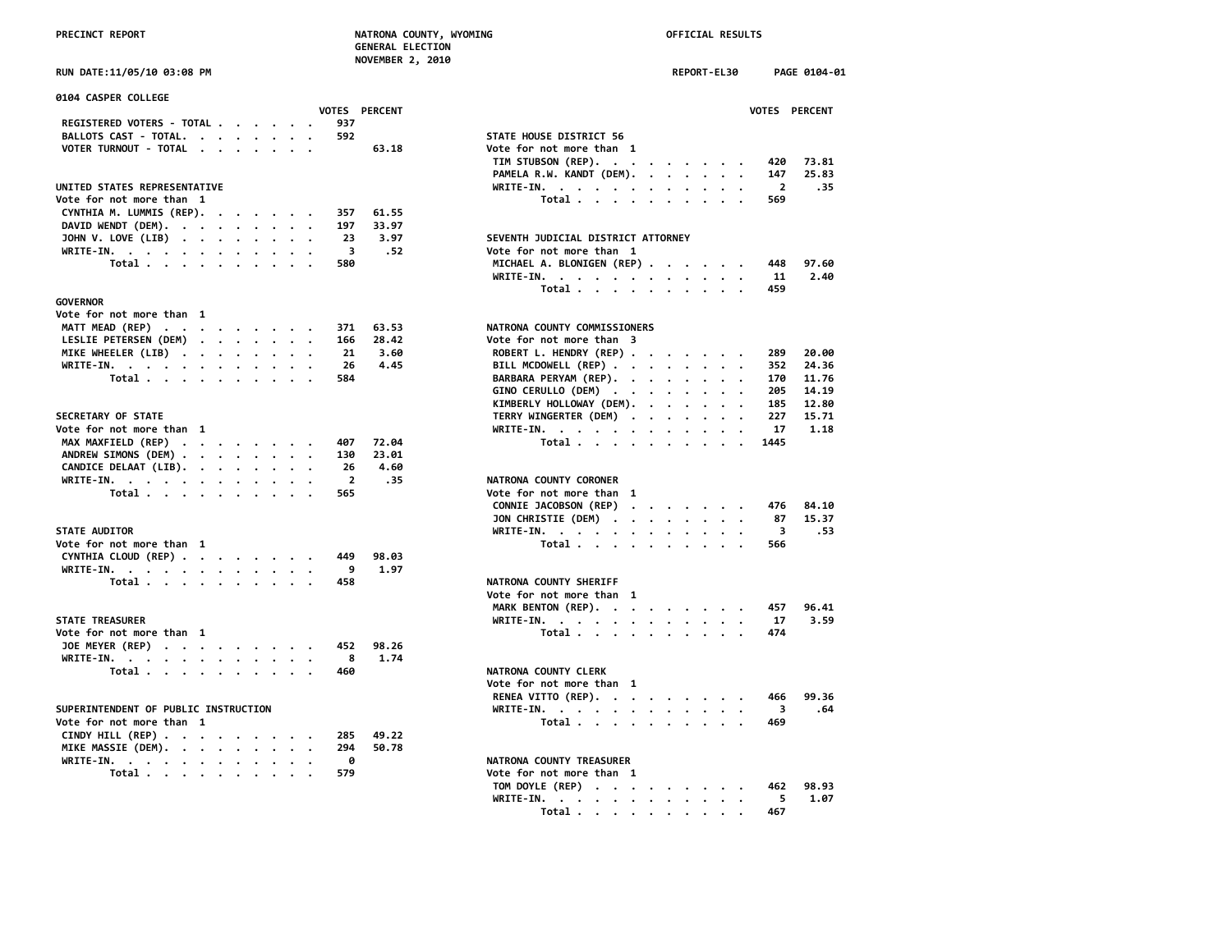PRECINCT REPORT — NATRONA COUNTY, WYOMING — GENERAL ELECTION — NOVEMBER 2, 2010 — OFFICIAL RESULTS

RUN DATE:11/05/10 03:08 PM — REPORT-EL30 — PAGE 0104-01

## 0104 CASPER COLLEGE

| | VOTES | PERCENT |
|---|---|---|
| REGISTERED VOTERS - TOTAL | 937 | |
| BALLOTS CAST - TOTAL. | 592 | |
| VOTER TURNOUT - TOTAL | | 63.18 |

### UNITED STATES REPRESENTATIVE
Vote for not more than 1

| | VOTES | PERCENT |
|---|---|---|
| CYNTHIA M. LUMMIS (REP). | 357 | 61.55 |
| DAVID WENDT (DEM). | 197 | 33.97 |
| JOHN V. LOVE (LIB) | 23 | 3.97 |
| WRITE-IN. | 3 | .52 |
| Total | 580 | |

### GOVERNOR
Vote for not more than 1

| | VOTES | PERCENT |
|---|---|---|
| MATT MEAD (REP) | 371 | 63.53 |
| LESLIE PETERSEN (DEM) | 166 | 28.42 |
| MIKE WHEELER (LIB) | 21 | 3.60 |
| WRITE-IN. | 26 | 4.45 |
| Total | 584 | |

### SECRETARY OF STATE
Vote for not more than 1

| | VOTES | PERCENT |
|---|---|---|
| MAX MAXFIELD (REP) | 407 | 72.04 |
| ANDREW SIMONS (DEM) | 130 | 23.01 |
| CANDICE DELAAT (LIB). | 26 | 4.60 |
| WRITE-IN. | 2 | .35 |
| Total | 565 | |

### STATE AUDITOR
Vote for not more than 1

| | VOTES | PERCENT |
|---|---|---|
| CYNTHIA CLOUD (REP) | 449 | 98.03 |
| WRITE-IN. | 9 | 1.97 |
| Total | 458 | |

### STATE TREASURER
Vote for not more than 1

| | VOTES | PERCENT |
|---|---|---|
| JOE MEYER (REP) | 452 | 98.26 |
| WRITE-IN. | 8 | 1.74 |
| Total | 460 | |

### SUPERINTENDENT OF PUBLIC INSTRUCTION
Vote for not more than 1

| | VOTES | PERCENT |
|---|---|---|
| CINDY HILL (REP) | 285 | 49.22 |
| MIKE MASSIE (DEM). | 294 | 50.78 |
| WRITE-IN. | 0 | |
| Total | 579 | |

### STATE HOUSE DISTRICT 56
Vote for not more than 1

| | VOTES | PERCENT |
|---|---|---|
| TIM STUBSON (REP). | 420 | 73.81 |
| PAMELA R.W. KANDT (DEM). | 147 | 25.83 |
| WRITE-IN. | 2 | .35 |
| Total | 569 | |

### SEVENTH JUDICIAL DISTRICT ATTORNEY
Vote for not more than 1

| | VOTES | PERCENT |
|---|---|---|
| MICHAEL A. BLONIGEN (REP) | 448 | 97.60 |
| WRITE-IN. | 11 | 2.40 |
| Total | 459 | |

### NATRONA COUNTY COMMISSIONERS
Vote for not more than 3

| | VOTES | PERCENT |
|---|---|---|
| ROBERT L. HENDRY (REP) | 289 | 20.00 |
| BILL MCDOWELL (REP) | 352 | 24.36 |
| BARBARA PERYAM (REP). | 170 | 11.76 |
| GINO CERULLO (DEM) | 205 | 14.19 |
| KIMBERLY HOLLOWAY (DEM). | 185 | 12.80 |
| TERRY WINGERTER (DEM) | 227 | 15.71 |
| WRITE-IN. | 17 | 1.18 |
| Total | 1445 | |

### NATRONA COUNTY CORONER
Vote for not more than 1

| | VOTES | PERCENT |
|---|---|---|
| CONNIE JACOBSON (REP) | 476 | 84.10 |
| JON CHRISTIE (DEM) | 87 | 15.37 |
| WRITE-IN. | 3 | .53 |
| Total | 566 | |

### NATRONA COUNTY SHERIFF
Vote for not more than 1

| | VOTES | PERCENT |
|---|---|---|
| MARK BENTON (REP). | 457 | 96.41 |
| WRITE-IN. | 17 | 3.59 |
| Total | 474 | |

### NATRONA COUNTY CLERK
Vote for not more than 1

| | VOTES | PERCENT |
|---|---|---|
| RENEA VITTO (REP). | 466 | 99.36 |
| WRITE-IN. | 3 | .64 |
| Total | 469 | |

### NATRONA COUNTY TREASURER
Vote for not more than 1

| | VOTES | PERCENT |
|---|---|---|
| TOM DOYLE (REP) | 462 | 98.93 |
| WRITE-IN. | 5 | 1.07 |
| Total | 467 | |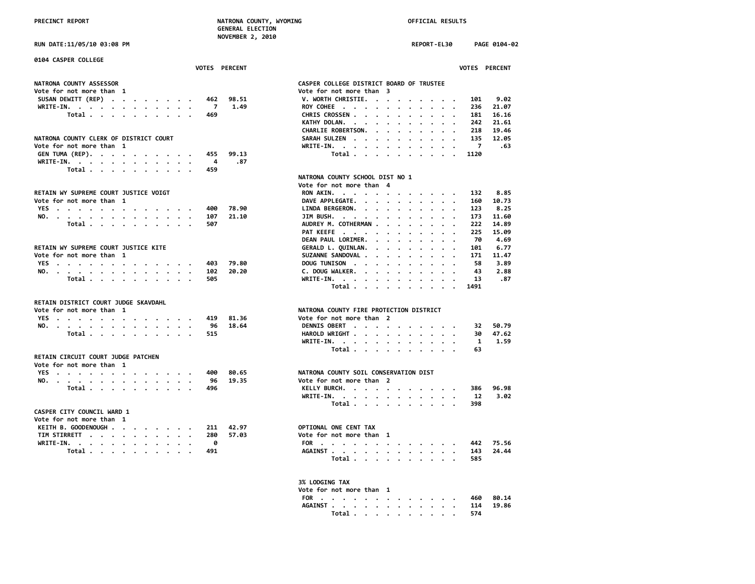PRECINCT REPORT — NATRONA COUNTY, WYOMING — GENERAL ELECTION — NOVEMBER 2, 2010 — OFFICIAL RESULTS

RUN DATE:11/05/10 03:08 PM — REPORT-EL30 — PAGE 0104-02

## 0104 CASPER COLLEGE

### NATRONA COUNTY ASSESSOR
Vote for not more than 1

| | VOTES | PERCENT |
|---|---|---|
| SUSAN DEWITT (REP) | 462 | 98.51 |
| WRITE-IN. | 7 | 1.49 |
| Total | 469 | |

### NATRONA COUNTY CLERK OF DISTRICT COURT
Vote for not more than 1

| | VOTES | PERCENT |
|---|---|---|
| GEN TUMA (REP). | 455 | 99.13 |
| WRITE-IN. | 4 | .87 |
| Total | 459 | |

### RETAIN WY SUPREME COURT JUSTICE VOIGT
Vote for not more than 1

| | VOTES | PERCENT |
|---|---|---|
| YES | 400 | 78.90 |
| NO. | 107 | 21.10 |
| Total | 507 | |

### RETAIN WY SUPREME COURT JUSTICE KITE
Vote for not more than 1

| | VOTES | PERCENT |
|---|---|---|
| YES | 403 | 79.80 |
| NO. | 102 | 20.20 |
| Total | 505 | |

### RETAIN DISTRICT COURT JUDGE SKAVDAHL
Vote for not more than 1

| | VOTES | PERCENT |
|---|---|---|
| YES | 419 | 81.36 |
| NO. | 96 | 18.64 |
| Total | 515 | |

### RETAIN CIRCUIT COURT JUDGE PATCHEN
Vote for not more than 1

| | VOTES | PERCENT |
|---|---|---|
| YES | 400 | 80.65 |
| NO. | 96 | 19.35 |
| Total | 496 | |

### CASPER CITY COUNCIL WARD 1
Vote for not more than 1

| | VOTES | PERCENT |
|---|---|---|
| KEITH B. GOODENOUGH | 211 | 42.97 |
| TIM STIRRETT | 280 | 57.03 |
| WRITE-IN. | 0 | |
| Total | 491 | |

### CASPER COLLEGE DISTRICT BOARD OF TRUSTEE
Vote for not more than 3

| | VOTES | PERCENT |
|---|---|---|
| V. WORTH CHRISTIE. | 101 | 9.02 |
| ROY COHEE | 236 | 21.07 |
| CHRIS CROSSEN | 181 | 16.16 |
| KATHY DOLAN. | 242 | 21.61 |
| CHARLIE ROBERTSON. | 218 | 19.46 |
| SARAH SULZEN | 135 | 12.05 |
| WRITE-IN. | 7 | .63 |
| Total | 1120 | |

### NATRONA COUNTY SCHOOL DIST NO 1
Vote for not more than 4

| | VOTES | PERCENT |
|---|---|---|
| RON AKIN. | 132 | 8.85 |
| DAVE APPLEGATE. | 160 | 10.73 |
| LINDA BERGERON. | 123 | 8.25 |
| JIM BUSH. | 173 | 11.60 |
| AUDREY M. COTHERMAN | 222 | 14.89 |
| PAT KEEFE | 225 | 15.09 |
| DEAN PAUL LORIMER. | 70 | 4.69 |
| GERALD L. QUINLAN. | 101 | 6.77 |
| SUZANNE SANDOVAL | 171 | 11.47 |
| DOUG TUNISON | 58 | 3.89 |
| C. DOUG WALKER. | 43 | 2.88 |
| WRITE-IN. | 13 | .87 |
| Total | 1491 | |

### NATRONA COUNTY FIRE PROTECTION DISTRICT
Vote for not more than 2

| | VOTES | PERCENT |
|---|---|---|
| DENNIS OBERT | 32 | 50.79 |
| HAROLD WRIGHT | 30 | 47.62 |
| WRITE-IN. | 1 | 1.59 |
| Total | 63 | |

### NATRONA COUNTY SOIL CONSERVATION DIST
Vote for not more than 2

| | VOTES | PERCENT |
|---|---|---|
| KELLY BURCH. | 386 | 96.98 |
| WRITE-IN. | 12 | 3.02 |
| Total | 398 | |

### OPTIONAL ONE CENT TAX
Vote for not more than 1

| | VOTES | PERCENT |
|---|---|---|
| FOR | 442 | 75.56 |
| AGAINST | 143 | 24.44 |
| Total | 585 | |

### 3% LODGING TAX
Vote for not more than 1

| | VOTES | PERCENT |
|---|---|---|
| FOR | 460 | 80.14 |
| AGAINST | 114 | 19.86 |
| Total | 574 | |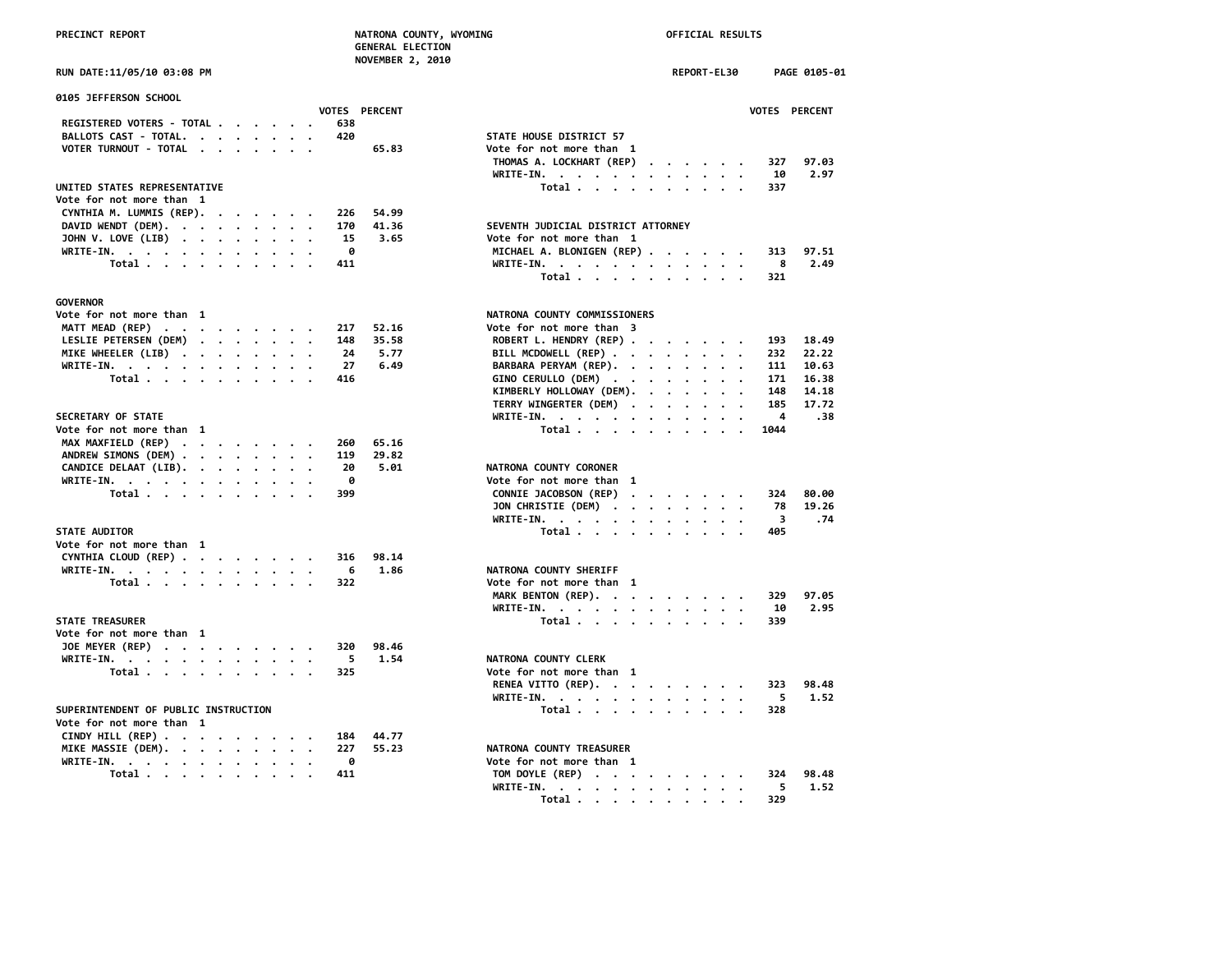PRECINCT REPORT — NATRONA COUNTY, WYOMING — GENERAL ELECTION — NOVEMBER 2, 2010 — OFFICIAL RESULTS

RUN DATE:11/05/10 03:08 PM — REPORT-EL30 — PAGE 0105-01

## 0105 JEFFERSON SCHOOL

| | VOTES | PERCENT |
|---|---|---|
| REGISTERED VOTERS - TOTAL | 638 | |
| BALLOTS CAST - TOTAL | 420 | |
| VOTER TURNOUT - TOTAL | | 65.83 |

### UNITED STATES REPRESENTATIVE
Vote for not more than 1

| Candidate | VOTES | PERCENT |
|---|---|---|
| CYNTHIA M. LUMMIS (REP) | 226 | 54.99 |
| DAVID WENDT (DEM) | 170 | 41.36 |
| JOHN V. LOVE (LIB) | 15 | 3.65 |
| WRITE-IN. | 0 | |
| Total | 411 | |

### GOVERNOR
Vote for not more than 1

| Candidate | VOTES | PERCENT |
|---|---|---|
| MATT MEAD (REP) | 217 | 52.16 |
| LESLIE PETERSEN (DEM) | 148 | 35.58 |
| MIKE WHEELER (LIB) | 24 | 5.77 |
| WRITE-IN. | 27 | 6.49 |
| Total | 416 | |

### SECRETARY OF STATE
Vote for not more than 1

| Candidate | VOTES | PERCENT |
|---|---|---|
| MAX MAXFIELD (REP) | 260 | 65.16 |
| ANDREW SIMONS (DEM) | 119 | 29.82 |
| CANDICE DELAAT (LIB) | 20 | 5.01 |
| WRITE-IN. | 0 | |
| Total | 399 | |

### STATE AUDITOR
Vote for not more than 1

| Candidate | VOTES | PERCENT |
|---|---|---|
| CYNTHIA CLOUD (REP) | 316 | 98.14 |
| WRITE-IN. | 6 | 1.86 |
| Total | 322 | |

### STATE TREASURER
Vote for not more than 1

| Candidate | VOTES | PERCENT |
|---|---|---|
| JOE MEYER (REP) | 320 | 98.46 |
| WRITE-IN. | 5 | 1.54 |
| Total | 325 | |

### SUPERINTENDENT OF PUBLIC INSTRUCTION
Vote for not more than 1

| Candidate | VOTES | PERCENT |
|---|---|---|
| CINDY HILL (REP) | 184 | 44.77 |
| MIKE MASSIE (DEM) | 227 | 55.23 |
| WRITE-IN. | 0 | |
| Total | 411 | |

### STATE HOUSE DISTRICT 57
Vote for not more than 1

| Candidate | VOTES | PERCENT |
|---|---|---|
| THOMAS A. LOCKHART (REP) | 327 | 97.03 |
| WRITE-IN. | 10 | 2.97 |
| Total | 337 | |

### SEVENTH JUDICIAL DISTRICT ATTORNEY
Vote for not more than 1

| Candidate | VOTES | PERCENT |
|---|---|---|
| MICHAEL A. BLONIGEN (REP) | 313 | 97.51 |
| WRITE-IN. | 8 | 2.49 |
| Total | 321 | |

### NATRONA COUNTY COMMISSIONERS
Vote for not more than 3

| Candidate | VOTES | PERCENT |
|---|---|---|
| ROBERT L. HENDRY (REP) | 193 | 18.49 |
| BILL MCDOWELL (REP) | 232 | 22.22 |
| BARBARA PERYAM (REP) | 111 | 10.63 |
| GINO CERULLO (DEM) | 171 | 16.38 |
| KIMBERLY HOLLOWAY (DEM) | 148 | 14.18 |
| TERRY WINGERTER (DEM) | 185 | 17.72 |
| WRITE-IN. | 4 | .38 |
| Total | 1044 | |

### NATRONA COUNTY CORONER
Vote for not more than 1

| Candidate | VOTES | PERCENT |
|---|---|---|
| CONNIE JACOBSON (REP) | 324 | 80.00 |
| JON CHRISTIE (DEM) | 78 | 19.26 |
| WRITE-IN. | 3 | .74 |
| Total | 405 | |

### NATRONA COUNTY SHERIFF
Vote for not more than 1

| Candidate | VOTES | PERCENT |
|---|---|---|
| MARK BENTON (REP) | 329 | 97.05 |
| WRITE-IN. | 10 | 2.95 |
| Total | 339 | |

### NATRONA COUNTY CLERK
Vote for not more than 1

| Candidate | VOTES | PERCENT |
|---|---|---|
| RENEA VITTO (REP) | 323 | 98.48 |
| WRITE-IN. | 5 | 1.52 |
| Total | 328 | |

### NATRONA COUNTY TREASURER
Vote for not more than 1

| Candidate | VOTES | PERCENT |
|---|---|---|
| TOM DOYLE (REP) | 324 | 98.48 |
| WRITE-IN. | 5 | 1.52 |
| Total | 329 | |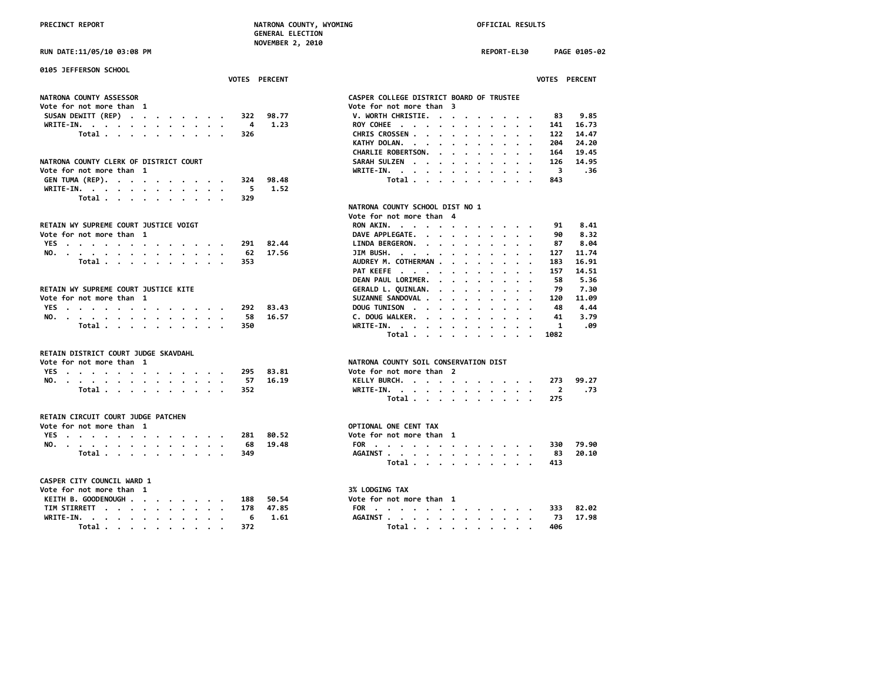PRECINCT REPORT — NATRONA COUNTY, WYOMING — GENERAL ELECTION — NOVEMBER 2, 2010 — OFFICIAL RESULTS

RUN DATE:11/05/10 03:08 PM — REPORT-EL30 — PAGE 0105-02

## 0105 JEFFERSON SCHOOL

### NATRONA COUNTY ASSESSOR
Vote for not more than 1

| | VOTES | PERCENT |
|---|---|---|
| SUSAN DEWITT (REP) | 322 | 98.77 |
| WRITE-IN. | 4 | 1.23 |
| Total | 326 | |

### NATRONA COUNTY CLERK OF DISTRICT COURT
Vote for not more than 1

| | VOTES | PERCENT |
|---|---|---|
| GEN TUMA (REP). | 324 | 98.48 |
| WRITE-IN. | 5 | 1.52 |
| Total | 329 | |

### RETAIN WY SUPREME COURT JUSTICE VOIGT
Vote for not more than 1

| | VOTES | PERCENT |
|---|---|---|
| YES | 291 | 82.44 |
| NO. | 62 | 17.56 |
| Total | 353 | |

### RETAIN WY SUPREME COURT JUSTICE KITE
Vote for not more than 1

| | VOTES | PERCENT |
|---|---|---|
| YES | 292 | 83.43 |
| NO. | 58 | 16.57 |
| Total | 350 | |

### RETAIN DISTRICT COURT JUDGE SKAVDAHL
Vote for not more than 1

| | VOTES | PERCENT |
|---|---|---|
| YES | 295 | 83.81 |
| NO. | 57 | 16.19 |
| Total | 352 | |

### RETAIN CIRCUIT COURT JUDGE PATCHEN
Vote for not more than 1

| | VOTES | PERCENT |
|---|---|---|
| YES | 281 | 80.52 |
| NO. | 68 | 19.48 |
| Total | 349 | |

### CASPER CITY COUNCIL WARD 1
Vote for not more than 1

| | VOTES | PERCENT |
|---|---|---|
| KEITH B. GOODENOUGH | 188 | 50.54 |
| TIM STIRRETT | 178 | 47.85 |
| WRITE-IN. | 6 | 1.61 |
| Total | 372 | |

### CASPER COLLEGE DISTRICT BOARD OF TRUSTEE
Vote for not more than 3

| | VOTES | PERCENT |
|---|---|---|
| V. WORTH CHRISTIE. | 83 | 9.85 |
| ROY COHEE | 141 | 16.73 |
| CHRIS CROSSEN | 122 | 14.47 |
| KATHY DOLAN. | 204 | 24.20 |
| CHARLIE ROBERTSON. | 164 | 19.45 |
| SARAH SULZEN | 126 | 14.95 |
| WRITE-IN. | 3 | .36 |
| Total | 843 | |

### NATRONA COUNTY SCHOOL DIST NO 1
Vote for not more than 4

| | VOTES | PERCENT |
|---|---|---|
| RON AKIN. | 91 | 8.41 |
| DAVE APPLEGATE. | 90 | 8.32 |
| LINDA BERGERON. | 87 | 8.04 |
| JIM BUSH. | 127 | 11.74 |
| AUDREY M. COTHERMAN | 183 | 16.91 |
| PAT KEEFE | 157 | 14.51 |
| DEAN PAUL LORIMER. | 58 | 5.36 |
| GERALD L. QUINLAN. | 79 | 7.30 |
| SUZANNE SANDOVAL | 120 | 11.09 |
| DOUG TUNISON | 48 | 4.44 |
| C. DOUG WALKER. | 41 | 3.79 |
| WRITE-IN. | 1 | .09 |
| Total | 1082 | |

### NATRONA COUNTY SOIL CONSERVATION DIST
Vote for not more than 2

| | VOTES | PERCENT |
|---|---|---|
| KELLY BURCH. | 273 | 99.27 |
| WRITE-IN. | 2 | .73 |
| Total | 275 | |

### OPTIONAL ONE CENT TAX
Vote for not more than 1

| | VOTES | PERCENT |
|---|---|---|
| FOR | 330 | 79.90 |
| AGAINST | 83 | 20.10 |
| Total | 413 | |

### 3% LODGING TAX
Vote for not more than 1

| | VOTES | PERCENT |
|---|---|---|
| FOR | 333 | 82.02 |
| AGAINST | 73 | 17.98 |
| Total | 406 | |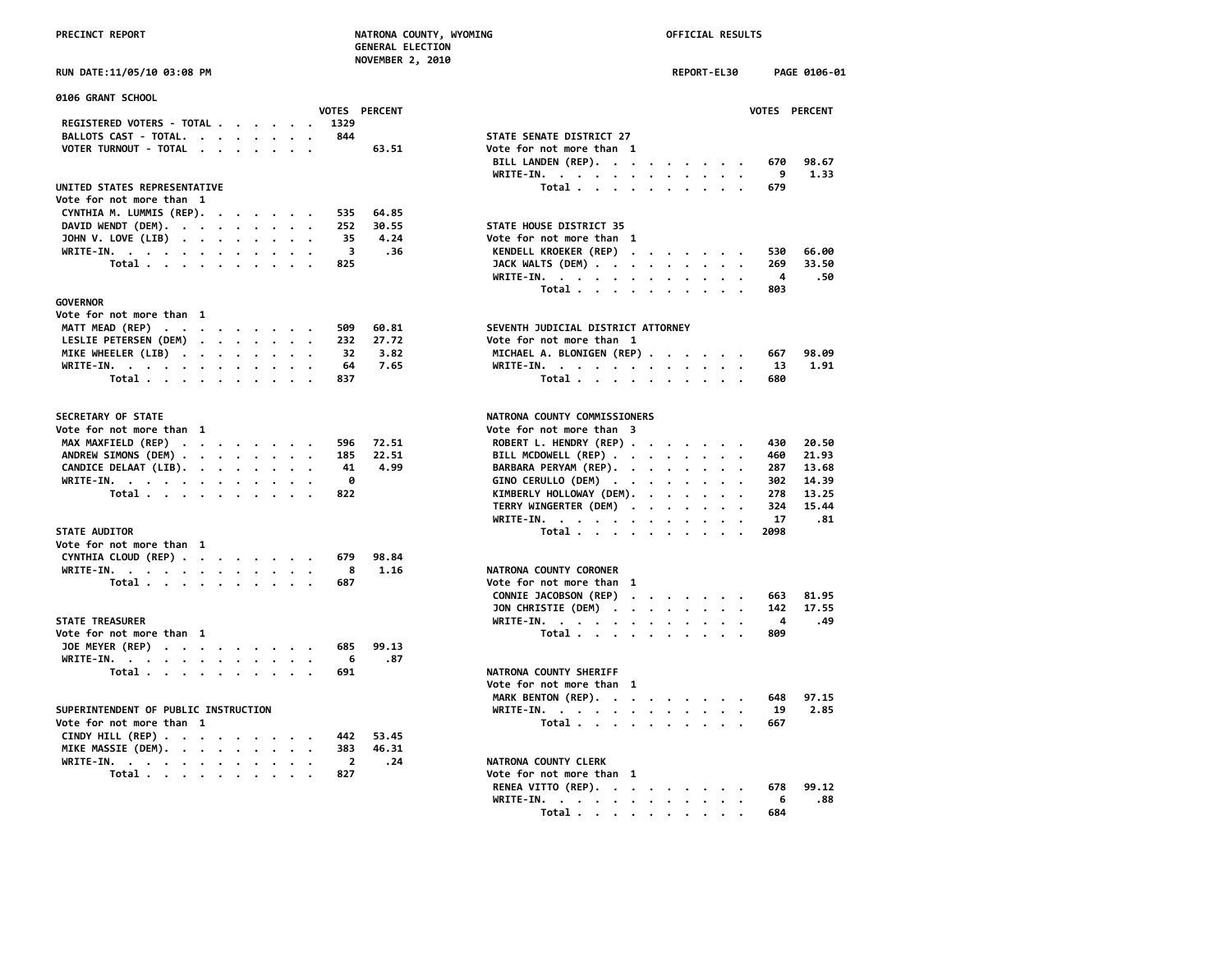PRECINCT REPORT — NATRONA COUNTY, WYOMING — GENERAL ELECTION — NOVEMBER 2, 2010 — OFFICIAL RESULTS

RUN DATE:11/05/10 03:08 PM — REPORT-EL30 — PAGE 0106-01

## 0106 GRANT SCHOOL

| | VOTES | PERCENT |
|---|---|---|
| REGISTERED VOTERS - TOTAL | 1329 | |
| BALLOTS CAST - TOTAL. | 844 | |
| VOTER TURNOUT - TOTAL | | 63.51 |

### UNITED STATES REPRESENTATIVE
Vote for not more than 1

| | VOTES | PERCENT |
|---|---|---|
| CYNTHIA M. LUMMIS (REP). | 535 | 64.85 |
| DAVID WENDT (DEM). | 252 | 30.55 |
| JOHN V. LOVE (LIB) | 35 | 4.24 |
| WRITE-IN. | 3 | .36 |
| Total | 825 | |

### GOVERNOR
Vote for not more than 1

| | VOTES | PERCENT |
|---|---|---|
| MATT MEAD (REP) | 509 | 60.81 |
| LESLIE PETERSEN (DEM) | 232 | 27.72 |
| MIKE WHEELER (LIB) | 32 | 3.82 |
| WRITE-IN. | 64 | 7.65 |
| Total | 837 | |

### SECRETARY OF STATE
Vote for not more than 1

| | VOTES | PERCENT |
|---|---|---|
| MAX MAXFIELD (REP) | 596 | 72.51 |
| ANDREW SIMONS (DEM) | 185 | 22.51 |
| CANDICE DELAAT (LIB). | 41 | 4.99 |
| WRITE-IN. | 0 | |
| Total | 822 | |

### STATE AUDITOR
Vote for not more than 1

| | VOTES | PERCENT |
|---|---|---|
| CYNTHIA CLOUD (REP) | 679 | 98.84 |
| WRITE-IN. | 8 | 1.16 |
| Total | 687 | |

### STATE TREASURER
Vote for not more than 1

| | VOTES | PERCENT |
|---|---|---|
| JOE MEYER (REP) | 685 | 99.13 |
| WRITE-IN. | 6 | .87 |
| Total | 691 | |

### SUPERINTENDENT OF PUBLIC INSTRUCTION
Vote for not more than 1

| | VOTES | PERCENT |
|---|---|---|
| CINDY HILL (REP) | 442 | 53.45 |
| MIKE MASSIE (DEM). | 383 | 46.31 |
| WRITE-IN. | 2 | .24 |
| Total | 827 | |

### STATE SENATE DISTRICT 27
Vote for not more than 1

| | VOTES | PERCENT |
|---|---|---|
| BILL LANDEN (REP). | 670 | 98.67 |
| WRITE-IN. | 9 | 1.33 |
| Total | 679 | |

### STATE HOUSE DISTRICT 35
Vote for not more than 1

| | VOTES | PERCENT |
|---|---|---|
| KENDELL KROEKER (REP) | 530 | 66.00 |
| JACK WALTS (DEM) | 269 | 33.50 |
| WRITE-IN. | 4 | .50 |
| Total | 803 | |

### SEVENTH JUDICIAL DISTRICT ATTORNEY
Vote for not more than 1

| | VOTES | PERCENT |
|---|---|---|
| MICHAEL A. BLONIGEN (REP) | 667 | 98.09 |
| WRITE-IN. | 13 | 1.91 |
| Total | 680 | |

### NATRONA COUNTY COMMISSIONERS
Vote for not more than 3

| | VOTES | PERCENT |
|---|---|---|
| ROBERT L. HENDRY (REP) | 430 | 20.50 |
| BILL MCDOWELL (REP) | 460 | 21.93 |
| BARBARA PERYAM (REP). | 287 | 13.68 |
| GINO CERULLO (DEM) | 302 | 14.39 |
| KIMBERLY HOLLOWAY (DEM). | 278 | 13.25 |
| TERRY WINGERTER (DEM) | 324 | 15.44 |
| WRITE-IN. | 17 | .81 |
| Total | 2098 | |

### NATRONA COUNTY CORONER
Vote for not more than 1

| | VOTES | PERCENT |
|---|---|---|
| CONNIE JACOBSON (REP) | 663 | 81.95 |
| JON CHRISTIE (DEM) | 142 | 17.55 |
| WRITE-IN. | 4 | .49 |
| Total | 809 | |

### NATRONA COUNTY SHERIFF
Vote for not more than 1

| | VOTES | PERCENT |
|---|---|---|
| MARK BENTON (REP). | 648 | 97.15 |
| WRITE-IN. | 19 | 2.85 |
| Total | 667 | |

### NATRONA COUNTY CLERK
Vote for not more than 1

| | VOTES | PERCENT |
|---|---|---|
| RENEA VITTO (REP). | 678 | 99.12 |
| WRITE-IN. | 6 | .88 |
| Total | 684 | |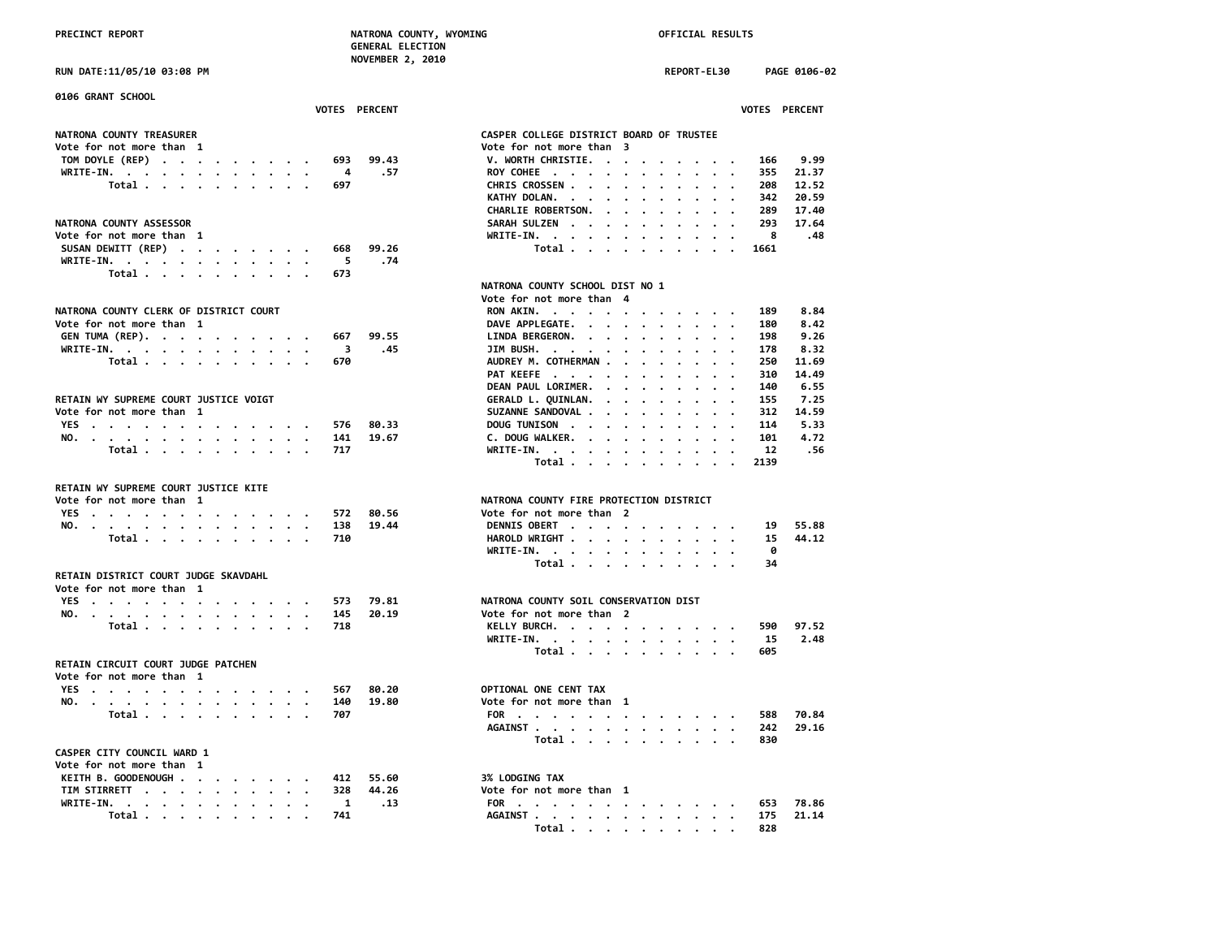PRECINCT REPORT — NATRONA COUNTY, WYOMING — GENERAL ELECTION — NOVEMBER 2, 2010 — OFFICIAL RESULTS

RUN DATE:11/05/10 03:08 PM — REPORT-EL30 — PAGE 0106-02

## 0106 GRANT SCHOOL

### NATRONA COUNTY TREASURER
Vote for not more than 1

| | VOTES | PERCENT |
|---|---|---|
| TOM DOYLE (REP) | 693 | 99.43 |
| WRITE-IN. | 4 | .57 |
| Total | 697 | |

### NATRONA COUNTY ASSESSOR
Vote for not more than 1

| | VOTES | PERCENT |
|---|---|---|
| SUSAN DEWITT (REP) | 668 | 99.26 |
| WRITE-IN. | 5 | .74 |
| Total | 673 | |

### NATRONA COUNTY CLERK OF DISTRICT COURT
Vote for not more than 1

| | VOTES | PERCENT |
|---|---|---|
| GEN TUMA (REP). | 667 | 99.55 |
| WRITE-IN. | 3 | .45 |
| Total | 670 | |

### RETAIN WY SUPREME COURT JUSTICE VOIGT
Vote for not more than 1

| | VOTES | PERCENT |
|---|---|---|
| YES | 576 | 80.33 |
| NO. | 141 | 19.67 |
| Total | 717 | |

### RETAIN WY SUPREME COURT JUSTICE KITE
Vote for not more than 1

| | VOTES | PERCENT |
|---|---|---|
| YES | 572 | 80.56 |
| NO. | 138 | 19.44 |
| Total | 710 | |

### RETAIN DISTRICT COURT JUDGE SKAVDAHL
Vote for not more than 1

| | VOTES | PERCENT |
|---|---|---|
| YES | 573 | 79.81 |
| NO. | 145 | 20.19 |
| Total | 718 | |

### RETAIN CIRCUIT COURT JUDGE PATCHEN
Vote for not more than 1

| | VOTES | PERCENT |
|---|---|---|
| YES | 567 | 80.20 |
| NO. | 140 | 19.80 |
| Total | 707 | |

### CASPER CITY COUNCIL WARD 1
Vote for not more than 1

| | VOTES | PERCENT |
|---|---|---|
| KEITH B. GOODENOUGH | 412 | 55.60 |
| TIM STIRRETT | 328 | 44.26 |
| WRITE-IN. | 1 | .13 |
| Total | 741 | |

### CASPER COLLEGE DISTRICT BOARD OF TRUSTEE
Vote for not more than 3

| | VOTES | PERCENT |
|---|---|---|
| V. WORTH CHRISTIE. | 166 | 9.99 |
| ROY COHEE | 355 | 21.37 |
| CHRIS CROSSEN | 208 | 12.52 |
| KATHY DOLAN. | 342 | 20.59 |
| CHARLIE ROBERTSON. | 289 | 17.40 |
| SARAH SULZEN | 293 | 17.64 |
| WRITE-IN. | 8 | .48 |
| Total | 1661 | |

### NATRONA COUNTY SCHOOL DIST NO 1
Vote for not more than 4

| | VOTES | PERCENT |
|---|---|---|
| RON AKIN. | 189 | 8.84 |
| DAVE APPLEGATE. | 180 | 8.42 |
| LINDA BERGERON. | 198 | 9.26 |
| JIM BUSH. | 178 | 8.32 |
| AUDREY M. COTHERMAN | 250 | 11.69 |
| PAT KEEFE | 310 | 14.49 |
| DEAN PAUL LORIMER. | 140 | 6.55 |
| GERALD L. QUINLAN. | 155 | 7.25 |
| SUZANNE SANDOVAL | 312 | 14.59 |
| DOUG TUNISON | 114 | 5.33 |
| C. DOUG WALKER. | 101 | 4.72 |
| WRITE-IN. | 12 | .56 |
| Total | 2139 | |

### NATRONA COUNTY FIRE PROTECTION DISTRICT
Vote for not more than 2

| | VOTES | PERCENT |
|---|---|---|
| DENNIS OBERT | 19 | 55.88 |
| HAROLD WRIGHT | 15 | 44.12 |
| WRITE-IN. | 0 | |
| Total | 34 | |

### NATRONA COUNTY SOIL CONSERVATION DIST
Vote for not more than 2

| | VOTES | PERCENT |
|---|---|---|
| KELLY BURCH. | 590 | 97.52 |
| WRITE-IN. | 15 | 2.48 |
| Total | 605 | |

### OPTIONAL ONE CENT TAX
Vote for not more than 1

| | VOTES | PERCENT |
|---|---|---|
| FOR | 588 | 70.84 |
| AGAINST | 242 | 29.16 |
| Total | 830 | |

### 3% LODGING TAX
Vote for not more than 1

| | VOTES | PERCENT |
|---|---|---|
| FOR | 653 | 78.86 |
| AGAINST | 175 | 21.14 |
| Total | 828 | |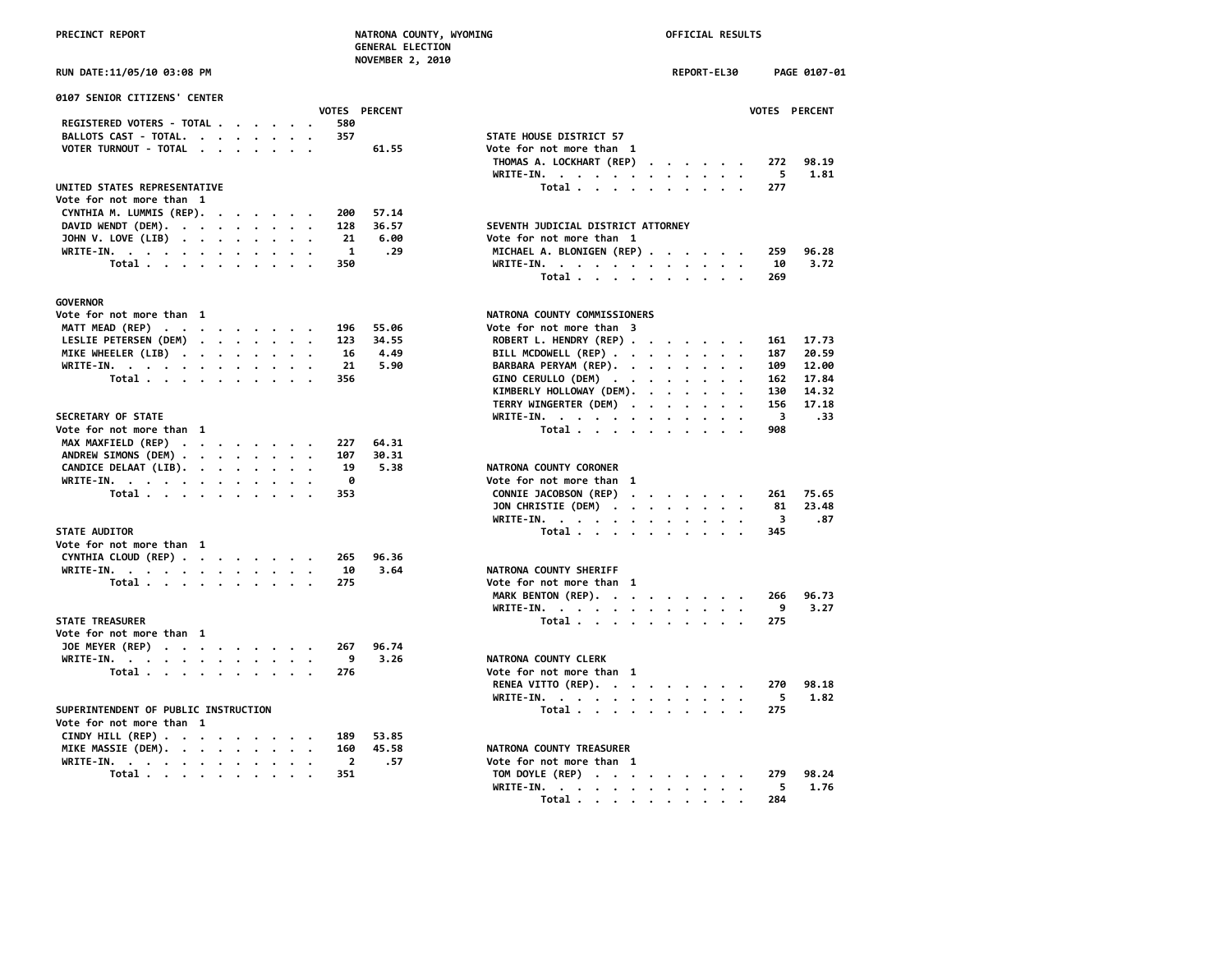PRECINCT REPORT — NATRONA COUNTY, WYOMING — GENERAL ELECTION — NOVEMBER 2, 2010 — OFFICIAL RESULTS

RUN DATE:11/05/10 03:08 PM — REPORT-EL30 — PAGE 0107-01

## 0107 SENIOR CITIZENS' CENTER

| | VOTES | PERCENT |
|---|---|---|
| REGISTERED VOTERS - TOTAL | 580 | |
| BALLOTS CAST - TOTAL | 357 | |
| VOTER TURNOUT - TOTAL | | 61.55 |

### UNITED STATES REPRESENTATIVE
Vote for not more than 1

| | VOTES | PERCENT |
|---|---|---|
| CYNTHIA M. LUMMIS (REP) | 200 | 57.14 |
| DAVID WENDT (DEM) | 128 | 36.57 |
| JOHN V. LOVE (LIB) | 21 | 6.00 |
| WRITE-IN | 1 | .29 |
| Total | 350 | |

### GOVERNOR
Vote for not more than 1

| | VOTES | PERCENT |
|---|---|---|
| MATT MEAD (REP) | 196 | 55.06 |
| LESLIE PETERSEN (DEM) | 123 | 34.55 |
| MIKE WHEELER (LIB) | 16 | 4.49 |
| WRITE-IN | 21 | 5.90 |
| Total | 356 | |

### SECRETARY OF STATE
Vote for not more than 1

| | VOTES | PERCENT |
|---|---|---|
| MAX MAXFIELD (REP) | 227 | 64.31 |
| ANDREW SIMONS (DEM) | 107 | 30.31 |
| CANDICE DELAAT (LIB) | 19 | 5.38 |
| WRITE-IN | 0 | |
| Total | 353 | |

### STATE AUDITOR
Vote for not more than 1

| | VOTES | PERCENT |
|---|---|---|
| CYNTHIA CLOUD (REP) | 265 | 96.36 |
| WRITE-IN | 10 | 3.64 |
| Total | 275 | |

### STATE TREASURER
Vote for not more than 1

| | VOTES | PERCENT |
|---|---|---|
| JOE MEYER (REP) | 267 | 96.74 |
| WRITE-IN | 9 | 3.26 |
| Total | 276 | |

### SUPERINTENDENT OF PUBLIC INSTRUCTION
Vote for not more than 1

| | VOTES | PERCENT |
|---|---|---|
| CINDY HILL (REP) | 189 | 53.85 |
| MIKE MASSIE (DEM) | 160 | 45.58 |
| WRITE-IN | 2 | .57 |
| Total | 351 | |

### STATE HOUSE DISTRICT 57
Vote for not more than 1

| | VOTES | PERCENT |
|---|---|---|
| THOMAS A. LOCKHART (REP) | 272 | 98.19 |
| WRITE-IN | 5 | 1.81 |
| Total | 277 | |

### SEVENTH JUDICIAL DISTRICT ATTORNEY
Vote for not more than 1

| | VOTES | PERCENT |
|---|---|---|
| MICHAEL A. BLONIGEN (REP) | 259 | 96.28 |
| WRITE-IN | 10 | 3.72 |
| Total | 269 | |

### NATRONA COUNTY COMMISSIONERS
Vote for not more than 3

| | VOTES | PERCENT |
|---|---|---|
| ROBERT L. HENDRY (REP) | 161 | 17.73 |
| BILL MCDOWELL (REP) | 187 | 20.59 |
| BARBARA PERYAM (REP) | 109 | 12.00 |
| GINO CERULLO (DEM) | 162 | 17.84 |
| KIMBERLY HOLLOWAY (DEM) | 130 | 14.32 |
| TERRY WINGERTER (DEM) | 156 | 17.18 |
| WRITE-IN | 3 | .33 |
| Total | 908 | |

### NATRONA COUNTY CORONER
Vote for not more than 1

| | VOTES | PERCENT |
|---|---|---|
| CONNIE JACOBSON (REP) | 261 | 75.65 |
| JON CHRISTIE (DEM) | 81 | 23.48 |
| WRITE-IN | 3 | .87 |
| Total | 345 | |

### NATRONA COUNTY SHERIFF
Vote for not more than 1

| | VOTES | PERCENT |
|---|---|---|
| MARK BENTON (REP) | 266 | 96.73 |
| WRITE-IN | 9 | 3.27 |
| Total | 275 | |

### NATRONA COUNTY CLERK
Vote for not more than 1

| | VOTES | PERCENT |
|---|---|---|
| RENEA VITTO (REP) | 270 | 98.18 |
| WRITE-IN | 5 | 1.82 |
| Total | 275 | |

### NATRONA COUNTY TREASURER
Vote for not more than 1

| | VOTES | PERCENT |
|---|---|---|
| TOM DOYLE (REP) | 279 | 98.24 |
| WRITE-IN | 5 | 1.76 |
| Total | 284 | |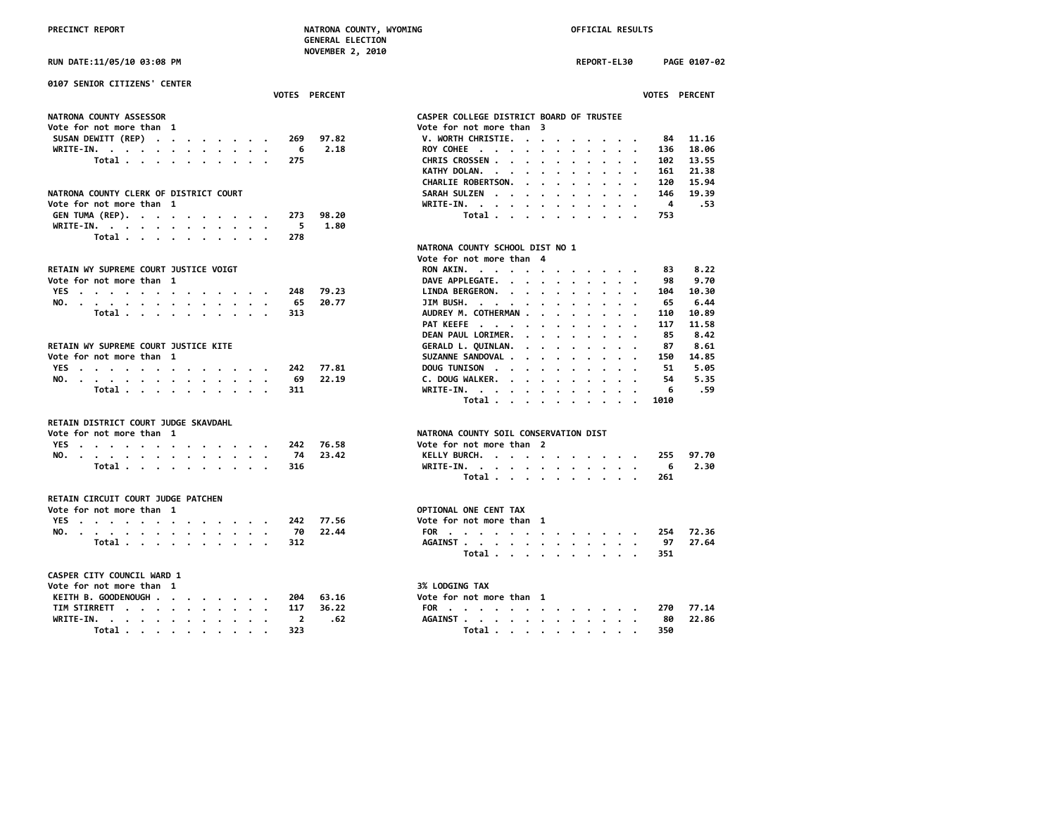PRECINCT REPORT — NATRONA COUNTY, WYOMING — GENERAL ELECTION — NOVEMBER 2, 2010 — OFFICIAL RESULTS

RUN DATE:11/05/10 03:08 PM — REPORT-EL30 — PAGE 0107-02

## 0107 SENIOR CITIZENS' CENTER

### NATRONA COUNTY ASSESSOR
Vote for not more than 1

| | VOTES | PERCENT |
|---|---|---|
| SUSAN DEWITT (REP) | 269 | 97.82 |
| WRITE-IN. | 6 | 2.18 |
| Total | 275 | |

### NATRONA COUNTY CLERK OF DISTRICT COURT
Vote for not more than 1

| | VOTES | PERCENT |
|---|---|---|
| GEN TUMA (REP). | 273 | 98.20 |
| WRITE-IN. | 5 | 1.80 |
| Total | 278 | |

### RETAIN WY SUPREME COURT JUSTICE VOIGT
Vote for not more than 1

| | VOTES | PERCENT |
|---|---|---|
| YES | 248 | 79.23 |
| NO. | 65 | 20.77 |
| Total | 313 | |

### RETAIN WY SUPREME COURT JUSTICE KITE
Vote for not more than 1

| | VOTES | PERCENT |
|---|---|---|
| YES | 242 | 77.81 |
| NO. | 69 | 22.19 |
| Total | 311 | |

### RETAIN DISTRICT COURT JUDGE SKAVDAHL
Vote for not more than 1

| | VOTES | PERCENT |
|---|---|---|
| YES | 242 | 76.58 |
| NO. | 74 | 23.42 |
| Total | 316 | |

### RETAIN CIRCUIT COURT JUDGE PATCHEN
Vote for not more than 1

| | VOTES | PERCENT |
|---|---|---|
| YES | 242 | 77.56 |
| NO. | 70 | 22.44 |
| Total | 312 | |

### CASPER CITY COUNCIL WARD 1
Vote for not more than 1

| | VOTES | PERCENT |
|---|---|---|
| KEITH B. GOODENOUGH | 204 | 63.16 |
| TIM STIRRETT | 117 | 36.22 |
| WRITE-IN. | 2 | .62 |
| Total | 323 | |

### CASPER COLLEGE DISTRICT BOARD OF TRUSTEE
Vote for not more than 3

| | VOTES | PERCENT |
|---|---|---|
| V. WORTH CHRISTIE. | 84 | 11.16 |
| ROY COHEE | 136 | 18.06 |
| CHRIS CROSSEN | 102 | 13.55 |
| KATHY DOLAN. | 161 | 21.38 |
| CHARLIE ROBERTSON. | 120 | 15.94 |
| SARAH SULZEN | 146 | 19.39 |
| WRITE-IN. | 4 | .53 |
| Total | 753 | |

### NATRONA COUNTY SCHOOL DIST NO 1
Vote for not more than 4

| | VOTES | PERCENT |
|---|---|---|
| RON AKIN. | 83 | 8.22 |
| DAVE APPLEGATE. | 98 | 9.70 |
| LINDA BERGERON. | 104 | 10.30 |
| JIM BUSH. | 65 | 6.44 |
| AUDREY M. COTHERMAN | 110 | 10.89 |
| PAT KEEFE | 117 | 11.58 |
| DEAN PAUL LORIMER. | 85 | 8.42 |
| GERALD L. QUINLAN. | 87 | 8.61 |
| SUZANNE SANDOVAL | 150 | 14.85 |
| DOUG TUNISON | 51 | 5.05 |
| C. DOUG WALKER. | 54 | 5.35 |
| WRITE-IN. | 6 | .59 |
| Total | 1010 | |

### NATRONA COUNTY SOIL CONSERVATION DIST
Vote for not more than 2

| | VOTES | PERCENT |
|---|---|---|
| KELLY BURCH. | 255 | 97.70 |
| WRITE-IN. | 6 | 2.30 |
| Total | 261 | |

### OPTIONAL ONE CENT TAX
Vote for not more than 1

| | VOTES | PERCENT |
|---|---|---|
| FOR | 254 | 72.36 |
| AGAINST | 97 | 27.64 |
| Total | 351 | |

### 3% LODGING TAX
Vote for not more than 1

| | VOTES | PERCENT |
|---|---|---|
| FOR | 270 | 77.14 |
| AGAINST | 80 | 22.86 |
| Total | 350 | |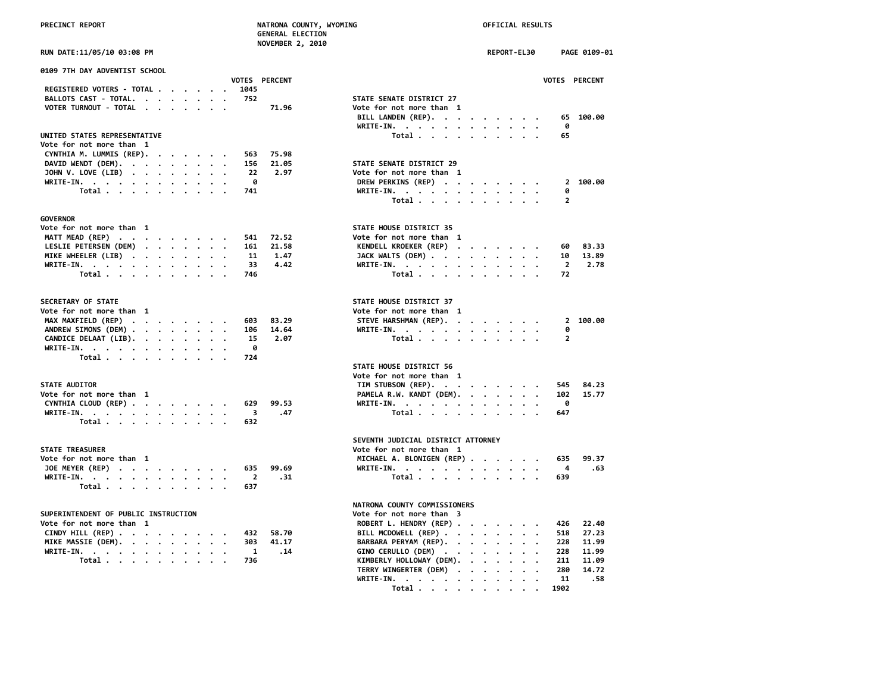PRECINCT REPORT — NATRONA COUNTY, WYOMING — GENERAL ELECTION — NOVEMBER 2, 2010 — OFFICIAL RESULTS

RUN DATE:11/05/10 03:08 PM — REPORT-EL30 — PAGE 0109-01

## 0109 7TH DAY ADVENTIST SCHOOL

| | VOTES | PERCENT |
|---|---|---|
| REGISTERED VOTERS - TOTAL | 1045 | |
| BALLOTS CAST - TOTAL | 752 | |
| VOTER TURNOUT - TOTAL | | 71.96 |

### UNITED STATES REPRESENTATIVE
Vote for not more than 1

| | VOTES | PERCENT |
|---|---|---|
| CYNTHIA M. LUMMIS (REP) | 563 | 75.98 |
| DAVID WENDT (DEM) | 156 | 21.05 |
| JOHN V. LOVE (LIB) | 22 | 2.97 |
| WRITE-IN | 0 | |
| Total | 741 | |

### GOVERNOR
Vote for not more than 1

| | VOTES | PERCENT |
|---|---|---|
| MATT MEAD (REP) | 541 | 72.52 |
| LESLIE PETERSEN (DEM) | 161 | 21.58 |
| MIKE WHEELER (LIB) | 11 | 1.47 |
| WRITE-IN | 33 | 4.42 |
| Total | 746 | |

### SECRETARY OF STATE
Vote for not more than 1

| | VOTES | PERCENT |
|---|---|---|
| MAX MAXFIELD (REP) | 603 | 83.29 |
| ANDREW SIMONS (DEM) | 106 | 14.64 |
| CANDICE DELAAT (LIB) | 15 | 2.07 |
| WRITE-IN | 0 | |
| Total | 724 | |

### STATE AUDITOR
Vote for not more than 1

| | VOTES | PERCENT |
|---|---|---|
| CYNTHIA CLOUD (REP) | 629 | 99.53 |
| WRITE-IN | 3 | .47 |
| Total | 632 | |

### STATE TREASURER
Vote for not more than 1

| | VOTES | PERCENT |
|---|---|---|
| JOE MEYER (REP) | 635 | 99.69 |
| WRITE-IN | 2 | .31 |
| Total | 637 | |

### SUPERINTENDENT OF PUBLIC INSTRUCTION
Vote for not more than 1

| | VOTES | PERCENT |
|---|---|---|
| CINDY HILL (REP) | 432 | 58.70 |
| MIKE MASSIE (DEM) | 303 | 41.17 |
| WRITE-IN | 1 | .14 |
| Total | 736 | |

### STATE SENATE DISTRICT 27
Vote for not more than 1

| | VOTES | PERCENT |
|---|---|---|
| BILL LANDEN (REP) | 65 | 100.00 |
| WRITE-IN | 0 | |
| Total | 65 | |

### STATE SENATE DISTRICT 29
Vote for not more than 1

| | VOTES | PERCENT |
|---|---|---|
| DREW PERKINS (REP) | 2 | 100.00 |
| WRITE-IN | 0 | |
| Total | 2 | |

### STATE HOUSE DISTRICT 35
Vote for not more than 1

| | VOTES | PERCENT |
|---|---|---|
| KENDELL KROEKER (REP) | 60 | 83.33 |
| JACK WALTS (DEM) | 10 | 13.89 |
| WRITE-IN | 2 | 2.78 |
| Total | 72 | |

### STATE HOUSE DISTRICT 37
Vote for not more than 1

| | VOTES | PERCENT |
|---|---|---|
| STEVE HARSHMAN (REP) | 2 | 100.00 |
| WRITE-IN | 0 | |
| Total | 2 | |

### STATE HOUSE DISTRICT 56
Vote for not more than 1

| | VOTES | PERCENT |
|---|---|---|
| TIM STUBSON (REP) | 545 | 84.23 |
| PAMELA R.W. KANDT (DEM) | 102 | 15.77 |
| WRITE-IN | 0 | |
| Total | 647 | |

### SEVENTH JUDICIAL DISTRICT ATTORNEY
Vote for not more than 1

| | VOTES | PERCENT |
|---|---|---|
| MICHAEL A. BLONIGEN (REP) | 635 | 99.37 |
| WRITE-IN | 4 | .63 |
| Total | 639 | |

### NATRONA COUNTY COMMISSIONERS
Vote for not more than 3

| | VOTES | PERCENT |
|---|---|---|
| ROBERT L. HENDRY (REP) | 426 | 22.40 |
| BILL MCDOWELL (REP) | 518 | 27.23 |
| BARBARA PERYAM (REP) | 228 | 11.99 |
| GINO CERULLO (DEM) | 228 | 11.99 |
| KIMBERLY HOLLOWAY (DEM) | 211 | 11.09 |
| TERRY WINGERTER (DEM) | 280 | 14.72 |
| WRITE-IN | 11 | .58 |
| Total | 1902 | |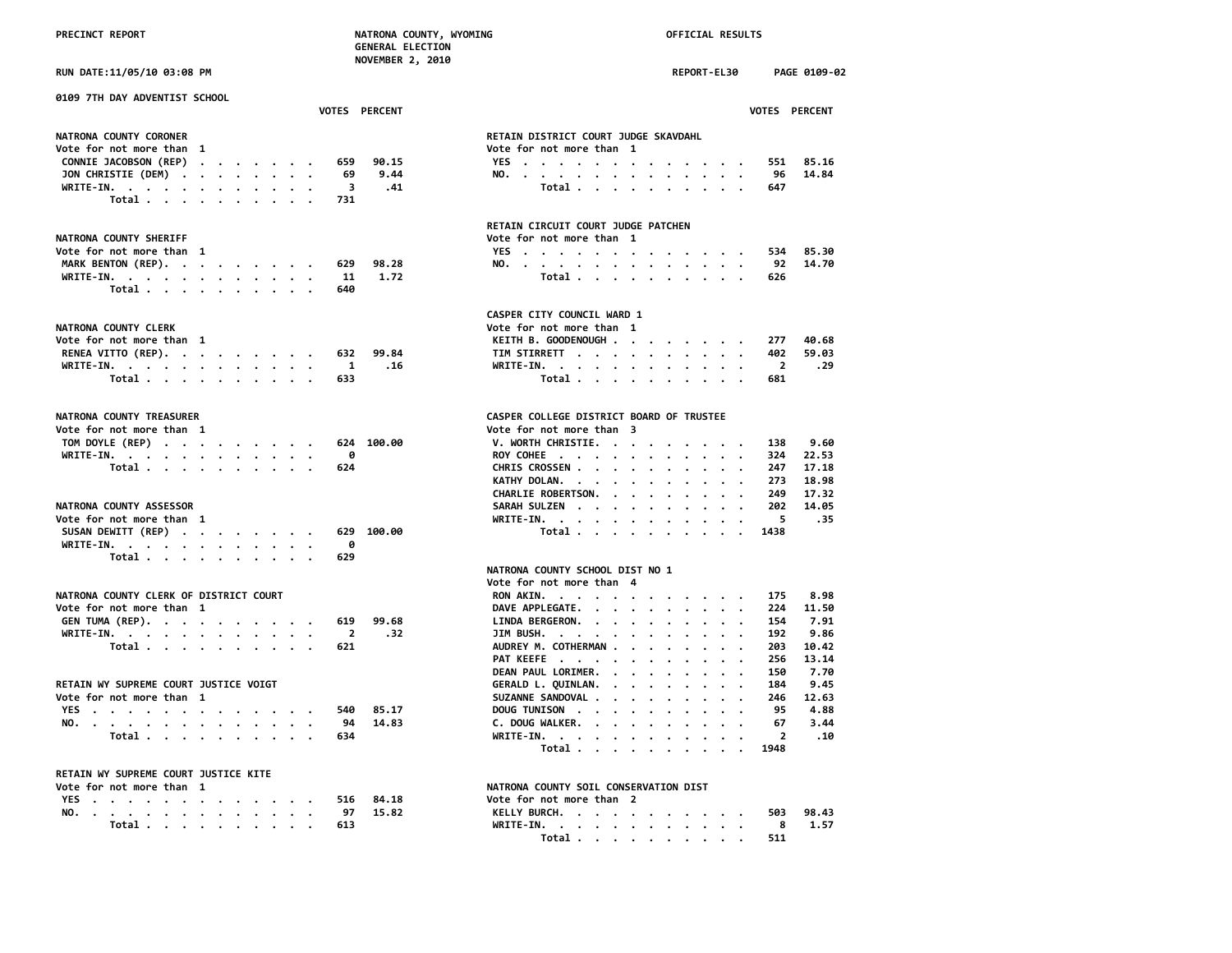PRECINCT REPORT — NATRONA COUNTY, WYOMING — GENERAL ELECTION — NOVEMBER 2, 2010 — OFFICIAL RESULTS

RUN DATE:11/05/10 03:08 PM — REPORT-EL30 — PAGE 0109-02

## 0109 7TH DAY ADVENTIST SCHOOL

### NATRONA COUNTY CORONER
Vote for not more than 1

| | VOTES | PERCENT |
|---|---|---|
| CONNIE JACOBSON (REP) | 659 | 90.15 |
| JON CHRISTIE (DEM) | 69 | 9.44 |
| WRITE-IN. | 3 | .41 |
| Total | 731 | |

### NATRONA COUNTY SHERIFF
Vote for not more than 1

| | VOTES | PERCENT |
|---|---|---|
| MARK BENTON (REP). | 629 | 98.28 |
| WRITE-IN. | 11 | 1.72 |
| Total | 640 | |

### NATRONA COUNTY CLERK
Vote for not more than 1

| | VOTES | PERCENT |
|---|---|---|
| RENEA VITTO (REP). | 632 | 99.84 |
| WRITE-IN. | 1 | .16 |
| Total | 633 | |

### NATRONA COUNTY TREASURER
Vote for not more than 1

| | VOTES | PERCENT |
|---|---|---|
| TOM DOYLE (REP) | 624 | 100.00 |
| WRITE-IN. | 0 | |
| Total | 624 | |

### NATRONA COUNTY ASSESSOR
Vote for not more than 1

| | VOTES | PERCENT |
|---|---|---|
| SUSAN DEWITT (REP) | 629 | 100.00 |
| WRITE-IN. | 0 | |
| Total | 629 | |

### NATRONA COUNTY CLERK OF DISTRICT COURT
Vote for not more than 1

| | VOTES | PERCENT |
|---|---|---|
| GEN TUMA (REP). | 619 | 99.68 |
| WRITE-IN. | 2 | .32 |
| Total | 621 | |

### RETAIN WY SUPREME COURT JUSTICE VOIGT
Vote for not more than 1

| | VOTES | PERCENT |
|---|---|---|
| YES | 540 | 85.17 |
| NO. | 94 | 14.83 |
| Total | 634 | |

### RETAIN WY SUPREME COURT JUSTICE KITE
Vote for not more than 1

| | VOTES | PERCENT |
|---|---|---|
| YES | 516 | 84.18 |
| NO. | 97 | 15.82 |
| Total | 613 | |

### RETAIN DISTRICT COURT JUDGE SKAVDAHL
Vote for not more than 1

| | VOTES | PERCENT |
|---|---|---|
| YES | 551 | 85.16 |
| NO. | 96 | 14.84 |
| Total | 647 | |

### RETAIN CIRCUIT COURT JUDGE PATCHEN
Vote for not more than 1

| | VOTES | PERCENT |
|---|---|---|
| YES | 534 | 85.30 |
| NO. | 92 | 14.70 |
| Total | 626 | |

### CASPER CITY COUNCIL WARD 1
Vote for not more than 1

| | VOTES | PERCENT |
|---|---|---|
| KEITH B. GOODENOUGH | 277 | 40.68 |
| TIM STIRRETT | 402 | 59.03 |
| WRITE-IN. | 2 | .29 |
| Total | 681 | |

### CASPER COLLEGE DISTRICT BOARD OF TRUSTEE
Vote for not more than 3

| | VOTES | PERCENT |
|---|---|---|
| V. WORTH CHRISTIE. | 138 | 9.60 |
| ROY COHEE | 324 | 22.53 |
| CHRIS CROSSEN | 247 | 17.18 |
| KATHY DOLAN. | 273 | 18.98 |
| CHARLIE ROBERTSON. | 249 | 17.32 |
| SARAH SULZEN | 202 | 14.05 |
| WRITE-IN. | 5 | .35 |
| Total | 1438 | |

### NATRONA COUNTY SCHOOL DIST NO 1
Vote for not more than 4

| | VOTES | PERCENT |
|---|---|---|
| RON AKIN. | 175 | 8.98 |
| DAVE APPLEGATE. | 224 | 11.50 |
| LINDA BERGERON. | 154 | 7.91 |
| JIM BUSH. | 192 | 9.86 |
| AUDREY M. COTHERMAN | 203 | 10.42 |
| PAT KEEFE | 256 | 13.14 |
| DEAN PAUL LORIMER. | 150 | 7.70 |
| GERALD L. QUINLAN. | 184 | 9.45 |
| SUZANNE SANDOVAL | 246 | 12.63 |
| DOUG TUNISON | 95 | 4.88 |
| C. DOUG WALKER. | 67 | 3.44 |
| WRITE-IN. | 2 | .10 |
| Total | 1948 | |

### NATRONA COUNTY SOIL CONSERVATION DIST
Vote for not more than 2

| | VOTES | PERCENT |
|---|---|---|
| KELLY BURCH. | 503 | 98.43 |
| WRITE-IN. | 8 | 1.57 |
| Total | 511 | |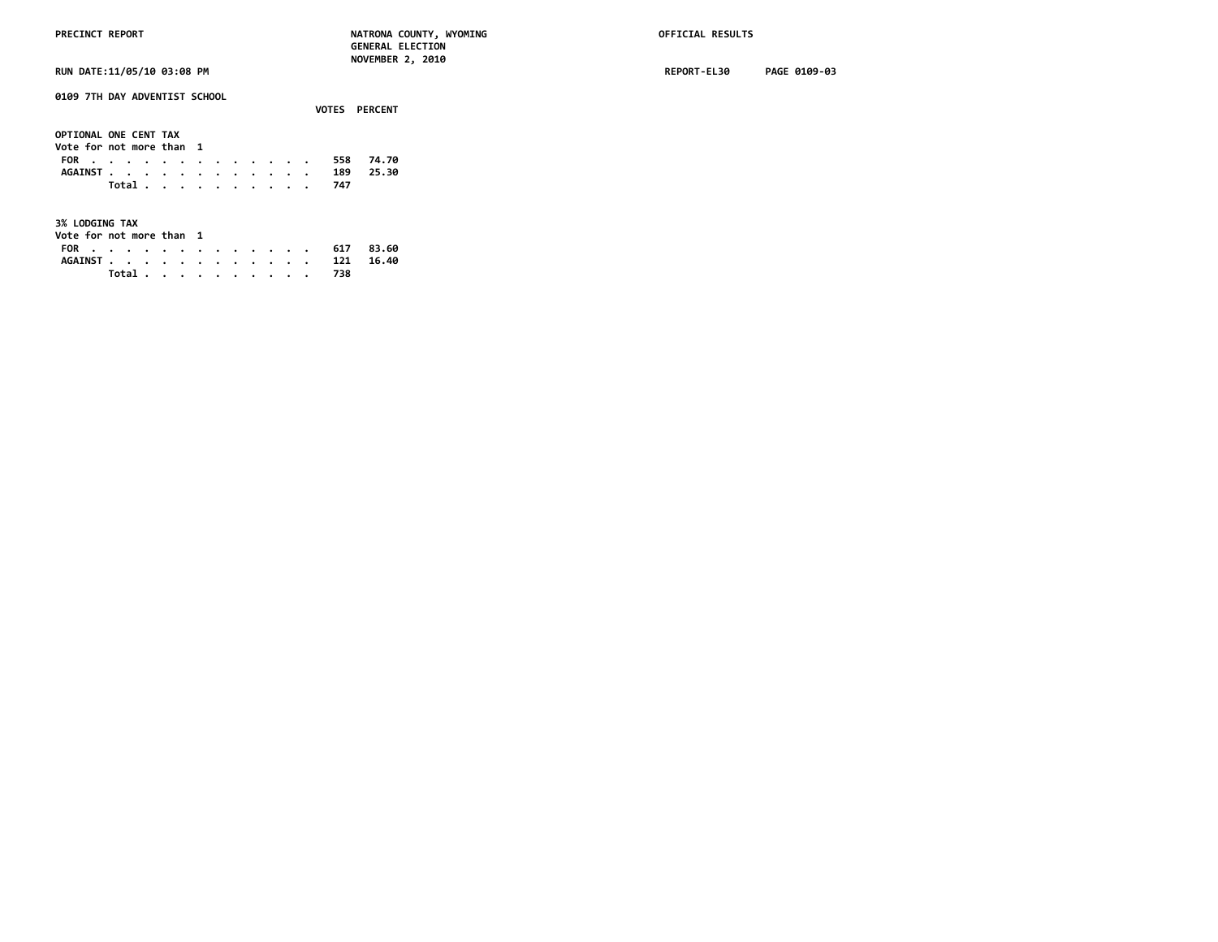## 0109 7TH DAY ADVENTIST SCHOOL

### OPTIONAL ONE CENT TAX

Vote for not more than 1

| | VOTES | PERCENT |
|---|---|---|
| FOR | 558 | 74.70 |
| AGAINST | 189 | 25.30 |
| Total | 747 | |

### 3% LODGING TAX

Vote for not more than 1

| | VOTES | PERCENT |
|---|---|---|
| FOR | 617 | 83.60 |
| AGAINST | 121 | 16.40 |
| Total | 738 | |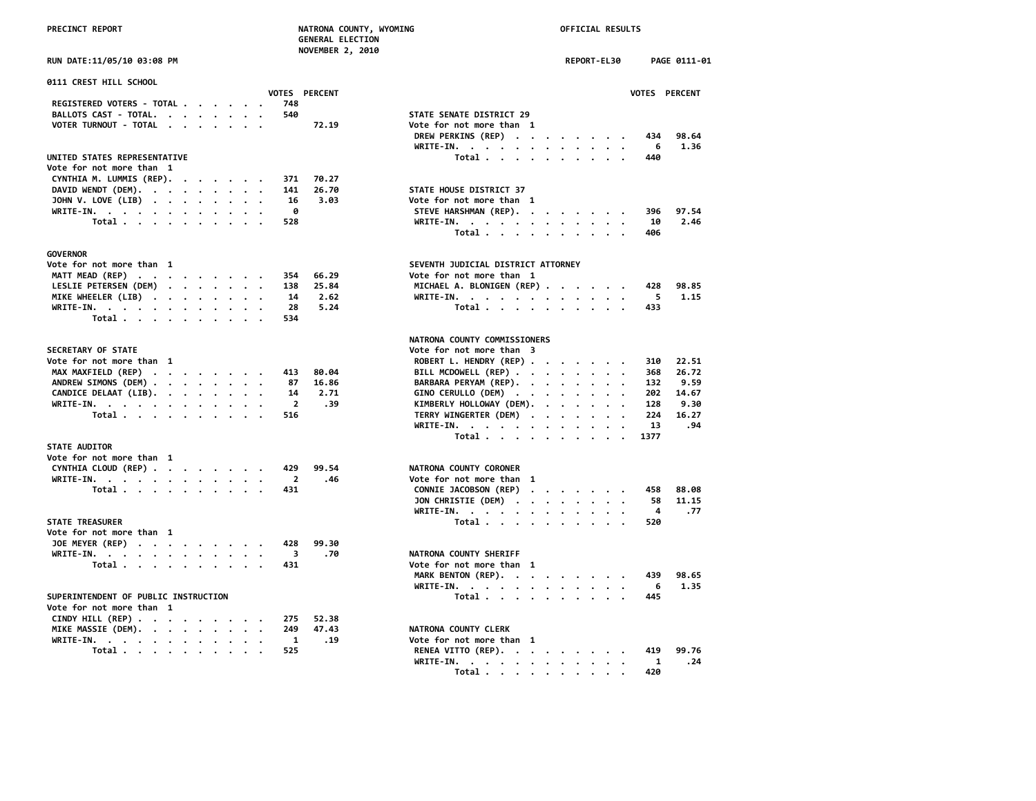PRECINCT REPORT — NATRONA COUNTY, WYOMING — GENERAL ELECTION — NOVEMBER 2, 2010 — OFFICIAL RESULTS

RUN DATE:11/05/10 03:08 PM — REPORT-EL30 — PAGE 0111-01

## 0111 CREST HILL SCHOOL

| | VOTES | PERCENT |
|---|---|---|
| REGISTERED VOTERS - TOTAL | 748 | |
| BALLOTS CAST - TOTAL | 540 | |
| VOTER TURNOUT - TOTAL | | 72.19 |

### UNITED STATES REPRESENTATIVE
Vote for not more than 1

| | VOTES | PERCENT |
|---|---|---|
| CYNTHIA M. LUMMIS (REP) | 371 | 70.27 |
| DAVID WENDT (DEM) | 141 | 26.70 |
| JOHN V. LOVE (LIB) | 16 | 3.03 |
| WRITE-IN | 0 | |
| Total | 528 | |

### GOVERNOR
Vote for not more than 1

| | VOTES | PERCENT |
|---|---|---|
| MATT MEAD (REP) | 354 | 66.29 |
| LESLIE PETERSEN (DEM) | 138 | 25.84 |
| MIKE WHEELER (LIB) | 14 | 2.62 |
| WRITE-IN | 28 | 5.24 |
| Total | 534 | |

### SECRETARY OF STATE
Vote for not more than 1

| | VOTES | PERCENT |
|---|---|---|
| MAX MAXFIELD (REP) | 413 | 80.04 |
| ANDREW SIMONS (DEM) | 87 | 16.86 |
| CANDICE DELAAT (LIB) | 14 | 2.71 |
| WRITE-IN | 2 | .39 |
| Total | 516 | |

### STATE AUDITOR
Vote for not more than 1

| | VOTES | PERCENT |
|---|---|---|
| CYNTHIA CLOUD (REP) | 429 | 99.54 |
| WRITE-IN | 2 | .46 |
| Total | 431 | |

### STATE TREASURER
Vote for not more than 1

| | VOTES | PERCENT |
|---|---|---|
| JOE MEYER (REP) | 428 | 99.30 |
| WRITE-IN | 3 | .70 |
| Total | 431 | |

### SUPERINTENDENT OF PUBLIC INSTRUCTION
Vote for not more than 1

| | VOTES | PERCENT |
|---|---|---|
| CINDY HILL (REP) | 275 | 52.38 |
| MIKE MASSIE (DEM) | 249 | 47.43 |
| WRITE-IN | 1 | .19 |
| Total | 525 | |

### STATE SENATE DISTRICT 29
Vote for not more than 1

| | VOTES | PERCENT |
|---|---|---|
| DREW PERKINS (REP) | 434 | 98.64 |
| WRITE-IN | 6 | 1.36 |
| Total | 440 | |

### STATE HOUSE DISTRICT 37
Vote for not more than 1

| | VOTES | PERCENT |
|---|---|---|
| STEVE HARSHMAN (REP) | 396 | 97.54 |
| WRITE-IN | 10 | 2.46 |
| Total | 406 | |

### SEVENTH JUDICIAL DISTRICT ATTORNEY
Vote for not more than 1

| | VOTES | PERCENT |
|---|---|---|
| MICHAEL A. BLONIGEN (REP) | 428 | 98.85 |
| WRITE-IN | 5 | 1.15 |
| Total | 433 | |

### NATRONA COUNTY COMMISSIONERS
Vote for not more than 3

| | VOTES | PERCENT |
|---|---|---|
| ROBERT L. HENDRY (REP) | 310 | 22.51 |
| BILL MCDOWELL (REP) | 368 | 26.72 |
| BARBARA PERYAM (REP) | 132 | 9.59 |
| GINO CERULLO (DEM) | 202 | 14.67 |
| KIMBERLY HOLLOWAY (DEM) | 128 | 9.30 |
| TERRY WINGERTER (DEM) | 224 | 16.27 |
| WRITE-IN | 13 | .94 |
| Total | 1377 | |

### NATRONA COUNTY CORONER
Vote for not more than 1

| | VOTES | PERCENT |
|---|---|---|
| CONNIE JACOBSON (REP) | 458 | 88.08 |
| JON CHRISTIE (DEM) | 58 | 11.15 |
| WRITE-IN | 4 | .77 |
| Total | 520 | |

### NATRONA COUNTY SHERIFF
Vote for not more than 1

| | VOTES | PERCENT |
|---|---|---|
| MARK BENTON (REP) | 439 | 98.65 |
| WRITE-IN | 6 | 1.35 |
| Total | 445 | |

### NATRONA COUNTY CLERK
Vote for not more than 1

| | VOTES | PERCENT |
|---|---|---|
| RENEA VITTO (REP) | 419 | 99.76 |
| WRITE-IN | 1 | .24 |
| Total | 420 | |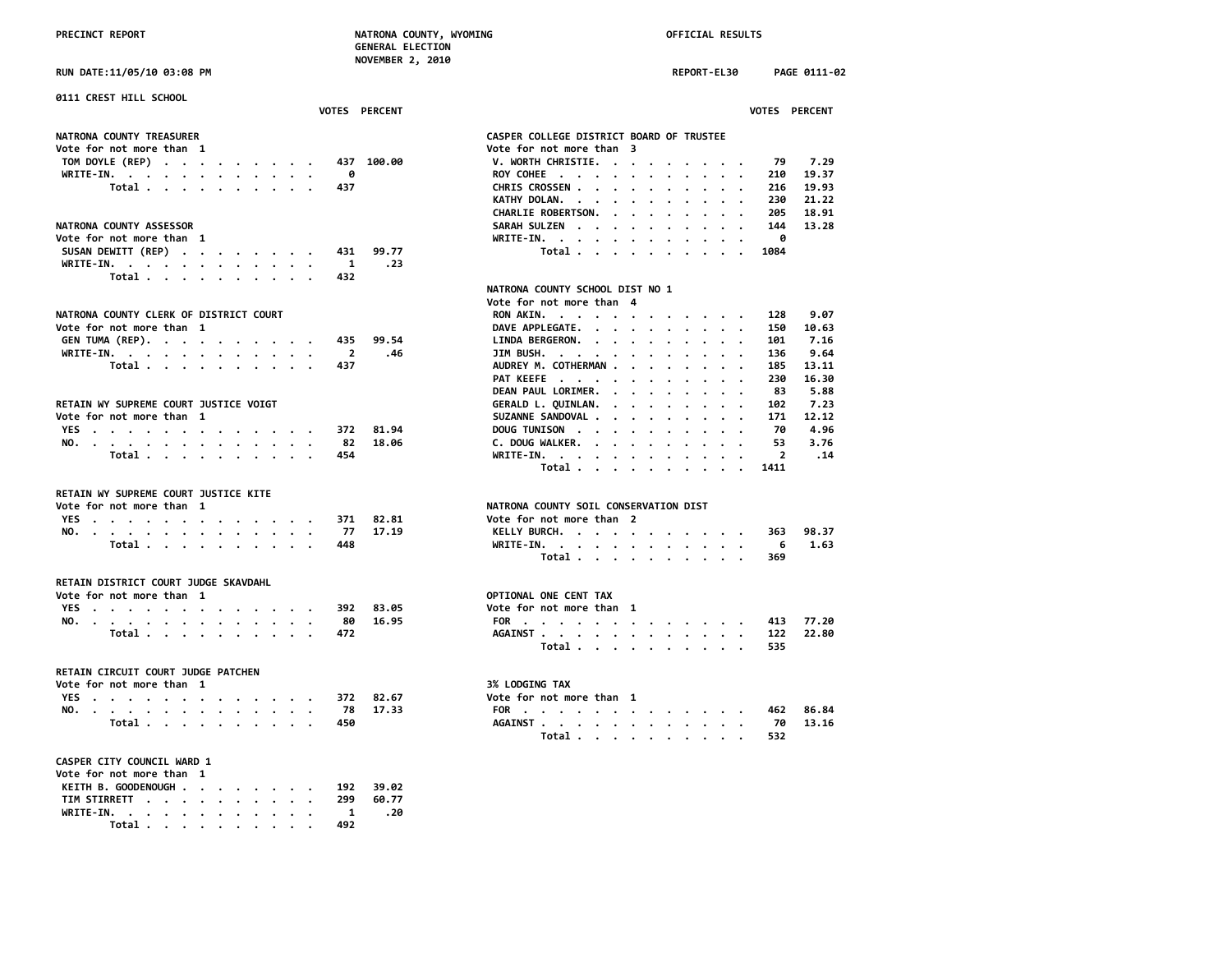PRECINCT REPORT — NATRONA COUNTY, WYOMING — GENERAL ELECTION — NOVEMBER 2, 2010 — OFFICIAL RESULTS

RUN DATE:11/05/10 03:08 PM — REPORT-EL30 — PAGE 0111-02

## 0111 CREST HILL SCHOOL

### NATRONA COUNTY TREASURER
Vote for not more than 1

| | VOTES | PERCENT |
|---|---|---|
| TOM DOYLE (REP) | 437 | 100.00 |
| WRITE-IN. | 0 | |
| Total | 437 | |

### NATRONA COUNTY ASSESSOR
Vote for not more than 1

| | VOTES | PERCENT |
|---|---|---|
| SUSAN DEWITT (REP) | 431 | 99.77 |
| WRITE-IN. | 1 | .23 |
| Total | 432 | |

### NATRONA COUNTY CLERK OF DISTRICT COURT
Vote for not more than 1

| | VOTES | PERCENT |
|---|---|---|
| GEN TUMA (REP). | 435 | 99.54 |
| WRITE-IN. | 2 | .46 |
| Total | 437 | |

### RETAIN WY SUPREME COURT JUSTICE VOIGT
Vote for not more than 1

| | VOTES | PERCENT |
|---|---|---|
| YES | 372 | 81.94 |
| NO. | 82 | 18.06 |
| Total | 454 | |

### RETAIN WY SUPREME COURT JUSTICE KITE
Vote for not more than 1

| | VOTES | PERCENT |
|---|---|---|
| YES | 371 | 82.81 |
| NO. | 77 | 17.19 |
| Total | 448 | |

### RETAIN DISTRICT COURT JUDGE SKAVDAHL
Vote for not more than 1

| | VOTES | PERCENT |
|---|---|---|
| YES | 392 | 83.05 |
| NO. | 80 | 16.95 |
| Total | 472 | |

### RETAIN CIRCUIT COURT JUDGE PATCHEN
Vote for not more than 1

| | VOTES | PERCENT |
|---|---|---|
| YES | 372 | 82.67 |
| NO. | 78 | 17.33 |
| Total | 450 | |

### CASPER CITY COUNCIL WARD 1
Vote for not more than 1

| | VOTES | PERCENT |
|---|---|---|
| KEITH B. GOODENOUGH | 192 | 39.02 |
| TIM STIRRETT | 299 | 60.77 |
| WRITE-IN. | 1 | .20 |
| Total | 492 | |

### CASPER COLLEGE DISTRICT BOARD OF TRUSTEE
Vote for not more than 3

| | VOTES | PERCENT |
|---|---|---|
| V. WORTH CHRISTIE. | 79 | 7.29 |
| ROY COHEE | 210 | 19.37 |
| CHRIS CROSSEN | 216 | 19.93 |
| KATHY DOLAN. | 230 | 21.22 |
| CHARLIE ROBERTSON. | 205 | 18.91 |
| SARAH SULZEN | 144 | 13.28 |
| WRITE-IN. | 0 | |
| Total | 1084 | |

### NATRONA COUNTY SCHOOL DIST NO 1
Vote for not more than 4

| | VOTES | PERCENT |
|---|---|---|
| RON AKIN. | 128 | 9.07 |
| DAVE APPLEGATE. | 150 | 10.63 |
| LINDA BERGERON. | 101 | 7.16 |
| JIM BUSH. | 136 | 9.64 |
| AUDREY M. COTHERMAN | 185 | 13.11 |
| PAT KEEFE | 230 | 16.30 |
| DEAN PAUL LORIMER. | 83 | 5.88 |
| GERALD L. QUINLAN. | 102 | 7.23 |
| SUZANNE SANDOVAL | 171 | 12.12 |
| DOUG TUNISON | 70 | 4.96 |
| C. DOUG WALKER. | 53 | 3.76 |
| WRITE-IN. | 2 | .14 |
| Total | 1411 | |

### NATRONA COUNTY SOIL CONSERVATION DIST
Vote for not more than 2

| | VOTES | PERCENT |
|---|---|---|
| KELLY BURCH. | 363 | 98.37 |
| WRITE-IN. | 6 | 1.63 |
| Total | 369 | |

### OPTIONAL ONE CENT TAX
Vote for not more than 1

| | VOTES | PERCENT |
|---|---|---|
| FOR | 413 | 77.20 |
| AGAINST | 122 | 22.80 |
| Total | 535 | |

### 3% LODGING TAX
Vote for not more than 1

| | VOTES | PERCENT |
|---|---|---|
| FOR | 462 | 86.84 |
| AGAINST | 70 | 13.16 |
| Total | 532 | |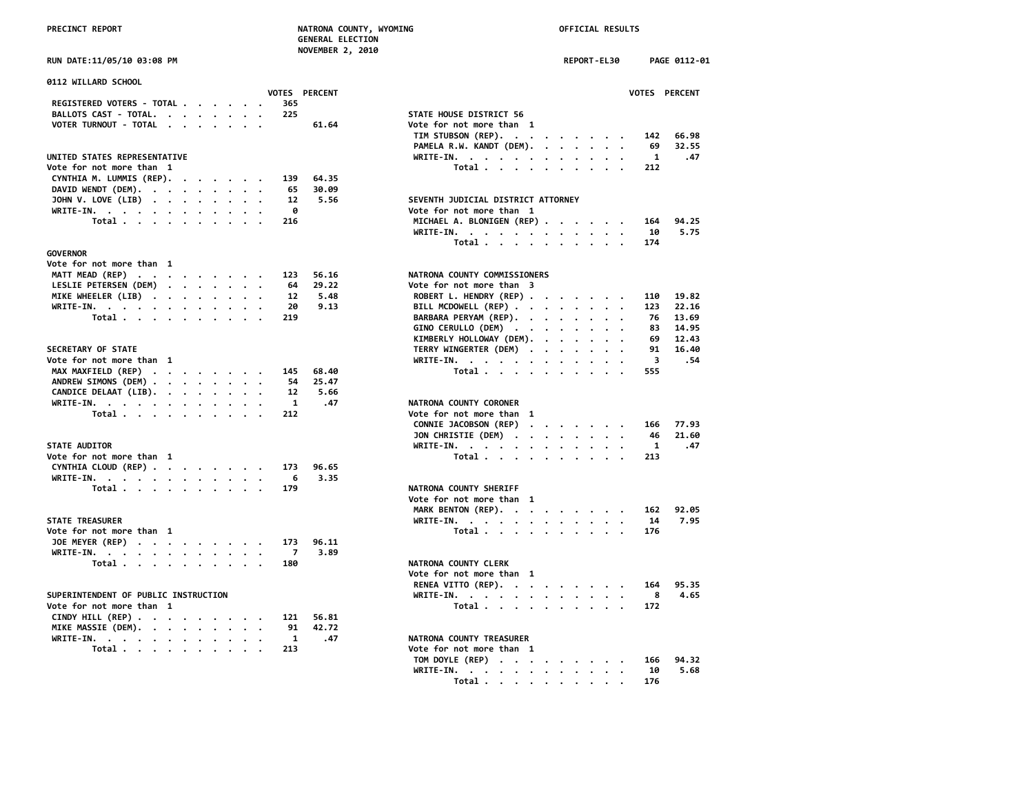PRECINCT REPORT — NATRONA COUNTY, WYOMING — GENERAL ELECTION — NOVEMBER 2, 2010 — OFFICIAL RESULTS

RUN DATE:11/05/10 03:08 PM — REPORT-EL30 — PAGE 0112-01

## 0112 WILLARD SCHOOL

| | VOTES | PERCENT |
|---|---|---|
| REGISTERED VOTERS - TOTAL | 365 | |
| BALLOTS CAST - TOTAL. | 225 | |
| VOTER TURNOUT - TOTAL | | 61.64 |

### UNITED STATES REPRESENTATIVE
Vote for not more than 1

| | VOTES | PERCENT |
|---|---|---|
| CYNTHIA M. LUMMIS (REP). | 139 | 64.35 |
| DAVID WENDT (DEM). | 65 | 30.09 |
| JOHN V. LOVE (LIB) | 12 | 5.56 |
| WRITE-IN. | 0 | |
| Total | 216 | |

### GOVERNOR
Vote for not more than 1

| | VOTES | PERCENT |
|---|---|---|
| MATT MEAD (REP) | 123 | 56.16 |
| LESLIE PETERSEN (DEM) | 64 | 29.22 |
| MIKE WHEELER (LIB) | 12 | 5.48 |
| WRITE-IN. | 20 | 9.13 |
| Total | 219 | |

### SECRETARY OF STATE
Vote for not more than 1

| | VOTES | PERCENT |
|---|---|---|
| MAX MAXFIELD (REP) | 145 | 68.40 |
| ANDREW SIMONS (DEM) | 54 | 25.47 |
| CANDICE DELAAT (LIB). | 12 | 5.66 |
| WRITE-IN. | 1 | .47 |
| Total | 212 | |

### STATE AUDITOR
Vote for not more than 1

| | VOTES | PERCENT |
|---|---|---|
| CYNTHIA CLOUD (REP) | 173 | 96.65 |
| WRITE-IN. | 6 | 3.35 |
| Total | 179 | |

### STATE TREASURER
Vote for not more than 1

| | VOTES | PERCENT |
|---|---|---|
| JOE MEYER (REP) | 173 | 96.11 |
| WRITE-IN. | 7 | 3.89 |
| Total | 180 | |

### SUPERINTENDENT OF PUBLIC INSTRUCTION
Vote for not more than 1

| | VOTES | PERCENT |
|---|---|---|
| CINDY HILL (REP) | 121 | 56.81 |
| MIKE MASSIE (DEM). | 91 | 42.72 |
| WRITE-IN. | 1 | .47 |
| Total | 213 | |

### STATE HOUSE DISTRICT 56
Vote for not more than 1

| | VOTES | PERCENT |
|---|---|---|
| TIM STUBSON (REP). | 142 | 66.98 |
| PAMELA R.W. KANDT (DEM). | 69 | 32.55 |
| WRITE-IN. | 1 | .47 |
| Total | 212 | |

### SEVENTH JUDICIAL DISTRICT ATTORNEY
Vote for not more than 1

| | VOTES | PERCENT |
|---|---|---|
| MICHAEL A. BLONIGEN (REP) | 164 | 94.25 |
| WRITE-IN. | 10 | 5.75 |
| Total | 174 | |

### NATRONA COUNTY COMMISSIONERS
Vote for not more than 3

| | VOTES | PERCENT |
|---|---|---|
| ROBERT L. HENDRY (REP) | 110 | 19.82 |
| BILL MCDOWELL (REP) | 123 | 22.16 |
| BARBARA PERYAM (REP). | 76 | 13.69 |
| GINO CERULLO (DEM) | 83 | 14.95 |
| KIMBERLY HOLLOWAY (DEM). | 69 | 12.43 |
| TERRY WINGERTER (DEM) | 91 | 16.40 |
| WRITE-IN. | 3 | .54 |
| Total | 555 | |

### NATRONA COUNTY CORONER
Vote for not more than 1

| | VOTES | PERCENT |
|---|---|---|
| CONNIE JACOBSON (REP) | 166 | 77.93 |
| JON CHRISTIE (DEM) | 46 | 21.60 |
| WRITE-IN. | 1 | .47 |
| Total | 213 | |

### NATRONA COUNTY SHERIFF
Vote for not more than 1

| | VOTES | PERCENT |
|---|---|---|
| MARK BENTON (REP). | 162 | 92.05 |
| WRITE-IN. | 14 | 7.95 |
| Total | 176 | |

### NATRONA COUNTY CLERK
Vote for not more than 1

| | VOTES | PERCENT |
|---|---|---|
| RENEA VITTO (REP). | 164 | 95.35 |
| WRITE-IN. | 8 | 4.65 |
| Total | 172 | |

### NATRONA COUNTY TREASURER
Vote for not more than 1

| | VOTES | PERCENT |
|---|---|---|
| TOM DOYLE (REP) | 166 | 94.32 |
| WRITE-IN. | 10 | 5.68 |
| Total | 176 | |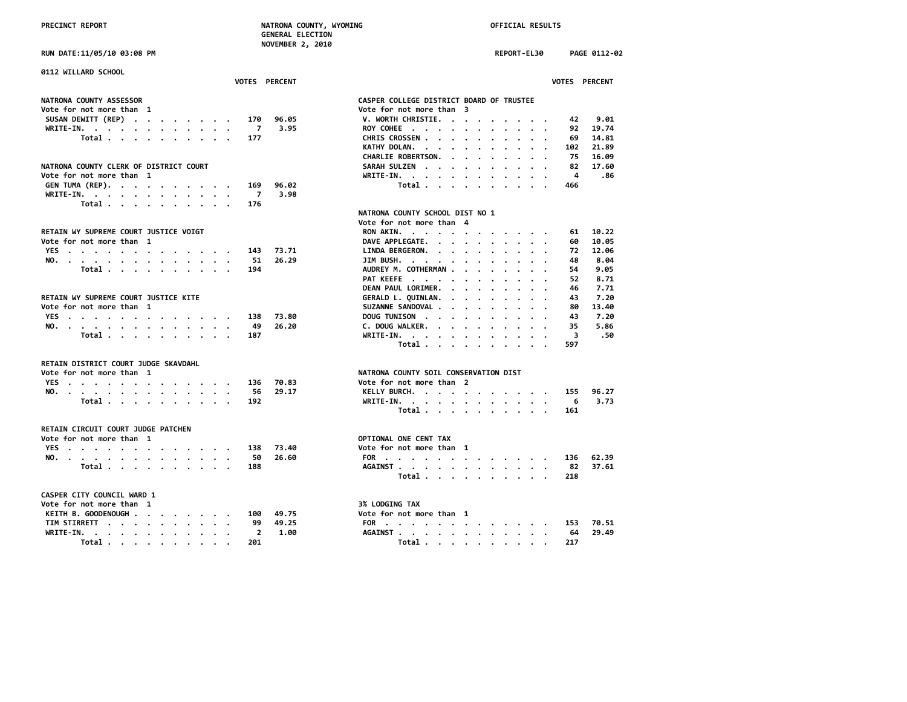PRECINCT REPORT — NATRONA COUNTY, WYOMING — GENERAL ELECTION — NOVEMBER 2, 2010 — OFFICIAL RESULTS

RUN DATE:11/05/10 03:08 PM — REPORT-EL30 — PAGE 0112-02

## 0112 WILLARD SCHOOL

### NATRONA COUNTY ASSESSOR
Vote for not more than 1

| | VOTES | PERCENT |
|---|---|---|
| SUSAN DEWITT (REP) | 170 | 96.05 |
| WRITE-IN. | 7 | 3.95 |
| Total | 177 | |

### NATRONA COUNTY CLERK OF DISTRICT COURT
Vote for not more than 1

| | VOTES | PERCENT |
|---|---|---|
| GEN TUMA (REP). | 169 | 96.02 |
| WRITE-IN. | 7 | 3.98 |
| Total | 176 | |

### RETAIN WY SUPREME COURT JUSTICE VOIGT
Vote for not more than 1

| | VOTES | PERCENT |
|---|---|---|
| YES | 143 | 73.71 |
| NO. | 51 | 26.29 |
| Total | 194 | |

### RETAIN WY SUPREME COURT JUSTICE KITE
Vote for not more than 1

| | VOTES | PERCENT |
|---|---|---|
| YES | 138 | 73.80 |
| NO. | 49 | 26.20 |
| Total | 187 | |

### RETAIN DISTRICT COURT JUDGE SKAVDAHL
Vote for not more than 1

| | VOTES | PERCENT |
|---|---|---|
| YES | 136 | 70.83 |
| NO. | 56 | 29.17 |
| Total | 192 | |

### RETAIN CIRCUIT COURT JUDGE PATCHEN
Vote for not more than 1

| | VOTES | PERCENT |
|---|---|---|
| YES | 138 | 73.40 |
| NO. | 50 | 26.60 |
| Total | 188 | |

### CASPER CITY COUNCIL WARD 1
Vote for not more than 1

| | VOTES | PERCENT |
|---|---|---|
| KEITH B. GOODENOUGH | 100 | 49.75 |
| TIM STIRRETT | 99 | 49.25 |
| WRITE-IN. | 2 | 1.00 |
| Total | 201 | |

### CASPER COLLEGE DISTRICT BOARD OF TRUSTEE
Vote for not more than 3

| | VOTES | PERCENT |
|---|---|---|
| V. WORTH CHRISTIE. | 42 | 9.01 |
| ROY COHEE | 92 | 19.74 |
| CHRIS CROSSEN | 69 | 14.81 |
| KATHY DOLAN. | 102 | 21.89 |
| CHARLIE ROBERTSON. | 75 | 16.09 |
| SARAH SULZEN | 82 | 17.60 |
| WRITE-IN. | 4 | .86 |
| Total | 466 | |

### NATRONA COUNTY SCHOOL DIST NO 1
Vote for not more than 4

| | VOTES | PERCENT |
|---|---|---|
| RON AKIN. | 61 | 10.22 |
| DAVE APPLEGATE. | 60 | 10.05 |
| LINDA BERGERON. | 72 | 12.06 |
| JIM BUSH. | 48 | 8.04 |
| AUDREY M. COTHERMAN | 54 | 9.05 |
| PAT KEEFE | 52 | 8.71 |
| DEAN PAUL LORIMER. | 46 | 7.71 |
| GERALD L. QUINLAN. | 43 | 7.20 |
| SUZANNE SANDOVAL | 80 | 13.40 |
| DOUG TUNISON | 43 | 7.20 |
| C. DOUG WALKER. | 35 | 5.86 |
| WRITE-IN. | 3 | .50 |
| Total | 597 | |

### NATRONA COUNTY SOIL CONSERVATION DIST
Vote for not more than 2

| | VOTES | PERCENT |
|---|---|---|
| KELLY BURCH. | 155 | 96.27 |
| WRITE-IN. | 6 | 3.73 |
| Total | 161 | |

### OPTIONAL ONE CENT TAX
Vote for not more than 1

| | VOTES | PERCENT |
|---|---|---|
| FOR | 136 | 62.39 |
| AGAINST | 82 | 37.61 |
| Total | 218 | |

### 3% LODGING TAX
Vote for not more than 1

| | VOTES | PERCENT |
|---|---|---|
| FOR | 153 | 70.51 |
| AGAINST | 64 | 29.49 |
| Total | 217 | |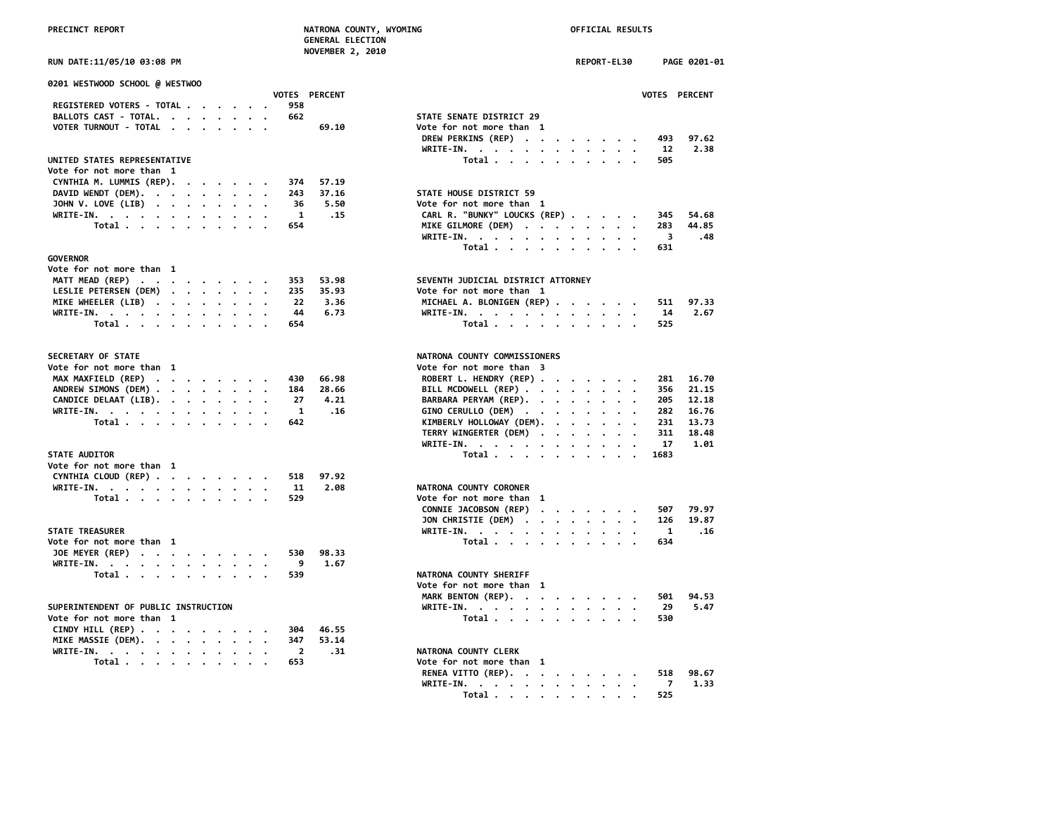# PRECINCT REPORT — NATRONA COUNTY, WYOMING — GENERAL ELECTION — NOVEMBER 2, 2010 — OFFICIAL RESULTS

RUN DATE:11/05/10 03:08 PM — REPORT-EL30 — PAGE 0201-01

## 0201 WESTWOOD SCHOOL @ WESTWOO

| | VOTES | PERCENT |
|---|---|---|
| REGISTERED VOTERS - TOTAL | 958 | |
| BALLOTS CAST - TOTAL | 662 | |
| VOTER TURNOUT - TOTAL | | 69.10 |

### UNITED STATES REPRESENTATIVE
Vote for not more than 1

| | VOTES | PERCENT |
|---|---|---|
| CYNTHIA M. LUMMIS (REP) | 374 | 57.19 |
| DAVID WENDT (DEM) | 243 | 37.16 |
| JOHN V. LOVE (LIB) | 36 | 5.50 |
| WRITE-IN. | 1 | .15 |
| Total | 654 | |

### GOVERNOR
Vote for not more than 1

| | VOTES | PERCENT |
|---|---|---|
| MATT MEAD (REP) | 353 | 53.98 |
| LESLIE PETERSEN (DEM) | 235 | 35.93 |
| MIKE WHEELER (LIB) | 22 | 3.36 |
| WRITE-IN. | 44 | 6.73 |
| Total | 654 | |

### SECRETARY OF STATE
Vote for not more than 1

| | VOTES | PERCENT |
|---|---|---|
| MAX MAXFIELD (REP) | 430 | 66.98 |
| ANDREW SIMONS (DEM) | 184 | 28.66 |
| CANDICE DELAAT (LIB) | 27 | 4.21 |
| WRITE-IN. | 1 | .16 |
| Total | 642 | |

### STATE AUDITOR
Vote for not more than 1

| | VOTES | PERCENT |
|---|---|---|
| CYNTHIA CLOUD (REP) | 518 | 97.92 |
| WRITE-IN. | 11 | 2.08 |
| Total | 529 | |

### STATE TREASURER
Vote for not more than 1

| | VOTES | PERCENT |
|---|---|---|
| JOE MEYER (REP) | 530 | 98.33 |
| WRITE-IN. | 9 | 1.67 |
| Total | 539 | |

### SUPERINTENDENT OF PUBLIC INSTRUCTION
Vote for not more than 1

| | VOTES | PERCENT |
|---|---|---|
| CINDY HILL (REP) | 304 | 46.55 |
| MIKE MASSIE (DEM) | 347 | 53.14 |
| WRITE-IN. | 2 | .31 |
| Total | 653 | |

### STATE SENATE DISTRICT 29
Vote for not more than 1

| | VOTES | PERCENT |
|---|---|---|
| DREW PERKINS (REP) | 493 | 97.62 |
| WRITE-IN. | 12 | 2.38 |
| Total | 505 | |

### STATE HOUSE DISTRICT 59
Vote for not more than 1

| | VOTES | PERCENT |
|---|---|---|
| CARL R. "BUNKY" LOUCKS (REP) | 345 | 54.68 |
| MIKE GILMORE (DEM) | 283 | 44.85 |
| WRITE-IN. | 3 | .48 |
| Total | 631 | |

### SEVENTH JUDICIAL DISTRICT ATTORNEY
Vote for not more than 1

| | VOTES | PERCENT |
|---|---|---|
| MICHAEL A. BLONIGEN (REP) | 511 | 97.33 |
| WRITE-IN. | 14 | 2.67 |
| Total | 525 | |

### NATRONA COUNTY COMMISSIONERS
Vote for not more than 3

| | VOTES | PERCENT |
|---|---|---|
| ROBERT L. HENDRY (REP) | 281 | 16.70 |
| BILL MCDOWELL (REP) | 356 | 21.15 |
| BARBARA PERYAM (REP) | 205 | 12.18 |
| GINO CERULLO (DEM) | 282 | 16.76 |
| KIMBERLY HOLLOWAY (DEM) | 231 | 13.73 |
| TERRY WINGERTER (DEM) | 311 | 18.48 |
| WRITE-IN. | 17 | 1.01 |
| Total | 1683 | |

### NATRONA COUNTY CORONER
Vote for not more than 1

| | VOTES | PERCENT |
|---|---|---|
| CONNIE JACOBSON (REP) | 507 | 79.97 |
| JON CHRISTIE (DEM) | 126 | 19.87 |
| WRITE-IN. | 1 | .16 |
| Total | 634 | |

### NATRONA COUNTY SHERIFF
Vote for not more than 1

| | VOTES | PERCENT |
|---|---|---|
| MARK BENTON (REP) | 501 | 94.53 |
| WRITE-IN. | 29 | 5.47 |
| Total | 530 | |

### NATRONA COUNTY CLERK
Vote for not more than 1

| | VOTES | PERCENT |
|---|---|---|
| RENEA VITTO (REP) | 518 | 98.67 |
| WRITE-IN. | 7 | 1.33 |
| Total | 525 | |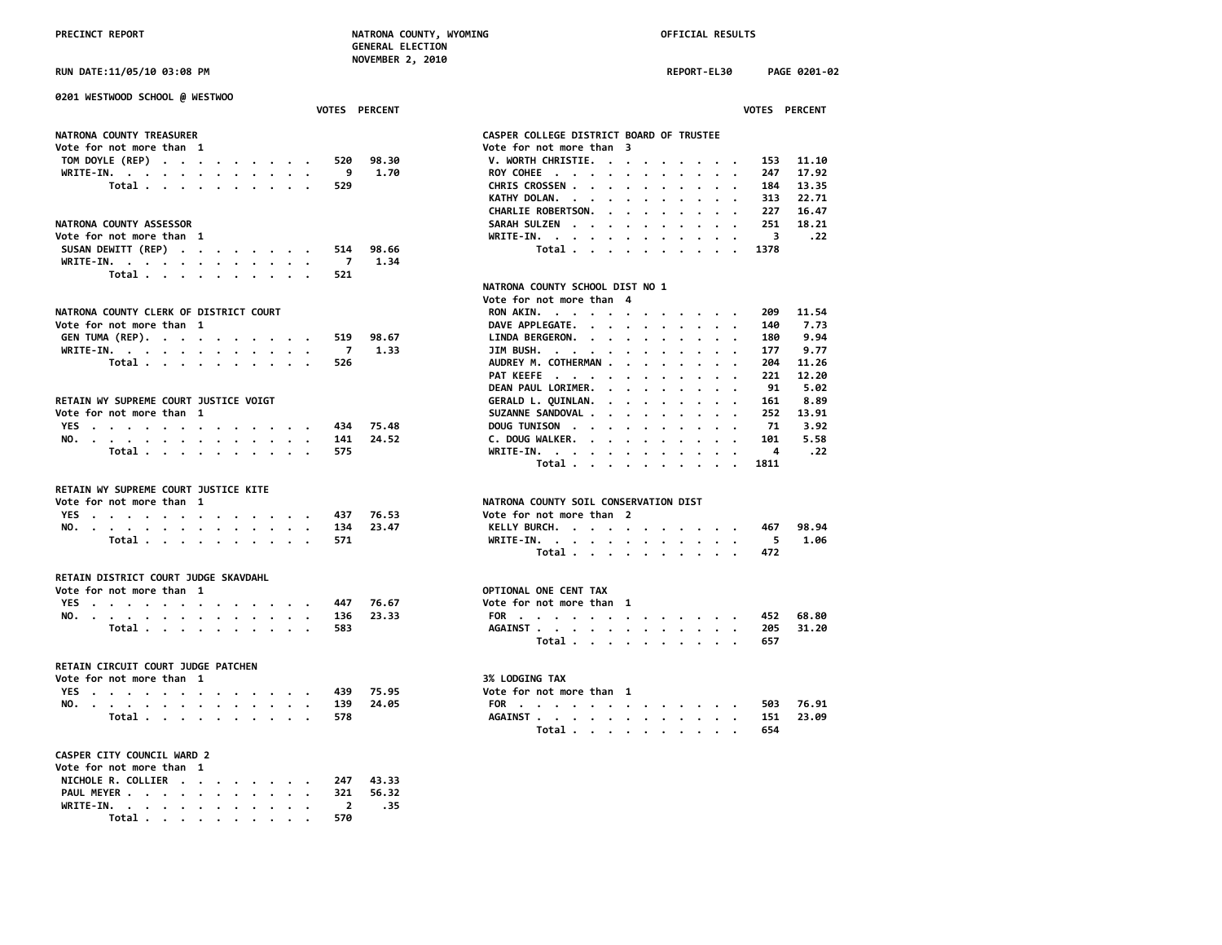## 0201 WESTWOOD SCHOOL @ WESTWOO

### NATRONA COUNTY TREASURER
Vote for not more than 1

| Candidate | VOTES | PERCENT |
|---|---|---|
| TOM DOYLE (REP) | 520 | 98.30 |
| WRITE-IN. | 9 | 1.70 |
| Total | 529 | |

### NATRONA COUNTY ASSESSOR
Vote for not more than 1

| Candidate | VOTES | PERCENT |
|---|---|---|
| SUSAN DEWITT (REP) | 514 | 98.66 |
| WRITE-IN. | 7 | 1.34 |
| Total | 521 | |

### NATRONA COUNTY CLERK OF DISTRICT COURT
Vote for not more than 1

| Candidate | VOTES | PERCENT |
|---|---|---|
| GEN TUMA (REP). | 519 | 98.67 |
| WRITE-IN. | 7 | 1.33 |
| Total | 526 | |

### RETAIN WY SUPREME COURT JUSTICE VOIGT
Vote for not more than 1

| Choice | VOTES | PERCENT |
|---|---|---|
| YES | 434 | 75.48 |
| NO. | 141 | 24.52 |
| Total | 575 | |

### RETAIN WY SUPREME COURT JUSTICE KITE
Vote for not more than 1

| Choice | VOTES | PERCENT |
|---|---|---|
| YES | 437 | 76.53 |
| NO. | 134 | 23.47 |
| Total | 571 | |

### RETAIN DISTRICT COURT JUDGE SKAVDAHL
Vote for not more than 1

| Choice | VOTES | PERCENT |
|---|---|---|
| YES | 447 | 76.67 |
| NO. | 136 | 23.33 |
| Total | 583 | |

### RETAIN CIRCUIT COURT JUDGE PATCHEN
Vote for not more than 1

| Choice | VOTES | PERCENT |
|---|---|---|
| YES | 439 | 75.95 |
| NO. | 139 | 24.05 |
| Total | 578 | |

### CASPER CITY COUNCIL WARD 2
Vote for not more than 1

| Candidate | VOTES | PERCENT |
|---|---|---|
| NICHOLE R. COLLIER | 247 | 43.33 |
| PAUL MEYER | 321 | 56.32 |
| WRITE-IN. | 2 | .35 |
| Total | 570 | |

### CASPER COLLEGE DISTRICT BOARD OF TRUSTEE
Vote for not more than 3

| Candidate | VOTES | PERCENT |
|---|---|---|
| V. WORTH CHRISTIE. | 153 | 11.10 |
| ROY COHEE | 247 | 17.92 |
| CHRIS CROSSEN | 184 | 13.35 |
| KATHY DOLAN. | 313 | 22.71 |
| CHARLIE ROBERTSON. | 227 | 16.47 |
| SARAH SULZEN | 251 | 18.21 |
| WRITE-IN. | 3 | .22 |
| Total | 1378 | |

### NATRONA COUNTY SCHOOL DIST NO 1
Vote for not more than 4

| Candidate | VOTES | PERCENT |
|---|---|---|
| RON AKIN. | 209 | 11.54 |
| DAVE APPLEGATE. | 140 | 7.73 |
| LINDA BERGERON. | 180 | 9.94 |
| JIM BUSH. | 177 | 9.77 |
| AUDREY M. COTHERMAN | 204 | 11.26 |
| PAT KEEFE | 221 | 12.20 |
| DEAN PAUL LORIMER. | 91 | 5.02 |
| GERALD L. QUINLAN. | 161 | 8.89 |
| SUZANNE SANDOVAL | 252 | 13.91 |
| DOUG TUNISON | 71 | 3.92 |
| C. DOUG WALKER. | 101 | 5.58 |
| WRITE-IN. | 4 | .22 |
| Total | 1811 | |

### NATRONA COUNTY SOIL CONSERVATION DIST
Vote for not more than 2

| Candidate | VOTES | PERCENT |
|---|---|---|
| KELLY BURCH. | 467 | 98.94 |
| WRITE-IN. | 5 | 1.06 |
| Total | 472 | |

### OPTIONAL ONE CENT TAX
Vote for not more than 1

| Choice | VOTES | PERCENT |
|---|---|---|
| FOR | 452 | 68.80 |
| AGAINST | 205 | 31.20 |
| Total | 657 | |

### 3% LODGING TAX
Vote for not more than 1

| Choice | VOTES | PERCENT |
|---|---|---|
| FOR | 503 | 76.91 |
| AGAINST | 151 | 23.09 |
| Total | 654 | |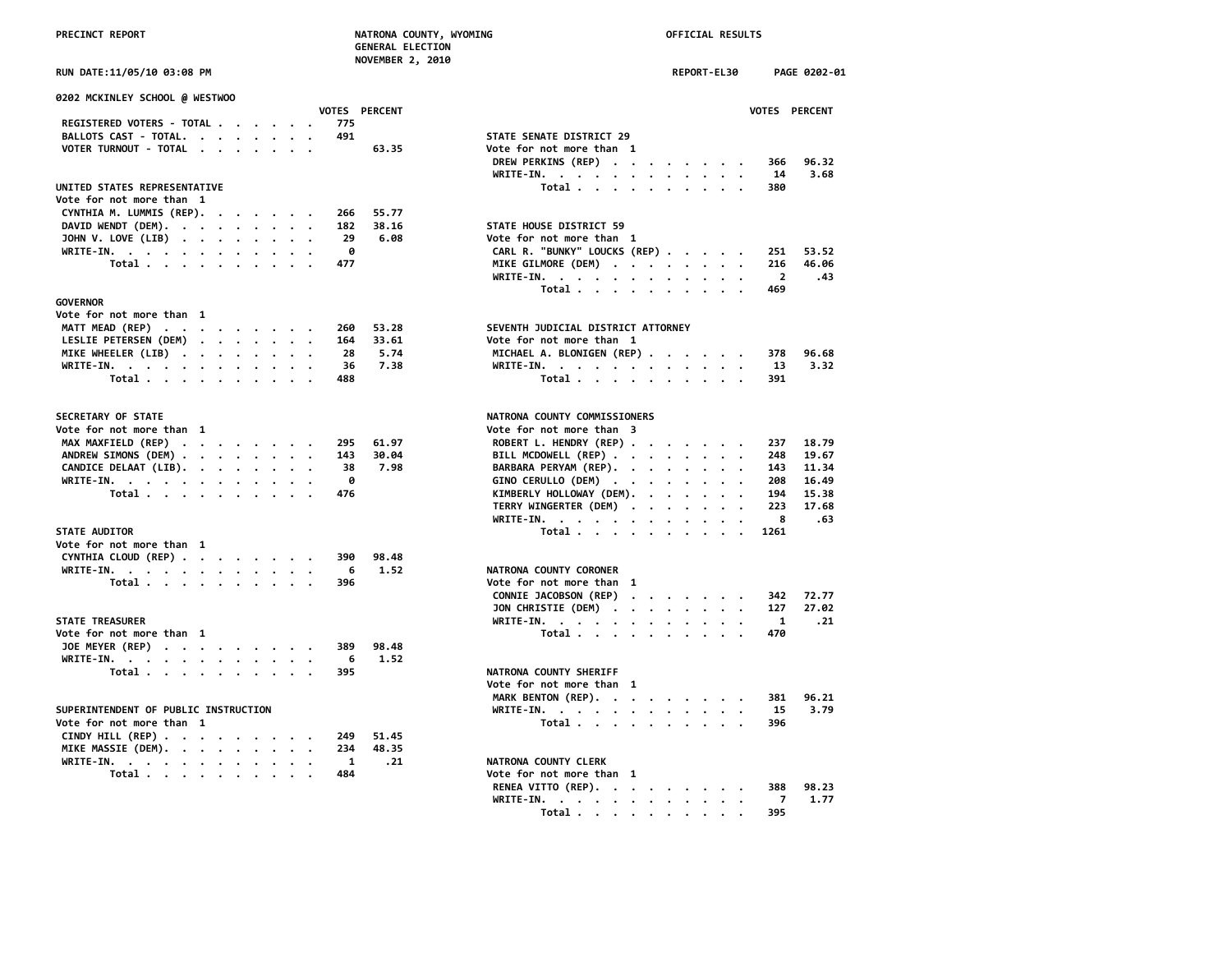PRECINCT REPORT — NATRONA COUNTY, WYOMING — GENERAL ELECTION — NOVEMBER 2, 2010 — OFFICIAL RESULTS

RUN DATE:11/05/10 03:08 PM — REPORT-EL30 — PAGE 0202-01

## 0202 MCKINLEY SCHOOL @ WESTWOO

| | VOTES | PERCENT |
|---|---|---|
| REGISTERED VOTERS - TOTAL | 775 | |
| BALLOTS CAST - TOTAL. | 491 | |
| VOTER TURNOUT - TOTAL | | 63.35 |

### UNITED STATES REPRESENTATIVE
Vote for not more than 1

| | VOTES | PERCENT |
|---|---|---|
| CYNTHIA M. LUMMIS (REP). | 266 | 55.77 |
| DAVID WENDT (DEM). | 182 | 38.16 |
| JOHN V. LOVE (LIB) | 29 | 6.08 |
| WRITE-IN. | 0 | |
| Total | 477 | |

### GOVERNOR
Vote for not more than 1

| | VOTES | PERCENT |
|---|---|---|
| MATT MEAD (REP) | 260 | 53.28 |
| LESLIE PETERSEN (DEM) | 164 | 33.61 |
| MIKE WHEELER (LIB) | 28 | 5.74 |
| WRITE-IN. | 36 | 7.38 |
| Total | 488 | |

### SECRETARY OF STATE
Vote for not more than 1

| | VOTES | PERCENT |
|---|---|---|
| MAX MAXFIELD (REP) | 295 | 61.97 |
| ANDREW SIMONS (DEM) | 143 | 30.04 |
| CANDICE DELAAT (LIB). | 38 | 7.98 |
| WRITE-IN. | 0 | |
| Total | 476 | |

### STATE AUDITOR
Vote for not more than 1

| | VOTES | PERCENT |
|---|---|---|
| CYNTHIA CLOUD (REP) | 390 | 98.48 |
| WRITE-IN. | 6 | 1.52 |
| Total | 396 | |

### STATE TREASURER
Vote for not more than 1

| | VOTES | PERCENT |
|---|---|---|
| JOE MEYER (REP) | 389 | 98.48 |
| WRITE-IN. | 6 | 1.52 |
| Total | 395 | |

### SUPERINTENDENT OF PUBLIC INSTRUCTION
Vote for not more than 1

| | VOTES | PERCENT |
|---|---|---|
| CINDY HILL (REP) | 249 | 51.45 |
| MIKE MASSIE (DEM). | 234 | 48.35 |
| WRITE-IN. | 1 | .21 |
| Total | 484 | |

### STATE SENATE DISTRICT 29
Vote for not more than 1

| | VOTES | PERCENT |
|---|---|---|
| DREW PERKINS (REP) | 366 | 96.32 |
| WRITE-IN. | 14 | 3.68 |
| Total | 380 | |

### STATE HOUSE DISTRICT 59
Vote for not more than 1

| | VOTES | PERCENT |
|---|---|---|
| CARL R. "BUNKY" LOUCKS (REP) | 251 | 53.52 |
| MIKE GILMORE (DEM) | 216 | 46.06 |
| WRITE-IN. | 2 | .43 |
| Total | 469 | |

### SEVENTH JUDICIAL DISTRICT ATTORNEY
Vote for not more than 1

| | VOTES | PERCENT |
|---|---|---|
| MICHAEL A. BLONIGEN (REP) | 378 | 96.68 |
| WRITE-IN. | 13 | 3.32 |
| Total | 391 | |

### NATRONA COUNTY COMMISSIONERS
Vote for not more than 3

| | VOTES | PERCENT |
|---|---|---|
| ROBERT L. HENDRY (REP) | 237 | 18.79 |
| BILL MCDOWELL (REP) | 248 | 19.67 |
| BARBARA PERYAM (REP). | 143 | 11.34 |
| GINO CERULLO (DEM) | 208 | 16.49 |
| KIMBERLY HOLLOWAY (DEM). | 194 | 15.38 |
| TERRY WINGERTER (DEM) | 223 | 17.68 |
| WRITE-IN. | 8 | .63 |
| Total | 1261 | |

### NATRONA COUNTY CORONER
Vote for not more than 1

| | VOTES | PERCENT |
|---|---|---|
| CONNIE JACOBSON (REP) | 342 | 72.77 |
| JON CHRISTIE (DEM) | 127 | 27.02 |
| WRITE-IN. | 1 | .21 |
| Total | 470 | |

### NATRONA COUNTY SHERIFF
Vote for not more than 1

| | VOTES | PERCENT |
|---|---|---|
| MARK BENTON (REP). | 381 | 96.21 |
| WRITE-IN. | 15 | 3.79 |
| Total | 396 | |

### NATRONA COUNTY CLERK
Vote for not more than 1

| | VOTES | PERCENT |
|---|---|---|
| RENEA VITTO (REP). | 388 | 98.23 |
| WRITE-IN. | 7 | 1.77 |
| Total | 395 | |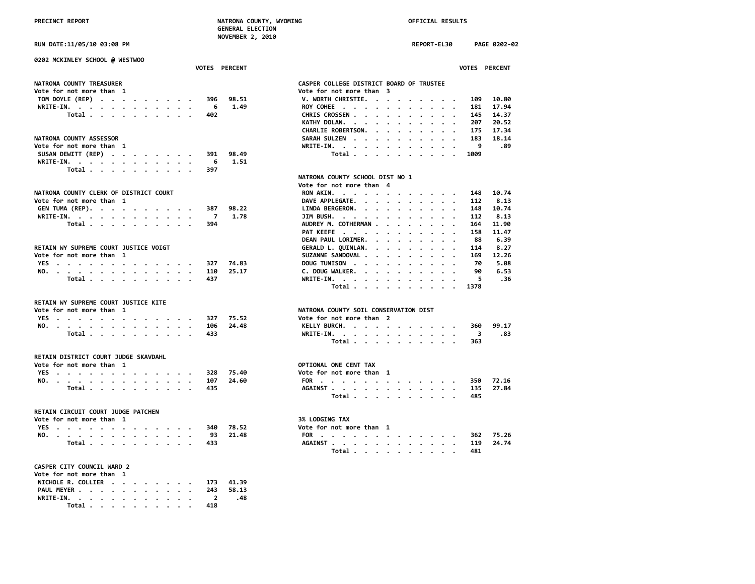0202 MCKINLEY SCHOOL @ WESTWOO

### NATRONA COUNTY TREASURER
Vote for not more than 1

| | VOTES | PERCENT |
|---|---|---|
| TOM DOYLE (REP) | 396 | 98.51 |
| WRITE-IN. | 6 | 1.49 |
| Total | 402 | |

### NATRONA COUNTY ASSESSOR
Vote for not more than 1

| | VOTES | PERCENT |
|---|---|---|
| SUSAN DEWITT (REP) | 391 | 98.49 |
| WRITE-IN. | 6 | 1.51 |
| Total | 397 | |

### NATRONA COUNTY CLERK OF DISTRICT COURT
Vote for not more than 1

| | VOTES | PERCENT |
|---|---|---|
| GEN TUMA (REP). | 387 | 98.22 |
| WRITE-IN. | 7 | 1.78 |
| Total | 394 | |

### RETAIN WY SUPREME COURT JUSTICE VOIGT
Vote for not more than 1

| | VOTES | PERCENT |
|---|---|---|
| YES | 327 | 74.83 |
| NO. | 110 | 25.17 |
| Total | 437 | |

### RETAIN WY SUPREME COURT JUSTICE KITE
Vote for not more than 1

| | VOTES | PERCENT |
|---|---|---|
| YES | 327 | 75.52 |
| NO. | 106 | 24.48 |
| Total | 433 | |

### RETAIN DISTRICT COURT JUDGE SKAVDAHL
Vote for not more than 1

| | VOTES | PERCENT |
|---|---|---|
| YES | 328 | 75.40 |
| NO. | 107 | 24.60 |
| Total | 435 | |

### RETAIN CIRCUIT COURT JUDGE PATCHEN
Vote for not more than 1

| | VOTES | PERCENT |
|---|---|---|
| YES | 340 | 78.52 |
| NO. | 93 | 21.48 |
| Total | 433 | |

### CASPER CITY COUNCIL WARD 2
Vote for not more than 1

| | VOTES | PERCENT |
|---|---|---|
| NICHOLE R. COLLIER | 173 | 41.39 |
| PAUL MEYER | 243 | 58.13 |
| WRITE-IN. | 2 | .48 |
| Total | 418 | |

### CASPER COLLEGE DISTRICT BOARD OF TRUSTEE
Vote for not more than 3

| | VOTES | PERCENT |
|---|---|---|
| V. WORTH CHRISTIE. | 109 | 10.80 |
| ROY COHEE | 181 | 17.94 |
| CHRIS CROSSEN | 145 | 14.37 |
| KATHY DOLAN. | 207 | 20.52 |
| CHARLIE ROBERTSON. | 175 | 17.34 |
| SARAH SULZEN | 183 | 18.14 |
| WRITE-IN. | 9 | .89 |
| Total | 1009 | |

### NATRONA COUNTY SCHOOL DIST NO 1
Vote for not more than 4

| | VOTES | PERCENT |
|---|---|---|
| RON AKIN. | 148 | 10.74 |
| DAVE APPLEGATE. | 112 | 8.13 |
| LINDA BERGERON. | 148 | 10.74 |
| JIM BUSH. | 112 | 8.13 |
| AUDREY M. COTHERMAN | 164 | 11.90 |
| PAT KEEFE | 158 | 11.47 |
| DEAN PAUL LORIMER. | 88 | 6.39 |
| GERALD L. QUINLAN. | 114 | 8.27 |
| SUZANNE SANDOVAL | 169 | 12.26 |
| DOUG TUNISON | 70 | 5.08 |
| C. DOUG WALKER. | 90 | 6.53 |
| WRITE-IN. | 5 | .36 |
| Total | 1378 | |

### NATRONA COUNTY SOIL CONSERVATION DIST
Vote for not more than 2

| | VOTES | PERCENT |
|---|---|---|
| KELLY BURCH. | 360 | 99.17 |
| WRITE-IN. | 3 | .83 |
| Total | 363 | |

### OPTIONAL ONE CENT TAX
Vote for not more than 1

| | VOTES | PERCENT |
|---|---|---|
| FOR | 350 | 72.16 |
| AGAINST | 135 | 27.84 |
| Total | 485 | |

### 3% LODGING TAX
Vote for not more than 1

| | VOTES | PERCENT |
|---|---|---|
| FOR | 362 | 75.26 |
| AGAINST | 119 | 24.74 |
| Total | 481 | |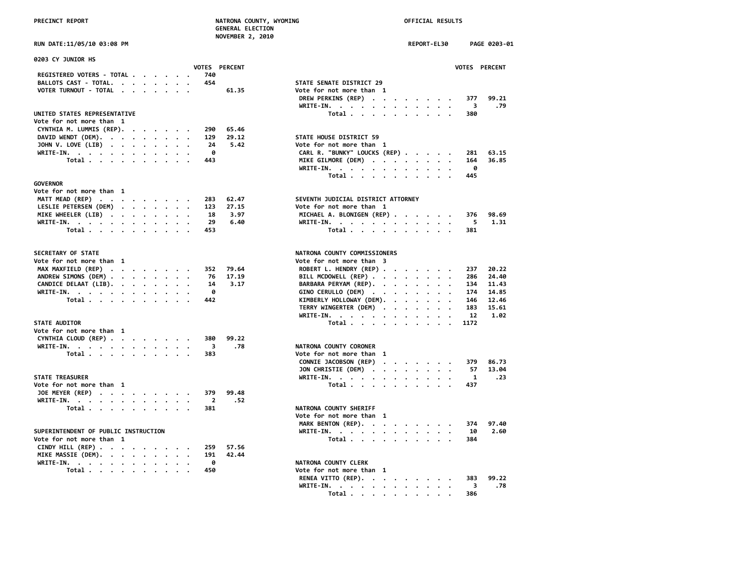PRECINCT REPORT — NATRONA COUNTY, WYOMING — GENERAL ELECTION — NOVEMBER 2, 2010 — OFFICIAL RESULTS

RUN DATE:11/05/10 03:08 PM — REPORT-EL30 — PAGE 0203-01

## 0203 CY JUNIOR HS

| | VOTES | PERCENT |
|---|---|---|
| REGISTERED VOTERS - TOTAL | 740 | |
| BALLOTS CAST - TOTAL. | 454 | |
| VOTER TURNOUT - TOTAL | | 61.35 |

### UNITED STATES REPRESENTATIVE
Vote for not more than 1

| | VOTES | PERCENT |
|---|---|---|
| CYNTHIA M. LUMMIS (REP). | 290 | 65.46 |
| DAVID WENDT (DEM). | 129 | 29.12 |
| JOHN V. LOVE (LIB) | 24 | 5.42 |
| WRITE-IN. | 0 | |
| Total | 443 | |

### GOVERNOR
Vote for not more than 1

| | VOTES | PERCENT |
|---|---|---|
| MATT MEAD (REP) | 283 | 62.47 |
| LESLIE PETERSEN (DEM) | 123 | 27.15 |
| MIKE WHEELER (LIB) | 18 | 3.97 |
| WRITE-IN. | 29 | 6.40 |
| Total | 453 | |

### SECRETARY OF STATE
Vote for not more than 1

| | VOTES | PERCENT |
|---|---|---|
| MAX MAXFIELD (REP) | 352 | 79.64 |
| ANDREW SIMONS (DEM) | 76 | 17.19 |
| CANDICE DELAAT (LIB). | 14 | 3.17 |
| WRITE-IN. | 0 | |
| Total | 442 | |

### STATE AUDITOR
Vote for not more than 1

| | VOTES | PERCENT |
|---|---|---|
| CYNTHIA CLOUD (REP) | 380 | 99.22 |
| WRITE-IN. | 3 | .78 |
| Total | 383 | |

### STATE TREASURER
Vote for not more than 1

| | VOTES | PERCENT |
|---|---|---|
| JOE MEYER (REP) | 379 | 99.48 |
| WRITE-IN. | 2 | .52 |
| Total | 381 | |

### SUPERINTENDENT OF PUBLIC INSTRUCTION
Vote for not more than 1

| | VOTES | PERCENT |
|---|---|---|
| CINDY HILL (REP) | 259 | 57.56 |
| MIKE MASSIE (DEM). | 191 | 42.44 |
| WRITE-IN. | 0 | |
| Total | 450 | |

### STATE SENATE DISTRICT 29
Vote for not more than 1

| | VOTES | PERCENT |
|---|---|---|
| DREW PERKINS (REP) | 377 | 99.21 |
| WRITE-IN. | 3 | .79 |
| Total | 380 | |

### STATE HOUSE DISTRICT 59
Vote for not more than 1

| | VOTES | PERCENT |
|---|---|---|
| CARL R. "BUNKY" LOUCKS (REP) | 281 | 63.15 |
| MIKE GILMORE (DEM) | 164 | 36.85 |
| WRITE-IN. | 0 | |
| Total | 445 | |

### SEVENTH JUDICIAL DISTRICT ATTORNEY
Vote for not more than 1

| | VOTES | PERCENT |
|---|---|---|
| MICHAEL A. BLONIGEN (REP) | 376 | 98.69 |
| WRITE-IN. | 5 | 1.31 |
| Total | 381 | |

### NATRONA COUNTY COMMISSIONERS
Vote for not more than 3

| | VOTES | PERCENT |
|---|---|---|
| ROBERT L. HENDRY (REP) | 237 | 20.22 |
| BILL MCDOWELL (REP) | 286 | 24.40 |
| BARBARA PERYAM (REP). | 134 | 11.43 |
| GINO CERULLO (DEM) | 174 | 14.85 |
| KIMBERLY HOLLOWAY (DEM). | 146 | 12.46 |
| TERRY WINGERTER (DEM) | 183 | 15.61 |
| WRITE-IN. | 12 | 1.02 |
| Total | 1172 | |

### NATRONA COUNTY CORONER
Vote for not more than 1

| | VOTES | PERCENT |
|---|---|---|
| CONNIE JACOBSON (REP) | 379 | 86.73 |
| JON CHRISTIE (DEM) | 57 | 13.04 |
| WRITE-IN. | 1 | .23 |
| Total | 437 | |

### NATRONA COUNTY SHERIFF
Vote for not more than 1

| | VOTES | PERCENT |
|---|---|---|
| MARK BENTON (REP). | 374 | 97.40 |
| WRITE-IN. | 10 | 2.60 |
| Total | 384 | |

### NATRONA COUNTY CLERK
Vote for not more than 1

| | VOTES | PERCENT |
|---|---|---|
| RENEA VITTO (REP). | 383 | 99.22 |
| WRITE-IN. | 3 | .78 |
| Total | 386 | |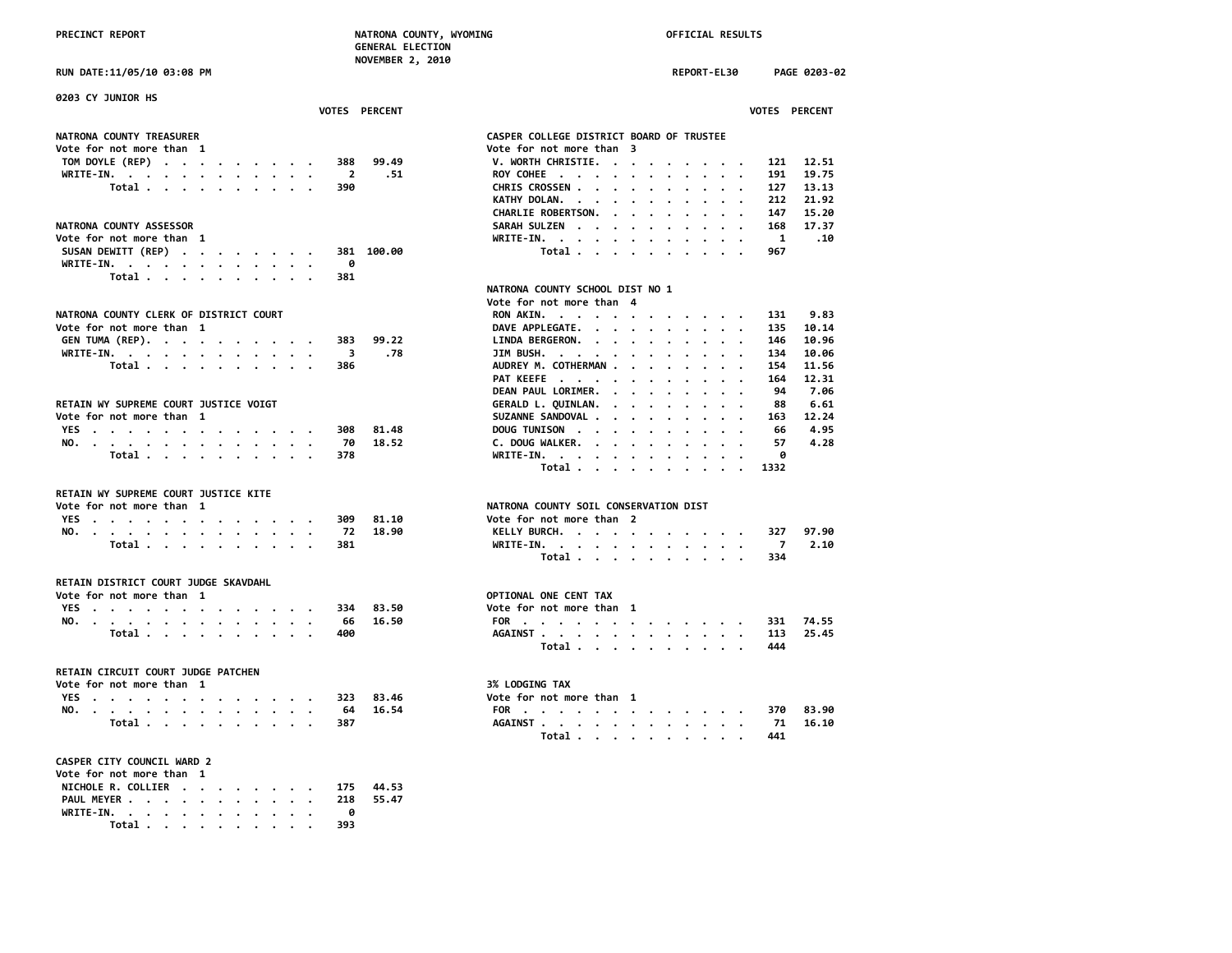PRECINCT REPORT — NATRONA COUNTY, WYOMING — GENERAL ELECTION — NOVEMBER 2, 2010 — OFFICIAL RESULTS

RUN DATE:11/05/10 03:08 PM — REPORT-EL30 — PAGE 0203-02

## 0203 CY JUNIOR HS

### NATRONA COUNTY TREASURER
Vote for not more than 1

| | VOTES | PERCENT |
|---|---|---|
| TOM DOYLE (REP) | 388 | 99.49 |
| WRITE-IN. | 2 | .51 |
| Total | 390 | |

### NATRONA COUNTY ASSESSOR
Vote for not more than 1

| | VOTES | PERCENT |
|---|---|---|
| SUSAN DEWITT (REP) | 381 | 100.00 |
| WRITE-IN. | 0 | |
| Total | 381 | |

### NATRONA COUNTY CLERK OF DISTRICT COURT
Vote for not more than 1

| | VOTES | PERCENT |
|---|---|---|
| GEN TUMA (REP). | 383 | 99.22 |
| WRITE-IN. | 3 | .78 |
| Total | 386 | |

### RETAIN WY SUPREME COURT JUSTICE VOIGT
Vote for not more than 1

| | VOTES | PERCENT |
|---|---|---|
| YES | 308 | 81.48 |
| NO. | 70 | 18.52 |
| Total | 378 | |

### RETAIN WY SUPREME COURT JUSTICE KITE
Vote for not more than 1

| | VOTES | PERCENT |
|---|---|---|
| YES | 309 | 81.10 |
| NO. | 72 | 18.90 |
| Total | 381 | |

### RETAIN DISTRICT COURT JUDGE SKAVDAHL
Vote for not more than 1

| | VOTES | PERCENT |
|---|---|---|
| YES | 334 | 83.50 |
| NO. | 66 | 16.50 |
| Total | 400 | |

### RETAIN CIRCUIT COURT JUDGE PATCHEN
Vote for not more than 1

| | VOTES | PERCENT |
|---|---|---|
| YES | 323 | 83.46 |
| NO. | 64 | 16.54 |
| Total | 387 | |

### CASPER CITY COUNCIL WARD 2
Vote for not more than 1

| | VOTES | PERCENT |
|---|---|---|
| NICHOLE R. COLLIER | 175 | 44.53 |
| PAUL MEYER | 218 | 55.47 |
| WRITE-IN. | 0 | |
| Total | 393 | |

### CASPER COLLEGE DISTRICT BOARD OF TRUSTEE
Vote for not more than 3

| | VOTES | PERCENT |
|---|---|---|
| V. WORTH CHRISTIE. | 121 | 12.51 |
| ROY COHEE | 191 | 19.75 |
| CHRIS CROSSEN | 127 | 13.13 |
| KATHY DOLAN. | 212 | 21.92 |
| CHARLIE ROBERTSON. | 147 | 15.20 |
| SARAH SULZEN | 168 | 17.37 |
| WRITE-IN. | 1 | .10 |
| Total | 967 | |

### NATRONA COUNTY SCHOOL DIST NO 1
Vote for not more than 4

| | VOTES | PERCENT |
|---|---|---|
| RON AKIN. | 131 | 9.83 |
| DAVE APPLEGATE. | 135 | 10.14 |
| LINDA BERGERON. | 146 | 10.96 |
| JIM BUSH. | 134 | 10.06 |
| AUDREY M. COTHERMAN | 154 | 11.56 |
| PAT KEEFE | 164 | 12.31 |
| DEAN PAUL LORIMER. | 94 | 7.06 |
| GERALD L. QUINLAN. | 88 | 6.61 |
| SUZANNE SANDOVAL | 163 | 12.24 |
| DOUG TUNISON | 66 | 4.95 |
| C. DOUG WALKER. | 57 | 4.28 |
| WRITE-IN. | 0 | |
| Total | 1332 | |

### NATRONA COUNTY SOIL CONSERVATION DIST
Vote for not more than 2

| | VOTES | PERCENT |
|---|---|---|
| KELLY BURCH. | 327 | 97.90 |
| WRITE-IN. | 7 | 2.10 |
| Total | 334 | |

### OPTIONAL ONE CENT TAX
Vote for not more than 1

| | VOTES | PERCENT |
|---|---|---|
| FOR | 331 | 74.55 |
| AGAINST | 113 | 25.45 |
| Total | 444 | |

### 3% LODGING TAX
Vote for not more than 1

| | VOTES | PERCENT |
|---|---|---|
| FOR | 370 | 83.90 |
| AGAINST | 71 | 16.10 |
| Total | 441 | |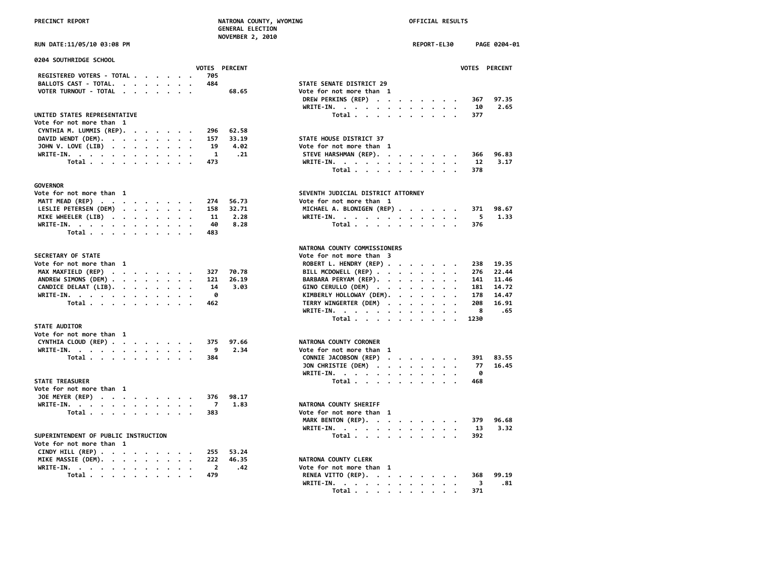PRECINCT REPORT — NATRONA COUNTY, WYOMING — GENERAL ELECTION — NOVEMBER 2, 2010 — OFFICIAL RESULTS

RUN DATE:11/05/10 03:08 PM — REPORT-EL30 — PAGE 0204-01

## 0204 SOUTHRIDGE SCHOOL

| | VOTES | PERCENT |
|---|---|---|
| REGISTERED VOTERS - TOTAL | 705 | |
| BALLOTS CAST - TOTAL | 484 | |
| VOTER TURNOUT - TOTAL | | 68.65 |

### UNITED STATES REPRESENTATIVE
Vote for not more than 1

| | VOTES | PERCENT |
|---|---|---|
| CYNTHIA M. LUMMIS (REP) | 296 | 62.58 |
| DAVID WENDT (DEM) | 157 | 33.19 |
| JOHN V. LOVE (LIB) | 19 | 4.02 |
| WRITE-IN | 1 | .21 |
| Total | 473 | |

### GOVERNOR
Vote for not more than 1

| | VOTES | PERCENT |
|---|---|---|
| MATT MEAD (REP) | 274 | 56.73 |
| LESLIE PETERSEN (DEM) | 158 | 32.71 |
| MIKE WHEELER (LIB) | 11 | 2.28 |
| WRITE-IN | 40 | 8.28 |
| Total | 483 | |

### SECRETARY OF STATE
Vote for not more than 1

| | VOTES | PERCENT |
|---|---|---|
| MAX MAXFIELD (REP) | 327 | 70.78 |
| ANDREW SIMONS (DEM) | 121 | 26.19 |
| CANDICE DELAAT (LIB) | 14 | 3.03 |
| WRITE-IN | 0 | |
| Total | 462 | |

### STATE AUDITOR
Vote for not more than 1

| | VOTES | PERCENT |
|---|---|---|
| CYNTHIA CLOUD (REP) | 375 | 97.66 |
| WRITE-IN | 9 | 2.34 |
| Total | 384 | |

### STATE TREASURER
Vote for not more than 1

| | VOTES | PERCENT |
|---|---|---|
| JOE MEYER (REP) | 376 | 98.17 |
| WRITE-IN | 7 | 1.83 |
| Total | 383 | |

### SUPERINTENDENT OF PUBLIC INSTRUCTION
Vote for not more than 1

| | VOTES | PERCENT |
|---|---|---|
| CINDY HILL (REP) | 255 | 53.24 |
| MIKE MASSIE (DEM) | 222 | 46.35 |
| WRITE-IN | 2 | .42 |
| Total | 479 | |

### STATE SENATE DISTRICT 29
Vote for not more than 1

| | VOTES | PERCENT |
|---|---|---|
| DREW PERKINS (REP) | 367 | 97.35 |
| WRITE-IN | 10 | 2.65 |
| Total | 377 | |

### STATE HOUSE DISTRICT 37
Vote for not more than 1

| | VOTES | PERCENT |
|---|---|---|
| STEVE HARSHMAN (REP) | 366 | 96.83 |
| WRITE-IN | 12 | 3.17 |
| Total | 378 | |

### SEVENTH JUDICIAL DISTRICT ATTORNEY
Vote for not more than 1

| | VOTES | PERCENT |
|---|---|---|
| MICHAEL A. BLONIGEN (REP) | 371 | 98.67 |
| WRITE-IN | 5 | 1.33 |
| Total | 376 | |

### NATRONA COUNTY COMMISSIONERS
Vote for not more than 3

| | VOTES | PERCENT |
|---|---|---|
| ROBERT L. HENDRY (REP) | 238 | 19.35 |
| BILL MCDOWELL (REP) | 276 | 22.44 |
| BARBARA PERYAM (REP) | 141 | 11.46 |
| GINO CERULLO (DEM) | 181 | 14.72 |
| KIMBERLY HOLLOWAY (DEM) | 178 | 14.47 |
| TERRY WINGERTER (DEM) | 208 | 16.91 |
| WRITE-IN | 8 | .65 |
| Total | 1230 | |

### NATRONA COUNTY CORONER
Vote for not more than 1

| | VOTES | PERCENT |
|---|---|---|
| CONNIE JACOBSON (REP) | 391 | 83.55 |
| JON CHRISTIE (DEM) | 77 | 16.45 |
| WRITE-IN | 0 | |
| Total | 468 | |

### NATRONA COUNTY SHERIFF
Vote for not more than 1

| | VOTES | PERCENT |
|---|---|---|
| MARK BENTON (REP) | 379 | 96.68 |
| WRITE-IN | 13 | 3.32 |
| Total | 392 | |

### NATRONA COUNTY CLERK
Vote for not more than 1

| | VOTES | PERCENT |
|---|---|---|
| RENEA VITTO (REP) | 368 | 99.19 |
| WRITE-IN | 3 | .81 |
| Total | 371 | |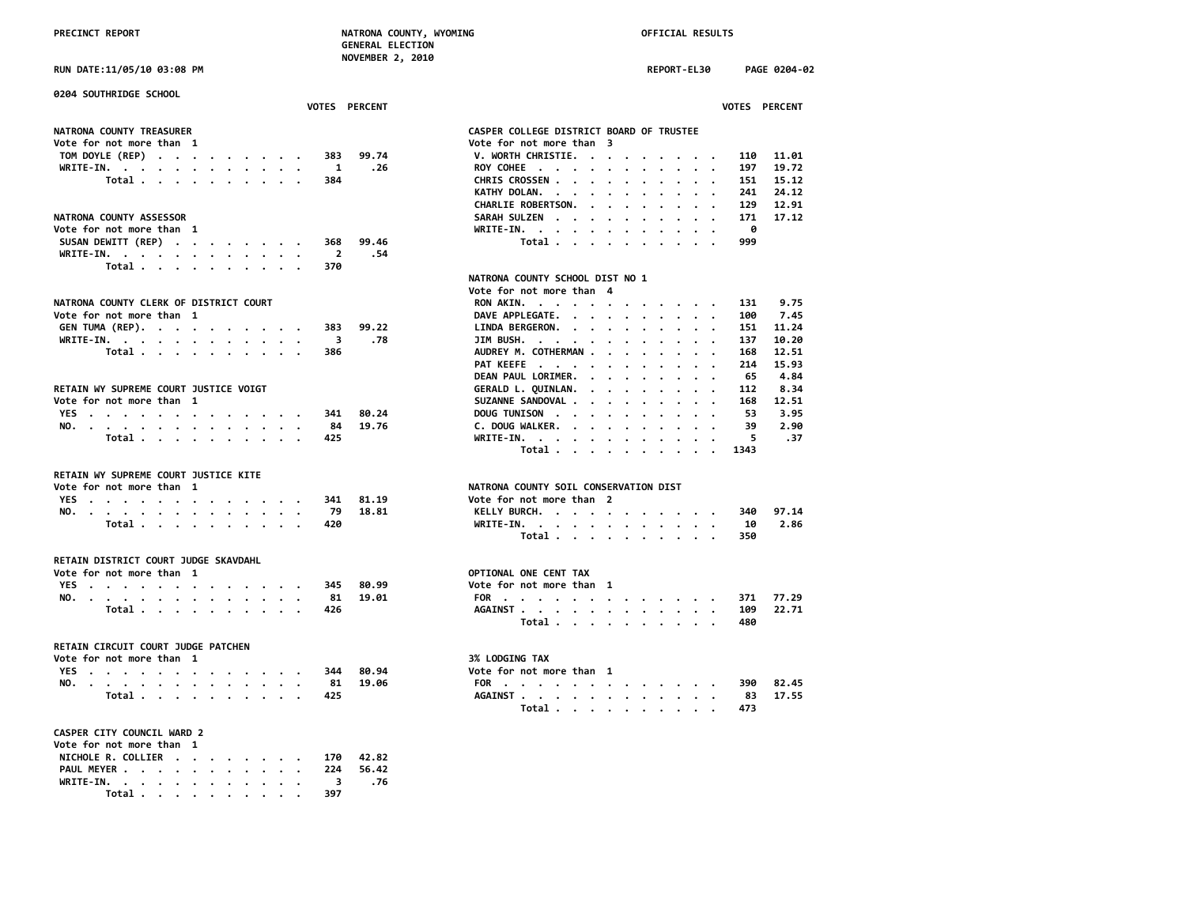PRECINCT REPORT — NATRONA COUNTY, WYOMING — GENERAL ELECTION — NOVEMBER 2, 2010 — OFFICIAL RESULTS

RUN DATE:11/05/10 03:08 PM — REPORT-EL30

## 0204 SOUTHRIDGE SCHOOL

### NATRONA COUNTY TREASURER
Vote for not more than 1

| | VOTES | PERCENT |
|---|---|---|
| TOM DOYLE (REP) | 383 | 99.74 |
| WRITE-IN. | 1 | .26 |
| Total | 384 | |

### NATRONA COUNTY ASSESSOR
Vote for not more than 1

| | VOTES | PERCENT |
|---|---|---|
| SUSAN DEWITT (REP) | 368 | 99.46 |
| WRITE-IN. | 2 | .54 |
| Total | 370 | |

### NATRONA COUNTY CLERK OF DISTRICT COURT
Vote for not more than 1

| | VOTES | PERCENT |
|---|---|---|
| GEN TUMA (REP). | 383 | 99.22 |
| WRITE-IN. | 3 | .78 |
| Total | 386 | |

### RETAIN WY SUPREME COURT JUSTICE VOIGT
Vote for not more than 1

| | VOTES | PERCENT |
|---|---|---|
| YES | 341 | 80.24 |
| NO. | 84 | 19.76 |
| Total | 425 | |

### RETAIN WY SUPREME COURT JUSTICE KITE
Vote for not more than 1

| | VOTES | PERCENT |
|---|---|---|
| YES | 341 | 81.19 |
| NO. | 79 | 18.81 |
| Total | 420 | |

### RETAIN DISTRICT COURT JUDGE SKAVDAHL
Vote for not more than 1

| | VOTES | PERCENT |
|---|---|---|
| YES | 345 | 80.99 |
| NO. | 81 | 19.01 |
| Total | 426 | |

### RETAIN CIRCUIT COURT JUDGE PATCHEN
Vote for not more than 1

| | VOTES | PERCENT |
|---|---|---|
| YES | 344 | 80.94 |
| NO. | 81 | 19.06 |
| Total | 425 | |

### CASPER CITY COUNCIL WARD 2
Vote for not more than 1

| | VOTES | PERCENT |
|---|---|---|
| NICHOLE R. COLLIER | 170 | 42.82 |
| PAUL MEYER | 224 | 56.42 |
| WRITE-IN. | 3 | .76 |
| Total | 397 | |

### CASPER COLLEGE DISTRICT BOARD OF TRUSTEE
Vote for not more than 3

| | VOTES | PERCENT |
|---|---|---|
| V. WORTH CHRISTIE. | 110 | 11.01 |
| ROY COHEE | 197 | 19.72 |
| CHRIS CROSSEN | 151 | 15.12 |
| KATHY DOLAN. | 241 | 24.12 |
| CHARLIE ROBERTSON. | 129 | 12.91 |
| SARAH SULZEN | 171 | 17.12 |
| WRITE-IN. | 0 | |
| Total | 999 | |

### NATRONA COUNTY SCHOOL DIST NO 1
Vote for not more than 4

| | VOTES | PERCENT |
|---|---|---|
| RON AKIN. | 131 | 9.75 |
| DAVE APPLEGATE. | 100 | 7.45 |
| LINDA BERGERON. | 151 | 11.24 |
| JIM BUSH. | 137 | 10.20 |
| AUDREY M. COTHERMAN | 168 | 12.51 |
| PAT KEEFE | 214 | 15.93 |
| DEAN PAUL LORIMER. | 65 | 4.84 |
| GERALD L. QUINLAN. | 112 | 8.34 |
| SUZANNE SANDOVAL | 168 | 12.51 |
| DOUG TUNISON | 53 | 3.95 |
| C. DOUG WALKER. | 39 | 2.90 |
| WRITE-IN. | 5 | .37 |
| Total | 1343 | |

### NATRONA COUNTY SOIL CONSERVATION DIST
Vote for not more than 2

| | VOTES | PERCENT |
|---|---|---|
| KELLY BURCH. | 340 | 97.14 |
| WRITE-IN. | 10 | 2.86 |
| Total | 350 | |

### OPTIONAL ONE CENT TAX
Vote for not more than 1

| | VOTES | PERCENT |
|---|---|---|
| FOR | 371 | 77.29 |
| AGAINST | 109 | 22.71 |
| Total | 480 | |

### 3% LODGING TAX
Vote for not more than 1

| | VOTES | PERCENT |
|---|---|---|
| FOR | 390 | 82.45 |
| AGAINST | 83 | 17.55 |
| Total | 473 | |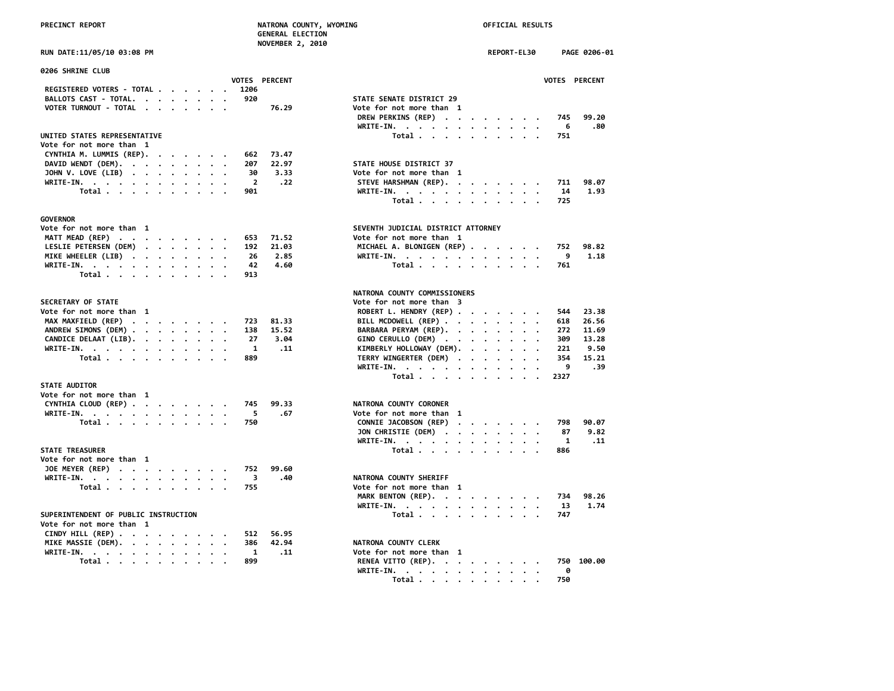PRECINCT REPORT — NATRONA COUNTY, WYOMING — GENERAL ELECTION — NOVEMBER 2, 2010 — OFFICIAL RESULTS

RUN DATE:11/05/10 03:08 PM — REPORT-EL30 — PAGE 0206-01

## 0206 SHRINE CLUB

| | VOTES | PERCENT |
|---|---|---|
| REGISTERED VOTERS - TOTAL | 1206 | |
| BALLOTS CAST - TOTAL. | 920 | |
| VOTER TURNOUT - TOTAL | | 76.29 |

### UNITED STATES REPRESENTATIVE
Vote for not more than 1

| | VOTES | PERCENT |
|---|---|---|
| CYNTHIA M. LUMMIS (REP). | 662 | 73.47 |
| DAVID WENDT (DEM). | 207 | 22.97 |
| JOHN V. LOVE (LIB) | 30 | 3.33 |
| WRITE-IN. | 2 | .22 |
| Total | 901 | |

### GOVERNOR
Vote for not more than 1

| | VOTES | PERCENT |
|---|---|---|
| MATT MEAD (REP) | 653 | 71.52 |
| LESLIE PETERSEN (DEM) | 192 | 21.03 |
| MIKE WHEELER (LIB) | 26 | 2.85 |
| WRITE-IN. | 42 | 4.60 |
| Total | 913 | |

### SECRETARY OF STATE
Vote for not more than 1

| | VOTES | PERCENT |
|---|---|---|
| MAX MAXFIELD (REP) | 723 | 81.33 |
| ANDREW SIMONS (DEM) | 138 | 15.52 |
| CANDICE DELAAT (LIB). | 27 | 3.04 |
| WRITE-IN. | 1 | .11 |
| Total | 889 | |

### STATE AUDITOR
Vote for not more than 1

| | VOTES | PERCENT |
|---|---|---|
| CYNTHIA CLOUD (REP) | 745 | 99.33 |
| WRITE-IN. | 5 | .67 |
| Total | 750 | |

### STATE TREASURER
Vote for not more than 1

| | VOTES | PERCENT |
|---|---|---|
| JOE MEYER (REP) | 752 | 99.60 |
| WRITE-IN. | 3 | .40 |
| Total | 755 | |

### SUPERINTENDENT OF PUBLIC INSTRUCTION
Vote for not more than 1

| | VOTES | PERCENT |
|---|---|---|
| CINDY HILL (REP) | 512 | 56.95 |
| MIKE MASSIE (DEM). | 386 | 42.94 |
| WRITE-IN. | 1 | .11 |
| Total | 899 | |

### STATE SENATE DISTRICT 29
Vote for not more than 1

| | VOTES | PERCENT |
|---|---|---|
| DREW PERKINS (REP) | 745 | 99.20 |
| WRITE-IN. | 6 | .80 |
| Total | 751 | |

### STATE HOUSE DISTRICT 37
Vote for not more than 1

| | VOTES | PERCENT |
|---|---|---|
| STEVE HARSHMAN (REP). | 711 | 98.07 |
| WRITE-IN. | 14 | 1.93 |
| Total | 725 | |

### SEVENTH JUDICIAL DISTRICT ATTORNEY
Vote for not more than 1

| | VOTES | PERCENT |
|---|---|---|
| MICHAEL A. BLONIGEN (REP) | 752 | 98.82 |
| WRITE-IN. | 9 | 1.18 |
| Total | 761 | |

### NATRONA COUNTY COMMISSIONERS
Vote for not more than 3

| | VOTES | PERCENT |
|---|---|---|
| ROBERT L. HENDRY (REP) | 544 | 23.38 |
| BILL MCDOWELL (REP) | 618 | 26.56 |
| BARBARA PERYAM (REP). | 272 | 11.69 |
| GINO CERULLO (DEM) | 309 | 13.28 |
| KIMBERLY HOLLOWAY (DEM). | 221 | 9.50 |
| TERRY WINGERTER (DEM) | 354 | 15.21 |
| WRITE-IN. | 9 | .39 |
| Total | 2327 | |

### NATRONA COUNTY CORONER
Vote for not more than 1

| | VOTES | PERCENT |
|---|---|---|
| CONNIE JACOBSON (REP) | 798 | 90.07 |
| JON CHRISTIE (DEM) | 87 | 9.82 |
| WRITE-IN. | 1 | .11 |
| Total | 886 | |

### NATRONA COUNTY SHERIFF
Vote for not more than 1

| | VOTES | PERCENT |
|---|---|---|
| MARK BENTON (REP). | 734 | 98.26 |
| WRITE-IN. | 13 | 1.74 |
| Total | 747 | |

### NATRONA COUNTY CLERK
Vote for not more than 1

| | VOTES | PERCENT |
|---|---|---|
| RENEA VITTO (REP). | 750 | 100.00 |
| WRITE-IN. | 0 | |
| Total | 750 | |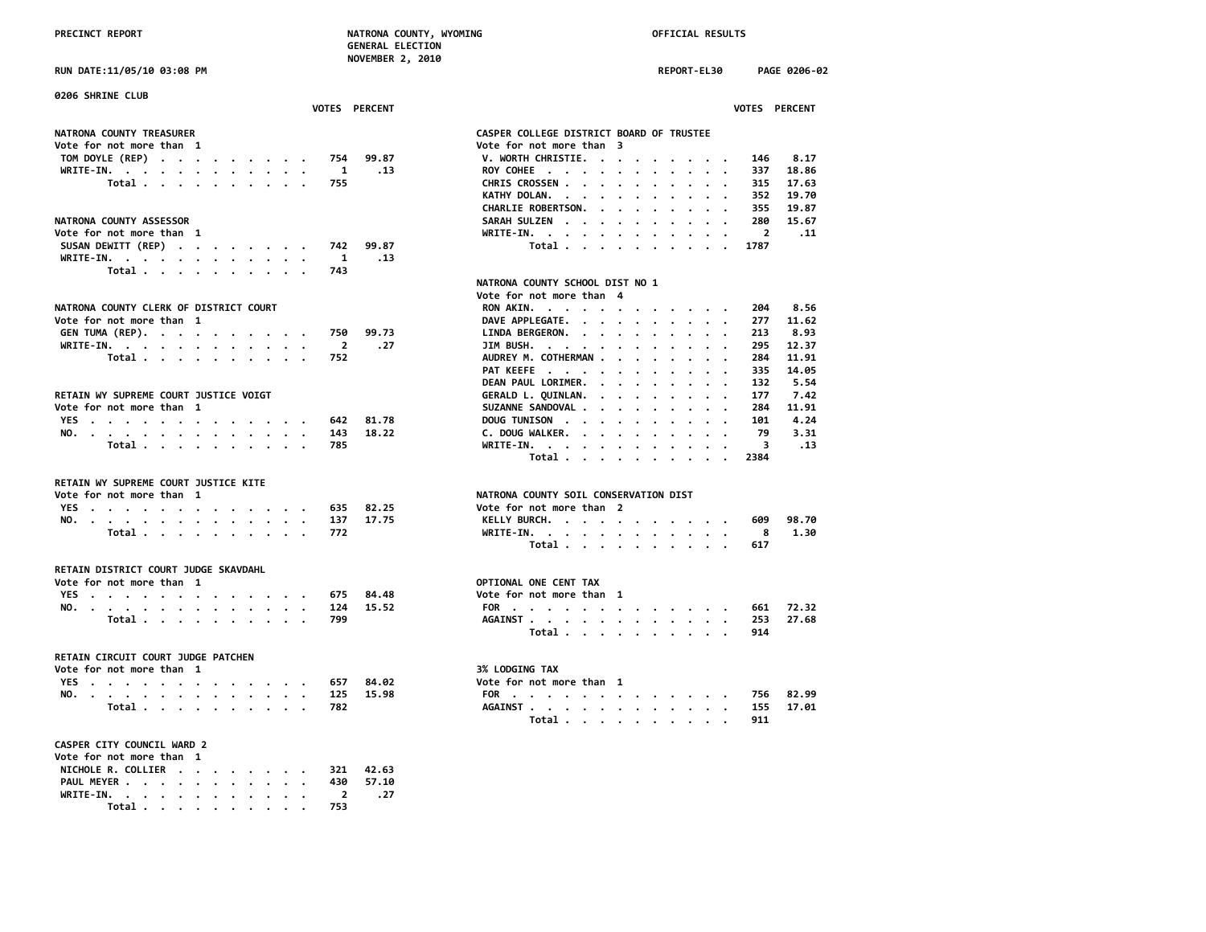## 0206 SHRINE CLUB

### NATRONA COUNTY TREASURER
Vote for not more than 1

| | VOTES | PERCENT |
|---|---|---|
| TOM DOYLE (REP) | 754 | 99.87 |
| WRITE-IN. | 1 | .13 |
| Total | 755 | |

### NATRONA COUNTY ASSESSOR
Vote for not more than 1

| | VOTES | PERCENT |
|---|---|---|
| SUSAN DEWITT (REP) | 742 | 99.87 |
| WRITE-IN. | 1 | .13 |
| Total | 743 | |

### NATRONA COUNTY CLERK OF DISTRICT COURT
Vote for not more than 1

| | VOTES | PERCENT |
|---|---|---|
| GEN TUMA (REP). | 750 | 99.73 |
| WRITE-IN. | 2 | .27 |
| Total | 752 | |

### RETAIN WY SUPREME COURT JUSTICE VOIGT
Vote for not more than 1

| | VOTES | PERCENT |
|---|---|---|
| YES | 642 | 81.78 |
| NO. | 143 | 18.22 |
| Total | 785 | |

### RETAIN WY SUPREME COURT JUSTICE KITE
Vote for not more than 1

| | VOTES | PERCENT |
|---|---|---|
| YES | 635 | 82.25 |
| NO. | 137 | 17.75 |
| Total | 772 | |

### RETAIN DISTRICT COURT JUDGE SKAVDAHL
Vote for not more than 1

| | VOTES | PERCENT |
|---|---|---|
| YES | 675 | 84.48 |
| NO. | 124 | 15.52 |
| Total | 799 | |

### RETAIN CIRCUIT COURT JUDGE PATCHEN
Vote for not more than 1

| | VOTES | PERCENT |
|---|---|---|
| YES | 657 | 84.02 |
| NO. | 125 | 15.98 |
| Total | 782 | |

### CASPER CITY COUNCIL WARD 2
Vote for not more than 1

| | VOTES | PERCENT |
|---|---|---|
| NICHOLE R. COLLIER | 321 | 42.63 |
| PAUL MEYER | 430 | 57.10 |
| WRITE-IN. | 2 | .27 |
| Total | 753 | |

### CASPER COLLEGE DISTRICT BOARD OF TRUSTEE
Vote for not more than 3

| | VOTES | PERCENT |
|---|---|---|
| V. WORTH CHRISTIE. | 146 | 8.17 |
| ROY COHEE | 337 | 18.86 |
| CHRIS CROSSEN | 315 | 17.63 |
| KATHY DOLAN. | 352 | 19.70 |
| CHARLIE ROBERTSON. | 355 | 19.87 |
| SARAH SULZEN | 280 | 15.67 |
| WRITE-IN. | 2 | .11 |
| Total | 1787 | |

### NATRONA COUNTY SCHOOL DIST NO 1
Vote for not more than 4

| | VOTES | PERCENT |
|---|---|---|
| RON AKIN. | 204 | 8.56 |
| DAVE APPLEGATE. | 277 | 11.62 |
| LINDA BERGERON. | 213 | 8.93 |
| JIM BUSH. | 295 | 12.37 |
| AUDREY M. COTHERMAN | 284 | 11.91 |
| PAT KEEFE | 335 | 14.05 |
| DEAN PAUL LORIMER. | 132 | 5.54 |
| GERALD L. QUINLAN. | 177 | 7.42 |
| SUZANNE SANDOVAL | 284 | 11.91 |
| DOUG TUNISON | 101 | 4.24 |
| C. DOUG WALKER. | 79 | 3.31 |
| WRITE-IN. | 3 | .13 |
| Total | 2384 | |

### NATRONA COUNTY SOIL CONSERVATION DIST
Vote for not more than 2

| | VOTES | PERCENT |
|---|---|---|
| KELLY BURCH. | 609 | 98.70 |
| WRITE-IN. | 8 | 1.30 |
| Total | 617 | |

### OPTIONAL ONE CENT TAX
Vote for not more than 1

| | VOTES | PERCENT |
|---|---|---|
| FOR | 661 | 72.32 |
| AGAINST | 253 | 27.68 |
| Total | 914 | |

### 3% LODGING TAX
Vote for not more than 1

| | VOTES | PERCENT |
|---|---|---|
| FOR | 756 | 82.99 |
| AGAINST | 155 | 17.01 |
| Total | 911 | |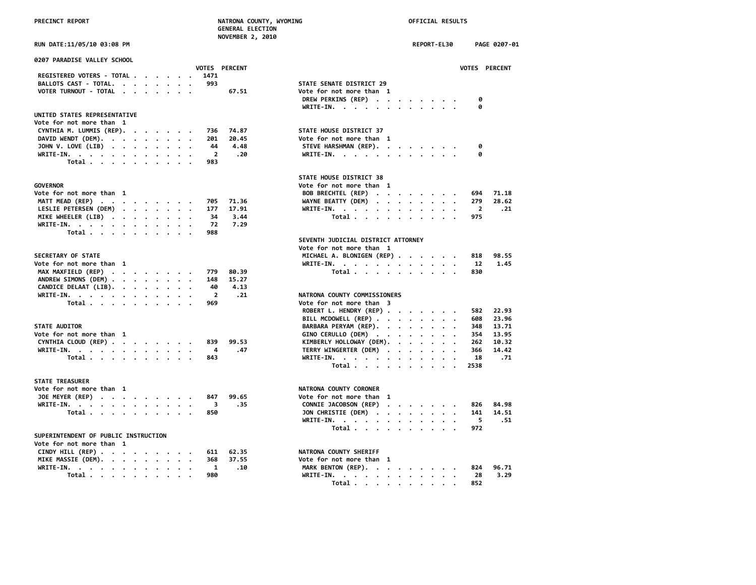PRECINCT REPORT — NATRONA COUNTY, WYOMING — GENERAL ELECTION — NOVEMBER 2, 2010 — OFFICIAL RESULTS

RUN DATE:11/05/10 03:08 PM — REPORT-EL30 — PAGE 0207-01

## 0207 PARADISE VALLEY SCHOOL

| | VOTES | PERCENT |
|---|---|---|
| REGISTERED VOTERS - TOTAL | 1471 | |
| BALLOTS CAST - TOTAL | 993 | |
| VOTER TURNOUT - TOTAL | | 67.51 |

### UNITED STATES REPRESENTATIVE
Vote for not more than 1

| | VOTES | PERCENT |
|---|---|---|
| CYNTHIA M. LUMMIS (REP) | 736 | 74.87 |
| DAVID WENDT (DEM) | 201 | 20.45 |
| JOHN V. LOVE (LIB) | 44 | 4.48 |
| WRITE-IN | 2 | .20 |
| Total | 983 | |

### GOVERNOR
Vote for not more than 1

| | VOTES | PERCENT |
|---|---|---|
| MATT MEAD (REP) | 705 | 71.36 |
| LESLIE PETERSEN (DEM) | 177 | 17.91 |
| MIKE WHEELER (LIB) | 34 | 3.44 |
| WRITE-IN | 72 | 7.29 |
| Total | 988 | |

### SECRETARY OF STATE
Vote for not more than 1

| | VOTES | PERCENT |
|---|---|---|
| MAX MAXFIELD (REP) | 779 | 80.39 |
| ANDREW SIMONS (DEM) | 148 | 15.27 |
| CANDICE DELAAT (LIB) | 40 | 4.13 |
| WRITE-IN | 2 | .21 |
| Total | 969 | |

### STATE AUDITOR
Vote for not more than 1

| | VOTES | PERCENT |
|---|---|---|
| CYNTHIA CLOUD (REP) | 839 | 99.53 |
| WRITE-IN | 4 | .47 |
| Total | 843 | |

### STATE TREASURER
Vote for not more than 1

| | VOTES | PERCENT |
|---|---|---|
| JOE MEYER (REP) | 847 | 99.65 |
| WRITE-IN | 3 | .35 |
| Total | 850 | |

### SUPERINTENDENT OF PUBLIC INSTRUCTION
Vote for not more than 1

| | VOTES | PERCENT |
|---|---|---|
| CINDY HILL (REP) | 611 | 62.35 |
| MIKE MASSIE (DEM) | 368 | 37.55 |
| WRITE-IN | 1 | .10 |
| Total | 980 | |

### STATE SENATE DISTRICT 29
Vote for not more than 1

| | VOTES | PERCENT |
|---|---|---|
| DREW PERKINS (REP) | 0 | |
| WRITE-IN | 0 | |

### STATE HOUSE DISTRICT 37
Vote for not more than 1

| | VOTES | PERCENT |
|---|---|---|
| STEVE HARSHMAN (REP) | 0 | |
| WRITE-IN | 0 | |

### STATE HOUSE DISTRICT 38
Vote for not more than 1

| | VOTES | PERCENT |
|---|---|---|
| BOB BRECHTEL (REP) | 694 | 71.18 |
| WAYNE BEATTY (DEM) | 279 | 28.62 |
| WRITE-IN | 2 | .21 |
| Total | 975 | |

### SEVENTH JUDICIAL DISTRICT ATTORNEY
Vote for not more than 1

| | VOTES | PERCENT |
|---|---|---|
| MICHAEL A. BLONIGEN (REP) | 818 | 98.55 |
| WRITE-IN | 12 | 1.45 |
| Total | 830 | |

### NATRONA COUNTY COMMISSIONERS
Vote for not more than 3

| | VOTES | PERCENT |
|---|---|---|
| ROBERT L. HENDRY (REP) | 582 | 22.93 |
| BILL MCDOWELL (REP) | 608 | 23.96 |
| BARBARA PERYAM (REP) | 348 | 13.71 |
| GINO CERULLO (DEM) | 354 | 13.95 |
| KIMBERLY HOLLOWAY (DEM) | 262 | 10.32 |
| TERRY WINGERTER (DEM) | 366 | 14.42 |
| WRITE-IN | 18 | .71 |
| Total | 2538 | |

### NATRONA COUNTY CORONER
Vote for not more than 1

| | VOTES | PERCENT |
|---|---|---|
| CONNIE JACOBSON (REP) | 826 | 84.98 |
| JON CHRISTIE (DEM) | 141 | 14.51 |
| WRITE-IN | 5 | .51 |
| Total | 972 | |

### NATRONA COUNTY SHERIFF
Vote for not more than 1

| | VOTES | PERCENT |
|---|---|---|
| MARK BENTON (REP) | 824 | 96.71 |
| WRITE-IN | 28 | 3.29 |
| Total | 852 | |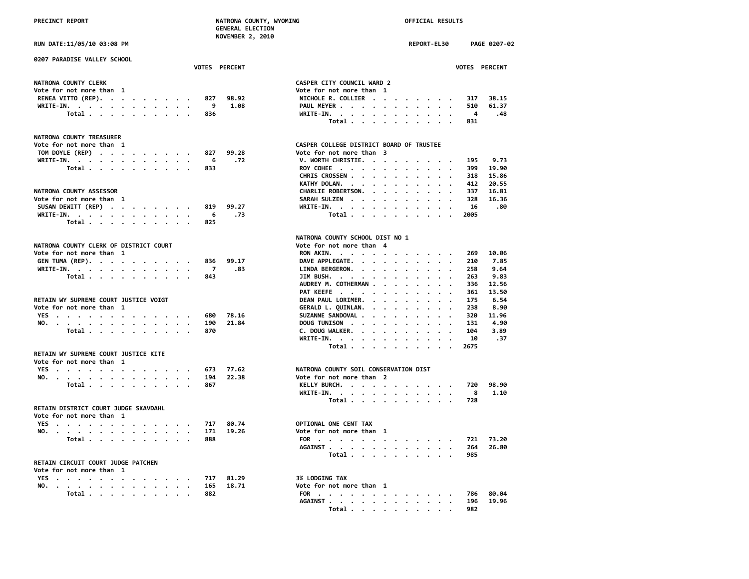PRECINCT REPORT — NATRONA COUNTY, WYOMING — GENERAL ELECTION — NOVEMBER 2, 2010 — OFFICIAL RESULTS

RUN DATE:11/05/10 03:08 PM — REPORT-EL30 — PAGE 0207-02

## 0207 PARADISE VALLEY SCHOOL

### NATRONA COUNTY CLERK
Vote for not more than 1

| | VOTES | PERCENT |
|---|---|---|
| RENEA VITTO (REP) | 827 | 98.92 |
| WRITE-IN | 9 | 1.08 |
| Total | 836 | |

### NATRONA COUNTY TREASURER
Vote for not more than 1

| | VOTES | PERCENT |
|---|---|---|
| TOM DOYLE (REP) | 827 | 99.28 |
| WRITE-IN | 6 | .72 |
| Total | 833 | |

### NATRONA COUNTY ASSESSOR
Vote for not more than 1

| | VOTES | PERCENT |
|---|---|---|
| SUSAN DEWITT (REP) | 819 | 99.27 |
| WRITE-IN | 6 | .73 |
| Total | 825 | |

### NATRONA COUNTY CLERK OF DISTRICT COURT
Vote for not more than 1

| | VOTES | PERCENT |
|---|---|---|
| GEN TUMA (REP) | 836 | 99.17 |
| WRITE-IN | 7 | .83 |
| Total | 843 | |

### RETAIN WY SUPREME COURT JUSTICE VOIGT
Vote for not more than 1

| | VOTES | PERCENT |
|---|---|---|
| YES | 680 | 78.16 |
| NO | 190 | 21.84 |
| Total | 870 | |

### RETAIN WY SUPREME COURT JUSTICE KITE
Vote for not more than 1

| | VOTES | PERCENT |
|---|---|---|
| YES | 673 | 77.62 |
| NO | 194 | 22.38 |
| Total | 867 | |

### RETAIN DISTRICT COURT JUDGE SKAVDAHL
Vote for not more than 1

| | VOTES | PERCENT |
|---|---|---|
| YES | 717 | 80.74 |
| NO | 171 | 19.26 |
| Total | 888 | |

### RETAIN CIRCUIT COURT JUDGE PATCHEN
Vote for not more than 1

| | VOTES | PERCENT |
|---|---|---|
| YES | 717 | 81.29 |
| NO | 165 | 18.71 |
| Total | 882 | |

### CASPER CITY COUNCIL WARD 2
Vote for not more than 1

| | VOTES | PERCENT |
|---|---|---|
| NICHOLE R. COLLIER | 317 | 38.15 |
| PAUL MEYER | 510 | 61.37 |
| WRITE-IN | 4 | .48 |
| Total | 831 | |

### CASPER COLLEGE DISTRICT BOARD OF TRUSTEE
Vote for not more than 3

| | VOTES | PERCENT |
|---|---|---|
| V. WORTH CHRISTIE | 195 | 9.73 |
| ROY COHEE | 399 | 19.90 |
| CHRIS CROSSEN | 318 | 15.86 |
| KATHY DOLAN | 412 | 20.55 |
| CHARLIE ROBERTSON | 337 | 16.81 |
| SARAH SULZEN | 328 | 16.36 |
| WRITE-IN | 16 | .80 |
| Total | 2005 | |

### NATRONA COUNTY SCHOOL DIST NO 1
Vote for not more than 4

| | VOTES | PERCENT |
|---|---|---|
| RON AKIN | 269 | 10.06 |
| DAVE APPLEGATE | 210 | 7.85 |
| LINDA BERGERON | 258 | 9.64 |
| JIM BUSH | 263 | 9.83 |
| AUDREY M. COTHERMAN | 336 | 12.56 |
| PAT KEEFE | 361 | 13.50 |
| DEAN PAUL LORIMER | 175 | 6.54 |
| GERALD L. QUINLAN | 238 | 8.90 |
| SUZANNE SANDOVAL | 320 | 11.96 |
| DOUG TUNISON | 131 | 4.90 |
| C. DOUG WALKER | 104 | 3.89 |
| WRITE-IN | 10 | .37 |
| Total | 2675 | |

### NATRONA COUNTY SOIL CONSERVATION DIST
Vote for not more than 2

| | VOTES | PERCENT |
|---|---|---|
| KELLY BURCH | 720 | 98.90 |
| WRITE-IN | 8 | 1.10 |
| Total | 728 | |

### OPTIONAL ONE CENT TAX
Vote for not more than 1

| | VOTES | PERCENT |
|---|---|---|
| FOR | 721 | 73.20 |
| AGAINST | 264 | 26.80 |
| Total | 985 | |

### 3% LODGING TAX
Vote for not more than 1

| | VOTES | PERCENT |
|---|---|---|
| FOR | 786 | 80.04 |
| AGAINST | 196 | 19.96 |
| Total | 982 | |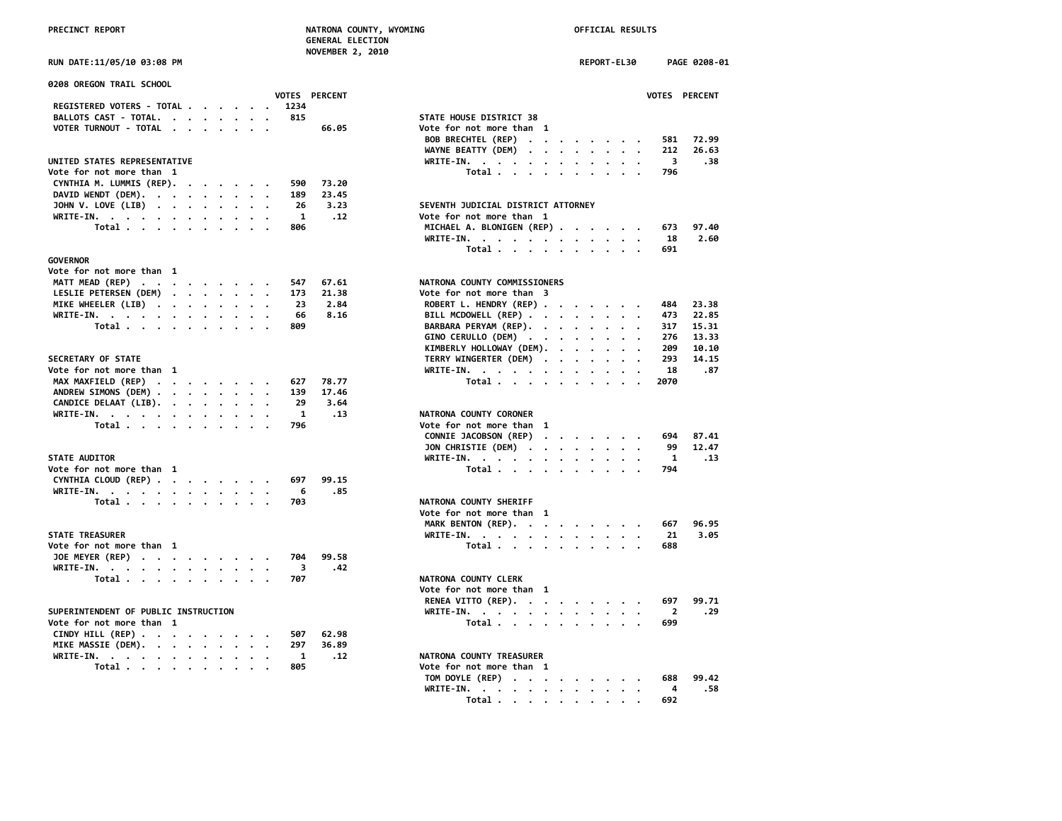PRECINCT REPORT — NATRONA COUNTY, WYOMING — GENERAL ELECTION — NOVEMBER 2, 2010 — OFFICIAL RESULTS

RUN DATE:11/05/10 03:08 PM — REPORT-EL30 — PAGE 0208-01

## 0208 OREGON TRAIL SCHOOL

| | VOTES | PERCENT |
|---|---|---|
| REGISTERED VOTERS - TOTAL | 1234 | |
| BALLOTS CAST - TOTAL. | 815 | |
| VOTER TURNOUT - TOTAL | | 66.05 |

### UNITED STATES REPRESENTATIVE
Vote for not more than 1

| | VOTES | PERCENT |
|---|---|---|
| CYNTHIA M. LUMMIS (REP). | 590 | 73.20 |
| DAVID WENDT (DEM). | 189 | 23.45 |
| JOHN V. LOVE (LIB) | 26 | 3.23 |
| WRITE-IN. | 1 | .12 |
| Total | 806 | |

### GOVERNOR
Vote for not more than 1

| | VOTES | PERCENT |
|---|---|---|
| MATT MEAD (REP) | 547 | 67.61 |
| LESLIE PETERSEN (DEM) | 173 | 21.38 |
| MIKE WHEELER (LIB) | 23 | 2.84 |
| WRITE-IN. | 66 | 8.16 |
| Total | 809 | |

### SECRETARY OF STATE
Vote for not more than 1

| | VOTES | PERCENT |
|---|---|---|
| MAX MAXFIELD (REP) | 627 | 78.77 |
| ANDREW SIMONS (DEM) | 139 | 17.46 |
| CANDICE DELAAT (LIB). | 29 | 3.64 |
| WRITE-IN. | 1 | .13 |
| Total | 796 | |

### STATE AUDITOR
Vote for not more than 1

| | VOTES | PERCENT |
|---|---|---|
| CYNTHIA CLOUD (REP) | 697 | 99.15 |
| WRITE-IN. | 6 | .85 |
| Total | 703 | |

### STATE TREASURER
Vote for not more than 1

| | VOTES | PERCENT |
|---|---|---|
| JOE MEYER (REP) | 704 | 99.58 |
| WRITE-IN. | 3 | .42 |
| Total | 707 | |

### SUPERINTENDENT OF PUBLIC INSTRUCTION
Vote for not more than 1

| | VOTES | PERCENT |
|---|---|---|
| CINDY HILL (REP) | 507 | 62.98 |
| MIKE MASSIE (DEM). | 297 | 36.89 |
| WRITE-IN. | 1 | .12 |
| Total | 805 | |

### STATE HOUSE DISTRICT 38
Vote for not more than 1

| | VOTES | PERCENT |
|---|---|---|
| BOB BRECHTEL (REP) | 581 | 72.99 |
| WAYNE BEATTY (DEM) | 212 | 26.63 |
| WRITE-IN. | 3 | .38 |
| Total | 796 | |

### SEVENTH JUDICIAL DISTRICT ATTORNEY
Vote for not more than 1

| | VOTES | PERCENT |
|---|---|---|
| MICHAEL A. BLONIGEN (REP) | 673 | 97.40 |
| WRITE-IN. | 18 | 2.60 |
| Total | 691 | |

### NATRONA COUNTY COMMISSIONERS
Vote for not more than 3

| | VOTES | PERCENT |
|---|---|---|
| ROBERT L. HENDRY (REP) | 484 | 23.38 |
| BILL MCDOWELL (REP) | 473 | 22.85 |
| BARBARA PERYAM (REP). | 317 | 15.31 |
| GINO CERULLO (DEM) | 276 | 13.33 |
| KIMBERLY HOLLOWAY (DEM). | 209 | 10.10 |
| TERRY WINGERTER (DEM) | 293 | 14.15 |
| WRITE-IN. | 18 | .87 |
| Total | 2070 | |

### NATRONA COUNTY CORONER
Vote for not more than 1

| | VOTES | PERCENT |
|---|---|---|
| CONNIE JACOBSON (REP) | 694 | 87.41 |
| JON CHRISTIE (DEM) | 99 | 12.47 |
| WRITE-IN. | 1 | .13 |
| Total | 794 | |

### NATRONA COUNTY SHERIFF
Vote for not more than 1

| | VOTES | PERCENT |
|---|---|---|
| MARK BENTON (REP). | 667 | 96.95 |
| WRITE-IN. | 21 | 3.05 |
| Total | 688 | |

### NATRONA COUNTY CLERK
Vote for not more than 1

| | VOTES | PERCENT |
|---|---|---|
| RENEA VITTO (REP). | 697 | 99.71 |
| WRITE-IN. | 2 | .29 |
| Total | 699 | |

### NATRONA COUNTY TREASURER
Vote for not more than 1

| | VOTES | PERCENT |
|---|---|---|
| TOM DOYLE (REP) | 688 | 99.42 |
| WRITE-IN. | 4 | .58 |
| Total | 692 | |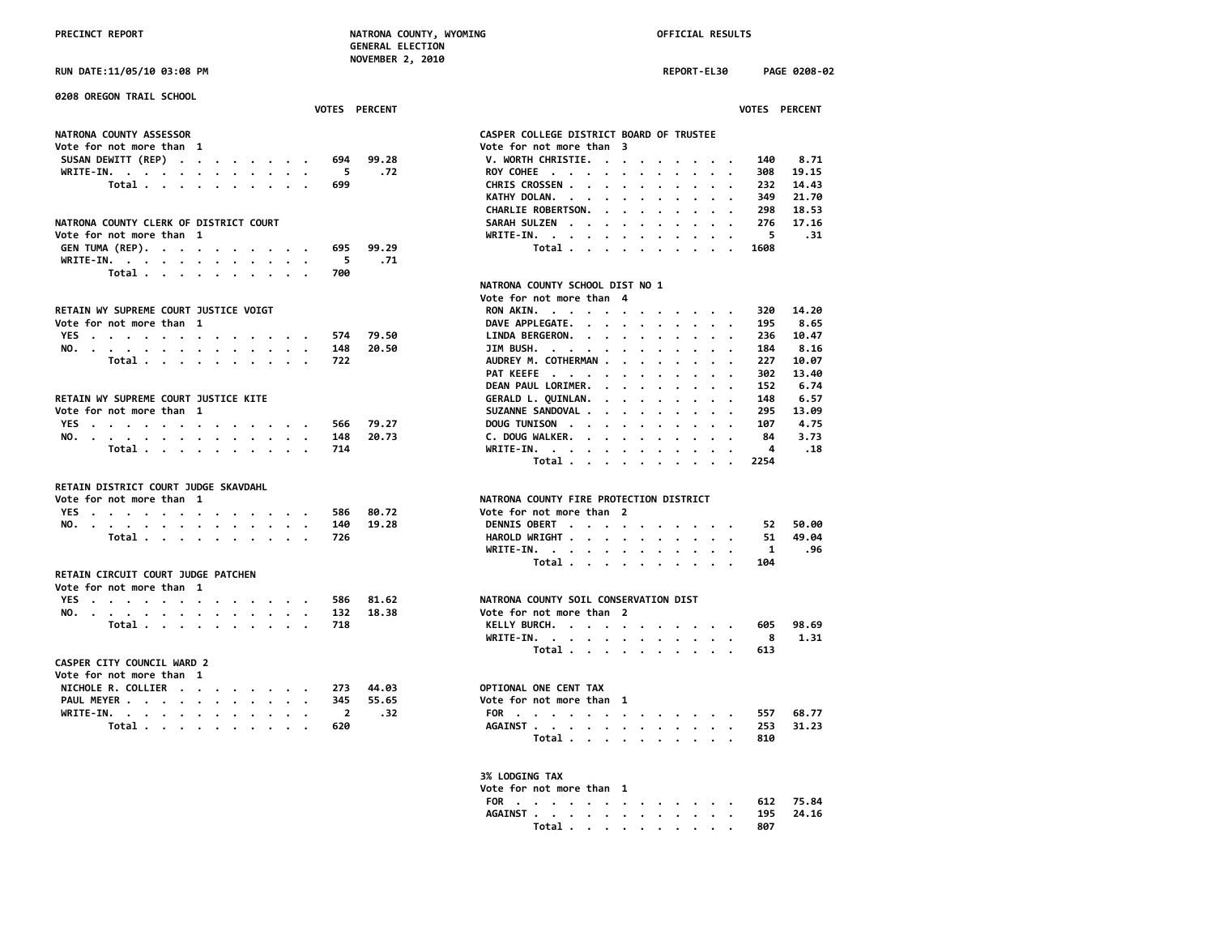# NATRONA COUNTY, WYOMING — GENERAL ELECTION — NOVEMBER 2, 2010

PRECINCT REPORT — OFFICIAL RESULTS

RUN DATE:11/05/10 03:08 PM — REPORT-EL30 — PAGE 0208-02

## 0208 OREGON TRAIL SCHOOL

### NATRONA COUNTY ASSESSOR
Vote for not more than 1

| | VOTES | PERCENT |
|---|---|---|
| SUSAN DEWITT (REP) | 694 | 99.28 |
| WRITE-IN. | 5 | .72 |
| Total | 699 | |

### NATRONA COUNTY CLERK OF DISTRICT COURT
Vote for not more than 1

| | VOTES | PERCENT |
|---|---|---|
| GEN TUMA (REP). | 695 | 99.29 |
| WRITE-IN. | 5 | .71 |
| Total | 700 | |

### RETAIN WY SUPREME COURT JUSTICE VOIGT
Vote for not more than 1

| | VOTES | PERCENT |
|---|---|---|
| YES | 574 | 79.50 |
| NO. | 148 | 20.50 |
| Total | 722 | |

### RETAIN WY SUPREME COURT JUSTICE KITE
Vote for not more than 1

| | VOTES | PERCENT |
|---|---|---|
| YES | 566 | 79.27 |
| NO. | 148 | 20.73 |
| Total | 714 | |

### RETAIN DISTRICT COURT JUDGE SKAVDAHL
Vote for not more than 1

| | VOTES | PERCENT |
|---|---|---|
| YES | 586 | 80.72 |
| NO. | 140 | 19.28 |
| Total | 726 | |

### RETAIN CIRCUIT COURT JUDGE PATCHEN
Vote for not more than 1

| | VOTES | PERCENT |
|---|---|---|
| YES | 586 | 81.62 |
| NO. | 132 | 18.38 |
| Total | 718 | |

### CASPER CITY COUNCIL WARD 2
Vote for not more than 1

| | VOTES | PERCENT |
|---|---|---|
| NICHOLE R. COLLIER | 273 | 44.03 |
| PAUL MEYER | 345 | 55.65 |
| WRITE-IN. | 2 | .32 |
| Total | 620 | |

### CASPER COLLEGE DISTRICT BOARD OF TRUSTEE
Vote for not more than 3

| | VOTES | PERCENT |
|---|---|---|
| V. WORTH CHRISTIE. | 140 | 8.71 |
| ROY COHEE | 308 | 19.15 |
| CHRIS CROSSEN | 232 | 14.43 |
| KATHY DOLAN. | 349 | 21.70 |
| CHARLIE ROBERTSON. | 298 | 18.53 |
| SARAH SULZEN | 276 | 17.16 |
| WRITE-IN. | 5 | .31 |
| Total | 1608 | |

### NATRONA COUNTY SCHOOL DIST NO 1
Vote for not more than 4

| | VOTES | PERCENT |
|---|---|---|
| RON AKIN. | 320 | 14.20 |
| DAVE APPLEGATE. | 195 | 8.65 |
| LINDA BERGERON. | 236 | 10.47 |
| JIM BUSH. | 184 | 8.16 |
| AUDREY M. COTHERMAN | 227 | 10.07 |
| PAT KEEFE | 302 | 13.40 |
| DEAN PAUL LORIMER. | 152 | 6.74 |
| GERALD L. QUINLAN. | 148 | 6.57 |
| SUZANNE SANDOVAL | 295 | 13.09 |
| DOUG TUNISON | 107 | 4.75 |
| C. DOUG WALKER. | 84 | 3.73 |
| WRITE-IN. | 4 | .18 |
| Total | 2254 | |

### NATRONA COUNTY FIRE PROTECTION DISTRICT
Vote for not more than 2

| | VOTES | PERCENT |
|---|---|---|
| DENNIS OBERT | 52 | 50.00 |
| HAROLD WRIGHT | 51 | 49.04 |
| WRITE-IN. | 1 | .96 |
| Total | 104 | |

### NATRONA COUNTY SOIL CONSERVATION DIST
Vote for not more than 2

| | VOTES | PERCENT |
|---|---|---|
| KELLY BURCH. | 605 | 98.69 |
| WRITE-IN. | 8 | 1.31 |
| Total | 613 | |

### OPTIONAL ONE CENT TAX
Vote for not more than 1

| | VOTES | PERCENT |
|---|---|---|
| FOR | 557 | 68.77 |
| AGAINST | 253 | 31.23 |
| Total | 810 | |

### 3% LODGING TAX
Vote for not more than 1

| | VOTES | PERCENT |
|---|---|---|
| FOR | 612 | 75.84 |
| AGAINST | 195 | 24.16 |
| Total | 807 | |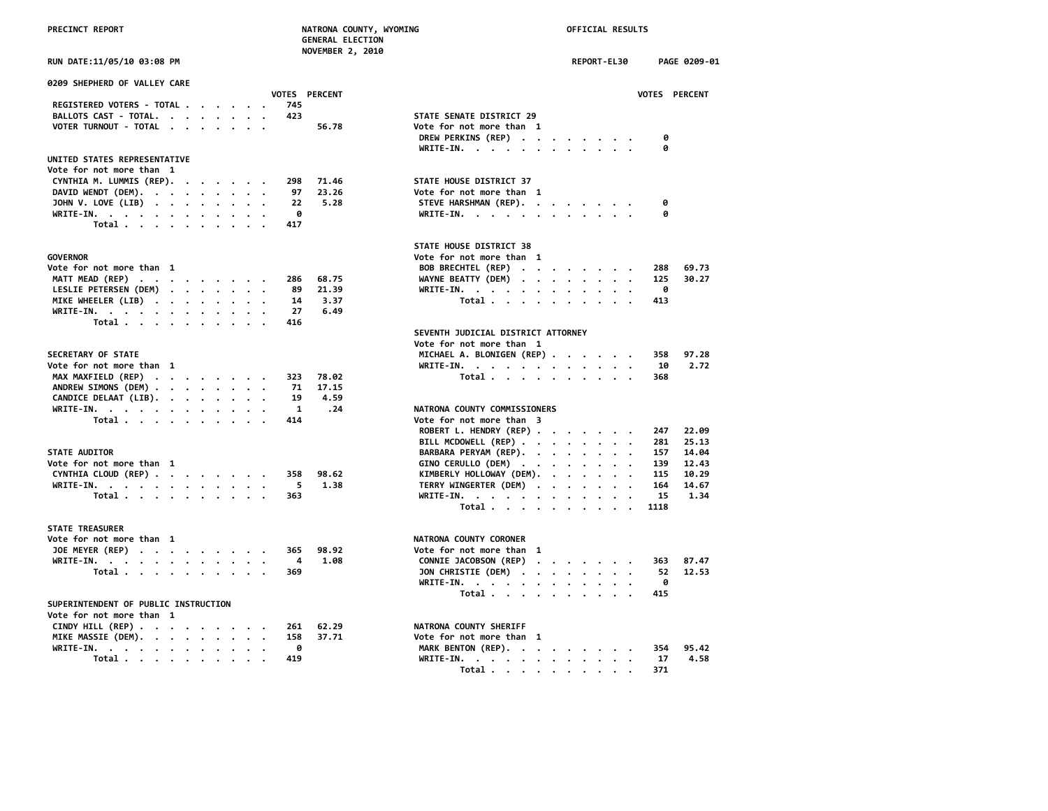**0209 SHEPHERD OF VALLEY CARE**

| | VOTES | PERCENT |
|---|---|---|
| REGISTERED VOTERS - TOTAL | 745 | |
| BALLOTS CAST - TOTAL | 423 | |
| VOTER TURNOUT - TOTAL | | 56.78 |

### UNITED STATES REPRESENTATIVE
Vote for not more than 1

| | VOTES | PERCENT |
|---|---|---|
| CYNTHIA M. LUMMIS (REP) | 298 | 71.46 |
| DAVID WENDT (DEM) | 97 | 23.26 |
| JOHN V. LOVE (LIB) | 22 | 5.28 |
| WRITE-IN | 0 | |
| Total | 417 | |

### GOVERNOR
Vote for not more than 1

| | VOTES | PERCENT |
|---|---|---|
| MATT MEAD (REP) | 286 | 68.75 |
| LESLIE PETERSEN (DEM) | 89 | 21.39 |
| MIKE WHEELER (LIB) | 14 | 3.37 |
| WRITE-IN | 27 | 6.49 |
| Total | 416 | |

### SECRETARY OF STATE
Vote for not more than 1

| | VOTES | PERCENT |
|---|---|---|
| MAX MAXFIELD (REP) | 323 | 78.02 |
| ANDREW SIMONS (DEM) | 71 | 17.15 |
| CANDICE DELAAT (LIB) | 19 | 4.59 |
| WRITE-IN | 1 | .24 |
| Total | 414 | |

### STATE AUDITOR
Vote for not more than 1

| | VOTES | PERCENT |
|---|---|---|
| CYNTHIA CLOUD (REP) | 358 | 98.62 |
| WRITE-IN | 5 | 1.38 |
| Total | 363 | |

### STATE TREASURER
Vote for not more than 1

| | VOTES | PERCENT |
|---|---|---|
| JOE MEYER (REP) | 365 | 98.92 |
| WRITE-IN | 4 | 1.08 |
| Total | 369 | |

### SUPERINTENDENT OF PUBLIC INSTRUCTION
Vote for not more than 1

| | VOTES | PERCENT |
|---|---|---|
| CINDY HILL (REP) | 261 | 62.29 |
| MIKE MASSIE (DEM) | 158 | 37.71 |
| WRITE-IN | 0 | |
| Total | 419 | |

### STATE SENATE DISTRICT 29
Vote for not more than 1

| | VOTES | PERCENT |
|---|---|---|
| DREW PERKINS (REP) | 0 | |
| WRITE-IN | 0 | |

### STATE HOUSE DISTRICT 37
Vote for not more than 1

| | VOTES | PERCENT |
|---|---|---|
| STEVE HARSHMAN (REP) | 0 | |
| WRITE-IN | 0 | |

### STATE HOUSE DISTRICT 38
Vote for not more than 1

| | VOTES | PERCENT |
|---|---|---|
| BOB BRECHTEL (REP) | 288 | 69.73 |
| WAYNE BEATTY (DEM) | 125 | 30.27 |
| WRITE-IN | 0 | |
| Total | 413 | |

### SEVENTH JUDICIAL DISTRICT ATTORNEY
Vote for not more than 1

| | VOTES | PERCENT |
|---|---|---|
| MICHAEL A. BLONIGEN (REP) | 358 | 97.28 |
| WRITE-IN | 10 | 2.72 |
| Total | 368 | |

### NATRONA COUNTY COMMISSIONERS
Vote for not more than 3

| | VOTES | PERCENT |
|---|---|---|
| ROBERT L. HENDRY (REP) | 247 | 22.09 |
| BILL MCDOWELL (REP) | 281 | 25.13 |
| BARBARA PERYAM (REP) | 157 | 14.04 |
| GINO CERULLO (DEM) | 139 | 12.43 |
| KIMBERLY HOLLOWAY (DEM) | 115 | 10.29 |
| TERRY WINGERTER (DEM) | 164 | 14.67 |
| WRITE-IN | 15 | 1.34 |
| Total | 1118 | |

### NATRONA COUNTY CORONER
Vote for not more than 1

| | VOTES | PERCENT |
|---|---|---|
| CONNIE JACOBSON (REP) | 363 | 87.47 |
| JON CHRISTIE (DEM) | 52 | 12.53 |
| WRITE-IN | 0 | |
| Total | 415 | |

### NATRONA COUNTY SHERIFF
Vote for not more than 1

| | VOTES | PERCENT |
|---|---|---|
| MARK BENTON (REP) | 354 | 95.42 |
| WRITE-IN | 17 | 4.58 |
| Total | 371 | |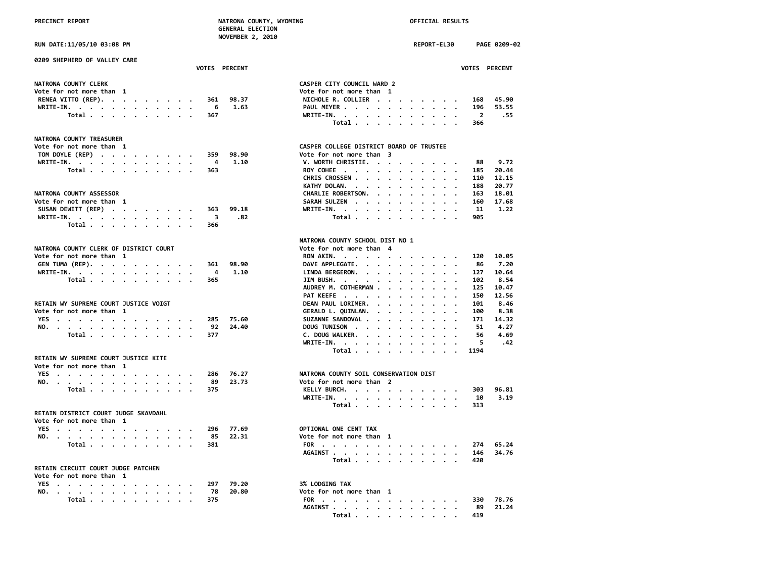PRECINCT REPORT — NATRONA COUNTY, WYOMING — GENERAL ELECTION — NOVEMBER 2, 2010 — OFFICIAL RESULTS

RUN DATE:11/05/10 03:08 PM — REPORT-EL30

## 0209 SHEPHERD OF VALLEY CARE

### NATRONA COUNTY CLERK
Vote for not more than 1

| | VOTES | PERCENT |
|---|---|---|
| RENEA VITTO (REP) | 361 | 98.37 |
| WRITE-IN. | 6 | 1.63 |
| Total | 367 | |

### NATRONA COUNTY TREASURER
Vote for not more than 1

| | VOTES | PERCENT |
|---|---|---|
| TOM DOYLE (REP) | 359 | 98.90 |
| WRITE-IN. | 4 | 1.10 |
| Total | 363 | |

### NATRONA COUNTY ASSESSOR
Vote for not more than 1

| | VOTES | PERCENT |
|---|---|---|
| SUSAN DEWITT (REP) | 363 | 99.18 |
| WRITE-IN. | 3 | .82 |
| Total | 366 | |

### NATRONA COUNTY CLERK OF DISTRICT COURT
Vote for not more than 1

| | VOTES | PERCENT |
|---|---|---|
| GEN TUMA (REP). | 361 | 98.90 |
| WRITE-IN. | 4 | 1.10 |
| Total | 365 | |

### RETAIN WY SUPREME COURT JUSTICE VOIGT
Vote for not more than 1

| | VOTES | PERCENT |
|---|---|---|
| YES | 285 | 75.60 |
| NO. | 92 | 24.40 |
| Total | 377 | |

### RETAIN WY SUPREME COURT JUSTICE KITE
Vote for not more than 1

| | VOTES | PERCENT |
|---|---|---|
| YES | 286 | 76.27 |
| NO. | 89 | 23.73 |
| Total | 375 | |

### RETAIN DISTRICT COURT JUDGE SKAVDAHL
Vote for not more than 1

| | VOTES | PERCENT |
|---|---|---|
| YES | 296 | 77.69 |
| NO. | 85 | 22.31 |
| Total | 381 | |

### RETAIN CIRCUIT COURT JUDGE PATCHEN
Vote for not more than 1

| | VOTES | PERCENT |
|---|---|---|
| YES | 297 | 79.20 |
| NO. | 78 | 20.80 |
| Total | 375 | |

### CASPER CITY COUNCIL WARD 2
Vote for not more than 1

| | VOTES | PERCENT |
|---|---|---|
| NICHOLE R. COLLIER | 168 | 45.90 |
| PAUL MEYER | 196 | 53.55 |
| WRITE-IN. | 2 | .55 |
| Total | 366 | |

### CASPER COLLEGE DISTRICT BOARD OF TRUSTEE
Vote for not more than 3

| | VOTES | PERCENT |
|---|---|---|
| V. WORTH CHRISTIE. | 88 | 9.72 |
| ROY COHEE | 185 | 20.44 |
| CHRIS CROSSEN | 110 | 12.15 |
| KATHY DOLAN. | 188 | 20.77 |
| CHARLIE ROBERTSON. | 163 | 18.01 |
| SARAH SULZEN | 160 | 17.68 |
| WRITE-IN. | 11 | 1.22 |
| Total | 905 | |

### NATRONA COUNTY SCHOOL DIST NO 1
Vote for not more than 4

| | VOTES | PERCENT |
|---|---|---|
| RON AKIN. | 120 | 10.05 |
| DAVE APPLEGATE. | 86 | 7.20 |
| LINDA BERGERON. | 127 | 10.64 |
| JIM BUSH. | 102 | 8.54 |
| AUDREY M. COTHERMAN | 125 | 10.47 |
| PAT KEEFE | 150 | 12.56 |
| DEAN PAUL LORIMER. | 101 | 8.46 |
| GERALD L. QUINLAN. | 100 | 8.38 |
| SUZANNE SANDOVAL | 171 | 14.32 |
| DOUG TUNISON | 51 | 4.27 |
| C. DOUG WALKER. | 56 | 4.69 |
| WRITE-IN. | 5 | .42 |
| Total | 1194 | |

### NATRONA COUNTY SOIL CONSERVATION DIST
Vote for not more than 2

| | VOTES | PERCENT |
|---|---|---|
| KELLY BURCH. | 303 | 96.81 |
| WRITE-IN. | 10 | 3.19 |
| Total | 313 | |

### OPTIONAL ONE CENT TAX
Vote for not more than 1

| | VOTES | PERCENT |
|---|---|---|
| FOR | 274 | 65.24 |
| AGAINST | 146 | 34.76 |
| Total | 420 | |

### 3% LODGING TAX
Vote for not more than 1

| | VOTES | PERCENT |
|---|---|---|
| FOR | 330 | 78.76 |
| AGAINST | 89 | 21.24 |
| Total | 419 | |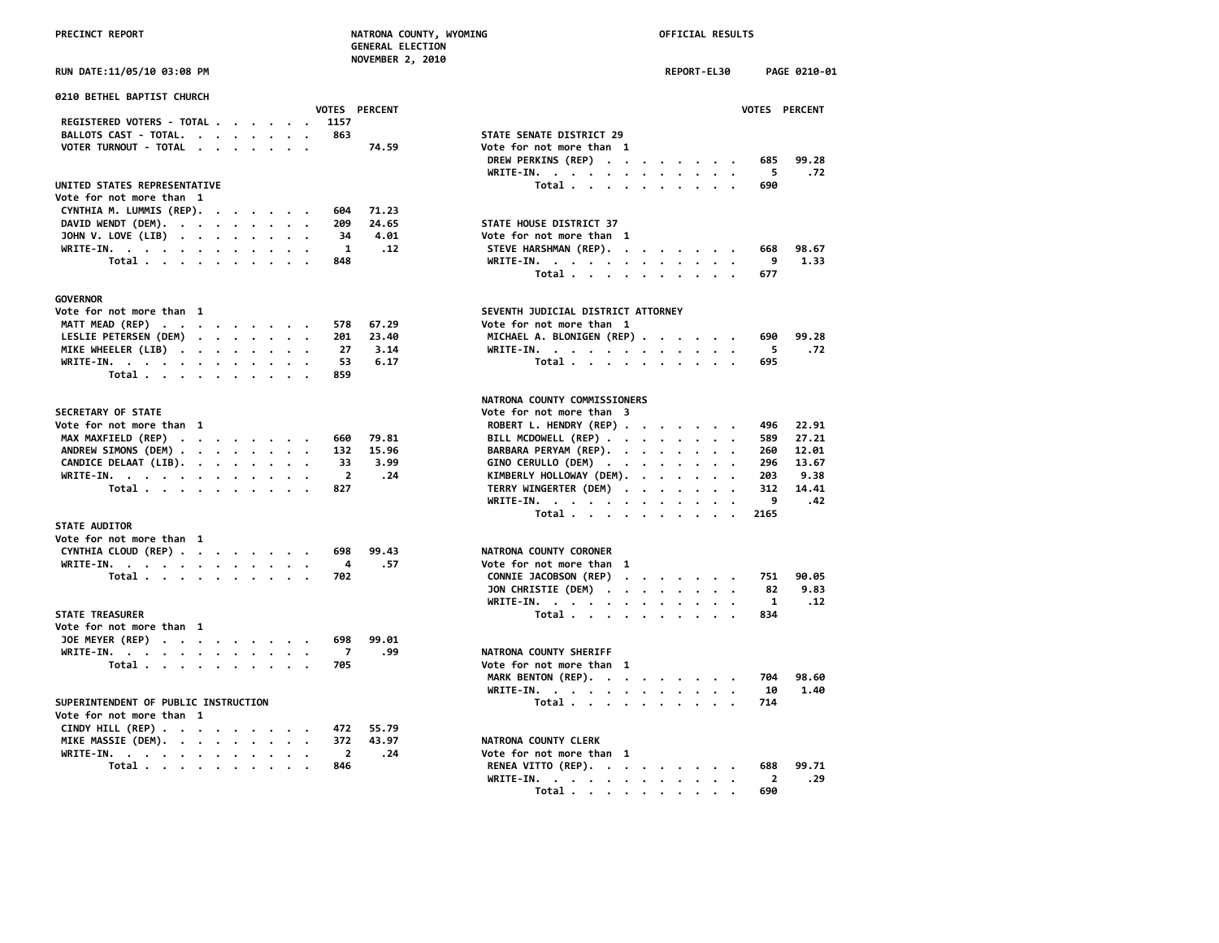PRECINCT REPORT — NATRONA COUNTY, WYOMING — GENERAL ELECTION — NOVEMBER 2, 2010 — OFFICIAL RESULTS

RUN DATE:11/05/10 03:08 PM — REPORT-EL30 — PAGE 0210-01

## 0210 BETHEL BAPTIST CHURCH

| | VOTES | PERCENT |
|---|---|---|
| REGISTERED VOTERS - TOTAL | 1157 | |
| BALLOTS CAST - TOTAL | 863 | |
| VOTER TURNOUT - TOTAL | | 74.59 |

### UNITED STATES REPRESENTATIVE
Vote for not more than 1

| | VOTES | PERCENT |
|---|---|---|
| CYNTHIA M. LUMMIS (REP) | 604 | 71.23 |
| DAVID WENDT (DEM) | 209 | 24.65 |
| JOHN V. LOVE (LIB) | 34 | 4.01 |
| WRITE-IN | 1 | .12 |
| Total | 848 | |

### GOVERNOR
Vote for not more than 1

| | VOTES | PERCENT |
|---|---|---|
| MATT MEAD (REP) | 578 | 67.29 |
| LESLIE PETERSEN (DEM) | 201 | 23.40 |
| MIKE WHEELER (LIB) | 27 | 3.14 |
| WRITE-IN | 53 | 6.17 |
| Total | 859 | |

### SECRETARY OF STATE
Vote for not more than 1

| | VOTES | PERCENT |
|---|---|---|
| MAX MAXFIELD (REP) | 660 | 79.81 |
| ANDREW SIMONS (DEM) | 132 | 15.96 |
| CANDICE DELAAT (LIB) | 33 | 3.99 |
| WRITE-IN | 2 | .24 |
| Total | 827 | |

### STATE AUDITOR
Vote for not more than 1

| | VOTES | PERCENT |
|---|---|---|
| CYNTHIA CLOUD (REP) | 698 | 99.43 |
| WRITE-IN | 4 | .57 |
| Total | 702 | |

### STATE TREASURER
Vote for not more than 1

| | VOTES | PERCENT |
|---|---|---|
| JOE MEYER (REP) | 698 | 99.01 |
| WRITE-IN | 7 | .99 |
| Total | 705 | |

### SUPERINTENDENT OF PUBLIC INSTRUCTION
Vote for not more than 1

| | VOTES | PERCENT |
|---|---|---|
| CINDY HILL (REP) | 472 | 55.79 |
| MIKE MASSIE (DEM) | 372 | 43.97 |
| WRITE-IN | 2 | .24 |
| Total | 846 | |

### STATE SENATE DISTRICT 29
Vote for not more than 1

| | VOTES | PERCENT |
|---|---|---|
| DREW PERKINS (REP) | 685 | 99.28 |
| WRITE-IN | 5 | .72 |
| Total | 690 | |

### STATE HOUSE DISTRICT 37
Vote for not more than 1

| | VOTES | PERCENT |
|---|---|---|
| STEVE HARSHMAN (REP) | 668 | 98.67 |
| WRITE-IN | 9 | 1.33 |
| Total | 677 | |

### SEVENTH JUDICIAL DISTRICT ATTORNEY
Vote for not more than 1

| | VOTES | PERCENT |
|---|---|---|
| MICHAEL A. BLONIGEN (REP) | 690 | 99.28 |
| WRITE-IN | 5 | .72 |
| Total | 695 | |

### NATRONA COUNTY COMMISSIONERS
Vote for not more than 3

| | VOTES | PERCENT |
|---|---|---|
| ROBERT L. HENDRY (REP) | 496 | 22.91 |
| BILL MCDOWELL (REP) | 589 | 27.21 |
| BARBARA PERYAM (REP) | 260 | 12.01 |
| GINO CERULLO (DEM) | 296 | 13.67 |
| KIMBERLY HOLLOWAY (DEM) | 203 | 9.38 |
| TERRY WINGERTER (DEM) | 312 | 14.41 |
| WRITE-IN | 9 | .42 |
| Total | 2165 | |

### NATRONA COUNTY CORONER
Vote for not more than 1

| | VOTES | PERCENT |
|---|---|---|
| CONNIE JACOBSON (REP) | 751 | 90.05 |
| JON CHRISTIE (DEM) | 82 | 9.83 |
| WRITE-IN | 1 | .12 |
| Total | 834 | |

### NATRONA COUNTY SHERIFF
Vote for not more than 1

| | VOTES | PERCENT |
|---|---|---|
| MARK BENTON (REP) | 704 | 98.60 |
| WRITE-IN | 10 | 1.40 |
| Total | 714 | |

### NATRONA COUNTY CLERK
Vote for not more than 1

| | VOTES | PERCENT |
|---|---|---|
| RENEA VITTO (REP) | 688 | 99.71 |
| WRITE-IN | 2 | .29 |
| Total | 690 | |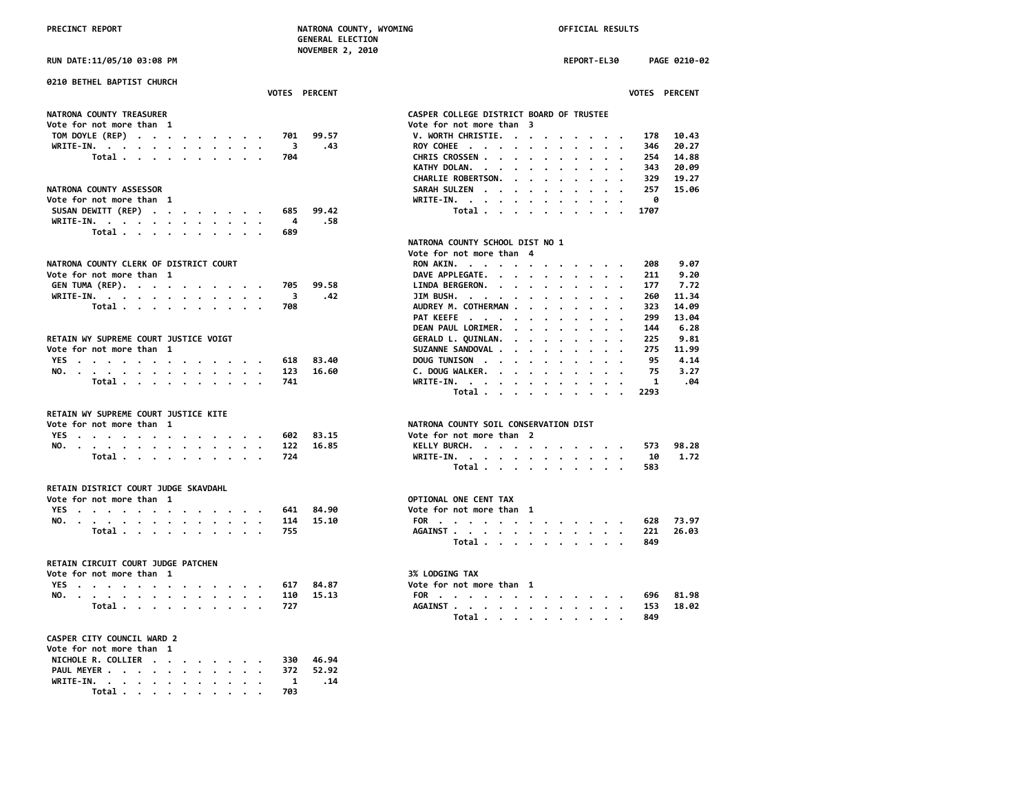PRECINCT REPORT — NATRONA COUNTY, WYOMING — GENERAL ELECTION — NOVEMBER 2, 2010 — OFFICIAL RESULTS

RUN DATE:11/05/10 03:08 PM — REPORT-EL30 — PAGE 0210-02

## 0210 BETHEL BAPTIST CHURCH

### NATRONA COUNTY TREASURER
Vote for not more than 1

| | VOTES | PERCENT |
|---|---|---|
| TOM DOYLE (REP) | 701 | 99.57 |
| WRITE-IN. | 3 | .43 |
| Total | 704 | |

### NATRONA COUNTY ASSESSOR
Vote for not more than 1

| | VOTES | PERCENT |
|---|---|---|
| SUSAN DEWITT (REP) | 685 | 99.42 |
| WRITE-IN. | 4 | .58 |
| Total | 689 | |

### NATRONA COUNTY CLERK OF DISTRICT COURT
Vote for not more than 1

| | VOTES | PERCENT |
|---|---|---|
| GEN TUMA (REP). | 705 | 99.58 |
| WRITE-IN. | 3 | .42 |
| Total | 708 | |

### RETAIN WY SUPREME COURT JUSTICE VOIGT
Vote for not more than 1

| | VOTES | PERCENT |
|---|---|---|
| YES | 618 | 83.40 |
| NO. | 123 | 16.60 |
| Total | 741 | |

### RETAIN WY SUPREME COURT JUSTICE KITE
Vote for not more than 1

| | VOTES | PERCENT |
|---|---|---|
| YES | 602 | 83.15 |
| NO. | 122 | 16.85 |
| Total | 724 | |

### RETAIN DISTRICT COURT JUDGE SKAVDAHL
Vote for not more than 1

| | VOTES | PERCENT |
|---|---|---|
| YES | 641 | 84.90 |
| NO. | 114 | 15.10 |
| Total | 755 | |

### RETAIN CIRCUIT COURT JUDGE PATCHEN
Vote for not more than 1

| | VOTES | PERCENT |
|---|---|---|
| YES | 617 | 84.87 |
| NO. | 110 | 15.13 |
| Total | 727 | |

### CASPER CITY COUNCIL WARD 2
Vote for not more than 1

| | VOTES | PERCENT |
|---|---|---|
| NICHOLE R. COLLIER | 330 | 46.94 |
| PAUL MEYER | 372 | 52.92 |
| WRITE-IN. | 1 | .14 |
| Total | 703 | |

### CASPER COLLEGE DISTRICT BOARD OF TRUSTEE
Vote for not more than 3

| | VOTES | PERCENT |
|---|---|---|
| V. WORTH CHRISTIE. | 178 | 10.43 |
| ROY COHEE | 346 | 20.27 |
| CHRIS CROSSEN | 254 | 14.88 |
| KATHY DOLAN. | 343 | 20.09 |
| CHARLIE ROBERTSON. | 329 | 19.27 |
| SARAH SULZEN | 257 | 15.06 |
| WRITE-IN. | 0 | |
| Total | 1707 | |

### NATRONA COUNTY SCHOOL DIST NO 1
Vote for not more than 4

| | VOTES | PERCENT |
|---|---|---|
| RON AKIN. | 208 | 9.07 |
| DAVE APPLEGATE. | 211 | 9.20 |
| LINDA BERGERON. | 177 | 7.72 |
| JIM BUSH. | 260 | 11.34 |
| AUDREY M. COTHERMAN | 323 | 14.09 |
| PAT KEEFE | 299 | 13.04 |
| DEAN PAUL LORIMER. | 144 | 6.28 |
| GERALD L. QUINLAN. | 225 | 9.81 |
| SUZANNE SANDOVAL | 275 | 11.99 |
| DOUG TUNISON | 95 | 4.14 |
| C. DOUG WALKER. | 75 | 3.27 |
| WRITE-IN. | 1 | .04 |
| Total | 2293 | |

### NATRONA COUNTY SOIL CONSERVATION DIST
Vote for not more than 2

| | VOTES | PERCENT |
|---|---|---|
| KELLY BURCH. | 573 | 98.28 |
| WRITE-IN. | 10 | 1.72 |
| Total | 583 | |

### OPTIONAL ONE CENT TAX
Vote for not more than 1

| | VOTES | PERCENT |
|---|---|---|
| FOR | 628 | 73.97 |
| AGAINST | 221 | 26.03 |
| Total | 849 | |

### 3% LODGING TAX
Vote for not more than 1

| | VOTES | PERCENT |
|---|---|---|
| FOR | 696 | 81.98 |
| AGAINST | 153 | 18.02 |
| Total | 849 | |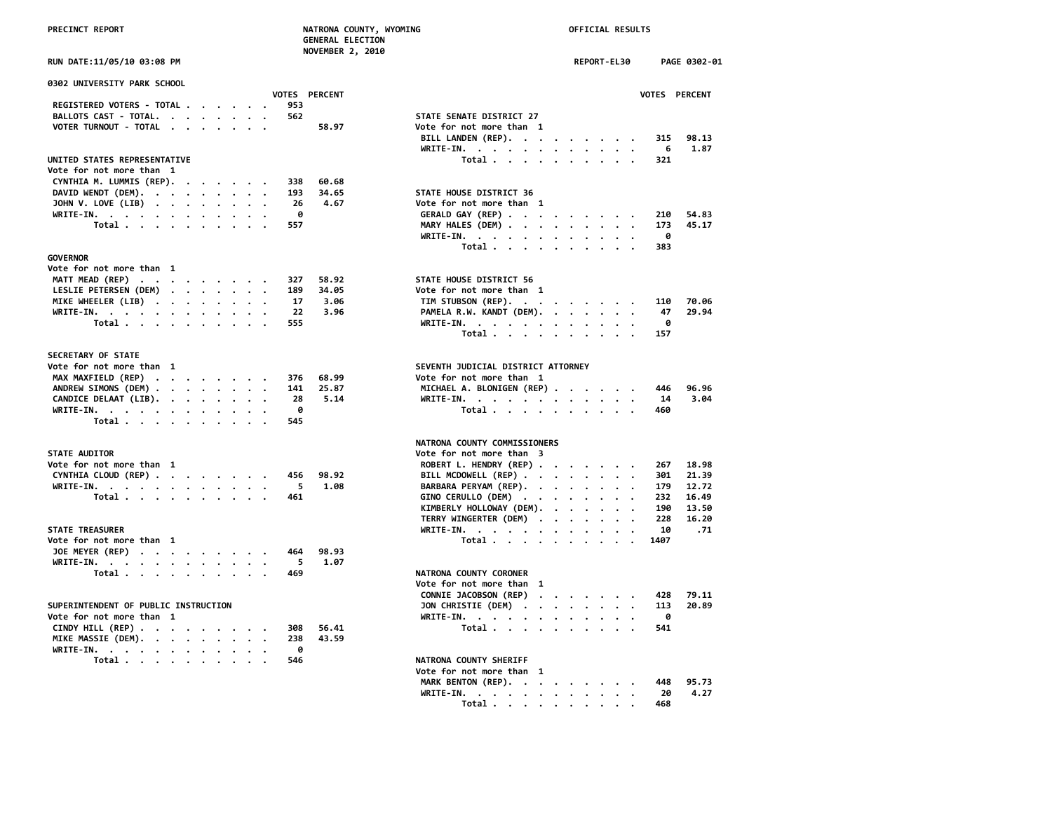PRECINCT REPORT — NATRONA COUNTY, WYOMING — GENERAL ELECTION — NOVEMBER 2, 2010 — OFFICIAL RESULTS

RUN DATE:11/05/10 03:08 PM — REPORT-EL30 — PAGE 0302-01

## 0302 UNIVERSITY PARK SCHOOL

| | VOTES | PERCENT |
|---|---|---|
| REGISTERED VOTERS - TOTAL | 953 | |
| BALLOTS CAST - TOTAL. | 562 | |
| VOTER TURNOUT - TOTAL | | 58.97 |

### UNITED STATES REPRESENTATIVE
Vote for not more than 1

| | VOTES | PERCENT |
|---|---|---|
| CYNTHIA M. LUMMIS (REP). | 338 | 60.68 |
| DAVID WENDT (DEM). | 193 | 34.65 |
| JOHN V. LOVE (LIB) | 26 | 4.67 |
| WRITE-IN. | 0 | |
| Total | 557 | |

### GOVERNOR
Vote for not more than 1

| | VOTES | PERCENT |
|---|---|---|
| MATT MEAD (REP) | 327 | 58.92 |
| LESLIE PETERSEN (DEM) | 189 | 34.05 |
| MIKE WHEELER (LIB) | 17 | 3.06 |
| WRITE-IN. | 22 | 3.96 |
| Total | 555 | |

### SECRETARY OF STATE
Vote for not more than 1

| | VOTES | PERCENT |
|---|---|---|
| MAX MAXFIELD (REP) | 376 | 68.99 |
| ANDREW SIMONS (DEM) | 141 | 25.87 |
| CANDICE DELAAT (LIB). | 28 | 5.14 |
| WRITE-IN. | 0 | |
| Total | 545 | |

### STATE AUDITOR
Vote for not more than 1

| | VOTES | PERCENT |
|---|---|---|
| CYNTHIA CLOUD (REP) | 456 | 98.92 |
| WRITE-IN. | 5 | 1.08 |
| Total | 461 | |

### STATE TREASURER
Vote for not more than 1

| | VOTES | PERCENT |
|---|---|---|
| JOE MEYER (REP) | 464 | 98.93 |
| WRITE-IN. | 5 | 1.07 |
| Total | 469 | |

### SUPERINTENDENT OF PUBLIC INSTRUCTION
Vote for not more than 1

| | VOTES | PERCENT |
|---|---|---|
| CINDY HILL (REP) | 308 | 56.41 |
| MIKE MASSIE (DEM). | 238 | 43.59 |
| WRITE-IN. | 0 | |
| Total | 546 | |

### STATE SENATE DISTRICT 27
Vote for not more than 1

| | VOTES | PERCENT |
|---|---|---|
| BILL LANDEN (REP). | 315 | 98.13 |
| WRITE-IN. | 6 | 1.87 |
| Total | 321 | |

### STATE HOUSE DISTRICT 36
Vote for not more than 1

| | VOTES | PERCENT |
|---|---|---|
| GERALD GAY (REP) | 210 | 54.83 |
| MARY HALES (DEM) | 173 | 45.17 |
| WRITE-IN. | 0 | |
| Total | 383 | |

### STATE HOUSE DISTRICT 56
Vote for not more than 1

| | VOTES | PERCENT |
|---|---|---|
| TIM STUBSON (REP). | 110 | 70.06 |
| PAMELA R.W. KANDT (DEM). | 47 | 29.94 |
| WRITE-IN. | 0 | |
| Total | 157 | |

### SEVENTH JUDICIAL DISTRICT ATTORNEY
Vote for not more than 1

| | VOTES | PERCENT |
|---|---|---|
| MICHAEL A. BLONIGEN (REP) | 446 | 96.96 |
| WRITE-IN. | 14 | 3.04 |
| Total | 460 | |

### NATRONA COUNTY COMMISSIONERS
Vote for not more than 3

| | VOTES | PERCENT |
|---|---|---|
| ROBERT L. HENDRY (REP) | 267 | 18.98 |
| BILL MCDOWELL (REP) | 301 | 21.39 |
| BARBARA PERYAM (REP). | 179 | 12.72 |
| GINO CERULLO (DEM) | 232 | 16.49 |
| KIMBERLY HOLLOWAY (DEM). | 190 | 13.50 |
| TERRY WINGERTER (DEM) | 228 | 16.20 |
| WRITE-IN. | 10 | .71 |
| Total | 1407 | |

### NATRONA COUNTY CORONER
Vote for not more than 1

| | VOTES | PERCENT |
|---|---|---|
| CONNIE JACOBSON (REP) | 428 | 79.11 |
| JON CHRISTIE (DEM) | 113 | 20.89 |
| WRITE-IN. | 0 | |
| Total | 541 | |

### NATRONA COUNTY SHERIFF
Vote for not more than 1

| | VOTES | PERCENT |
|---|---|---|
| MARK BENTON (REP). | 448 | 95.73 |
| WRITE-IN. | 20 | 4.27 |
| Total | 468 | |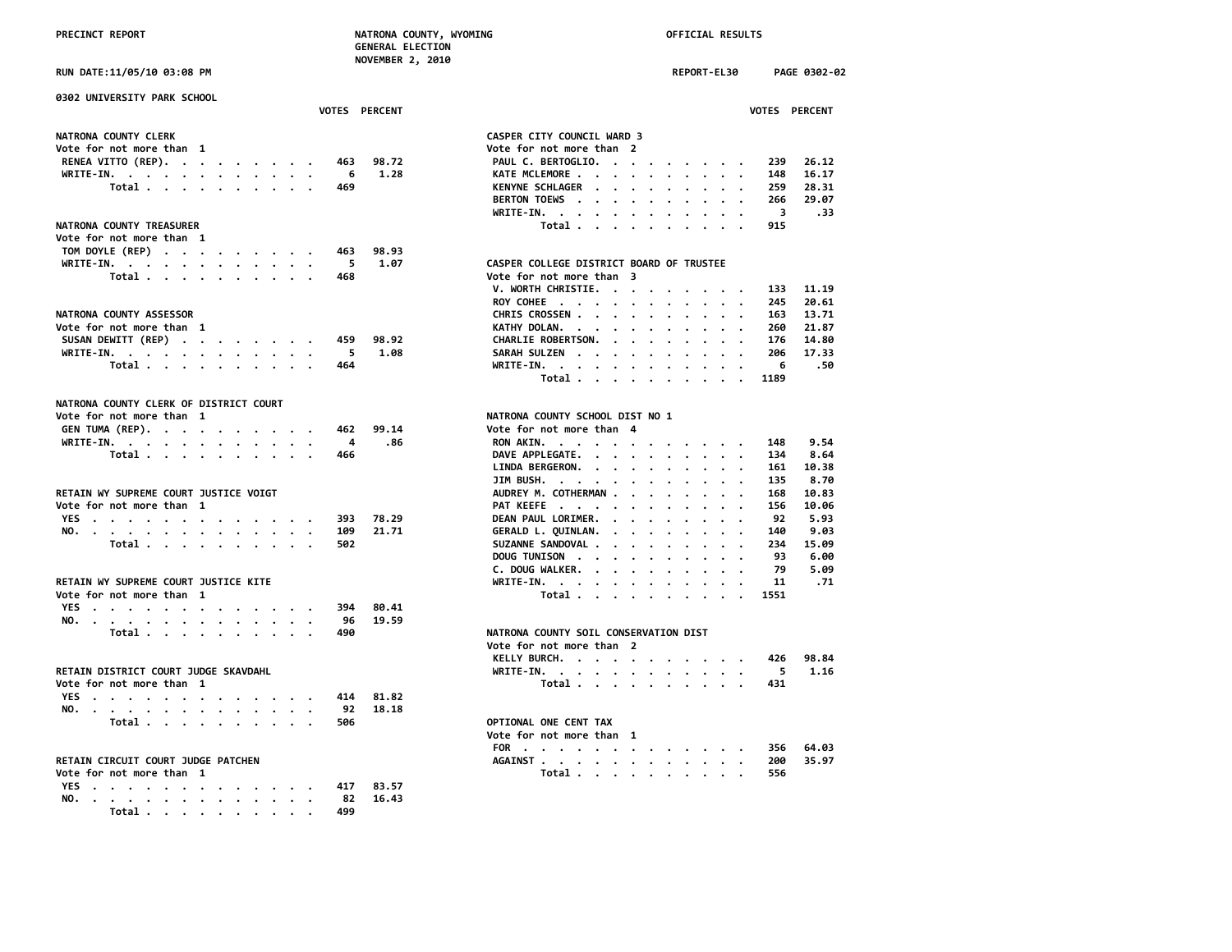## 0302 UNIVERSITY PARK SCHOOL

### NATRONA COUNTY CLERK
Vote for not more than 1

| | VOTES | PERCENT |
|---|---|---|
| RENEA VITTO (REP) | 463 | 98.72 |
| WRITE-IN | 6 | 1.28 |
| Total | 469 | |

### NATRONA COUNTY TREASURER
Vote for not more than 1

| | VOTES | PERCENT |
|---|---|---|
| TOM DOYLE (REP) | 463 | 98.93 |
| WRITE-IN | 5 | 1.07 |
| Total | 468 | |

### NATRONA COUNTY ASSESSOR
Vote for not more than 1

| | VOTES | PERCENT |
|---|---|---|
| SUSAN DEWITT (REP) | 459 | 98.92 |
| WRITE-IN | 5 | 1.08 |
| Total | 464 | |

### NATRONA COUNTY CLERK OF DISTRICT COURT
Vote for not more than 1

| | VOTES | PERCENT |
|---|---|---|
| GEN TUMA (REP) | 462 | 99.14 |
| WRITE-IN | 4 | .86 |
| Total | 466 | |

### RETAIN WY SUPREME COURT JUSTICE VOIGT
Vote for not more than 1

| | VOTES | PERCENT |
|---|---|---|
| YES | 393 | 78.29 |
| NO | 109 | 21.71 |
| Total | 502 | |

### RETAIN WY SUPREME COURT JUSTICE KITE
Vote for not more than 1

| | VOTES | PERCENT |
|---|---|---|
| YES | 394 | 80.41 |
| NO | 96 | 19.59 |
| Total | 490 | |

### RETAIN DISTRICT COURT JUDGE SKAVDAHL
Vote for not more than 1

| | VOTES | PERCENT |
|---|---|---|
| YES | 414 | 81.82 |
| NO | 92 | 18.18 |
| Total | 506 | |

### RETAIN CIRCUIT COURT JUDGE PATCHEN
Vote for not more than 1

| | VOTES | PERCENT |
|---|---|---|
| YES | 417 | 83.57 |
| NO | 82 | 16.43 |
| Total | 499 | |

### CASPER CITY COUNCIL WARD 3
Vote for not more than 2

| | VOTES | PERCENT |
|---|---|---|
| PAUL C. BERTOGLIO | 239 | 26.12 |
| KATE MCLEMORE | 148 | 16.17 |
| KENYNE SCHLAGER | 259 | 28.31 |
| BERTON TOEWS | 266 | 29.07 |
| WRITE-IN | 3 | .33 |
| Total | 915 | |

### CASPER COLLEGE DISTRICT BOARD OF TRUSTEE
Vote for not more than 3

| | VOTES | PERCENT |
|---|---|---|
| V. WORTH CHRISTIE | 133 | 11.19 |
| ROY COHEE | 245 | 20.61 |
| CHRIS CROSSEN | 163 | 13.71 |
| KATHY DOLAN | 260 | 21.87 |
| CHARLIE ROBERTSON | 176 | 14.80 |
| SARAH SULZEN | 206 | 17.33 |
| WRITE-IN | 6 | .50 |
| Total | 1189 | |

### NATRONA COUNTY SCHOOL DIST NO 1
Vote for not more than 4

| | VOTES | PERCENT |
|---|---|---|
| RON AKIN | 148 | 9.54 |
| DAVE APPLEGATE | 134 | 8.64 |
| LINDA BERGERON | 161 | 10.38 |
| JIM BUSH | 135 | 8.70 |
| AUDREY M. COTHERMAN | 168 | 10.83 |
| PAT KEEFE | 156 | 10.06 |
| DEAN PAUL LORIMER | 92 | 5.93 |
| GERALD L. QUINLAN | 140 | 9.03 |
| SUZANNE SANDOVAL | 234 | 15.09 |
| DOUG TUNISON | 93 | 6.00 |
| C. DOUG WALKER | 79 | 5.09 |
| WRITE-IN | 11 | .71 |
| Total | 1551 | |

### NATRONA COUNTY SOIL CONSERVATION DIST
Vote for not more than 2

| | VOTES | PERCENT |
|---|---|---|
| KELLY BURCH | 426 | 98.84 |
| WRITE-IN | 5 | 1.16 |
| Total | 431 | |

### OPTIONAL ONE CENT TAX
Vote for not more than 1

| | VOTES | PERCENT |
|---|---|---|
| FOR | 356 | 64.03 |
| AGAINST | 200 | 35.97 |
| Total | 556 | |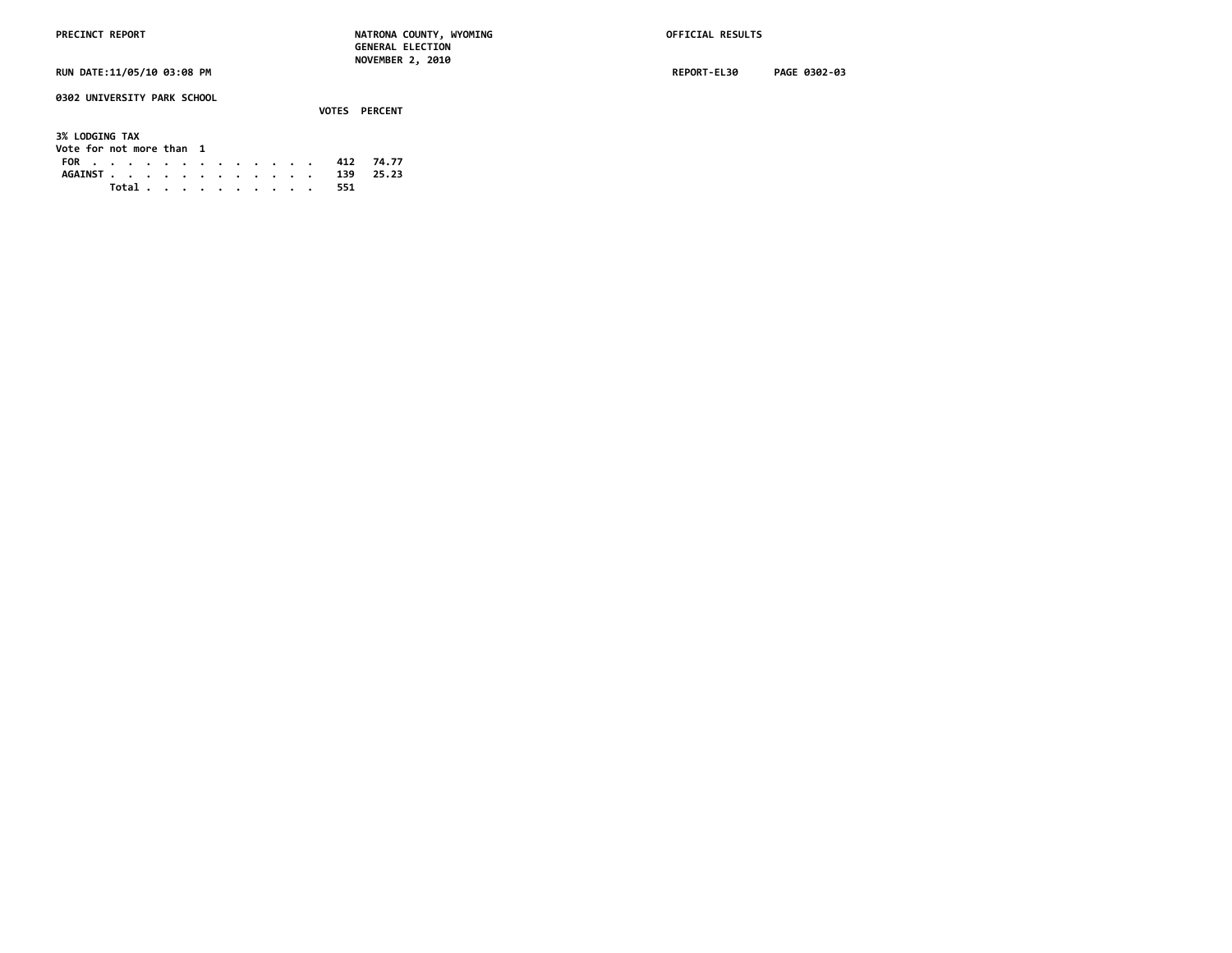PRECINCT REPORT — NATRONA COUNTY, WYOMING — GENERAL ELECTION — NOVEMBER 2, 2010 — OFFICIAL RESULTS

RUN DATE:11/05/10 03:08 PM — REPORT-EL30 — PAGE 0302-03

**0302 UNIVERSITY PARK SCHOOL**

**3% LODGING TAX**
Vote for not more than 1

| | VOTES | PERCENT |
|---|---|---|
| FOR | 412 | 74.77 |
| AGAINST | 139 | 25.23 |
| Total | 551 | |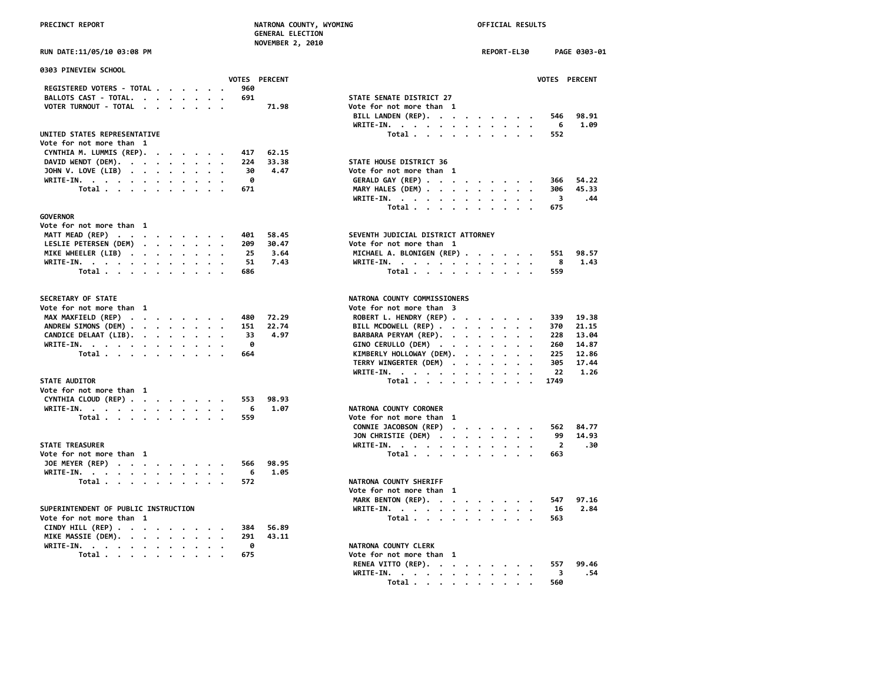PRECINCT REPORT — NATRONA COUNTY, WYOMING — GENERAL ELECTION — NOVEMBER 2, 2010 — OFFICIAL RESULTS

RUN DATE:11/05/10 03:08 PM — REPORT-EL30 — PAGE 0303-01

## 0303 PINEVIEW SCHOOL

| | VOTES | PERCENT |
|---|---|---|
| REGISTERED VOTERS - TOTAL | 960 | |
| BALLOTS CAST - TOTAL. | 691 | |
| VOTER TURNOUT - TOTAL | | 71.98 |

### UNITED STATES REPRESENTATIVE
Vote for not more than 1

| | VOTES | PERCENT |
|---|---|---|
| CYNTHIA M. LUMMIS (REP). | 417 | 62.15 |
| DAVID WENDT (DEM). | 224 | 33.38 |
| JOHN V. LOVE (LIB) | 30 | 4.47 |
| WRITE-IN. | 0 | |
| Total | 671 | |

### GOVERNOR
Vote for not more than 1

| | VOTES | PERCENT |
|---|---|---|
| MATT MEAD (REP) | 401 | 58.45 |
| LESLIE PETERSEN (DEM) | 209 | 30.47 |
| MIKE WHEELER (LIB) | 25 | 3.64 |
| WRITE-IN. | 51 | 7.43 |
| Total | 686 | |

### SECRETARY OF STATE
Vote for not more than 1

| | VOTES | PERCENT |
|---|---|---|
| MAX MAXFIELD (REP) | 480 | 72.29 |
| ANDREW SIMONS (DEM) | 151 | 22.74 |
| CANDICE DELAAT (LIB). | 33 | 4.97 |
| WRITE-IN. | 0 | |
| Total | 664 | |

### STATE AUDITOR
Vote for not more than 1

| | VOTES | PERCENT |
|---|---|---|
| CYNTHIA CLOUD (REP) | 553 | 98.93 |
| WRITE-IN. | 6 | 1.07 |
| Total | 559 | |

### STATE TREASURER
Vote for not more than 1

| | VOTES | PERCENT |
|---|---|---|
| JOE MEYER (REP) | 566 | 98.95 |
| WRITE-IN. | 6 | 1.05 |
| Total | 572 | |

### SUPERINTENDENT OF PUBLIC INSTRUCTION
Vote for not more than 1

| | VOTES | PERCENT |
|---|---|---|
| CINDY HILL (REP) | 384 | 56.89 |
| MIKE MASSIE (DEM). | 291 | 43.11 |
| WRITE-IN. | 0 | |
| Total | 675 | |

### STATE SENATE DISTRICT 27
Vote for not more than 1

| | VOTES | PERCENT |
|---|---|---|
| BILL LANDEN (REP). | 546 | 98.91 |
| WRITE-IN. | 6 | 1.09 |
| Total | 552 | |

### STATE HOUSE DISTRICT 36
Vote for not more than 1

| | VOTES | PERCENT |
|---|---|---|
| GERALD GAY (REP) | 366 | 54.22 |
| MARY HALES (DEM) | 306 | 45.33 |
| WRITE-IN. | 3 | .44 |
| Total | 675 | |

### SEVENTH JUDICIAL DISTRICT ATTORNEY
Vote for not more than 1

| | VOTES | PERCENT |
|---|---|---|
| MICHAEL A. BLONIGEN (REP) | 551 | 98.57 |
| WRITE-IN. | 8 | 1.43 |
| Total | 559 | |

### NATRONA COUNTY COMMISSIONERS
Vote for not more than 3

| | VOTES | PERCENT |
|---|---|---|
| ROBERT L. HENDRY (REP) | 339 | 19.38 |
| BILL MCDOWELL (REP) | 370 | 21.15 |
| BARBARA PERYAM (REP). | 228 | 13.04 |
| GINO CERULLO (DEM) | 260 | 14.87 |
| KIMBERLY HOLLOWAY (DEM). | 225 | 12.86 |
| TERRY WINGERTER (DEM) | 305 | 17.44 |
| WRITE-IN. | 22 | 1.26 |
| Total | 1749 | |

### NATRONA COUNTY CORONER
Vote for not more than 1

| | VOTES | PERCENT |
|---|---|---|
| CONNIE JACOBSON (REP) | 562 | 84.77 |
| JON CHRISTIE (DEM) | 99 | 14.93 |
| WRITE-IN. | 2 | .30 |
| Total | 663 | |

### NATRONA COUNTY SHERIFF
Vote for not more than 1

| | VOTES | PERCENT |
|---|---|---|
| MARK BENTON (REP). | 547 | 97.16 |
| WRITE-IN. | 16 | 2.84 |
| Total | 563 | |

### NATRONA COUNTY CLERK
Vote for not more than 1

| | VOTES | PERCENT |
|---|---|---|
| RENEA VITTO (REP). | 557 | 99.46 |
| WRITE-IN. | 3 | .54 |
| Total | 560 | |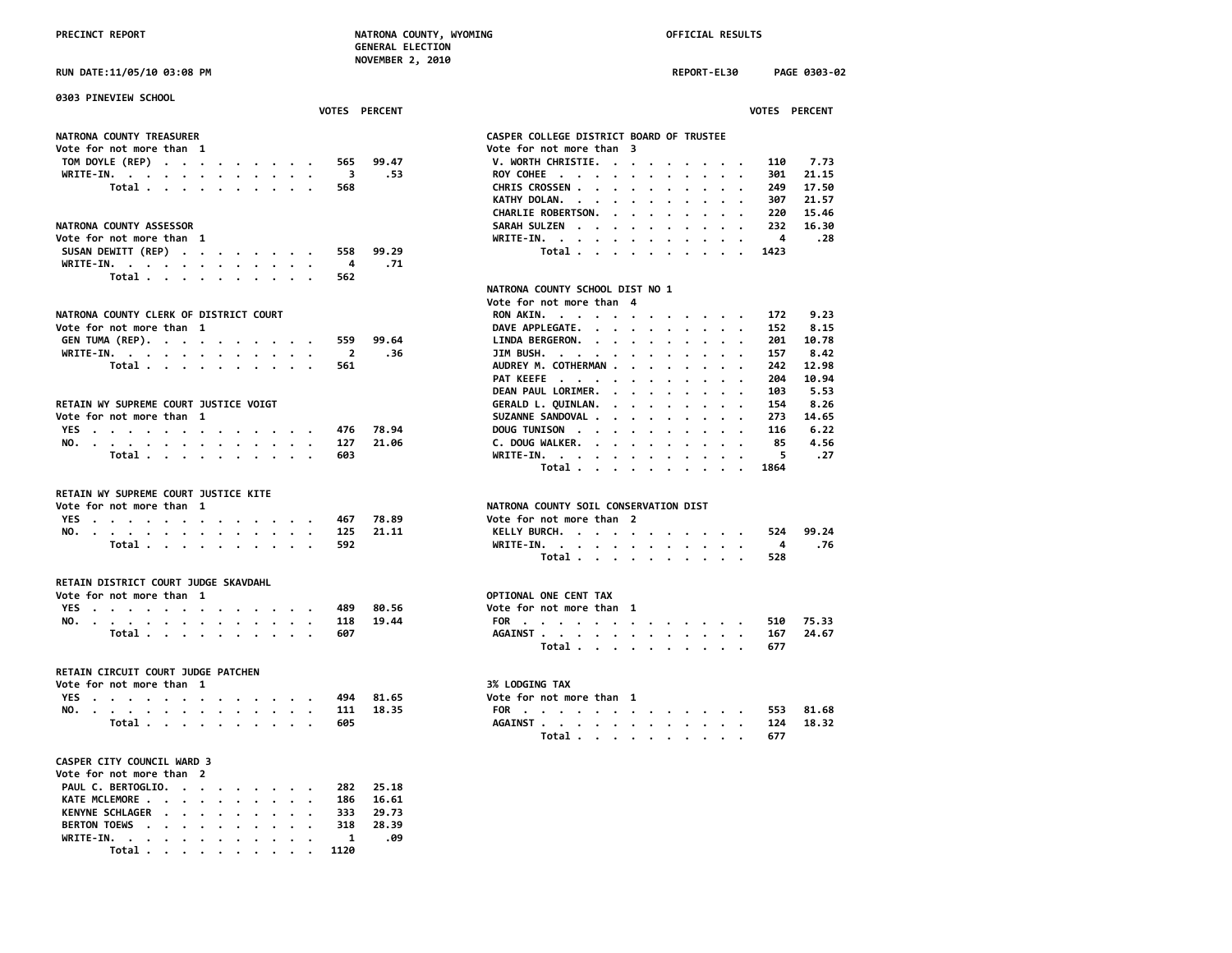PRECINCT REPORT — NATRONA COUNTY, WYOMING — GENERAL ELECTION — NOVEMBER 2, 2010 — OFFICIAL RESULTS

RUN DATE:11/05/10 03:08 PM — REPORT-EL30 — PAGE 0303-02

## 0303 PINEVIEW SCHOOL

### NATRONA COUNTY TREASURER
Vote for not more than 1

| | VOTES | PERCENT |
|---|---|---|
| TOM DOYLE (REP) | 565 | 99.47 |
| WRITE-IN. | 3 | .53 |
| Total | 568 | |

### NATRONA COUNTY ASSESSOR
Vote for not more than 1

| | VOTES | PERCENT |
|---|---|---|
| SUSAN DEWITT (REP) | 558 | 99.29 |
| WRITE-IN. | 4 | .71 |
| Total | 562 | |

### NATRONA COUNTY CLERK OF DISTRICT COURT
Vote for not more than 1

| | VOTES | PERCENT |
|---|---|---|
| GEN TUMA (REP). | 559 | 99.64 |
| WRITE-IN. | 2 | .36 |
| Total | 561 | |

### RETAIN WY SUPREME COURT JUSTICE VOIGT
Vote for not more than 1

| | VOTES | PERCENT |
|---|---|---|
| YES | 476 | 78.94 |
| NO. | 127 | 21.06 |
| Total | 603 | |

### RETAIN WY SUPREME COURT JUSTICE KITE
Vote for not more than 1

| | VOTES | PERCENT |
|---|---|---|
| YES | 467 | 78.89 |
| NO. | 125 | 21.11 |
| Total | 592 | |

### RETAIN DISTRICT COURT JUDGE SKAVDAHL
Vote for not more than 1

| | VOTES | PERCENT |
|---|---|---|
| YES | 489 | 80.56 |
| NO. | 118 | 19.44 |
| Total | 607 | |

### RETAIN CIRCUIT COURT JUDGE PATCHEN
Vote for not more than 1

| | VOTES | PERCENT |
|---|---|---|
| YES | 494 | 81.65 |
| NO. | 111 | 18.35 |
| Total | 605 | |

### CASPER CITY COUNCIL WARD 3
Vote for not more than 2

| | VOTES | PERCENT |
|---|---|---|
| PAUL C. BERTOGLIO. | 282 | 25.18 |
| KATE MCLEMORE | 186 | 16.61 |
| KENYNE SCHLAGER | 333 | 29.73 |
| BERTON TOEWS | 318 | 28.39 |
| WRITE-IN. | 1 | .09 |
| Total | 1120 | |

### CASPER COLLEGE DISTRICT BOARD OF TRUSTEE
Vote for not more than 3

| | VOTES | PERCENT |
|---|---|---|
| V. WORTH CHRISTIE. | 110 | 7.73 |
| ROY COHEE | 301 | 21.15 |
| CHRIS CROSSEN | 249 | 17.50 |
| KATHY DOLAN. | 307 | 21.57 |
| CHARLIE ROBERTSON. | 220 | 15.46 |
| SARAH SULZEN | 232 | 16.30 |
| WRITE-IN. | 4 | .28 |
| Total | 1423 | |

### NATRONA COUNTY SCHOOL DIST NO 1
Vote for not more than 4

| | VOTES | PERCENT |
|---|---|---|
| RON AKIN. | 172 | 9.23 |
| DAVE APPLEGATE. | 152 | 8.15 |
| LINDA BERGERON. | 201 | 10.78 |
| JIM BUSH. | 157 | 8.42 |
| AUDREY M. COTHERMAN | 242 | 12.98 |
| PAT KEEFE | 204 | 10.94 |
| DEAN PAUL LORIMER. | 103 | 5.53 |
| GERALD L. QUINLAN. | 154 | 8.26 |
| SUZANNE SANDOVAL | 273 | 14.65 |
| DOUG TUNISON | 116 | 6.22 |
| C. DOUG WALKER. | 85 | 4.56 |
| WRITE-IN. | 5 | .27 |
| Total | 1864 | |

### NATRONA COUNTY SOIL CONSERVATION DIST
Vote for not more than 2

| | VOTES | PERCENT |
|---|---|---|
| KELLY BURCH. | 524 | 99.24 |
| WRITE-IN. | 4 | .76 |
| Total | 528 | |

### OPTIONAL ONE CENT TAX
Vote for not more than 1

| | VOTES | PERCENT |
|---|---|---|
| FOR | 510 | 75.33 |
| AGAINST | 167 | 24.67 |
| Total | 677 | |

### 3% LODGING TAX
Vote for not more than 1

| | VOTES | PERCENT |
|---|---|---|
| FOR | 553 | 81.68 |
| AGAINST | 124 | 18.32 |
| Total | 677 | |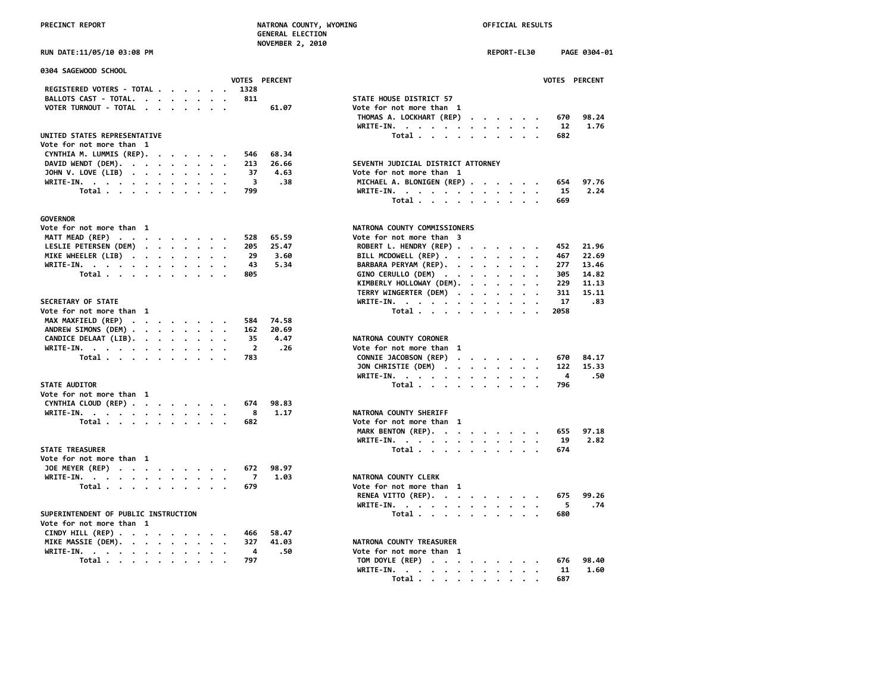PRECINCT REPORT — NATRONA COUNTY, WYOMING — GENERAL ELECTION — NOVEMBER 2, 2010 — OFFICIAL RESULTS

RUN DATE:11/05/10 03:08 PM — REPORT-EL30 — PAGE 0304-01

## 0304 SAGEWOOD SCHOOL

| | VOTES | PERCENT |
|---|---|---|
| REGISTERED VOTERS - TOTAL | 1328 | |
| BALLOTS CAST - TOTAL | 811 | |
| VOTER TURNOUT - TOTAL | | 61.07 |

### UNITED STATES REPRESENTATIVE
Vote for not more than 1

| | VOTES | PERCENT |
|---|---|---|
| CYNTHIA M. LUMMIS (REP) | 546 | 68.34 |
| DAVID WENDT (DEM) | 213 | 26.66 |
| JOHN V. LOVE (LIB) | 37 | 4.63 |
| WRITE-IN | 3 | .38 |
| Total | 799 | |

### GOVERNOR
Vote for not more than 1

| | VOTES | PERCENT |
|---|---|---|
| MATT MEAD (REP) | 528 | 65.59 |
| LESLIE PETERSEN (DEM) | 205 | 25.47 |
| MIKE WHEELER (LIB) | 29 | 3.60 |
| WRITE-IN | 43 | 5.34 |
| Total | 805 | |

### SECRETARY OF STATE
Vote for not more than 1

| | VOTES | PERCENT |
|---|---|---|
| MAX MAXFIELD (REP) | 584 | 74.58 |
| ANDREW SIMONS (DEM) | 162 | 20.69 |
| CANDICE DELAAT (LIB) | 35 | 4.47 |
| WRITE-IN | 2 | .26 |
| Total | 783 | |

### STATE AUDITOR
Vote for not more than 1

| | VOTES | PERCENT |
|---|---|---|
| CYNTHIA CLOUD (REP) | 674 | 98.83 |
| WRITE-IN | 8 | 1.17 |
| Total | 682 | |

### STATE TREASURER
Vote for not more than 1

| | VOTES | PERCENT |
|---|---|---|
| JOE MEYER (REP) | 672 | 98.97 |
| WRITE-IN | 7 | 1.03 |
| Total | 679 | |

### SUPERINTENDENT OF PUBLIC INSTRUCTION
Vote for not more than 1

| | VOTES | PERCENT |
|---|---|---|
| CINDY HILL (REP) | 466 | 58.47 |
| MIKE MASSIE (DEM) | 327 | 41.03 |
| WRITE-IN | 4 | .50 |
| Total | 797 | |

### STATE HOUSE DISTRICT 57
Vote for not more than 1

| | VOTES | PERCENT |
|---|---|---|
| THOMAS A. LOCKHART (REP) | 670 | 98.24 |
| WRITE-IN | 12 | 1.76 |
| Total | 682 | |

### SEVENTH JUDICIAL DISTRICT ATTORNEY
Vote for not more than 1

| | VOTES | PERCENT |
|---|---|---|
| MICHAEL A. BLONIGEN (REP) | 654 | 97.76 |
| WRITE-IN | 15 | 2.24 |
| Total | 669 | |

### NATRONA COUNTY COMMISSIONERS
Vote for not more than 3

| | VOTES | PERCENT |
|---|---|---|
| ROBERT L. HENDRY (REP) | 452 | 21.96 |
| BILL MCDOWELL (REP) | 467 | 22.69 |
| BARBARA PERYAM (REP) | 277 | 13.46 |
| GINO CERULLO (DEM) | 305 | 14.82 |
| KIMBERLY HOLLOWAY (DEM) | 229 | 11.13 |
| TERRY WINGERTER (DEM) | 311 | 15.11 |
| WRITE-IN | 17 | .83 |
| Total | 2058 | |

### NATRONA COUNTY CORONER
Vote for not more than 1

| | VOTES | PERCENT |
|---|---|---|
| CONNIE JACOBSON (REP) | 670 | 84.17 |
| JON CHRISTIE (DEM) | 122 | 15.33 |
| WRITE-IN | 4 | .50 |
| Total | 796 | |

### NATRONA COUNTY SHERIFF
Vote for not more than 1

| | VOTES | PERCENT |
|---|---|---|
| MARK BENTON (REP) | 655 | 97.18 |
| WRITE-IN | 19 | 2.82 |
| Total | 674 | |

### NATRONA COUNTY CLERK
Vote for not more than 1

| | VOTES | PERCENT |
|---|---|---|
| RENEA VITTO (REP) | 675 | 99.26 |
| WRITE-IN | 5 | .74 |
| Total | 680 | |

### NATRONA COUNTY TREASURER
Vote for not more than 1

| | VOTES | PERCENT |
|---|---|---|
| TOM DOYLE (REP) | 676 | 98.40 |
| WRITE-IN | 11 | 1.60 |
| Total | 687 | |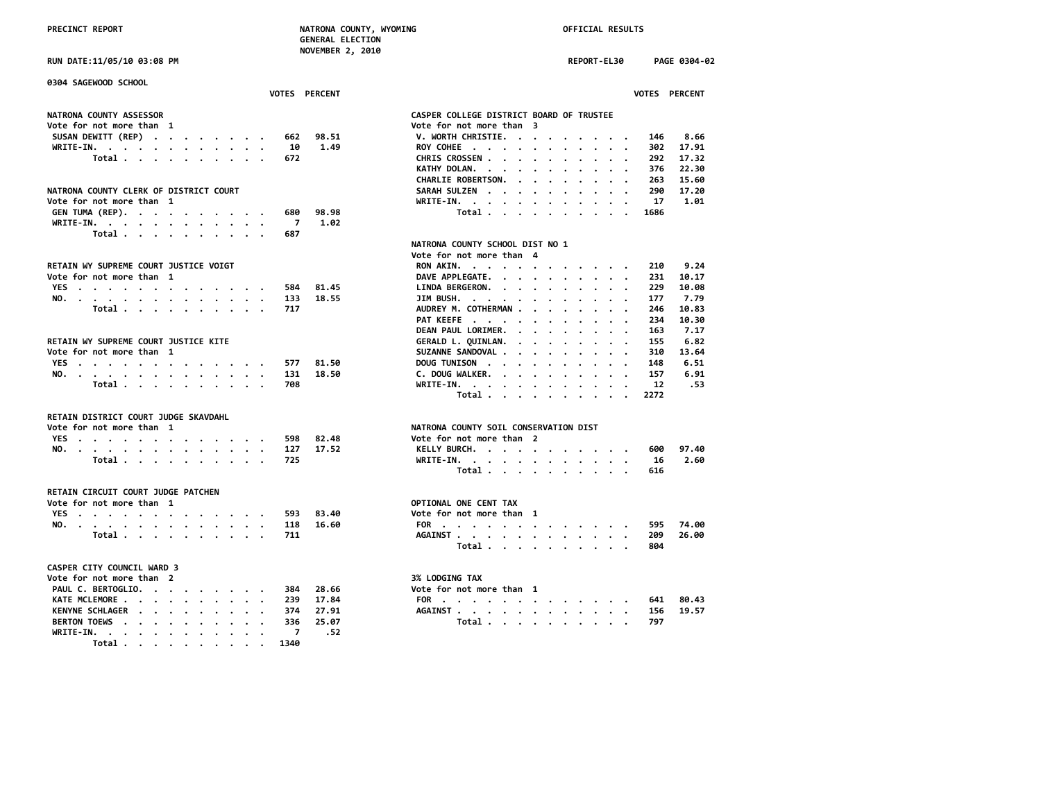0304 SAGEWOOD SCHOOL

### NATRONA COUNTY ASSESSOR
Vote for not more than 1

| | VOTES | PERCENT |
|---|---|---|
| SUSAN DEWITT (REP) | 662 | 98.51 |
| WRITE-IN. | 10 | 1.49 |
| Total | 672 | |

### NATRONA COUNTY CLERK OF DISTRICT COURT
Vote for not more than 1

| | VOTES | PERCENT |
|---|---|---|
| GEN TUMA (REP). | 680 | 98.98 |
| WRITE-IN. | 7 | 1.02 |
| Total | 687 | |

### RETAIN WY SUPREME COURT JUSTICE VOIGT
Vote for not more than 1

| | VOTES | PERCENT |
|---|---|---|
| YES | 584 | 81.45 |
| NO. | 133 | 18.55 |
| Total | 717 | |

### RETAIN WY SUPREME COURT JUSTICE KITE
Vote for not more than 1

| | VOTES | PERCENT |
|---|---|---|
| YES | 577 | 81.50 |
| NO. | 131 | 18.50 |
| Total | 708 | |

### RETAIN DISTRICT COURT JUDGE SKAVDAHL
Vote for not more than 1

| | VOTES | PERCENT |
|---|---|---|
| YES | 598 | 82.48 |
| NO. | 127 | 17.52 |
| Total | 725 | |

### RETAIN CIRCUIT COURT JUDGE PATCHEN
Vote for not more than 1

| | VOTES | PERCENT |
|---|---|---|
| YES | 593 | 83.40 |
| NO. | 118 | 16.60 |
| Total | 711 | |

### CASPER CITY COUNCIL WARD 3
Vote for not more than 2

| | VOTES | PERCENT |
|---|---|---|
| PAUL C. BERTOGLIO. | 384 | 28.66 |
| KATE MCLEMORE | 239 | 17.84 |
| KENYNE SCHLAGER | 374 | 27.91 |
| BERTON TOEWS | 336 | 25.07 |
| WRITE-IN. | 7 | .52 |
| Total | 1340 | |

### CASPER COLLEGE DISTRICT BOARD OF TRUSTEE
Vote for not more than 3

| | VOTES | PERCENT |
|---|---|---|
| V. WORTH CHRISTIE. | 146 | 8.66 |
| ROY COHEE | 302 | 17.91 |
| CHRIS CROSSEN | 292 | 17.32 |
| KATHY DOLAN. | 376 | 22.30 |
| CHARLIE ROBERTSON. | 263 | 15.60 |
| SARAH SULZEN | 290 | 17.20 |
| WRITE-IN. | 17 | 1.01 |
| Total | 1686 | |

### NATRONA COUNTY SCHOOL DIST NO 1
Vote for not more than 4

| | VOTES | PERCENT |
|---|---|---|
| RON AKIN. | 210 | 9.24 |
| DAVE APPLEGATE. | 231 | 10.17 |
| LINDA BERGERON. | 229 | 10.08 |
| JIM BUSH. | 177 | 7.79 |
| AUDREY M. COTHERMAN | 246 | 10.83 |
| PAT KEEFE | 234 | 10.30 |
| DEAN PAUL LORIMER. | 163 | 7.17 |
| GERALD L. QUINLAN. | 155 | 6.82 |
| SUZANNE SANDOVAL | 310 | 13.64 |
| DOUG TUNISON | 148 | 6.51 |
| C. DOUG WALKER. | 157 | 6.91 |
| WRITE-IN. | 12 | .53 |
| Total | 2272 | |

### NATRONA COUNTY SOIL CONSERVATION DIST
Vote for not more than 2

| | VOTES | PERCENT |
|---|---|---|
| KELLY BURCH. | 600 | 97.40 |
| WRITE-IN. | 16 | 2.60 |
| Total | 616 | |

### OPTIONAL ONE CENT TAX
Vote for not more than 1

| | VOTES | PERCENT |
|---|---|---|
| FOR | 595 | 74.00 |
| AGAINST | 209 | 26.00 |
| Total | 804 | |

### 3% LODGING TAX
Vote for not more than 1

| | VOTES | PERCENT |
|---|---|---|
| FOR | 641 | 80.43 |
| AGAINST | 156 | 19.57 |
| Total | 797 | |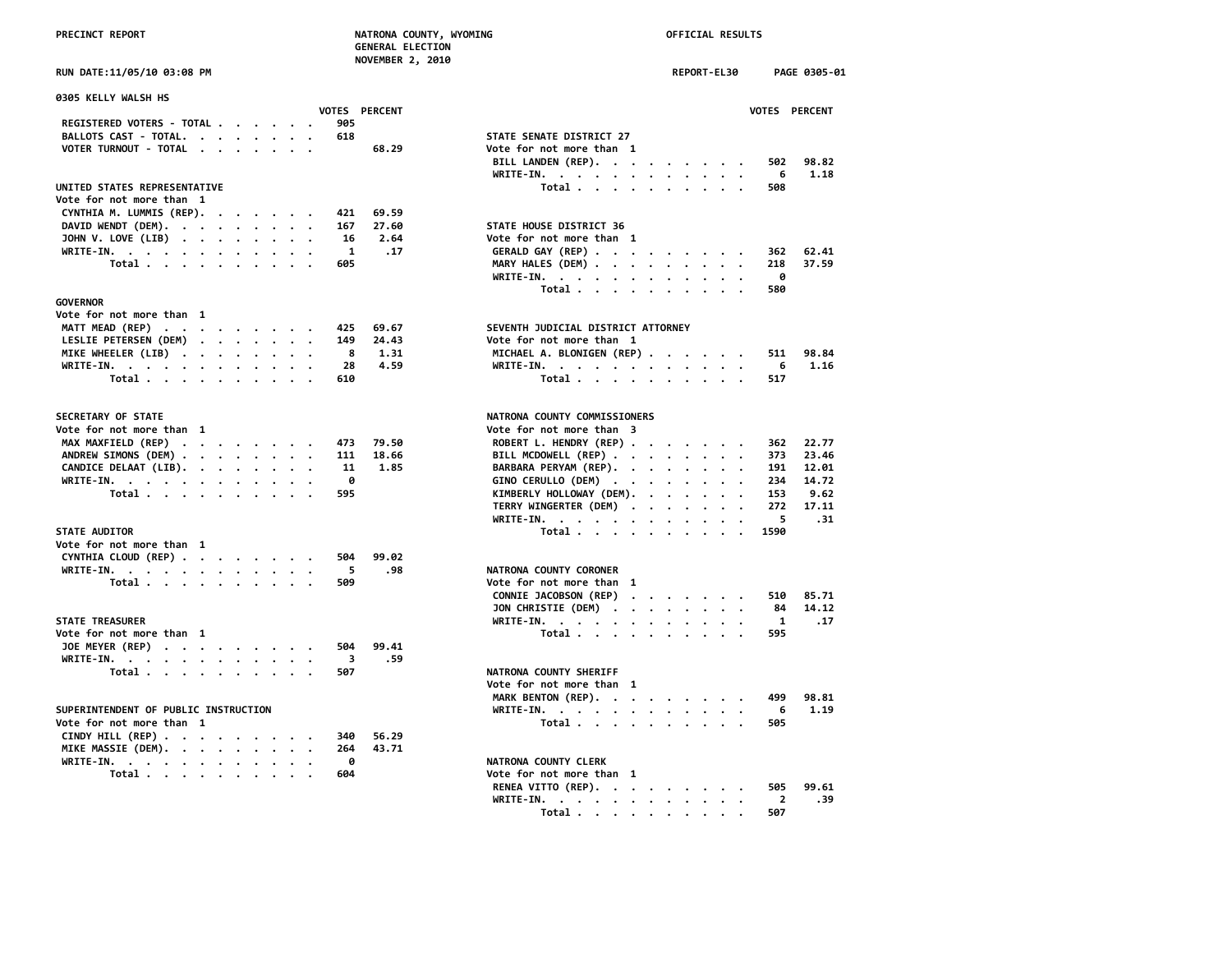PRECINCT REPORT — NATRONA COUNTY, WYOMING — GENERAL ELECTION — NOVEMBER 2, 2010 — OFFICIAL RESULTS

RUN DATE:11/05/10 03:08 PM — REPORT-EL30 — PAGE 0305-01

## 0305 KELLY WALSH HS

| | VOTES | PERCENT |
|---|---|---|
| REGISTERED VOTERS - TOTAL | 905 | |
| BALLOTS CAST - TOTAL. | 618 | |
| VOTER TURNOUT - TOTAL | | 68.29 |

### UNITED STATES REPRESENTATIVE
Vote for not more than 1

| | VOTES | PERCENT |
|---|---|---|
| CYNTHIA M. LUMMIS (REP). | 421 | 69.59 |
| DAVID WENDT (DEM). | 167 | 27.60 |
| JOHN V. LOVE (LIB) | 16 | 2.64 |
| WRITE-IN. | 1 | .17 |
| Total | 605 | |

### GOVERNOR
Vote for not more than 1

| | VOTES | PERCENT |
|---|---|---|
| MATT MEAD (REP) | 425 | 69.67 |
| LESLIE PETERSEN (DEM) | 149 | 24.43 |
| MIKE WHEELER (LIB) | 8 | 1.31 |
| WRITE-IN. | 28 | 4.59 |
| Total | 610 | |

### SECRETARY OF STATE
Vote for not more than 1

| | VOTES | PERCENT |
|---|---|---|
| MAX MAXFIELD (REP) | 473 | 79.50 |
| ANDREW SIMONS (DEM) | 111 | 18.66 |
| CANDICE DELAAT (LIB). | 11 | 1.85 |
| WRITE-IN. | 0 | |
| Total | 595 | |

### STATE AUDITOR
Vote for not more than 1

| | VOTES | PERCENT |
|---|---|---|
| CYNTHIA CLOUD (REP) | 504 | 99.02 |
| WRITE-IN. | 5 | .98 |
| Total | 509 | |

### STATE TREASURER
Vote for not more than 1

| | VOTES | PERCENT |
|---|---|---|
| JOE MEYER (REP) | 504 | 99.41 |
| WRITE-IN. | 3 | .59 |
| Total | 507 | |

### SUPERINTENDENT OF PUBLIC INSTRUCTION
Vote for not more than 1

| | VOTES | PERCENT |
|---|---|---|
| CINDY HILL (REP) | 340 | 56.29 |
| MIKE MASSIE (DEM). | 264 | 43.71 |
| WRITE-IN. | 0 | |
| Total | 604 | |

### STATE SENATE DISTRICT 27
Vote for not more than 1

| | VOTES | PERCENT |
|---|---|---|
| BILL LANDEN (REP). | 502 | 98.82 |
| WRITE-IN. | 6 | 1.18 |
| Total | 508 | |

### STATE HOUSE DISTRICT 36
Vote for not more than 1

| | VOTES | PERCENT |
|---|---|---|
| GERALD GAY (REP) | 362 | 62.41 |
| MARY HALES (DEM) | 218 | 37.59 |
| WRITE-IN. | 0 | |
| Total | 580 | |

### SEVENTH JUDICIAL DISTRICT ATTORNEY
Vote for not more than 1

| | VOTES | PERCENT |
|---|---|---|
| MICHAEL A. BLONIGEN (REP) | 511 | 98.84 |
| WRITE-IN. | 6 | 1.16 |
| Total | 517 | |

### NATRONA COUNTY COMMISSIONERS
Vote for not more than 3

| | VOTES | PERCENT |
|---|---|---|
| ROBERT L. HENDRY (REP) | 362 | 22.77 |
| BILL MCDOWELL (REP) | 373 | 23.46 |
| BARBARA PERYAM (REP). | 191 | 12.01 |
| GINO CERULLO (DEM) | 234 | 14.72 |
| KIMBERLY HOLLOWAY (DEM). | 153 | 9.62 |
| TERRY WINGERTER (DEM) | 272 | 17.11 |
| WRITE-IN. | 5 | .31 |
| Total | 1590 | |

### NATRONA COUNTY CORONER
Vote for not more than 1

| | VOTES | PERCENT |
|---|---|---|
| CONNIE JACOBSON (REP) | 510 | 85.71 |
| JON CHRISTIE (DEM) | 84 | 14.12 |
| WRITE-IN. | 1 | .17 |
| Total | 595 | |

### NATRONA COUNTY SHERIFF
Vote for not more than 1

| | VOTES | PERCENT |
|---|---|---|
| MARK BENTON (REP). | 499 | 98.81 |
| WRITE-IN. | 6 | 1.19 |
| Total | 505 | |

### NATRONA COUNTY CLERK
Vote for not more than 1

| | VOTES | PERCENT |
|---|---|---|
| RENEA VITTO (REP). | 505 | 99.61 |
| WRITE-IN. | 2 | .39 |
| Total | 507 | |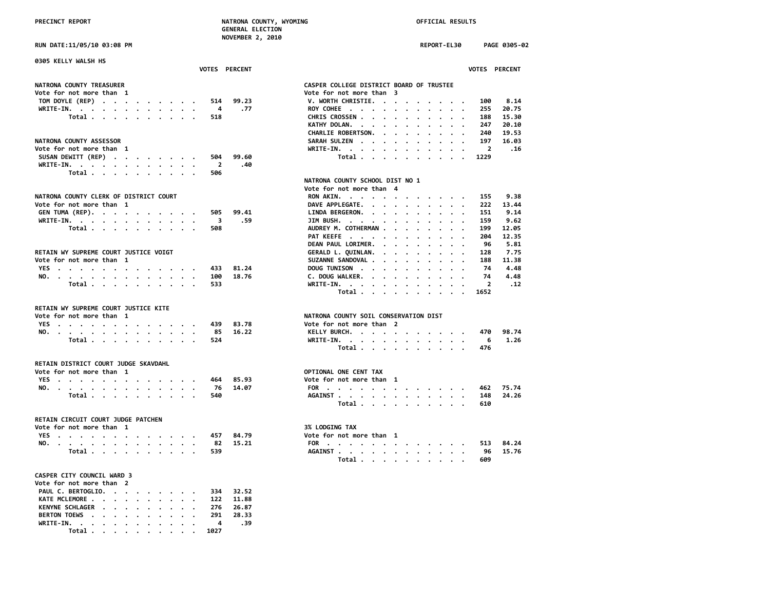PRECINCT REPORT — NATRONA COUNTY, WYOMING — GENERAL ELECTION — NOVEMBER 2, 2010 — OFFICIAL RESULTS

RUN DATE:11/05/10 03:08 PM — REPORT-EL30 — PAGE 0305-02

## 0305 KELLY WALSH HS

### NATRONA COUNTY TREASURER
Vote for not more than 1

| | VOTES | PERCENT |
|---|---|---|
| TOM DOYLE (REP) | 514 | 99.23 |
| WRITE-IN. | 4 | .77 |
| Total | 518 | |

### NATRONA COUNTY ASSESSOR
Vote for not more than 1

| | VOTES | PERCENT |
|---|---|---|
| SUSAN DEWITT (REP) | 504 | 99.60 |
| WRITE-IN. | 2 | .40 |
| Total | 506 | |

### NATRONA COUNTY CLERK OF DISTRICT COURT
Vote for not more than 1

| | VOTES | PERCENT |
|---|---|---|
| GEN TUMA (REP). | 505 | 99.41 |
| WRITE-IN. | 3 | .59 |
| Total | 508 | |

### RETAIN WY SUPREME COURT JUSTICE VOIGT
Vote for not more than 1

| | VOTES | PERCENT |
|---|---|---|
| YES | 433 | 81.24 |
| NO. | 100 | 18.76 |
| Total | 533 | |

### RETAIN WY SUPREME COURT JUSTICE KITE
Vote for not more than 1

| | VOTES | PERCENT |
|---|---|---|
| YES | 439 | 83.78 |
| NO. | 85 | 16.22 |
| Total | 524 | |

### RETAIN DISTRICT COURT JUDGE SKAVDAHL
Vote for not more than 1

| | VOTES | PERCENT |
|---|---|---|
| YES | 464 | 85.93 |
| NO. | 76 | 14.07 |
| Total | 540 | |

### RETAIN CIRCUIT COURT JUDGE PATCHEN
Vote for not more than 1

| | VOTES | PERCENT |
|---|---|---|
| YES | 457 | 84.79 |
| NO. | 82 | 15.21 |
| Total | 539 | |

### CASPER CITY COUNCIL WARD 3
Vote for not more than 2

| | VOTES | PERCENT |
|---|---|---|
| PAUL C. BERTOGLIO. | 334 | 32.52 |
| KATE MCLEMORE | 122 | 11.88 |
| KENYNE SCHLAGER | 276 | 26.87 |
| BERTON TOEWS | 291 | 28.33 |
| WRITE-IN. | 4 | .39 |
| Total | 1027 | |

### CASPER COLLEGE DISTRICT BOARD OF TRUSTEE
Vote for not more than 3

| | VOTES | PERCENT |
|---|---|---|
| V. WORTH CHRISTIE. | 100 | 8.14 |
| ROY COHEE | 255 | 20.75 |
| CHRIS CROSSEN | 188 | 15.30 |
| KATHY DOLAN. | 247 | 20.10 |
| CHARLIE ROBERTSON. | 240 | 19.53 |
| SARAH SULZEN | 197 | 16.03 |
| WRITE-IN. | 2 | .16 |
| Total | 1229 | |

### NATRONA COUNTY SCHOOL DIST NO 1
Vote for not more than 4

| | VOTES | PERCENT |
|---|---|---|
| RON AKIN. | 155 | 9.38 |
| DAVE APPLEGATE. | 222 | 13.44 |
| LINDA BERGERON. | 151 | 9.14 |
| JIM BUSH. | 159 | 9.62 |
| AUDREY M. COTHERMAN | 199 | 12.05 |
| PAT KEEFE | 204 | 12.35 |
| DEAN PAUL LORIMER. | 96 | 5.81 |
| GERALD L. QUINLAN. | 128 | 7.75 |
| SUZANNE SANDOVAL | 188 | 11.38 |
| DOUG TUNISON | 74 | 4.48 |
| C. DOUG WALKER. | 74 | 4.48 |
| WRITE-IN. | 2 | .12 |
| Total | 1652 | |

### NATRONA COUNTY SOIL CONSERVATION DIST
Vote for not more than 2

| | VOTES | PERCENT |
|---|---|---|
| KELLY BURCH. | 470 | 98.74 |
| WRITE-IN. | 6 | 1.26 |
| Total | 476 | |

### OPTIONAL ONE CENT TAX
Vote for not more than 1

| | VOTES | PERCENT |
|---|---|---|
| FOR | 462 | 75.74 |
| AGAINST | 148 | 24.26 |
| Total | 610 | |

### 3% LODGING TAX
Vote for not more than 1

| | VOTES | PERCENT |
|---|---|---|
| FOR | 513 | 84.24 |
| AGAINST | 96 | 15.76 |
| Total | 609 | |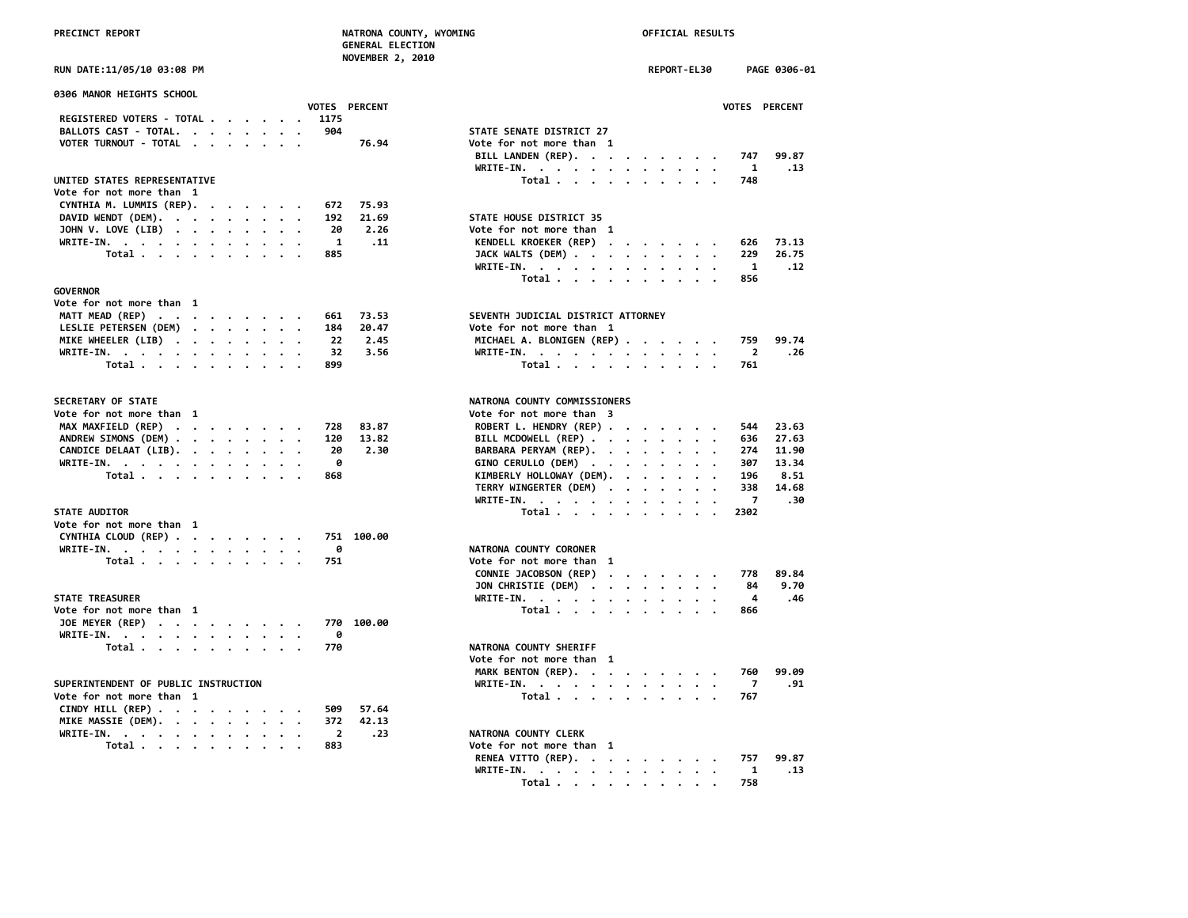PRECINCT REPORT — NATRONA COUNTY, WYOMING — GENERAL ELECTION — NOVEMBER 2, 2010 — OFFICIAL RESULTS

RUN DATE:11/05/10 03:08 PM — REPORT-EL30 — PAGE 0306-01

## 0306 MANOR HEIGHTS SCHOOL

| | VOTES | PERCENT |
|---|---|---|
| REGISTERED VOTERS - TOTAL | 1175 | |
| BALLOTS CAST - TOTAL | 904 | |
| VOTER TURNOUT - TOTAL | | 76.94 |

### UNITED STATES REPRESENTATIVE
Vote for not more than 1

| Candidate | VOTES | PERCENT |
|---|---|---|
| CYNTHIA M. LUMMIS (REP) | 672 | 75.93 |
| DAVID WENDT (DEM) | 192 | 21.69 |
| JOHN V. LOVE (LIB) | 20 | 2.26 |
| WRITE-IN | 1 | .11 |
| Total | 885 | |

### GOVERNOR
Vote for not more than 1

| Candidate | VOTES | PERCENT |
|---|---|---|
| MATT MEAD (REP) | 661 | 73.53 |
| LESLIE PETERSEN (DEM) | 184 | 20.47 |
| MIKE WHEELER (LIB) | 22 | 2.45 |
| WRITE-IN | 32 | 3.56 |
| Total | 899 | |

### SECRETARY OF STATE
Vote for not more than 1

| Candidate | VOTES | PERCENT |
|---|---|---|
| MAX MAXFIELD (REP) | 728 | 83.87 |
| ANDREW SIMONS (DEM) | 120 | 13.82 |
| CANDICE DELAAT (LIB) | 20 | 2.30 |
| WRITE-IN | 0 | |
| Total | 868 | |

### STATE AUDITOR
Vote for not more than 1

| Candidate | VOTES | PERCENT |
|---|---|---|
| CYNTHIA CLOUD (REP) | 751 | 100.00 |
| WRITE-IN | 0 | |
| Total | 751 | |

### STATE TREASURER
Vote for not more than 1

| Candidate | VOTES | PERCENT |
|---|---|---|
| JOE MEYER (REP) | 770 | 100.00 |
| WRITE-IN | 0 | |
| Total | 770 | |

### SUPERINTENDENT OF PUBLIC INSTRUCTION
Vote for not more than 1

| Candidate | VOTES | PERCENT |
|---|---|---|
| CINDY HILL (REP) | 509 | 57.64 |
| MIKE MASSIE (DEM) | 372 | 42.13 |
| WRITE-IN | 2 | .23 |
| Total | 883 | |

### STATE SENATE DISTRICT 27
Vote for not more than 1

| Candidate | VOTES | PERCENT |
|---|---|---|
| BILL LANDEN (REP) | 747 | 99.87 |
| WRITE-IN | 1 | .13 |
| Total | 748 | |

### STATE HOUSE DISTRICT 35
Vote for not more than 1

| Candidate | VOTES | PERCENT |
|---|---|---|
| KENDELL KROEKER (REP) | 626 | 73.13 |
| JACK WALTS (DEM) | 229 | 26.75 |
| WRITE-IN | 1 | .12 |
| Total | 856 | |

### SEVENTH JUDICIAL DISTRICT ATTORNEY
Vote for not more than 1

| Candidate | VOTES | PERCENT |
|---|---|---|
| MICHAEL A. BLONIGEN (REP) | 759 | 99.74 |
| WRITE-IN | 2 | .26 |
| Total | 761 | |

### NATRONA COUNTY COMMISSIONERS
Vote for not more than 3

| Candidate | VOTES | PERCENT |
|---|---|---|
| ROBERT L. HENDRY (REP) | 544 | 23.63 |
| BILL MCDOWELL (REP) | 636 | 27.63 |
| BARBARA PERYAM (REP) | 274 | 11.90 |
| GINO CERULLO (DEM) | 307 | 13.34 |
| KIMBERLY HOLLOWAY (DEM) | 196 | 8.51 |
| TERRY WINGERTER (DEM) | 338 | 14.68 |
| WRITE-IN | 7 | .30 |
| Total | 2302 | |

### NATRONA COUNTY CORONER
Vote for not more than 1

| Candidate | VOTES | PERCENT |
|---|---|---|
| CONNIE JACOBSON (REP) | 778 | 89.84 |
| JON CHRISTIE (DEM) | 84 | 9.70 |
| WRITE-IN | 4 | .46 |
| Total | 866 | |

### NATRONA COUNTY SHERIFF
Vote for not more than 1

| Candidate | VOTES | PERCENT |
|---|---|---|
| MARK BENTON (REP) | 760 | 99.09 |
| WRITE-IN | 7 | .91 |
| Total | 767 | |

### NATRONA COUNTY CLERK
Vote for not more than 1

| Candidate | VOTES | PERCENT |
|---|---|---|
| RENEA VITTO (REP) | 757 | 99.87 |
| WRITE-IN | 1 | .13 |
| Total | 758 | |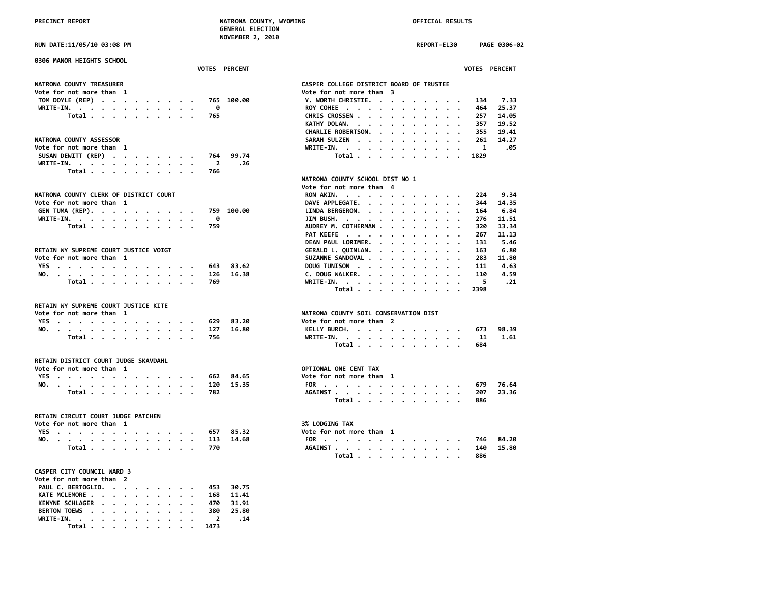PRECINCT REPORT — NATRONA COUNTY, WYOMING — GENERAL ELECTION — NOVEMBER 2, 2010 — OFFICIAL RESULTS

RUN DATE:11/05/10 03:08 PM — REPORT-EL30 — PAGE 0306-02

## 0306 MANOR HEIGHTS SCHOOL

### NATRONA COUNTY TREASURER
Vote for not more than 1

| | VOTES | PERCENT |
|---|---|---|
| TOM DOYLE (REP) | 765 | 100.00 |
| WRITE-IN. | 0 | |
| Total | 765 | |

### NATRONA COUNTY ASSESSOR
Vote for not more than 1

| | VOTES | PERCENT |
|---|---|---|
| SUSAN DEWITT (REP) | 764 | 99.74 |
| WRITE-IN. | 2 | .26 |
| Total | 766 | |

### NATRONA COUNTY CLERK OF DISTRICT COURT
Vote for not more than 1

| | VOTES | PERCENT |
|---|---|---|
| GEN TUMA (REP). | 759 | 100.00 |
| WRITE-IN. | 0 | |
| Total | 759 | |

### RETAIN WY SUPREME COURT JUSTICE VOIGT
Vote for not more than 1

| | VOTES | PERCENT |
|---|---|---|
| YES | 643 | 83.62 |
| NO. | 126 | 16.38 |
| Total | 769 | |

### RETAIN WY SUPREME COURT JUSTICE KITE
Vote for not more than 1

| | VOTES | PERCENT |
|---|---|---|
| YES | 629 | 83.20 |
| NO. | 127 | 16.80 |
| Total | 756 | |

### RETAIN DISTRICT COURT JUDGE SKAVDAHL
Vote for not more than 1

| | VOTES | PERCENT |
|---|---|---|
| YES | 662 | 84.65 |
| NO. | 120 | 15.35 |
| Total | 782 | |

### RETAIN CIRCUIT COURT JUDGE PATCHEN
Vote for not more than 1

| | VOTES | PERCENT |
|---|---|---|
| YES | 657 | 85.32 |
| NO. | 113 | 14.68 |
| Total | 770 | |

### CASPER CITY COUNCIL WARD 3
Vote for not more than 2

| | VOTES | PERCENT |
|---|---|---|
| PAUL C. BERTOGLIO. | 453 | 30.75 |
| KATE MCLEMORE | 168 | 11.41 |
| KENYNE SCHLAGER | 470 | 31.91 |
| BERTON TOEWS | 380 | 25.80 |
| WRITE-IN. | 2 | .14 |
| Total | 1473 | |

### CASPER COLLEGE DISTRICT BOARD OF TRUSTEE
Vote for not more than 3

| | VOTES | PERCENT |
|---|---|---|
| V. WORTH CHRISTIE. | 134 | 7.33 |
| ROY COHEE | 464 | 25.37 |
| CHRIS CROSSEN | 257 | 14.05 |
| KATHY DOLAN. | 357 | 19.52 |
| CHARLIE ROBERTSON. | 355 | 19.41 |
| SARAH SULZEN | 261 | 14.27 |
| WRITE-IN. | 1 | .05 |
| Total | 1829 | |

### NATRONA COUNTY SCHOOL DIST NO 1
Vote for not more than 4

| | VOTES | PERCENT |
|---|---|---|
| RON AKIN. | 224 | 9.34 |
| DAVE APPLEGATE. | 344 | 14.35 |
| LINDA BERGERON. | 164 | 6.84 |
| JIM BUSH. | 276 | 11.51 |
| AUDREY M. COTHERMAN | 320 | 13.34 |
| PAT KEEFE | 267 | 11.13 |
| DEAN PAUL LORIMER. | 131 | 5.46 |
| GERALD L. QUINLAN. | 163 | 6.80 |
| SUZANNE SANDOVAL | 283 | 11.80 |
| DOUG TUNISON | 111 | 4.63 |
| C. DOUG WALKER. | 110 | 4.59 |
| WRITE-IN. | 5 | .21 |
| Total | 2398 | |

### NATRONA COUNTY SOIL CONSERVATION DIST
Vote for not more than 2

| | VOTES | PERCENT |
|---|---|---|
| KELLY BURCH. | 673 | 98.39 |
| WRITE-IN. | 11 | 1.61 |
| Total | 684 | |

### OPTIONAL ONE CENT TAX
Vote for not more than 1

| | VOTES | PERCENT |
|---|---|---|
| FOR | 679 | 76.64 |
| AGAINST | 207 | 23.36 |
| Total | 886 | |

### 3% LODGING TAX
Vote for not more than 1

| | VOTES | PERCENT |
|---|---|---|
| FOR | 746 | 84.20 |
| AGAINST | 140 | 15.80 |
| Total | 886 | |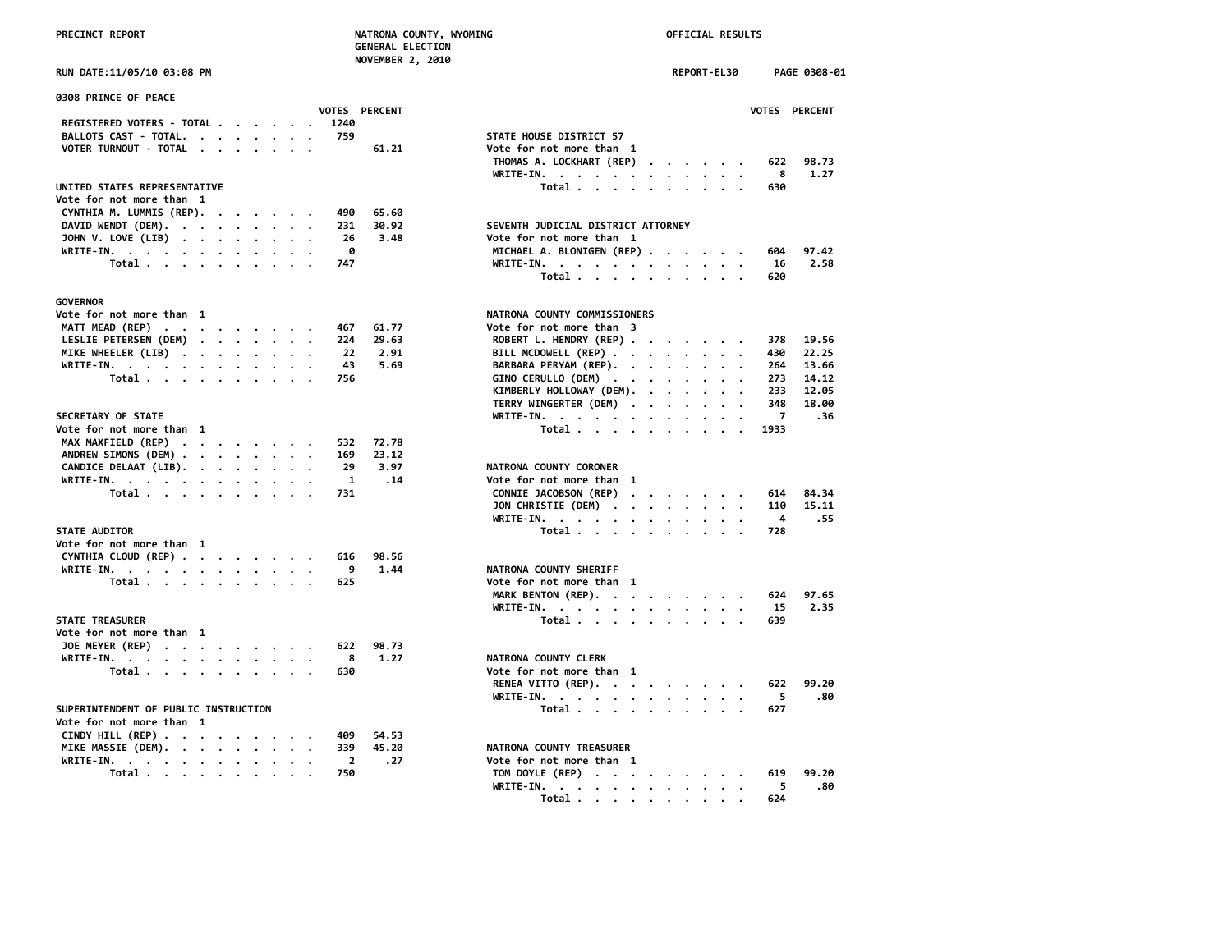PRECINCT REPORT — NATRONA COUNTY, WYOMING — GENERAL ELECTION — NOVEMBER 2, 2010 — OFFICIAL RESULTS

RUN DATE:11/05/10 03:08 PM — REPORT-EL30 — PAGE 0308-01

## 0308 PRINCE OF PEACE

| | VOTES | PERCENT |
|---|---|---|
| REGISTERED VOTERS - TOTAL | 1240 | |
| BALLOTS CAST - TOTAL. | 759 | |
| VOTER TURNOUT - TOTAL | | 61.21 |

### UNITED STATES REPRESENTATIVE
Vote for not more than 1

| | VOTES | PERCENT |
|---|---|---|
| CYNTHIA M. LUMMIS (REP). | 490 | 65.60 |
| DAVID WENDT (DEM). | 231 | 30.92 |
| JOHN V. LOVE (LIB) | 26 | 3.48 |
| WRITE-IN. | 0 | |
| Total | 747 | |

### GOVERNOR
Vote for not more than 1

| | VOTES | PERCENT |
|---|---|---|
| MATT MEAD (REP) | 467 | 61.77 |
| LESLIE PETERSEN (DEM) | 224 | 29.63 |
| MIKE WHEELER (LIB) | 22 | 2.91 |
| WRITE-IN. | 43 | 5.69 |
| Total | 756 | |

### SECRETARY OF STATE
Vote for not more than 1

| | VOTES | PERCENT |
|---|---|---|
| MAX MAXFIELD (REP) | 532 | 72.78 |
| ANDREW SIMONS (DEM) | 169 | 23.12 |
| CANDICE DELAAT (LIB). | 29 | 3.97 |
| WRITE-IN. | 1 | .14 |
| Total | 731 | |

### STATE AUDITOR
Vote for not more than 1

| | VOTES | PERCENT |
|---|---|---|
| CYNTHIA CLOUD (REP) | 616 | 98.56 |
| WRITE-IN. | 9 | 1.44 |
| Total | 625 | |

### STATE TREASURER
Vote for not more than 1

| | VOTES | PERCENT |
|---|---|---|
| JOE MEYER (REP) | 622 | 98.73 |
| WRITE-IN. | 8 | 1.27 |
| Total | 630 | |

### SUPERINTENDENT OF PUBLIC INSTRUCTION
Vote for not more than 1

| | VOTES | PERCENT |
|---|---|---|
| CINDY HILL (REP) | 409 | 54.53 |
| MIKE MASSIE (DEM). | 339 | 45.20 |
| WRITE-IN. | 2 | .27 |
| Total | 750 | |

### STATE HOUSE DISTRICT 57
Vote for not more than 1

| | VOTES | PERCENT |
|---|---|---|
| THOMAS A. LOCKHART (REP) | 622 | 98.73 |
| WRITE-IN. | 8 | 1.27 |
| Total | 630 | |

### SEVENTH JUDICIAL DISTRICT ATTORNEY
Vote for not more than 1

| | VOTES | PERCENT |
|---|---|---|
| MICHAEL A. BLONIGEN (REP) | 604 | 97.42 |
| WRITE-IN. | 16 | 2.58 |
| Total | 620 | |

### NATRONA COUNTY COMMISSIONERS
Vote for not more than 3

| | VOTES | PERCENT |
|---|---|---|
| ROBERT L. HENDRY (REP) | 378 | 19.56 |
| BILL MCDOWELL (REP) | 430 | 22.25 |
| BARBARA PERYAM (REP). | 264 | 13.66 |
| GINO CERULLO (DEM) | 273 | 14.12 |
| KIMBERLY HOLLOWAY (DEM). | 233 | 12.05 |
| TERRY WINGERTER (DEM) | 348 | 18.00 |
| WRITE-IN. | 7 | .36 |
| Total | 1933 | |

### NATRONA COUNTY CORONER
Vote for not more than 1

| | VOTES | PERCENT |
|---|---|---|
| CONNIE JACOBSON (REP) | 614 | 84.34 |
| JON CHRISTIE (DEM) | 110 | 15.11 |
| WRITE-IN. | 4 | .55 |
| Total | 728 | |

### NATRONA COUNTY SHERIFF
Vote for not more than 1

| | VOTES | PERCENT |
|---|---|---|
| MARK BENTON (REP). | 624 | 97.65 |
| WRITE-IN. | 15 | 2.35 |
| Total | 639 | |

### NATRONA COUNTY CLERK
Vote for not more than 1

| | VOTES | PERCENT |
|---|---|---|
| RENEA VITTO (REP). | 622 | 99.20 |
| WRITE-IN. | 5 | .80 |
| Total | 627 | |

### NATRONA COUNTY TREASURER
Vote for not more than 1

| | VOTES | PERCENT |
|---|---|---|
| TOM DOYLE (REP) | 619 | 99.20 |
| WRITE-IN. | 5 | .80 |
| Total | 624 | |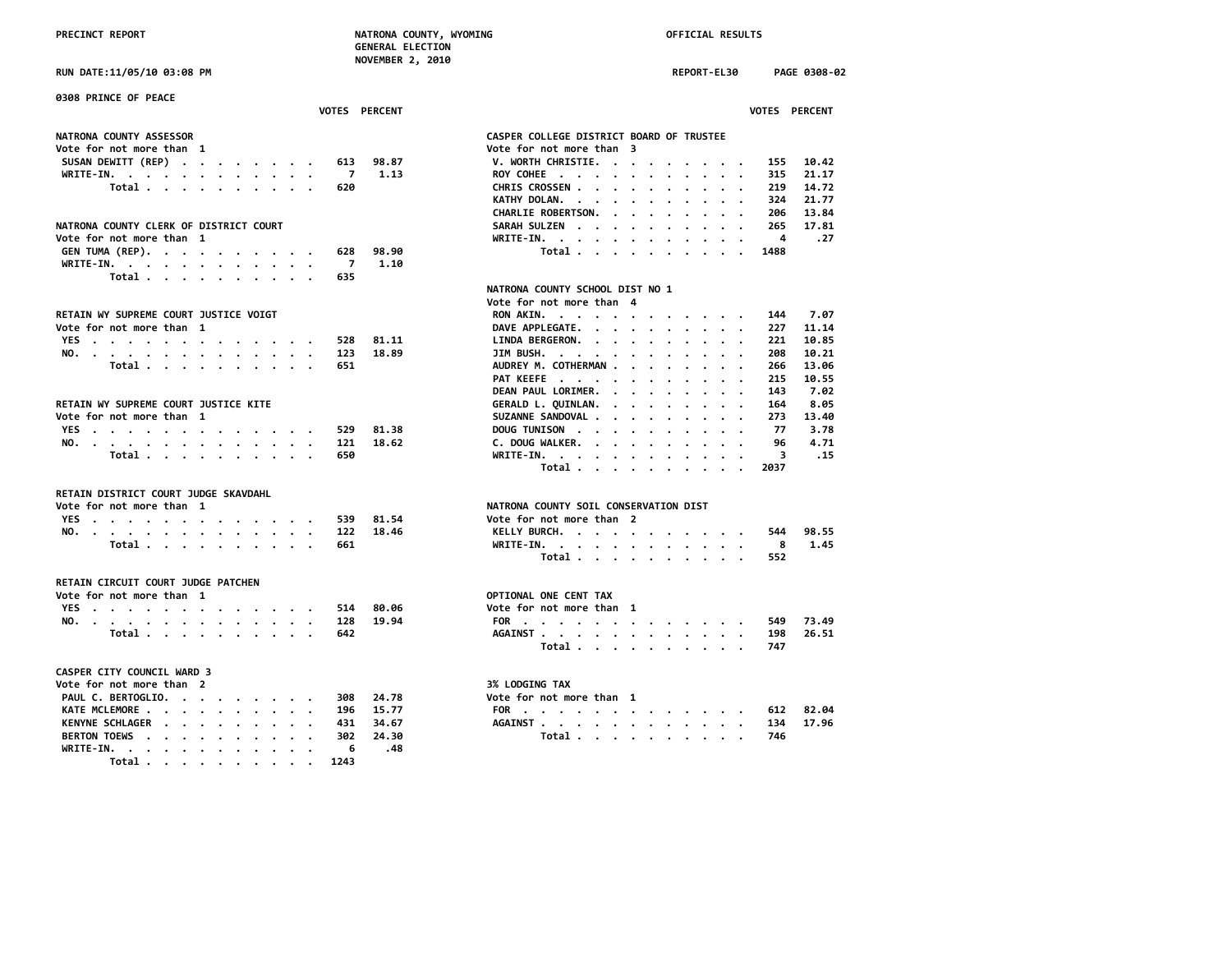PRECINCT REPORT — NATRONA COUNTY, WYOMING — GENERAL ELECTION — NOVEMBER 2, 2010 — OFFICIAL RESULTS

RUN DATE:11/05/10 03:08 PM — REPORT-EL30 — PAGE 0308-02

## 0308 PRINCE OF PEACE

### NATRONA COUNTY ASSESSOR
Vote for not more than 1

| Candidate | VOTES | PERCENT |
|---|---|---|
| SUSAN DEWITT (REP) | 613 | 98.87 |
| WRITE-IN. | 7 | 1.13 |
| Total | 620 | |

### NATRONA COUNTY CLERK OF DISTRICT COURT
Vote for not more than 1

| Candidate | VOTES | PERCENT |
|---|---|---|
| GEN TUMA (REP). | 628 | 98.90 |
| WRITE-IN. | 7 | 1.10 |
| Total | 635 | |

### RETAIN WY SUPREME COURT JUSTICE VOIGT
Vote for not more than 1

| Choice | VOTES | PERCENT |
|---|---|---|
| YES | 528 | 81.11 |
| NO. | 123 | 18.89 |
| Total | 651 | |

### RETAIN WY SUPREME COURT JUSTICE KITE
Vote for not more than 1

| Choice | VOTES | PERCENT |
|---|---|---|
| YES | 529 | 81.38 |
| NO. | 121 | 18.62 |
| Total | 650 | |

### RETAIN DISTRICT COURT JUDGE SKAVDAHL
Vote for not more than 1

| Choice | VOTES | PERCENT |
|---|---|---|
| YES | 539 | 81.54 |
| NO. | 122 | 18.46 |
| Total | 661 | |

### RETAIN CIRCUIT COURT JUDGE PATCHEN
Vote for not more than 1

| Choice | VOTES | PERCENT |
|---|---|---|
| YES | 514 | 80.06 |
| NO. | 128 | 19.94 |
| Total | 642 | |

### CASPER CITY COUNCIL WARD 3
Vote for not more than 2

| Candidate | VOTES | PERCENT |
|---|---|---|
| PAUL C. BERTOGLIO. | 308 | 24.78 |
| KATE MCLEMORE | 196 | 15.77 |
| KENYNE SCHLAGER | 431 | 34.67 |
| BERTON TOEWS | 302 | 24.30 |
| WRITE-IN. | 6 | .48 |
| Total | 1243 | |

### CASPER COLLEGE DISTRICT BOARD OF TRUSTEE
Vote for not more than 3

| Candidate | VOTES | PERCENT |
|---|---|---|
| V. WORTH CHRISTIE. | 155 | 10.42 |
| ROY COHEE | 315 | 21.17 |
| CHRIS CROSSEN | 219 | 14.72 |
| KATHY DOLAN. | 324 | 21.77 |
| CHARLIE ROBERTSON. | 206 | 13.84 |
| SARAH SULZEN | 265 | 17.81 |
| WRITE-IN. | 4 | .27 |
| Total | 1488 | |

### NATRONA COUNTY SCHOOL DIST NO 1
Vote for not more than 4

| Candidate | VOTES | PERCENT |
|---|---|---|
| RON AKIN. | 144 | 7.07 |
| DAVE APPLEGATE. | 227 | 11.14 |
| LINDA BERGERON. | 221 | 10.85 |
| JIM BUSH. | 208 | 10.21 |
| AUDREY M. COTHERMAN | 266 | 13.06 |
| PAT KEEFE | 215 | 10.55 |
| DEAN PAUL LORIMER. | 143 | 7.02 |
| GERALD L. QUINLAN. | 164 | 8.05 |
| SUZANNE SANDOVAL | 273 | 13.40 |
| DOUG TUNISON | 77 | 3.78 |
| C. DOUG WALKER. | 96 | 4.71 |
| WRITE-IN. | 3 | .15 |
| Total | 2037 | |

### NATRONA COUNTY SOIL CONSERVATION DIST
Vote for not more than 2

| Candidate | VOTES | PERCENT |
|---|---|---|
| KELLY BURCH. | 544 | 98.55 |
| WRITE-IN. | 8 | 1.45 |
| Total | 552 | |

### OPTIONAL ONE CENT TAX
Vote for not more than 1

| Choice | VOTES | PERCENT |
|---|---|---|
| FOR | 549 | 73.49 |
| AGAINST | 198 | 26.51 |
| Total | 747 | |

### 3% LODGING TAX
Vote for not more than 1

| Choice | VOTES | PERCENT |
|---|---|---|
| FOR | 612 | 82.04 |
| AGAINST | 134 | 17.96 |
| Total | 746 | |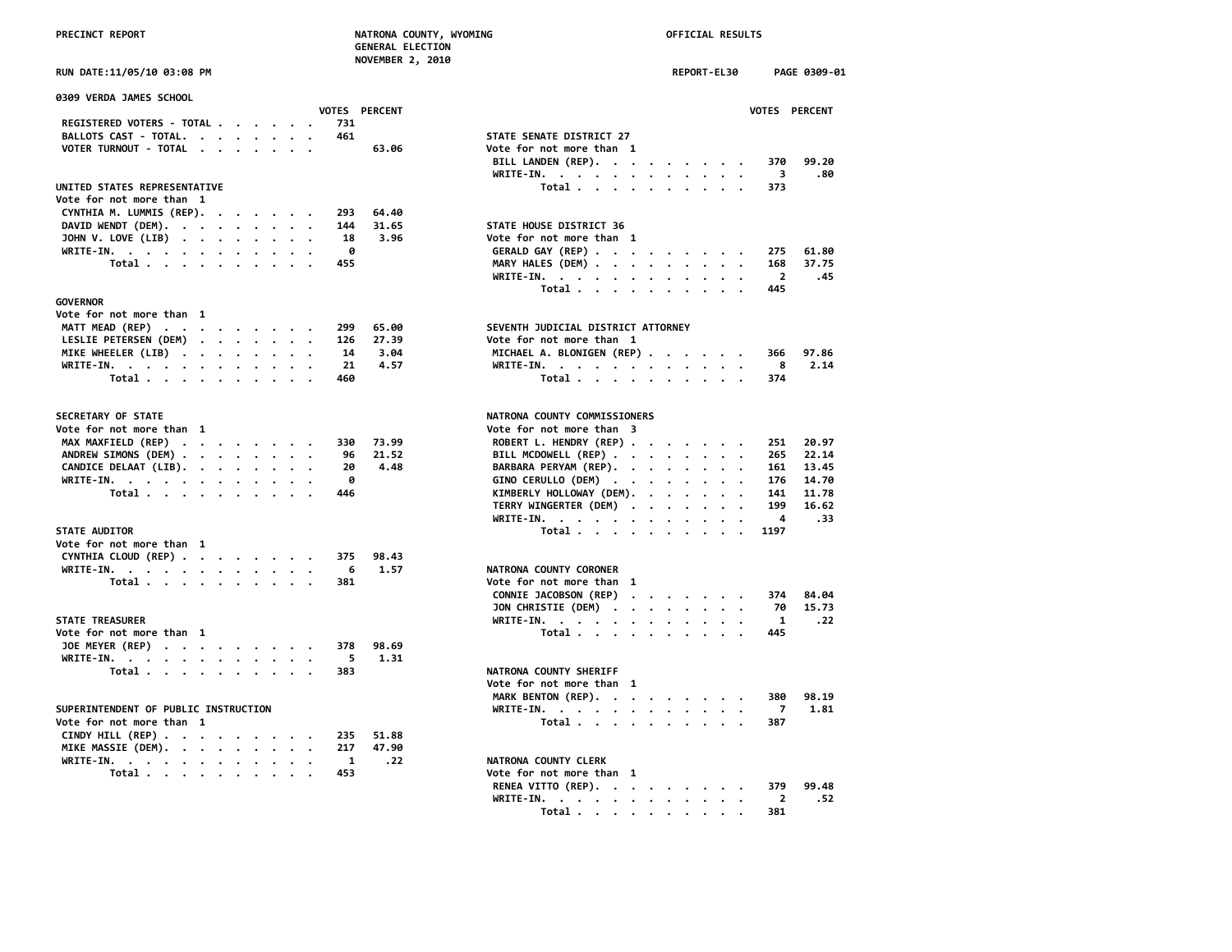PRECINCT REPORT — NATRONA COUNTY, WYOMING — GENERAL ELECTION — NOVEMBER 2, 2010 — OFFICIAL RESULTS

RUN DATE:11/05/10 03:08 PM — REPORT-EL30 — PAGE 0309-01

## 0309 VERDA JAMES SCHOOL

| | VOTES | PERCENT |
|---|---|---|
| REGISTERED VOTERS - TOTAL | 731 | |
| BALLOTS CAST - TOTAL | 461 | |
| VOTER TURNOUT - TOTAL | | 63.06 |

### UNITED STATES REPRESENTATIVE
Vote for not more than 1

| | VOTES | PERCENT |
|---|---|---|
| CYNTHIA M. LUMMIS (REP) | 293 | 64.40 |
| DAVID WENDT (DEM) | 144 | 31.65 |
| JOHN V. LOVE (LIB) | 18 | 3.96 |
| WRITE-IN | 0 | |
| Total | 455 | |

### GOVERNOR
Vote for not more than 1

| | VOTES | PERCENT |
|---|---|---|
| MATT MEAD (REP) | 299 | 65.00 |
| LESLIE PETERSEN (DEM) | 126 | 27.39 |
| MIKE WHEELER (LIB) | 14 | 3.04 |
| WRITE-IN | 21 | 4.57 |
| Total | 460 | |

### SECRETARY OF STATE
Vote for not more than 1

| | VOTES | PERCENT |
|---|---|---|
| MAX MAXFIELD (REP) | 330 | 73.99 |
| ANDREW SIMONS (DEM) | 96 | 21.52 |
| CANDICE DELAAT (LIB) | 20 | 4.48 |
| WRITE-IN | 0 | |
| Total | 446 | |

### STATE AUDITOR
Vote for not more than 1

| | VOTES | PERCENT |
|---|---|---|
| CYNTHIA CLOUD (REP) | 375 | 98.43 |
| WRITE-IN | 6 | 1.57 |
| Total | 381 | |

### STATE TREASURER
Vote for not more than 1

| | VOTES | PERCENT |
|---|---|---|
| JOE MEYER (REP) | 378 | 98.69 |
| WRITE-IN | 5 | 1.31 |
| Total | 383 | |

### SUPERINTENDENT OF PUBLIC INSTRUCTION
Vote for not more than 1

| | VOTES | PERCENT |
|---|---|---|
| CINDY HILL (REP) | 235 | 51.88 |
| MIKE MASSIE (DEM) | 217 | 47.90 |
| WRITE-IN | 1 | .22 |
| Total | 453 | |

### STATE SENATE DISTRICT 27
Vote for not more than 1

| | VOTES | PERCENT |
|---|---|---|
| BILL LANDEN (REP) | 370 | 99.20 |
| WRITE-IN | 3 | .80 |
| Total | 373 | |

### STATE HOUSE DISTRICT 36
Vote for not more than 1

| | VOTES | PERCENT |
|---|---|---|
| GERALD GAY (REP) | 275 | 61.80 |
| MARY HALES (DEM) | 168 | 37.75 |
| WRITE-IN | 2 | .45 |
| Total | 445 | |

### SEVENTH JUDICIAL DISTRICT ATTORNEY
Vote for not more than 1

| | VOTES | PERCENT |
|---|---|---|
| MICHAEL A. BLONIGEN (REP) | 366 | 97.86 |
| WRITE-IN | 8 | 2.14 |
| Total | 374 | |

### NATRONA COUNTY COMMISSIONERS
Vote for not more than 3

| | VOTES | PERCENT |
|---|---|---|
| ROBERT L. HENDRY (REP) | 251 | 20.97 |
| BILL MCDOWELL (REP) | 265 | 22.14 |
| BARBARA PERYAM (REP) | 161 | 13.45 |
| GINO CERULLO (DEM) | 176 | 14.70 |
| KIMBERLY HOLLOWAY (DEM) | 141 | 11.78 |
| TERRY WINGERTER (DEM) | 199 | 16.62 |
| WRITE-IN | 4 | .33 |
| Total | 1197 | |

### NATRONA COUNTY CORONER
Vote for not more than 1

| | VOTES | PERCENT |
|---|---|---|
| CONNIE JACOBSON (REP) | 374 | 84.04 |
| JON CHRISTIE (DEM) | 70 | 15.73 |
| WRITE-IN | 1 | .22 |
| Total | 445 | |

### NATRONA COUNTY SHERIFF
Vote for not more than 1

| | VOTES | PERCENT |
|---|---|---|
| MARK BENTON (REP) | 380 | 98.19 |
| WRITE-IN | 7 | 1.81 |
| Total | 387 | |

### NATRONA COUNTY CLERK
Vote for not more than 1

| | VOTES | PERCENT |
|---|---|---|
| RENEA VITTO (REP) | 379 | 99.48 |
| WRITE-IN | 2 | .52 |
| Total | 381 | |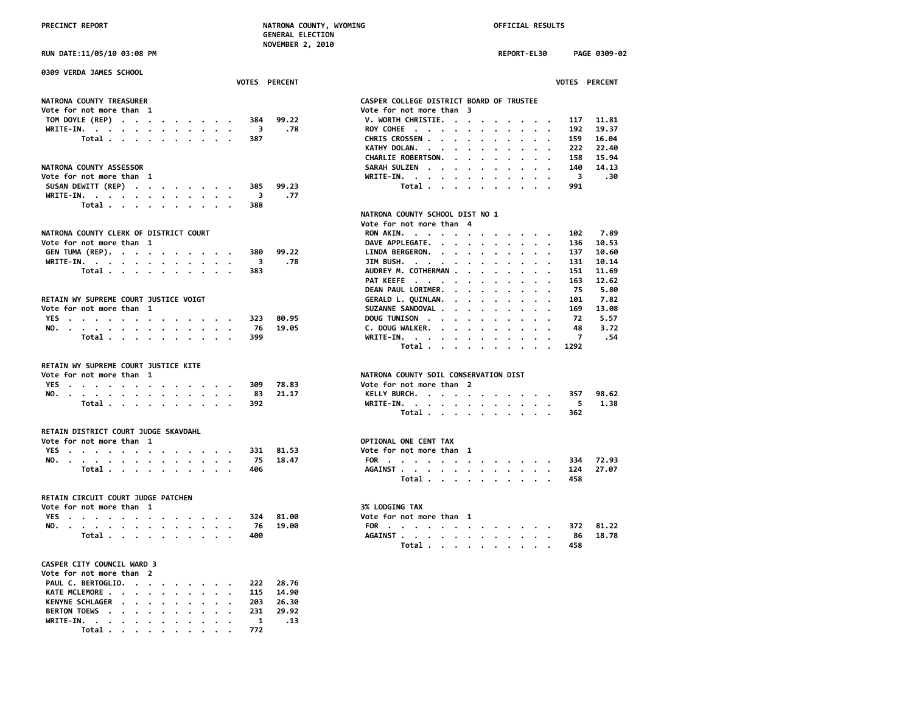PRECINCT REPORT — NATRONA COUNTY, WYOMING — GENERAL ELECTION — NOVEMBER 2, 2010 — OFFICIAL RESULTS

RUN DATE:11/05/10 03:08 PM — REPORT-EL30

## 0309 VERDA JAMES SCHOOL

### NATRONA COUNTY TREASURER
Vote for not more than 1

| | VOTES | PERCENT |
|---|---|---|
| TOM DOYLE (REP) | 384 | 99.22 |
| WRITE-IN. | 3 | .78 |
| Total | 387 | |

### NATRONA COUNTY ASSESSOR
Vote for not more than 1

| | VOTES | PERCENT |
|---|---|---|
| SUSAN DEWITT (REP) | 385 | 99.23 |
| WRITE-IN. | 3 | .77 |
| Total | 388 | |

### NATRONA COUNTY CLERK OF DISTRICT COURT
Vote for not more than 1

| | VOTES | PERCENT |
|---|---|---|
| GEN TUMA (REP). | 380 | 99.22 |
| WRITE-IN. | 3 | .78 |
| Total | 383 | |

### RETAIN WY SUPREME COURT JUSTICE VOIGT
Vote for not more than 1

| | VOTES | PERCENT |
|---|---|---|
| YES | 323 | 80.95 |
| NO. | 76 | 19.05 |
| Total | 399 | |

### RETAIN WY SUPREME COURT JUSTICE KITE
Vote for not more than 1

| | VOTES | PERCENT |
|---|---|---|
| YES | 309 | 78.83 |
| NO. | 83 | 21.17 |
| Total | 392 | |

### RETAIN DISTRICT COURT JUDGE SKAVDAHL
Vote for not more than 1

| | VOTES | PERCENT |
|---|---|---|
| YES | 331 | 81.53 |
| NO. | 75 | 18.47 |
| Total | 406 | |

### RETAIN CIRCUIT COURT JUDGE PATCHEN
Vote for not more than 1

| | VOTES | PERCENT |
|---|---|---|
| YES | 324 | 81.00 |
| NO. | 76 | 19.00 |
| Total | 400 | |

### CASPER CITY COUNCIL WARD 3
Vote for not more than 2

| | VOTES | PERCENT |
|---|---|---|
| PAUL C. BERTOGLIO. | 222 | 28.76 |
| KATE MCLEMORE | 115 | 14.90 |
| KENYNE SCHLAGER | 203 | 26.30 |
| BERTON TOEWS | 231 | 29.92 |
| WRITE-IN. | 1 | .13 |
| Total | 772 | |

### CASPER COLLEGE DISTRICT BOARD OF TRUSTEE
Vote for not more than 3

| | VOTES | PERCENT |
|---|---|---|
| V. WORTH CHRISTIE. | 117 | 11.81 |
| ROY COHEE | 192 | 19.37 |
| CHRIS CROSSEN | 159 | 16.04 |
| KATHY DOLAN. | 222 | 22.40 |
| CHARLIE ROBERTSON. | 158 | 15.94 |
| SARAH SULZEN | 140 | 14.13 |
| WRITE-IN. | 3 | .30 |
| Total | 991 | |

### NATRONA COUNTY SCHOOL DIST NO 1
Vote for not more than 4

| | VOTES | PERCENT |
|---|---|---|
| RON AKIN. | 102 | 7.89 |
| DAVE APPLEGATE. | 136 | 10.53 |
| LINDA BERGERON. | 137 | 10.60 |
| JIM BUSH. | 131 | 10.14 |
| AUDREY M. COTHERMAN | 151 | 11.69 |
| PAT KEEFE | 163 | 12.62 |
| DEAN PAUL LORIMER. | 75 | 5.80 |
| GERALD L. QUINLAN. | 101 | 7.82 |
| SUZANNE SANDOVAL | 169 | 13.08 |
| DOUG TUNISON | 72 | 5.57 |
| C. DOUG WALKER. | 48 | 3.72 |
| WRITE-IN. | 7 | .54 |
| Total | 1292 | |

### NATRONA COUNTY SOIL CONSERVATION DIST
Vote for not more than 2

| | VOTES | PERCENT |
|---|---|---|
| KELLY BURCH. | 357 | 98.62 |
| WRITE-IN. | 5 | 1.38 |
| Total | 362 | |

### OPTIONAL ONE CENT TAX
Vote for not more than 1

| | VOTES | PERCENT |
|---|---|---|
| FOR | 334 | 72.93 |
| AGAINST | 124 | 27.07 |
| Total | 458 | |

### 3% LODGING TAX
Vote for not more than 1

| | VOTES | PERCENT |
|---|---|---|
| FOR | 372 | 81.22 |
| AGAINST | 86 | 18.78 |
| Total | 458 | |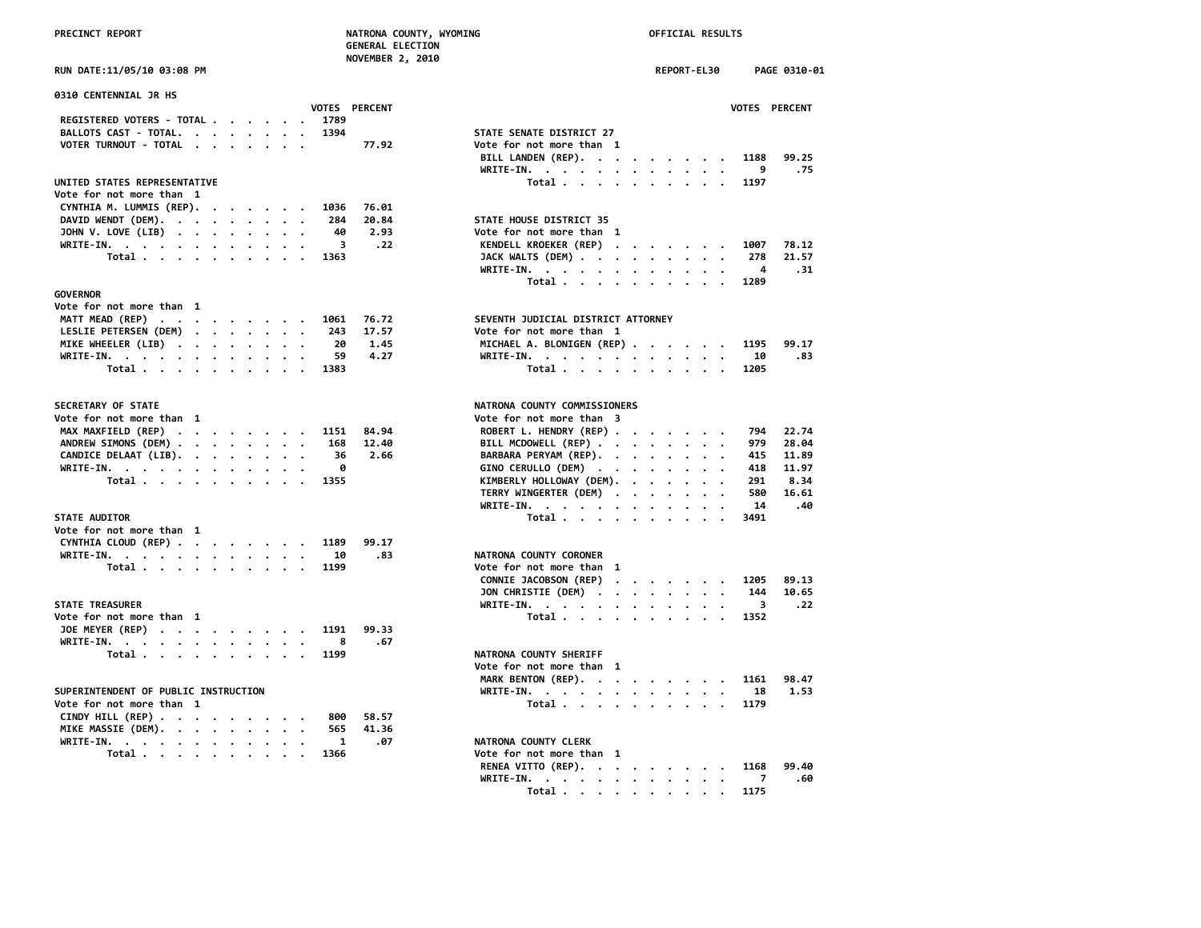PRECINCT REPORT — NATRONA COUNTY, WYOMING — GENERAL ELECTION — NOVEMBER 2, 2010 — OFFICIAL RESULTS

RUN DATE:11/05/10 03:08 PM — REPORT-EL30 — PAGE 0310-01

## 0310 CENTENNIAL JR HS

| | VOTES | PERCENT |
|---|---|---|
| REGISTERED VOTERS - TOTAL | 1789 | |
| BALLOTS CAST - TOTAL | 1394 | |
| VOTER TURNOUT - TOTAL | | 77.92 |

### UNITED STATES REPRESENTATIVE
Vote for not more than 1

| | VOTES | PERCENT |
|---|---|---|
| CYNTHIA M. LUMMIS (REP) | 1036 | 76.01 |
| DAVID WENDT (DEM) | 284 | 20.84 |
| JOHN V. LOVE (LIB) | 40 | 2.93 |
| WRITE-IN | 3 | .22 |
| Total | 1363 | |

### GOVERNOR
Vote for not more than 1

| | VOTES | PERCENT |
|---|---|---|
| MATT MEAD (REP) | 1061 | 76.72 |
| LESLIE PETERSEN (DEM) | 243 | 17.57 |
| MIKE WHEELER (LIB) | 20 | 1.45 |
| WRITE-IN | 59 | 4.27 |
| Total | 1383 | |

### SECRETARY OF STATE
Vote for not more than 1

| | VOTES | PERCENT |
|---|---|---|
| MAX MAXFIELD (REP) | 1151 | 84.94 |
| ANDREW SIMONS (DEM) | 168 | 12.40 |
| CANDICE DELAAT (LIB) | 36 | 2.66 |
| WRITE-IN | 0 | |
| Total | 1355 | |

### STATE AUDITOR
Vote for not more than 1

| | VOTES | PERCENT |
|---|---|---|
| CYNTHIA CLOUD (REP) | 1189 | 99.17 |
| WRITE-IN | 10 | .83 |
| Total | 1199 | |

### STATE TREASURER
Vote for not more than 1

| | VOTES | PERCENT |
|---|---|---|
| JOE MEYER (REP) | 1191 | 99.33 |
| WRITE-IN | 8 | .67 |
| Total | 1199 | |

### SUPERINTENDENT OF PUBLIC INSTRUCTION
Vote for not more than 1

| | VOTES | PERCENT |
|---|---|---|
| CINDY HILL (REP) | 800 | 58.57 |
| MIKE MASSIE (DEM) | 565 | 41.36 |
| WRITE-IN | 1 | .07 |
| Total | 1366 | |

### STATE SENATE DISTRICT 27
Vote for not more than 1

| | VOTES | PERCENT |
|---|---|---|
| BILL LANDEN (REP) | 1188 | 99.25 |
| WRITE-IN | 9 | .75 |
| Total | 1197 | |

### STATE HOUSE DISTRICT 35
Vote for not more than 1

| | VOTES | PERCENT |
|---|---|---|
| KENDELL KROEKER (REP) | 1007 | 78.12 |
| JACK WALTS (DEM) | 278 | 21.57 |
| WRITE-IN | 4 | .31 |
| Total | 1289 | |

### SEVENTH JUDICIAL DISTRICT ATTORNEY
Vote for not more than 1

| | VOTES | PERCENT |
|---|---|---|
| MICHAEL A. BLONIGEN (REP) | 1195 | 99.17 |
| WRITE-IN | 10 | .83 |
| Total | 1205 | |

### NATRONA COUNTY COMMISSIONERS
Vote for not more than 3

| | VOTES | PERCENT |
|---|---|---|
| ROBERT L. HENDRY (REP) | 794 | 22.74 |
| BILL MCDOWELL (REP) | 979 | 28.04 |
| BARBARA PERYAM (REP) | 415 | 11.89 |
| GINO CERULLO (DEM) | 418 | 11.97 |
| KIMBERLY HOLLOWAY (DEM) | 291 | 8.34 |
| TERRY WINGERTER (DEM) | 580 | 16.61 |
| WRITE-IN | 14 | .40 |
| Total | 3491 | |

### NATRONA COUNTY CORONER
Vote for not more than 1

| | VOTES | PERCENT |
|---|---|---|
| CONNIE JACOBSON (REP) | 1205 | 89.13 |
| JON CHRISTIE (DEM) | 144 | 10.65 |
| WRITE-IN | 3 | .22 |
| Total | 1352 | |

### NATRONA COUNTY SHERIFF
Vote for not more than 1

| | VOTES | PERCENT |
|---|---|---|
| MARK BENTON (REP) | 1161 | 98.47 |
| WRITE-IN | 18 | 1.53 |
| Total | 1179 | |

### NATRONA COUNTY CLERK
Vote for not more than 1

| | VOTES | PERCENT |
|---|---|---|
| RENEA VITTO (REP) | 1168 | 99.40 |
| WRITE-IN | 7 | .60 |
| Total | 1175 | |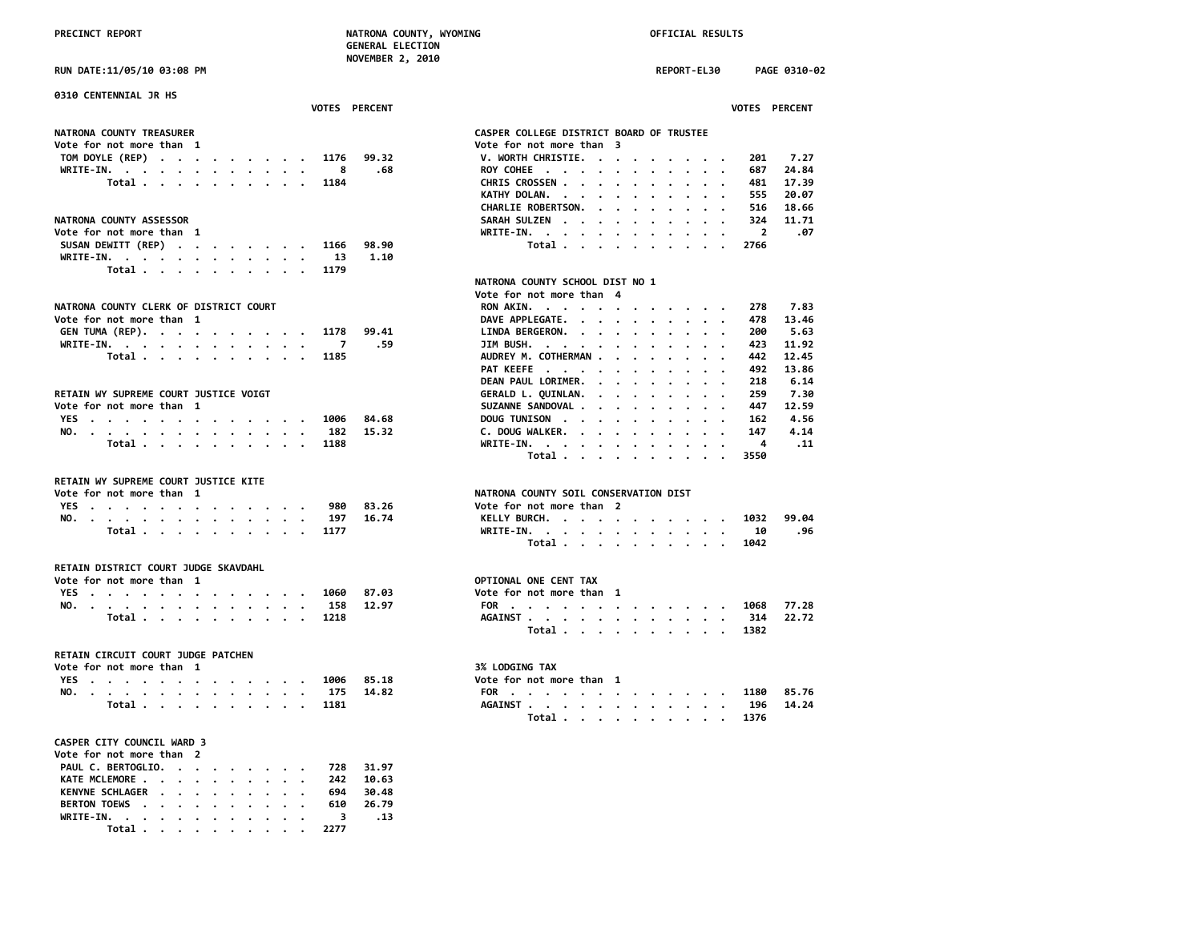PRECINCT REPORT — NATRONA COUNTY, WYOMING — GENERAL ELECTION — NOVEMBER 2, 2010 — OFFICIAL RESULTS

RUN DATE:11/05/10 03:08 PM — REPORT-EL30 — PAGE 0310-02

## 0310 CENTENNIAL JR HS

### NATRONA COUNTY TREASURER
Vote for not more than 1

| | VOTES | PERCENT |
|---|---|---|
| TOM DOYLE (REP) | 1176 | 99.32 |
| WRITE-IN. | 8 | .68 |
| Total | 1184 | |

### NATRONA COUNTY ASSESSOR
Vote for not more than 1

| | VOTES | PERCENT |
|---|---|---|
| SUSAN DEWITT (REP) | 1166 | 98.90 |
| WRITE-IN. | 13 | 1.10 |
| Total | 1179 | |

### NATRONA COUNTY CLERK OF DISTRICT COURT
Vote for not more than 1

| | VOTES | PERCENT |
|---|---|---|
| GEN TUMA (REP). | 1178 | 99.41 |
| WRITE-IN. | 7 | .59 |
| Total | 1185 | |

### RETAIN WY SUPREME COURT JUSTICE VOIGT
Vote for not more than 1

| | VOTES | PERCENT |
|---|---|---|
| YES | 1006 | 84.68 |
| NO. | 182 | 15.32 |
| Total | 1188 | |

### RETAIN WY SUPREME COURT JUSTICE KITE
Vote for not more than 1

| | VOTES | PERCENT |
|---|---|---|
| YES | 980 | 83.26 |
| NO. | 197 | 16.74 |
| Total | 1177 | |

### RETAIN DISTRICT COURT JUDGE SKAVDAHL
Vote for not more than 1

| | VOTES | PERCENT |
|---|---|---|
| YES | 1060 | 87.03 |
| NO. | 158 | 12.97 |
| Total | 1218 | |

### RETAIN CIRCUIT COURT JUDGE PATCHEN
Vote for not more than 1

| | VOTES | PERCENT |
|---|---|---|
| YES | 1006 | 85.18 |
| NO. | 175 | 14.82 |
| Total | 1181 | |

### CASPER CITY COUNCIL WARD 3
Vote for not more than 2

| | VOTES | PERCENT |
|---|---|---|
| PAUL C. BERTOGLIO. | 728 | 31.97 |
| KATE MCLEMORE | 242 | 10.63 |
| KENYNE SCHLAGER | 694 | 30.48 |
| BERTON TOEWS | 610 | 26.79 |
| WRITE-IN. | 3 | .13 |
| Total | 2277 | |

### CASPER COLLEGE DISTRICT BOARD OF TRUSTEE
Vote for not more than 3

| | VOTES | PERCENT |
|---|---|---|
| V. WORTH CHRISTIE. | 201 | 7.27 |
| ROY COHEE | 687 | 24.84 |
| CHRIS CROSSEN | 481 | 17.39 |
| KATHY DOLAN. | 555 | 20.07 |
| CHARLIE ROBERTSON. | 516 | 18.66 |
| SARAH SULZEN | 324 | 11.71 |
| WRITE-IN. | 2 | .07 |
| Total | 2766 | |

### NATRONA COUNTY SCHOOL DIST NO 1
Vote for not more than 4

| | VOTES | PERCENT |
|---|---|---|
| RON AKIN. | 278 | 7.83 |
| DAVE APPLEGATE. | 478 | 13.46 |
| LINDA BERGERON. | 200 | 5.63 |
| JIM BUSH. | 423 | 11.92 |
| AUDREY M. COTHERMAN | 442 | 12.45 |
| PAT KEEFE | 492 | 13.86 |
| DEAN PAUL LORIMER. | 218 | 6.14 |
| GERALD L. QUINLAN. | 259 | 7.30 |
| SUZANNE SANDOVAL | 447 | 12.59 |
| DOUG TUNISON | 162 | 4.56 |
| C. DOUG WALKER. | 147 | 4.14 |
| WRITE-IN. | 4 | .11 |
| Total | 3550 | |

### NATRONA COUNTY SOIL CONSERVATION DIST
Vote for not more than 2

| | VOTES | PERCENT |
|---|---|---|
| KELLY BURCH. | 1032 | 99.04 |
| WRITE-IN. | 10 | .96 |
| Total | 1042 | |

### OPTIONAL ONE CENT TAX
Vote for not more than 1

| | VOTES | PERCENT |
|---|---|---|
| FOR | 1068 | 77.28 |
| AGAINST | 314 | 22.72 |
| Total | 1382 | |

### 3% LODGING TAX
Vote for not more than 1

| | VOTES | PERCENT |
|---|---|---|
| FOR | 1180 | 85.76 |
| AGAINST | 196 | 14.24 |
| Total | 1376 | |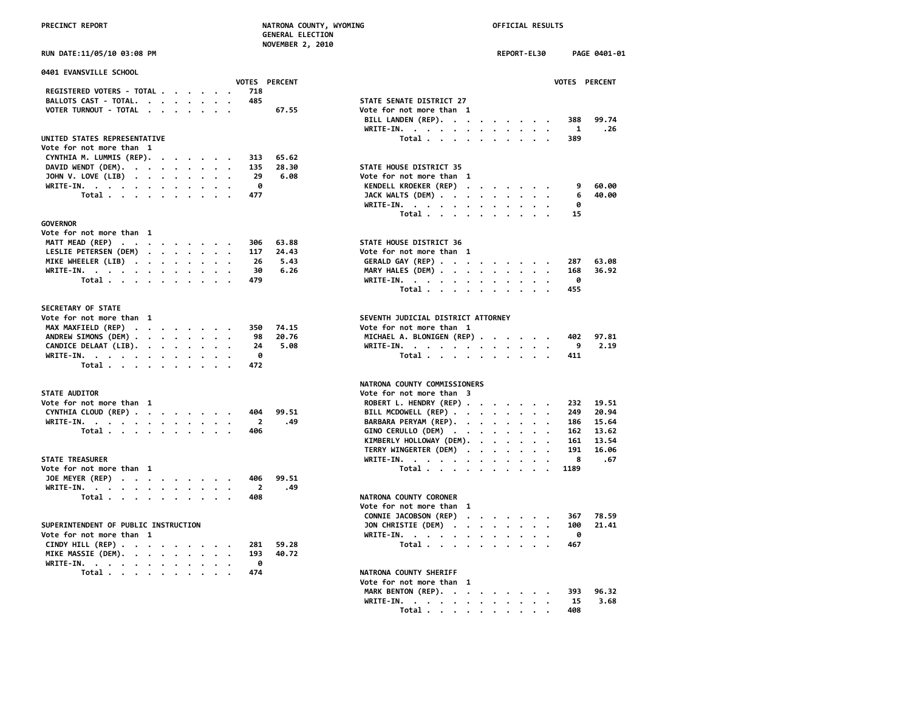PRECINCT REPORT — NATRONA COUNTY, WYOMING — GENERAL ELECTION — NOVEMBER 2, 2010 — OFFICIAL RESULTS

RUN DATE:11/05/10 03:08 PM — REPORT-EL30 — PAGE 0401-01

## 0401 EVANSVILLE SCHOOL

| | VOTES | PERCENT |
|---|---|---|
| REGISTERED VOTERS - TOTAL | 718 | |
| BALLOTS CAST - TOTAL. | 485 | |
| VOTER TURNOUT - TOTAL | | 67.55 |

### UNITED STATES REPRESENTATIVE
Vote for not more than 1

| | VOTES | PERCENT |
|---|---|---|
| CYNTHIA M. LUMMIS (REP). | 313 | 65.62 |
| DAVID WENDT (DEM). | 135 | 28.30 |
| JOHN V. LOVE (LIB) | 29 | 6.08 |
| WRITE-IN. | 0 | |
| Total | 477 | |

### GOVERNOR
Vote for not more than 1

| | VOTES | PERCENT |
|---|---|---|
| MATT MEAD (REP) | 306 | 63.88 |
| LESLIE PETERSEN (DEM) | 117 | 24.43 |
| MIKE WHEELER (LIB) | 26 | 5.43 |
| WRITE-IN. | 30 | 6.26 |
| Total | 479 | |

### SECRETARY OF STATE
Vote for not more than 1

| | VOTES | PERCENT |
|---|---|---|
| MAX MAXFIELD (REP) | 350 | 74.15 |
| ANDREW SIMONS (DEM) | 98 | 20.76 |
| CANDICE DELAAT (LIB). | 24 | 5.08 |
| WRITE-IN. | 0 | |
| Total | 472 | |

### STATE AUDITOR
Vote for not more than 1

| | VOTES | PERCENT |
|---|---|---|
| CYNTHIA CLOUD (REP) | 404 | 99.51 |
| WRITE-IN. | 2 | .49 |
| Total | 406 | |

### STATE TREASURER
Vote for not more than 1

| | VOTES | PERCENT |
|---|---|---|
| JOE MEYER (REP) | 406 | 99.51 |
| WRITE-IN. | 2 | .49 |
| Total | 408 | |

### SUPERINTENDENT OF PUBLIC INSTRUCTION
Vote for not more than 1

| | VOTES | PERCENT |
|---|---|---|
| CINDY HILL (REP) | 281 | 59.28 |
| MIKE MASSIE (DEM). | 193 | 40.72 |
| WRITE-IN. | 0 | |
| Total | 474 | |

### STATE SENATE DISTRICT 27
Vote for not more than 1

| | VOTES | PERCENT |
|---|---|---|
| BILL LANDEN (REP). | 388 | 99.74 |
| WRITE-IN. | 1 | .26 |
| Total | 389 | |

### STATE HOUSE DISTRICT 35
Vote for not more than 1

| | VOTES | PERCENT |
|---|---|---|
| KENDELL KROEKER (REP) | 9 | 60.00 |
| JACK WALTS (DEM) | 6 | 40.00 |
| WRITE-IN. | 0 | |
| Total | 15 | |

### STATE HOUSE DISTRICT 36
Vote for not more than 1

| | VOTES | PERCENT |
|---|---|---|
| GERALD GAY (REP) | 287 | 63.08 |
| MARY HALES (DEM) | 168 | 36.92 |
| WRITE-IN. | 0 | |
| Total | 455 | |

### SEVENTH JUDICIAL DISTRICT ATTORNEY
Vote for not more than 1

| | VOTES | PERCENT |
|---|---|---|
| MICHAEL A. BLONIGEN (REP) | 402 | 97.81 |
| WRITE-IN. | 9 | 2.19 |
| Total | 411 | |

### NATRONA COUNTY COMMISSIONERS
Vote for not more than 3

| | VOTES | PERCENT |
|---|---|---|
| ROBERT L. HENDRY (REP) | 232 | 19.51 |
| BILL MCDOWELL (REP) | 249 | 20.94 |
| BARBARA PERYAM (REP). | 186 | 15.64 |
| GINO CERULLO (DEM) | 162 | 13.62 |
| KIMBERLY HOLLOWAY (DEM). | 161 | 13.54 |
| TERRY WINGERTER (DEM) | 191 | 16.06 |
| WRITE-IN. | 8 | .67 |
| Total | 1189 | |

### NATRONA COUNTY CORONER
Vote for not more than 1

| | VOTES | PERCENT |
|---|---|---|
| CONNIE JACOBSON (REP) | 367 | 78.59 |
| JON CHRISTIE (DEM) | 100 | 21.41 |
| WRITE-IN. | 0 | |
| Total | 467 | |

### NATRONA COUNTY SHERIFF
Vote for not more than 1

| | VOTES | PERCENT |
|---|---|---|
| MARK BENTON (REP). | 393 | 96.32 |
| WRITE-IN. | 15 | 3.68 |
| Total | 408 | |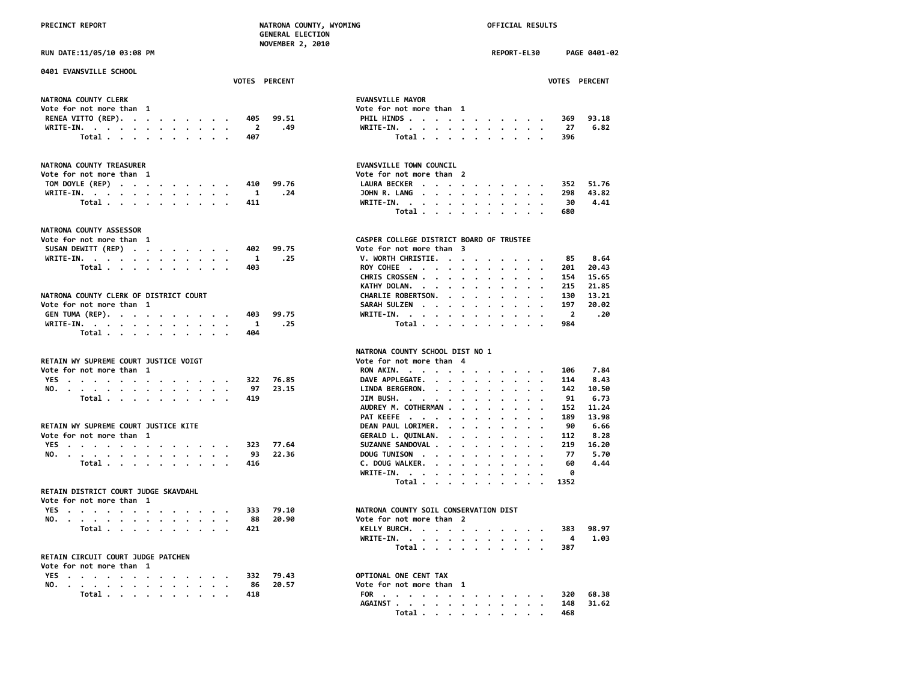## 0401 EVANSVILLE SCHOOL

### NATRONA COUNTY CLERK
Vote for not more than 1

| | VOTES | PERCENT |
|---|---|---|
| RENEA VITTO (REP) | 405 | 99.51 |
| WRITE-IN | 2 | .49 |
| Total | 407 | |

### NATRONA COUNTY TREASURER
Vote for not more than 1

| | VOTES | PERCENT |
|---|---|---|
| TOM DOYLE (REP) | 410 | 99.76 |
| WRITE-IN | 1 | .24 |
| Total | 411 | |

### NATRONA COUNTY ASSESSOR
Vote for not more than 1

| | VOTES | PERCENT |
|---|---|---|
| SUSAN DEWITT (REP) | 402 | 99.75 |
| WRITE-IN | 1 | .25 |
| Total | 403 | |

### NATRONA COUNTY CLERK OF DISTRICT COURT
Vote for not more than 1

| | VOTES | PERCENT |
|---|---|---|
| GEN TUMA (REP) | 403 | 99.75 |
| WRITE-IN | 1 | .25 |
| Total | 404 | |

### RETAIN WY SUPREME COURT JUSTICE VOIGT
Vote for not more than 1

| | VOTES | PERCENT |
|---|---|---|
| YES | 322 | 76.85 |
| NO | 97 | 23.15 |
| Total | 419 | |

### RETAIN WY SUPREME COURT JUSTICE KITE
Vote for not more than 1

| | VOTES | PERCENT |
|---|---|---|
| YES | 323 | 77.64 |
| NO | 93 | 22.36 |
| Total | 416 | |

### RETAIN DISTRICT COURT JUDGE SKAVDAHL
Vote for not more than 1

| | VOTES | PERCENT |
|---|---|---|
| YES | 333 | 79.10 |
| NO | 88 | 20.90 |
| Total | 421 | |

### RETAIN CIRCUIT COURT JUDGE PATCHEN
Vote for not more than 1

| | VOTES | PERCENT |
|---|---|---|
| YES | 332 | 79.43 |
| NO | 86 | 20.57 |
| Total | 418 | |

### EVANSVILLE MAYOR
Vote for not more than 1

| | VOTES | PERCENT |
|---|---|---|
| PHIL HINDS | 369 | 93.18 |
| WRITE-IN | 27 | 6.82 |
| Total | 396 | |

### EVANSVILLE TOWN COUNCIL
Vote for not more than 2

| | VOTES | PERCENT |
|---|---|---|
| LAURA BECKER | 352 | 51.76 |
| JOHN R. LANG | 298 | 43.82 |
| WRITE-IN | 30 | 4.41 |
| Total | 680 | |

### CASPER COLLEGE DISTRICT BOARD OF TRUSTEE
Vote for not more than 3

| | VOTES | PERCENT |
|---|---|---|
| V. WORTH CHRISTIE | 85 | 8.64 |
| ROY COHEE | 201 | 20.43 |
| CHRIS CROSSEN | 154 | 15.65 |
| KATHY DOLAN | 215 | 21.85 |
| CHARLIE ROBERTSON | 130 | 13.21 |
| SARAH SULZEN | 197 | 20.02 |
| WRITE-IN | 2 | .20 |
| Total | 984 | |

### NATRONA COUNTY SCHOOL DIST NO 1
Vote for not more than 4

| | VOTES | PERCENT |
|---|---|---|
| RON AKIN | 106 | 7.84 |
| DAVE APPLEGATE | 114 | 8.43 |
| LINDA BERGERON | 142 | 10.50 |
| JIM BUSH | 91 | 6.73 |
| AUDREY M. COTHERMAN | 152 | 11.24 |
| PAT KEEFE | 189 | 13.98 |
| DEAN PAUL LORIMER | 90 | 6.66 |
| GERALD L. QUINLAN | 112 | 8.28 |
| SUZANNE SANDOVAL | 219 | 16.20 |
| DOUG TUNISON | 77 | 5.70 |
| C. DOUG WALKER | 60 | 4.44 |
| WRITE-IN | 0 | |
| Total | 1352 | |

### NATRONA COUNTY SOIL CONSERVATION DIST
Vote for not more than 2

| | VOTES | PERCENT |
|---|---|---|
| KELLY BURCH | 383 | 98.97 |
| WRITE-IN | 4 | 1.03 |
| Total | 387 | |

### OPTIONAL ONE CENT TAX
Vote for not more than 1

| | VOTES | PERCENT |
|---|---|---|
| FOR | 320 | 68.38 |
| AGAINST | 148 | 31.62 |
| Total | 468 | |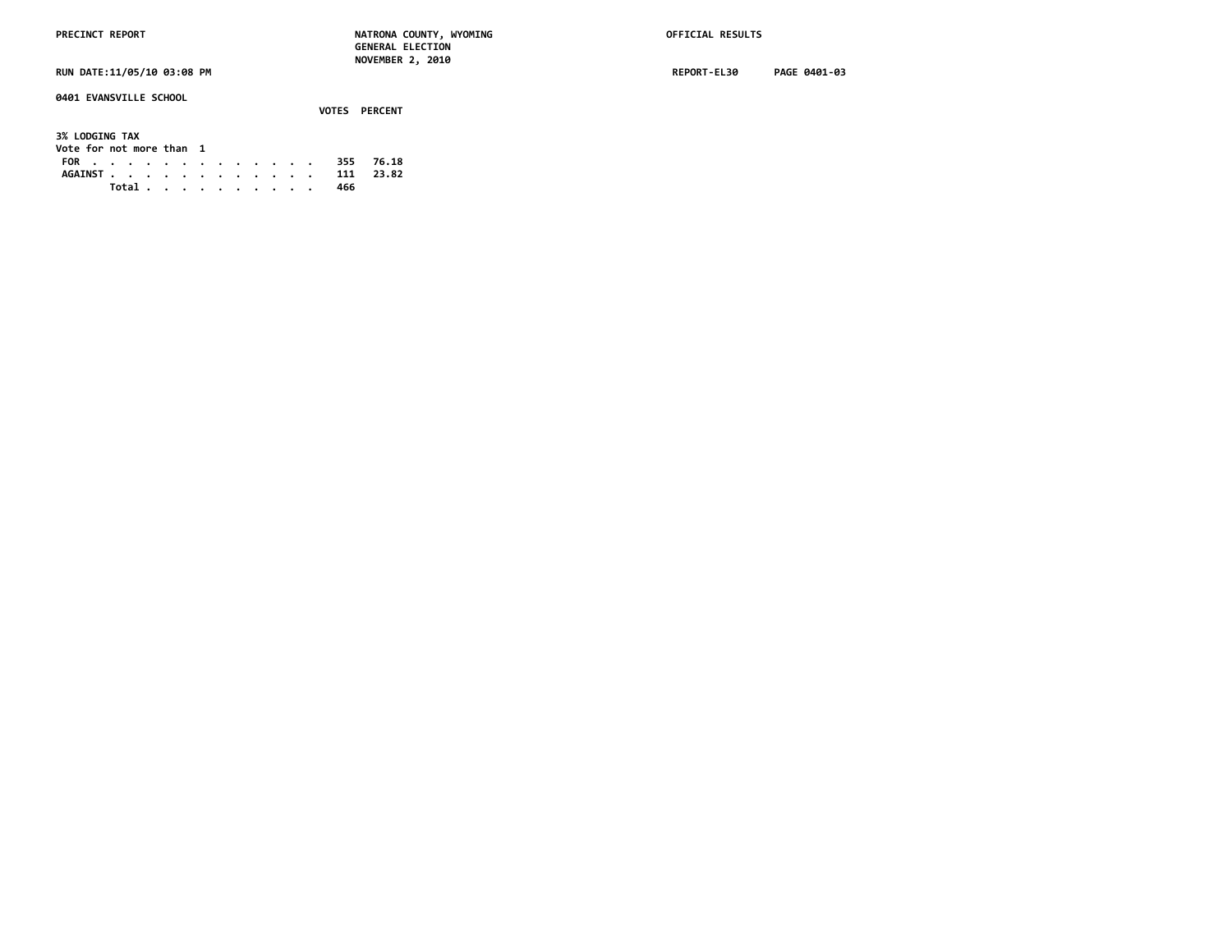PRECINCT REPORT — NATRONA COUNTY, WYOMING — GENERAL ELECTION — NOVEMBER 2, 2010 — OFFICIAL RESULTS

RUN DATE:11/05/10 03:08 PM — REPORT-EL30 — PAGE 0401-03

**0401 EVANSVILLE SCHOOL**

**3% LODGING TAX**
Vote for not more than 1

| | VOTES | PERCENT |
|---|---|---|
| FOR | 355 | 76.18 |
| AGAINST | 111 | 23.82 |
| Total | 466 | |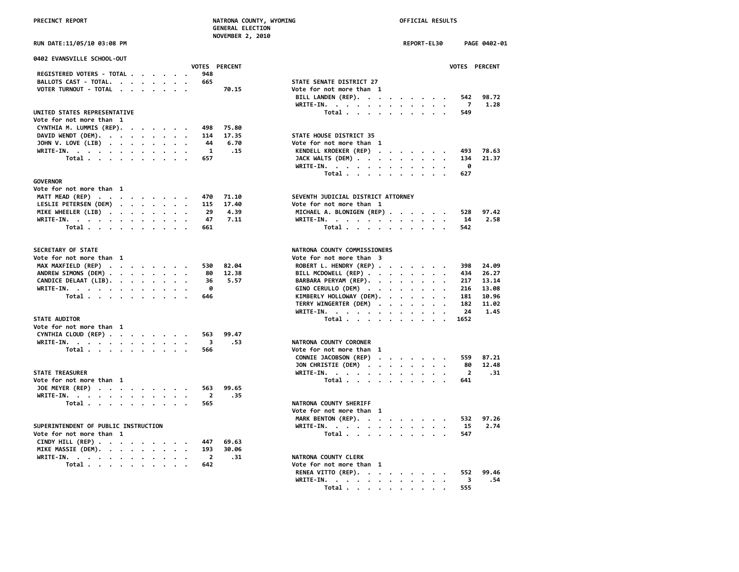PRECINCT REPORT — NATRONA COUNTY, WYOMING — GENERAL ELECTION — NOVEMBER 2, 2010 — OFFICIAL RESULTS

RUN DATE:11/05/10 03:08 PM — REPORT-EL30 — PAGE 0402-01

## 0402 EVANSVILLE SCHOOL-OUT

| | VOTES | PERCENT |
|---|---|---|
| REGISTERED VOTERS - TOTAL | 948 | |
| BALLOTS CAST - TOTAL | 665 | |
| VOTER TURNOUT - TOTAL | | 70.15 |

### UNITED STATES REPRESENTATIVE
Vote for not more than 1

| | VOTES | PERCENT |
|---|---|---|
| CYNTHIA M. LUMMIS (REP) | 498 | 75.80 |
| DAVID WENDT (DEM) | 114 | 17.35 |
| JOHN V. LOVE (LIB) | 44 | 6.70 |
| WRITE-IN | 1 | .15 |
| Total | 657 | |

### GOVERNOR
Vote for not more than 1

| | VOTES | PERCENT |
|---|---|---|
| MATT MEAD (REP) | 470 | 71.10 |
| LESLIE PETERSEN (DEM) | 115 | 17.40 |
| MIKE WHEELER (LIB) | 29 | 4.39 |
| WRITE-IN | 47 | 7.11 |
| Total | 661 | |

### SECRETARY OF STATE
Vote for not more than 1

| | VOTES | PERCENT |
|---|---|---|
| MAX MAXFIELD (REP) | 530 | 82.04 |
| ANDREW SIMONS (DEM) | 80 | 12.38 |
| CANDICE DELAAT (LIB) | 36 | 5.57 |
| WRITE-IN | 0 | |
| Total | 646 | |

### STATE AUDITOR
Vote for not more than 1

| | VOTES | PERCENT |
|---|---|---|
| CYNTHIA CLOUD (REP) | 563 | 99.47 |
| WRITE-IN | 3 | .53 |
| Total | 566 | |

### STATE TREASURER
Vote for not more than 1

| | VOTES | PERCENT |
|---|---|---|
| JOE MEYER (REP) | 563 | 99.65 |
| WRITE-IN | 2 | .35 |
| Total | 565 | |

### SUPERINTENDENT OF PUBLIC INSTRUCTION
Vote for not more than 1

| | VOTES | PERCENT |
|---|---|---|
| CINDY HILL (REP) | 447 | 69.63 |
| MIKE MASSIE (DEM) | 193 | 30.06 |
| WRITE-IN | 2 | .31 |
| Total | 642 | |

### STATE SENATE DISTRICT 27
Vote for not more than 1

| | VOTES | PERCENT |
|---|---|---|
| BILL LANDEN (REP) | 542 | 98.72 |
| WRITE-IN | 7 | 1.28 |
| Total | 549 | |

### STATE HOUSE DISTRICT 35
Vote for not more than 1

| | VOTES | PERCENT |
|---|---|---|
| KENDELL KROEKER (REP) | 493 | 78.63 |
| JACK WALTS (DEM) | 134 | 21.37 |
| WRITE-IN | 0 | |
| Total | 627 | |

### SEVENTH JUDICIAL DISTRICT ATTORNEY
Vote for not more than 1

| | VOTES | PERCENT |
|---|---|---|
| MICHAEL A. BLONIGEN (REP) | 528 | 97.42 |
| WRITE-IN | 14 | 2.58 |
| Total | 542 | |

### NATRONA COUNTY COMMISSIONERS
Vote for not more than 3

| | VOTES | PERCENT |
|---|---|---|
| ROBERT L. HENDRY (REP) | 398 | 24.09 |
| BILL MCDOWELL (REP) | 434 | 26.27 |
| BARBARA PERYAM (REP) | 217 | 13.14 |
| GINO CERULLO (DEM) | 216 | 13.08 |
| KIMBERLY HOLLOWAY (DEM) | 181 | 10.96 |
| TERRY WINGERTER (DEM) | 182 | 11.02 |
| WRITE-IN | 24 | 1.45 |
| Total | 1652 | |

### NATRONA COUNTY CORONER
Vote for not more than 1

| | VOTES | PERCENT |
|---|---|---|
| CONNIE JACOBSON (REP) | 559 | 87.21 |
| JON CHRISTIE (DEM) | 80 | 12.48 |
| WRITE-IN | 2 | .31 |
| Total | 641 | |

### NATRONA COUNTY SHERIFF
Vote for not more than 1

| | VOTES | PERCENT |
|---|---|---|
| MARK BENTON (REP) | 532 | 97.26 |
| WRITE-IN | 15 | 2.74 |
| Total | 547 | |

### NATRONA COUNTY CLERK
Vote for not more than 1

| | VOTES | PERCENT |
|---|---|---|
| RENEA VITTO (REP) | 552 | 99.46 |
| WRITE-IN | 3 | .54 |
| Total | 555 | |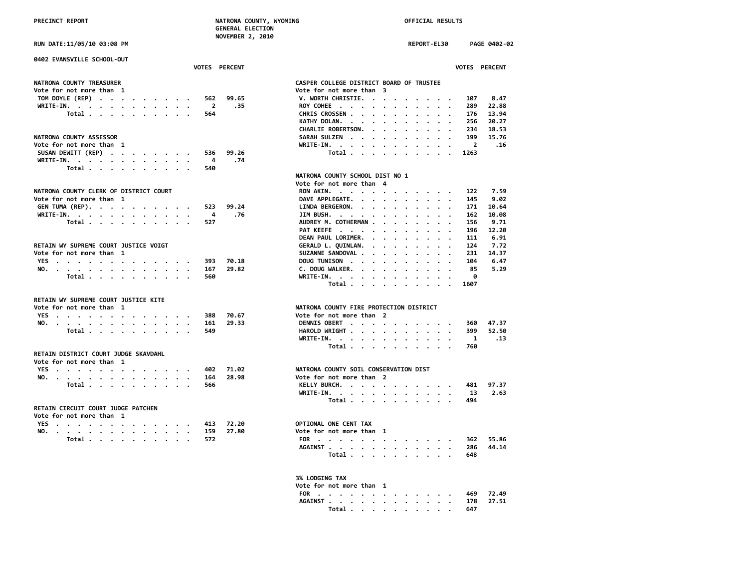PRECINCT REPORT — NATRONA COUNTY, WYOMING — GENERAL ELECTION — NOVEMBER 2, 2010 — OFFICIAL RESULTS

RUN DATE:11/05/10 03:08 PM — REPORT-EL30 — PAGE 0402-02

## 0402 EVANSVILLE SCHOOL-OUT

### NATRONA COUNTY TREASURER
Vote for not more than 1

| | VOTES | PERCENT |
|---|---|---|
| TOM DOYLE (REP) | 562 | 99.65 |
| WRITE-IN. | 2 | .35 |
| Total | 564 | |

### NATRONA COUNTY ASSESSOR
Vote for not more than 1

| | VOTES | PERCENT |
|---|---|---|
| SUSAN DEWITT (REP) | 536 | 99.26 |
| WRITE-IN. | 4 | .74 |
| Total | 540 | |

### NATRONA COUNTY CLERK OF DISTRICT COURT
Vote for not more than 1

| | VOTES | PERCENT |
|---|---|---|
| GEN TUMA (REP). | 523 | 99.24 |
| WRITE-IN. | 4 | .76 |
| Total | 527 | |

### RETAIN WY SUPREME COURT JUSTICE VOIGT
Vote for not more than 1

| | VOTES | PERCENT |
|---|---|---|
| YES | 393 | 70.18 |
| NO. | 167 | 29.82 |
| Total | 560 | |

### RETAIN WY SUPREME COURT JUSTICE KITE
Vote for not more than 1

| | VOTES | PERCENT |
|---|---|---|
| YES | 388 | 70.67 |
| NO. | 161 | 29.33 |
| Total | 549 | |

### RETAIN DISTRICT COURT JUDGE SKAVDAHL
Vote for not more than 1

| | VOTES | PERCENT |
|---|---|---|
| YES | 402 | 71.02 |
| NO. | 164 | 28.98 |
| Total | 566 | |

### RETAIN CIRCUIT COURT JUDGE PATCHEN
Vote for not more than 1

| | VOTES | PERCENT |
|---|---|---|
| YES | 413 | 72.20 |
| NO. | 159 | 27.80 |
| Total | 572 | |

### CASPER COLLEGE DISTRICT BOARD OF TRUSTEE
Vote for not more than 3

| | VOTES | PERCENT |
|---|---|---|
| V. WORTH CHRISTIE. | 107 | 8.47 |
| ROY COHEE | 289 | 22.88 |
| CHRIS CROSSEN | 176 | 13.94 |
| KATHY DOLAN. | 256 | 20.27 |
| CHARLIE ROBERTSON. | 234 | 18.53 |
| SARAH SULZEN | 199 | 15.76 |
| WRITE-IN. | 2 | .16 |
| Total | 1263 | |

### NATRONA COUNTY SCHOOL DIST NO 1
Vote for not more than 4

| | VOTES | PERCENT |
|---|---|---|
| RON AKIN. | 122 | 7.59 |
| DAVE APPLEGATE. | 145 | 9.02 |
| LINDA BERGERON. | 171 | 10.64 |
| JIM BUSH. | 162 | 10.08 |
| AUDREY M. COTHERMAN | 156 | 9.71 |
| PAT KEEFE | 196 | 12.20 |
| DEAN PAUL LORIMER. | 111 | 6.91 |
| GERALD L. QUINLAN. | 124 | 7.72 |
| SUZANNE SANDOVAL | 231 | 14.37 |
| DOUG TUNISON | 104 | 6.47 |
| C. DOUG WALKER. | 85 | 5.29 |
| WRITE-IN. | 0 | |
| Total | 1607 | |

### NATRONA COUNTY FIRE PROTECTION DISTRICT
Vote for not more than 2

| | VOTES | PERCENT |
|---|---|---|
| DENNIS OBERT | 360 | 47.37 |
| HAROLD WRIGHT | 399 | 52.50 |
| WRITE-IN. | 1 | .13 |
| Total | 760 | |

### NATRONA COUNTY SOIL CONSERVATION DIST
Vote for not more than 2

| | VOTES | PERCENT |
|---|---|---|
| KELLY BURCH. | 481 | 97.37 |
| WRITE-IN. | 13 | 2.63 |
| Total | 494 | |

### OPTIONAL ONE CENT TAX
Vote for not more than 1

| | VOTES | PERCENT |
|---|---|---|
| FOR | 362 | 55.86 |
| AGAINST | 286 | 44.14 |
| Total | 648 | |

### 3% LODGING TAX
Vote for not more than 1

| | VOTES | PERCENT |
|---|---|---|
| FOR | 469 | 72.49 |
| AGAINST | 178 | 27.51 |
| Total | 647 | |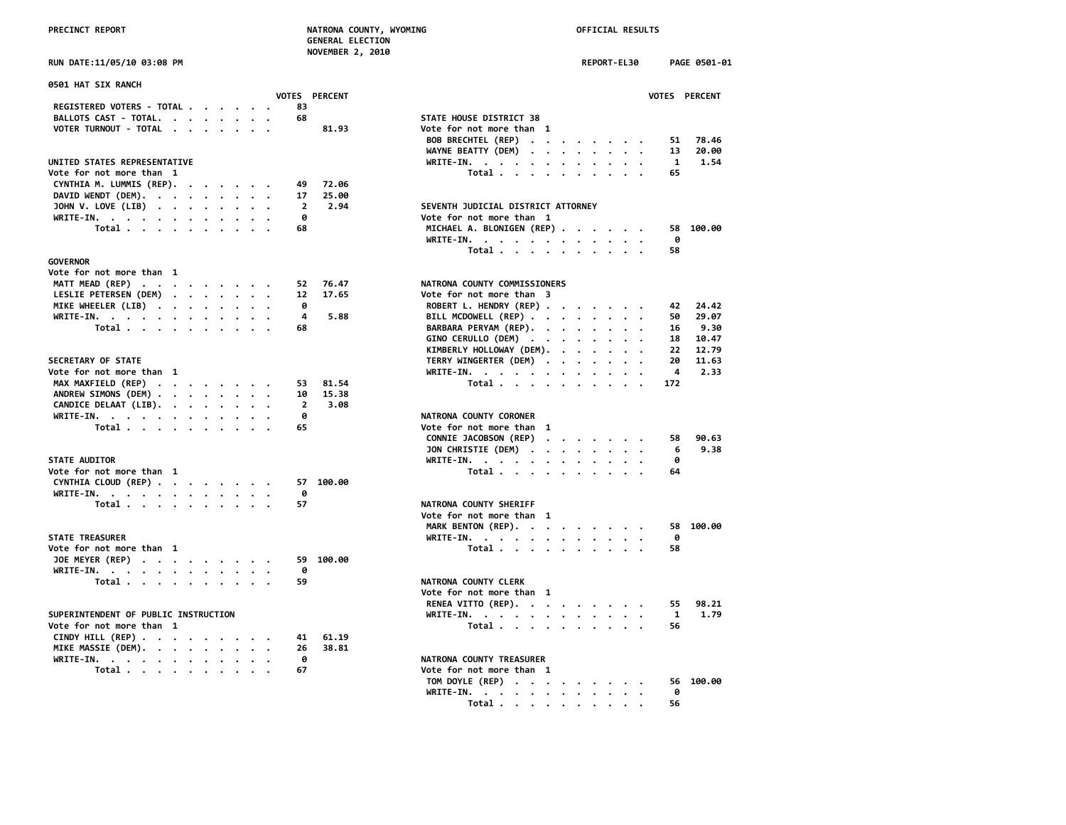PRECINCT REPORT — NATRONA COUNTY, WYOMING — GENERAL ELECTION — NOVEMBER 2, 2010 — OFFICIAL RESULTS

RUN DATE:11/05/10 03:08 PM — REPORT-EL30 — PAGE 0501-01

## 0501 HAT SIX RANCH

| | VOTES | PERCENT |
|---|---|---|
| REGISTERED VOTERS - TOTAL | 83 | |
| BALLOTS CAST - TOTAL. | 68 | |
| VOTER TURNOUT - TOTAL | | 81.93 |

### UNITED STATES REPRESENTATIVE
Vote for not more than 1

| | VOTES | PERCENT |
|---|---|---|
| CYNTHIA M. LUMMIS (REP). | 49 | 72.06 |
| DAVID WENDT (DEM). | 17 | 25.00 |
| JOHN V. LOVE (LIB) | 2 | 2.94 |
| WRITE-IN. | 0 | |
| Total | 68 | |

### GOVERNOR
Vote for not more than 1

| | VOTES | PERCENT |
|---|---|---|
| MATT MEAD (REP) | 52 | 76.47 |
| LESLIE PETERSEN (DEM) | 12 | 17.65 |
| MIKE WHEELER (LIB) | 0 | |
| WRITE-IN. | 4 | 5.88 |
| Total | 68 | |

### SECRETARY OF STATE
Vote for not more than 1

| | VOTES | PERCENT |
|---|---|---|
| MAX MAXFIELD (REP) | 53 | 81.54 |
| ANDREW SIMONS (DEM) | 10 | 15.38 |
| CANDICE DELAAT (LIB). | 2 | 3.08 |
| WRITE-IN. | 0 | |
| Total | 65 | |

### STATE AUDITOR
Vote for not more than 1

| | VOTES | PERCENT |
|---|---|---|
| CYNTHIA CLOUD (REP) | 57 | 100.00 |
| WRITE-IN. | 0 | |
| Total | 57 | |

### STATE TREASURER
Vote for not more than 1

| | VOTES | PERCENT |
|---|---|---|
| JOE MEYER (REP) | 59 | 100.00 |
| WRITE-IN. | 0 | |
| Total | 59 | |

### SUPERINTENDENT OF PUBLIC INSTRUCTION
Vote for not more than 1

| | VOTES | PERCENT |
|---|---|---|
| CINDY HILL (REP) | 41 | 61.19 |
| MIKE MASSIE (DEM). | 26 | 38.81 |
| WRITE-IN. | 0 | |
| Total | 67 | |

### STATE HOUSE DISTRICT 38
Vote for not more than 1

| | VOTES | PERCENT |
|---|---|---|
| BOB BRECHTEL (REP) | 51 | 78.46 |
| WAYNE BEATTY (DEM) | 13 | 20.00 |
| WRITE-IN. | 1 | 1.54 |
| Total | 65 | |

### SEVENTH JUDICIAL DISTRICT ATTORNEY
Vote for not more than 1

| | VOTES | PERCENT |
|---|---|---|
| MICHAEL A. BLONIGEN (REP) | 58 | 100.00 |
| WRITE-IN. | 0 | |
| Total | 58 | |

### NATRONA COUNTY COMMISSIONERS
Vote for not more than 3

| | VOTES | PERCENT |
|---|---|---|
| ROBERT L. HENDRY (REP) | 42 | 24.42 |
| BILL MCDOWELL (REP) | 50 | 29.07 |
| BARBARA PERYAM (REP). | 16 | 9.30 |
| GINO CERULLO (DEM) | 18 | 10.47 |
| KIMBERLY HOLLOWAY (DEM). | 22 | 12.79 |
| TERRY WINGERTER (DEM) | 20 | 11.63 |
| WRITE-IN. | 4 | 2.33 |
| Total | 172 | |

### NATRONA COUNTY CORONER
Vote for not more than 1

| | VOTES | PERCENT |
|---|---|---|
| CONNIE JACOBSON (REP) | 58 | 90.63 |
| JON CHRISTIE (DEM) | 6 | 9.38 |
| WRITE-IN. | 0 | |
| Total | 64 | |

### NATRONA COUNTY SHERIFF
Vote for not more than 1

| | VOTES | PERCENT |
|---|---|---|
| MARK BENTON (REP). | 58 | 100.00 |
| WRITE-IN. | 0 | |
| Total | 58 | |

### NATRONA COUNTY CLERK
Vote for not more than 1

| | VOTES | PERCENT |
|---|---|---|
| RENEA VITTO (REP). | 55 | 98.21 |
| WRITE-IN. | 1 | 1.79 |
| Total | 56 | |

### NATRONA COUNTY TREASURER
Vote for not more than 1

| | VOTES | PERCENT |
|---|---|---|
| TOM DOYLE (REP) | 56 | 100.00 |
| WRITE-IN. | 0 | |
| Total | 56 | |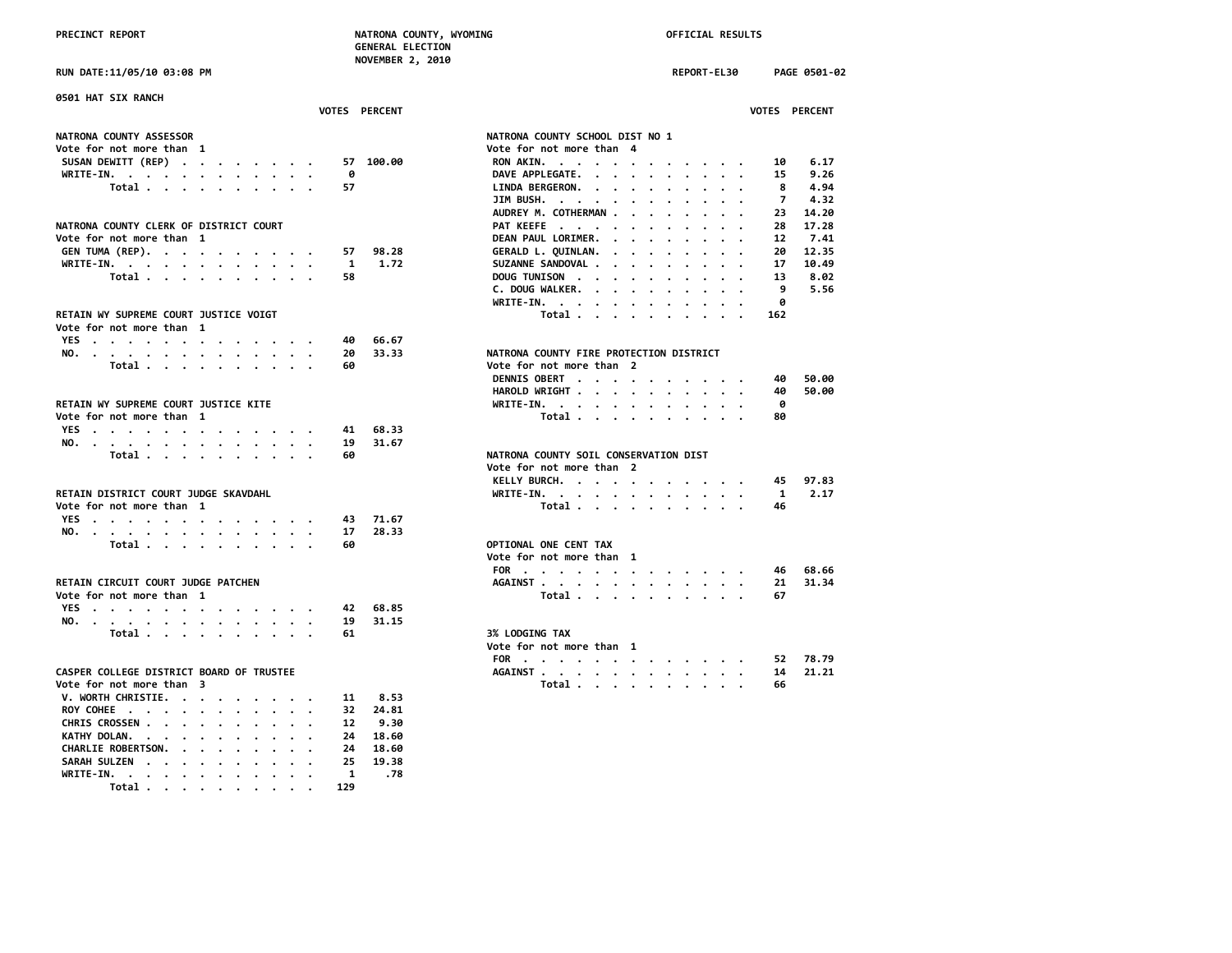PRECINCT REPORT — NATRONA COUNTY, WYOMING — GENERAL ELECTION — NOVEMBER 2, 2010 — OFFICIAL RESULTS

RUN DATE:11/05/10 03:08 PM — REPORT-EL30 — PAGE 0501-02

## 0501 HAT SIX RANCH

### NATRONA COUNTY ASSESSOR
Vote for not more than 1

| | VOTES | PERCENT |
|---|---|---|
| SUSAN DEWITT (REP) | 57 | 100.00 |
| WRITE-IN. | 0 | |
| Total | 57 | |

### NATRONA COUNTY CLERK OF DISTRICT COURT
Vote for not more than 1

| | VOTES | PERCENT |
|---|---|---|
| GEN TUMA (REP). | 57 | 98.28 |
| WRITE-IN. | 1 | 1.72 |
| Total | 58 | |

### RETAIN WY SUPREME COURT JUSTICE VOIGT
Vote for not more than 1

| | VOTES | PERCENT |
|---|---|---|
| YES | 40 | 66.67 |
| NO. | 20 | 33.33 |
| Total | 60 | |

### RETAIN WY SUPREME COURT JUSTICE KITE
Vote for not more than 1

| | VOTES | PERCENT |
|---|---|---|
| YES | 41 | 68.33 |
| NO. | 19 | 31.67 |
| Total | 60 | |

### RETAIN DISTRICT COURT JUDGE SKAVDAHL
Vote for not more than 1

| | VOTES | PERCENT |
|---|---|---|
| YES | 43 | 71.67 |
| NO. | 17 | 28.33 |
| Total | 60 | |

### RETAIN CIRCUIT COURT JUDGE PATCHEN
Vote for not more than 1

| | VOTES | PERCENT |
|---|---|---|
| YES | 42 | 68.85 |
| NO. | 19 | 31.15 |
| Total | 61 | |

### CASPER COLLEGE DISTRICT BOARD OF TRUSTEE
Vote for not more than 3

| | VOTES | PERCENT |
|---|---|---|
| V. WORTH CHRISTIE. | 11 | 8.53 |
| ROY COHEE | 32 | 24.81 |
| CHRIS CROSSEN | 12 | 9.30 |
| KATHY DOLAN. | 24 | 18.60 |
| CHARLIE ROBERTSON. | 24 | 18.60 |
| SARAH SULZEN | 25 | 19.38 |
| WRITE-IN. | 1 | .78 |
| Total | 129 | |

### NATRONA COUNTY SCHOOL DIST NO 1
Vote for not more than 4

| | VOTES | PERCENT |
|---|---|---|
| RON AKIN. | 10 | 6.17 |
| DAVE APPLEGATE. | 15 | 9.26 |
| LINDA BERGERON. | 8 | 4.94 |
| JIM BUSH. | 7 | 4.32 |
| AUDREY M. COTHERMAN | 23 | 14.20 |
| PAT KEEFE | 28 | 17.28 |
| DEAN PAUL LORIMER. | 12 | 7.41 |
| GERALD L. QUINLAN. | 20 | 12.35 |
| SUZANNE SANDOVAL | 17 | 10.49 |
| DOUG TUNISON | 13 | 8.02 |
| C. DOUG WALKER. | 9 | 5.56 |
| WRITE-IN. | 0 | |
| Total | 162 | |

### NATRONA COUNTY FIRE PROTECTION DISTRICT
Vote for not more than 2

| | VOTES | PERCENT |
|---|---|---|
| DENNIS OBERT | 40 | 50.00 |
| HAROLD WRIGHT | 40 | 50.00 |
| WRITE-IN. | 0 | |
| Total | 80 | |

### NATRONA COUNTY SOIL CONSERVATION DIST
Vote for not more than 2

| | VOTES | PERCENT |
|---|---|---|
| KELLY BURCH. | 45 | 97.83 |
| WRITE-IN. | 1 | 2.17 |
| Total | 46 | |

### OPTIONAL ONE CENT TAX
Vote for not more than 1

| | VOTES | PERCENT |
|---|---|---|
| FOR | 46 | 68.66 |
| AGAINST | 21 | 31.34 |
| Total | 67 | |

### 3% LODGING TAX
Vote for not more than 1

| | VOTES | PERCENT |
|---|---|---|
| FOR | 52 | 78.79 |
| AGAINST | 14 | 21.21 |
| Total | 66 | |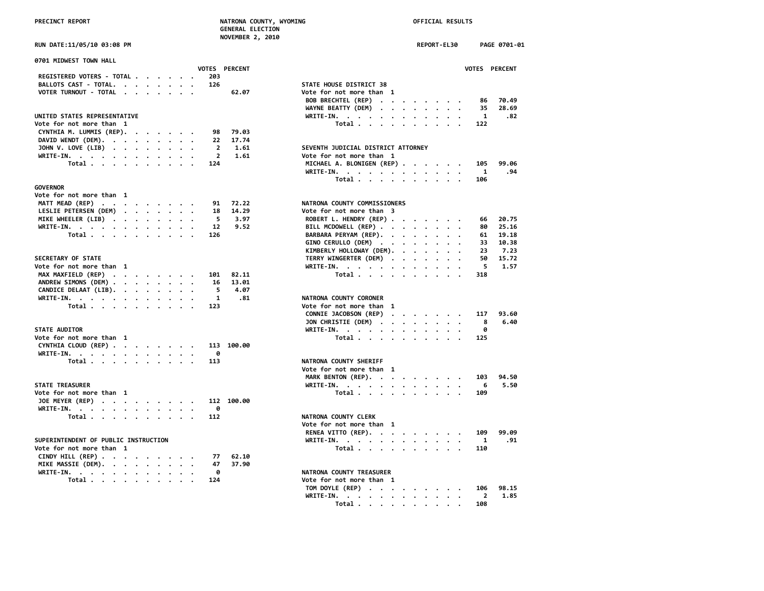## 0701 MIDWEST TOWN HALL

| | VOTES | PERCENT |
|---|---|---|
| REGISTERED VOTERS - TOTAL | 203 | |
| BALLOTS CAST - TOTAL. | 126 | |
| VOTER TURNOUT - TOTAL | | 62.07 |

### UNITED STATES REPRESENTATIVE
Vote for not more than 1

| | VOTES | PERCENT |
|---|---|---|
| CYNTHIA M. LUMMIS (REP). | 98 | 79.03 |
| DAVID WENDT (DEM). | 22 | 17.74 |
| JOHN V. LOVE (LIB) | 2 | 1.61 |
| WRITE-IN. | 2 | 1.61 |
| Total | 124 | |

### GOVERNOR
Vote for not more than 1

| | VOTES | PERCENT |
|---|---|---|
| MATT MEAD (REP) | 91 | 72.22 |
| LESLIE PETERSEN (DEM) | 18 | 14.29 |
| MIKE WHEELER (LIB) | 5 | 3.97 |
| WRITE-IN. | 12 | 9.52 |
| Total | 126 | |

### SECRETARY OF STATE
Vote for not more than 1

| | VOTES | PERCENT |
|---|---|---|
| MAX MAXFIELD (REP) | 101 | 82.11 |
| ANDREW SIMONS (DEM) | 16 | 13.01 |
| CANDICE DELAAT (LIB). | 5 | 4.07 |
| WRITE-IN. | 1 | .81 |
| Total | 123 | |

### STATE AUDITOR
Vote for not more than 1

| | VOTES | PERCENT |
|---|---|---|
| CYNTHIA CLOUD (REP) | 113 | 100.00 |
| WRITE-IN. | 0 | |
| Total | 113 | |

### STATE TREASURER
Vote for not more than 1

| | VOTES | PERCENT |
|---|---|---|
| JOE MEYER (REP) | 112 | 100.00 |
| WRITE-IN. | 0 | |
| Total | 112 | |

### SUPERINTENDENT OF PUBLIC INSTRUCTION
Vote for not more than 1

| | VOTES | PERCENT |
|---|---|---|
| CINDY HILL (REP) | 77 | 62.10 |
| MIKE MASSIE (DEM). | 47 | 37.90 |
| WRITE-IN. | 0 | |
| Total | 124 | |

### STATE HOUSE DISTRICT 38
Vote for not more than 1

| | VOTES | PERCENT |
|---|---|---|
| BOB BRECHTEL (REP) | 86 | 70.49 |
| WAYNE BEATTY (DEM) | 35 | 28.69 |
| WRITE-IN. | 1 | .82 |
| Total | 122 | |

### SEVENTH JUDICIAL DISTRICT ATTORNEY
Vote for not more than 1

| | VOTES | PERCENT |
|---|---|---|
| MICHAEL A. BLONIGEN (REP) | 105 | 99.06 |
| WRITE-IN. | 1 | .94 |
| Total | 106 | |

### NATRONA COUNTY COMMISSIONERS
Vote for not more than 3

| | VOTES | PERCENT |
|---|---|---|
| ROBERT L. HENDRY (REP) | 66 | 20.75 |
| BILL MCDOWELL (REP) | 80 | 25.16 |
| BARBARA PERYAM (REP). | 61 | 19.18 |
| GINO CERULLO (DEM) | 33 | 10.38 |
| KIMBERLY HOLLOWAY (DEM). | 23 | 7.23 |
| TERRY WINGERTER (DEM) | 50 | 15.72 |
| WRITE-IN. | 5 | 1.57 |
| Total | 318 | |

### NATRONA COUNTY CORONER
Vote for not more than 1

| | VOTES | PERCENT |
|---|---|---|
| CONNIE JACOBSON (REP) | 117 | 93.60 |
| JON CHRISTIE (DEM) | 8 | 6.40 |
| WRITE-IN. | 0 | |
| Total | 125 | |

### NATRONA COUNTY SHERIFF
Vote for not more than 1

| | VOTES | PERCENT |
|---|---|---|
| MARK BENTON (REP). | 103 | 94.50 |
| WRITE-IN. | 6 | 5.50 |
| Total | 109 | |

### NATRONA COUNTY CLERK
Vote for not more than 1

| | VOTES | PERCENT |
|---|---|---|
| RENEA VITTO (REP). | 109 | 99.09 |
| WRITE-IN. | 1 | .91 |
| Total | 110 | |

### NATRONA COUNTY TREASURER
Vote for not more than 1

| | VOTES | PERCENT |
|---|---|---|
| TOM DOYLE (REP) | 106 | 98.15 |
| WRITE-IN. | 2 | 1.85 |
| Total | 108 | |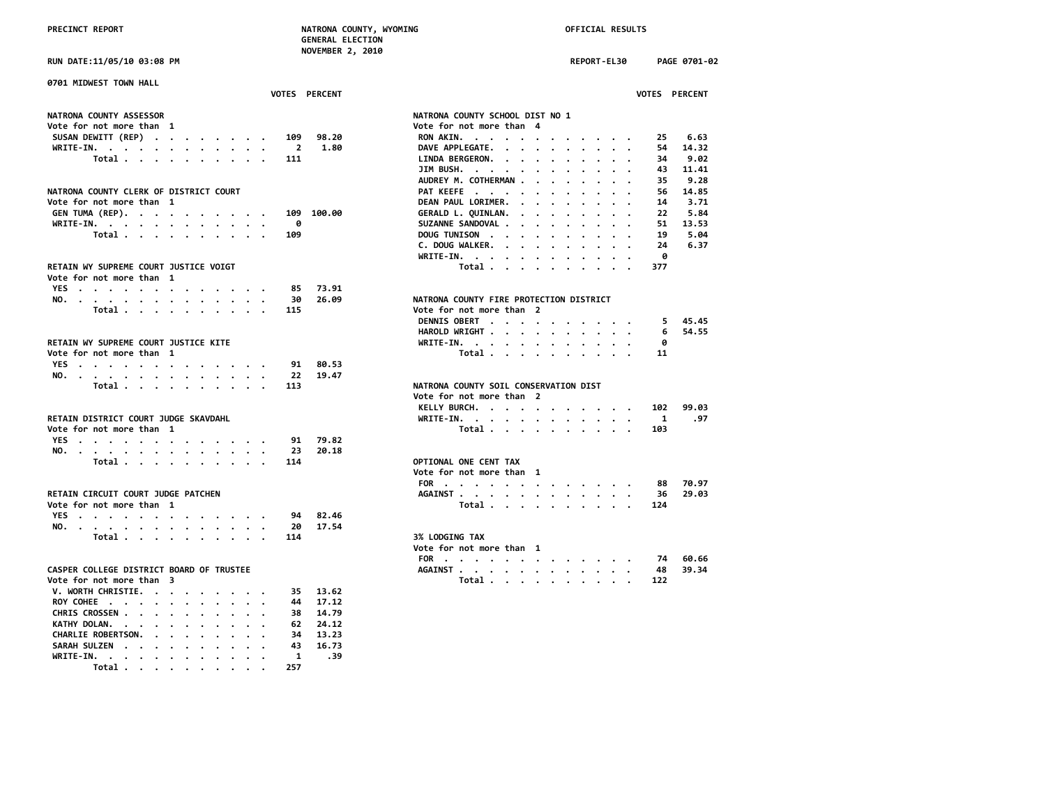PRECINCT REPORT — NATRONA COUNTY, WYOMING — GENERAL ELECTION — NOVEMBER 2, 2010 — OFFICIAL RESULTS

RUN DATE:11/05/10 03:08 PM — REPORT-EL30 — PAGE 0701-02

## 0701 MIDWEST TOWN HALL

### NATRONA COUNTY ASSESSOR
Vote for not more than 1

| | VOTES | PERCENT |
|---|---|---|
| SUSAN DEWITT (REP) | 109 | 98.20 |
| WRITE-IN. | 2 | 1.80 |
| Total | 111 | |

### NATRONA COUNTY CLERK OF DISTRICT COURT
Vote for not more than 1

| | VOTES | PERCENT |
|---|---|---|
| GEN TUMA (REP). | 109 | 100.00 |
| WRITE-IN. | 0 | |
| Total | 109 | |

### RETAIN WY SUPREME COURT JUSTICE VOIGT
Vote for not more than 1

| | VOTES | PERCENT |
|---|---|---|
| YES | 85 | 73.91 |
| NO. | 30 | 26.09 |
| Total | 115 | |

### RETAIN WY SUPREME COURT JUSTICE KITE
Vote for not more than 1

| | VOTES | PERCENT |
|---|---|---|
| YES | 91 | 80.53 |
| NO. | 22 | 19.47 |
| Total | 113 | |

### RETAIN DISTRICT COURT JUDGE SKAVDAHL
Vote for not more than 1

| | VOTES | PERCENT |
|---|---|---|
| YES | 91 | 79.82 |
| NO. | 23 | 20.18 |
| Total | 114 | |

### RETAIN CIRCUIT COURT JUDGE PATCHEN
Vote for not more than 1

| | VOTES | PERCENT |
|---|---|---|
| YES | 94 | 82.46 |
| NO. | 20 | 17.54 |
| Total | 114 | |

### CASPER COLLEGE DISTRICT BOARD OF TRUSTEE
Vote for not more than 3

| | VOTES | PERCENT |
|---|---|---|
| V. WORTH CHRISTIE. | 35 | 13.62 |
| ROY COHEE | 44 | 17.12 |
| CHRIS CROSSEN | 38 | 14.79 |
| KATHY DOLAN. | 62 | 24.12 |
| CHARLIE ROBERTSON. | 34 | 13.23 |
| SARAH SULZEN | 43 | 16.73 |
| WRITE-IN. | 1 | .39 |
| Total | 257 | |

### NATRONA COUNTY SCHOOL DIST NO 1
Vote for not more than 4

| | VOTES | PERCENT |
|---|---|---|
| RON AKIN. | 25 | 6.63 |
| DAVE APPLEGATE. | 54 | 14.32 |
| LINDA BERGERON. | 34 | 9.02 |
| JIM BUSH. | 43 | 11.41 |
| AUDREY M. COTHERMAN | 35 | 9.28 |
| PAT KEEFE | 56 | 14.85 |
| DEAN PAUL LORIMER. | 14 | 3.71 |
| GERALD L. QUINLAN. | 22 | 5.84 |
| SUZANNE SANDOVAL | 51 | 13.53 |
| DOUG TUNISON | 19 | 5.04 |
| C. DOUG WALKER. | 24 | 6.37 |
| WRITE-IN. | 0 | |
| Total | 377 | |

### NATRONA COUNTY FIRE PROTECTION DISTRICT
Vote for not more than 2

| | VOTES | PERCENT |
|---|---|---|
| DENNIS OBERT | 5 | 45.45 |
| HAROLD WRIGHT | 6 | 54.55 |
| WRITE-IN. | 0 | |
| Total | 11 | |

### NATRONA COUNTY SOIL CONSERVATION DIST
Vote for not more than 2

| | VOTES | PERCENT |
|---|---|---|
| KELLY BURCH. | 102 | 99.03 |
| WRITE-IN. | 1 | .97 |
| Total | 103 | |

### OPTIONAL ONE CENT TAX
Vote for not more than 1

| | VOTES | PERCENT |
|---|---|---|
| FOR | 88 | 70.97 |
| AGAINST | 36 | 29.03 |
| Total | 124 | |

### 3% LODGING TAX
Vote for not more than 1

| | VOTES | PERCENT |
|---|---|---|
| FOR | 74 | 60.66 |
| AGAINST | 48 | 39.34 |
| Total | 122 | |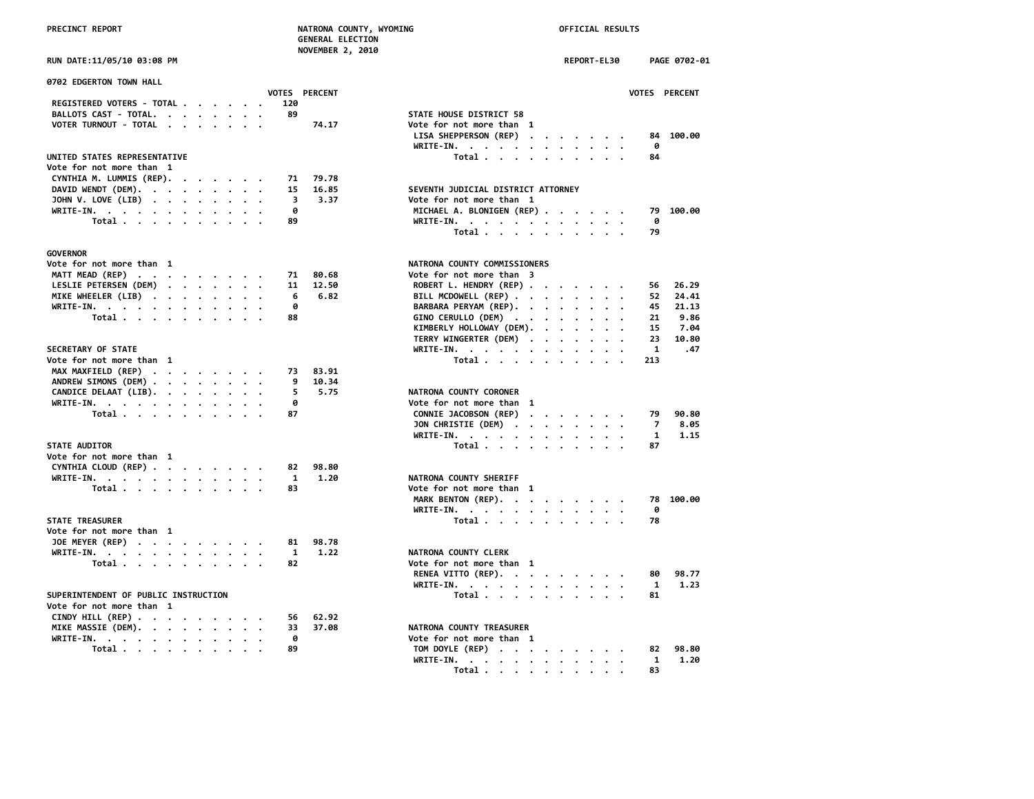## 0702 EDGERTON TOWN HALL

| | VOTES | PERCENT |
|---|---|---|
| REGISTERED VOTERS - TOTAL | 120 | |
| BALLOTS CAST - TOTAL | 89 | |
| VOTER TURNOUT - TOTAL | | 74.17 |

### UNITED STATES REPRESENTATIVE
Vote for not more than 1

| Candidate | VOTES | PERCENT |
|---|---|---|
| CYNTHIA M. LUMMIS (REP) | 71 | 79.78 |
| DAVID WENDT (DEM) | 15 | 16.85 |
| JOHN V. LOVE (LIB) | 3 | 3.37 |
| WRITE-IN | 0 | |
| Total | 89 | |

### GOVERNOR
Vote for not more than 1

| Candidate | VOTES | PERCENT |
|---|---|---|
| MATT MEAD (REP) | 71 | 80.68 |
| LESLIE PETERSEN (DEM) | 11 | 12.50 |
| MIKE WHEELER (LIB) | 6 | 6.82 |
| WRITE-IN | 0 | |
| Total | 88 | |

### SECRETARY OF STATE
Vote for not more than 1

| Candidate | VOTES | PERCENT |
|---|---|---|
| MAX MAXFIELD (REP) | 73 | 83.91 |
| ANDREW SIMONS (DEM) | 9 | 10.34 |
| CANDICE DELAAT (LIB) | 5 | 5.75 |
| WRITE-IN | 0 | |
| Total | 87 | |

### STATE AUDITOR
Vote for not more than 1

| Candidate | VOTES | PERCENT |
|---|---|---|
| CYNTHIA CLOUD (REP) | 82 | 98.80 |
| WRITE-IN | 1 | 1.20 |
| Total | 83 | |

### STATE TREASURER
Vote for not more than 1

| Candidate | VOTES | PERCENT |
|---|---|---|
| JOE MEYER (REP) | 81 | 98.78 |
| WRITE-IN | 1 | 1.22 |
| Total | 82 | |

### SUPERINTENDENT OF PUBLIC INSTRUCTION
Vote for not more than 1

| Candidate | VOTES | PERCENT |
|---|---|---|
| CINDY HILL (REP) | 56 | 62.92 |
| MIKE MASSIE (DEM) | 33 | 37.08 |
| WRITE-IN | 0 | |
| Total | 89 | |

### STATE HOUSE DISTRICT 58
Vote for not more than 1

| Candidate | VOTES | PERCENT |
|---|---|---|
| LISA SHEPPERSON (REP) | 84 | 100.00 |
| WRITE-IN | 0 | |
| Total | 84 | |

### SEVENTH JUDICIAL DISTRICT ATTORNEY
Vote for not more than 1

| Candidate | VOTES | PERCENT |
|---|---|---|
| MICHAEL A. BLONIGEN (REP) | 79 | 100.00 |
| WRITE-IN | 0 | |
| Total | 79 | |

### NATRONA COUNTY COMMISSIONERS
Vote for not more than 3

| Candidate | VOTES | PERCENT |
|---|---|---|
| ROBERT L. HENDRY (REP) | 56 | 26.29 |
| BILL MCDOWELL (REP) | 52 | 24.41 |
| BARBARA PERYAM (REP) | 45 | 21.13 |
| GINO CERULLO (DEM) | 21 | 9.86 |
| KIMBERLY HOLLOWAY (DEM) | 15 | 7.04 |
| TERRY WINGERTER (DEM) | 23 | 10.80 |
| WRITE-IN | 1 | .47 |
| Total | 213 | |

### NATRONA COUNTY CORONER
Vote for not more than 1

| Candidate | VOTES | PERCENT |
|---|---|---|
| CONNIE JACOBSON (REP) | 79 | 90.80 |
| JON CHRISTIE (DEM) | 7 | 8.05 |
| WRITE-IN | 1 | 1.15 |
| Total | 87 | |

### NATRONA COUNTY SHERIFF
Vote for not more than 1

| Candidate | VOTES | PERCENT |
|---|---|---|
| MARK BENTON (REP) | 78 | 100.00 |
| WRITE-IN | 0 | |
| Total | 78 | |

### NATRONA COUNTY CLERK
Vote for not more than 1

| Candidate | VOTES | PERCENT |
|---|---|---|
| RENEA VITTO (REP) | 80 | 98.77 |
| WRITE-IN | 1 | 1.23 |
| Total | 81 | |

### NATRONA COUNTY TREASURER
Vote for not more than 1

| Candidate | VOTES | PERCENT |
|---|---|---|
| TOM DOYLE (REP) | 82 | 98.80 |
| WRITE-IN | 1 | 1.20 |
| Total | 83 | |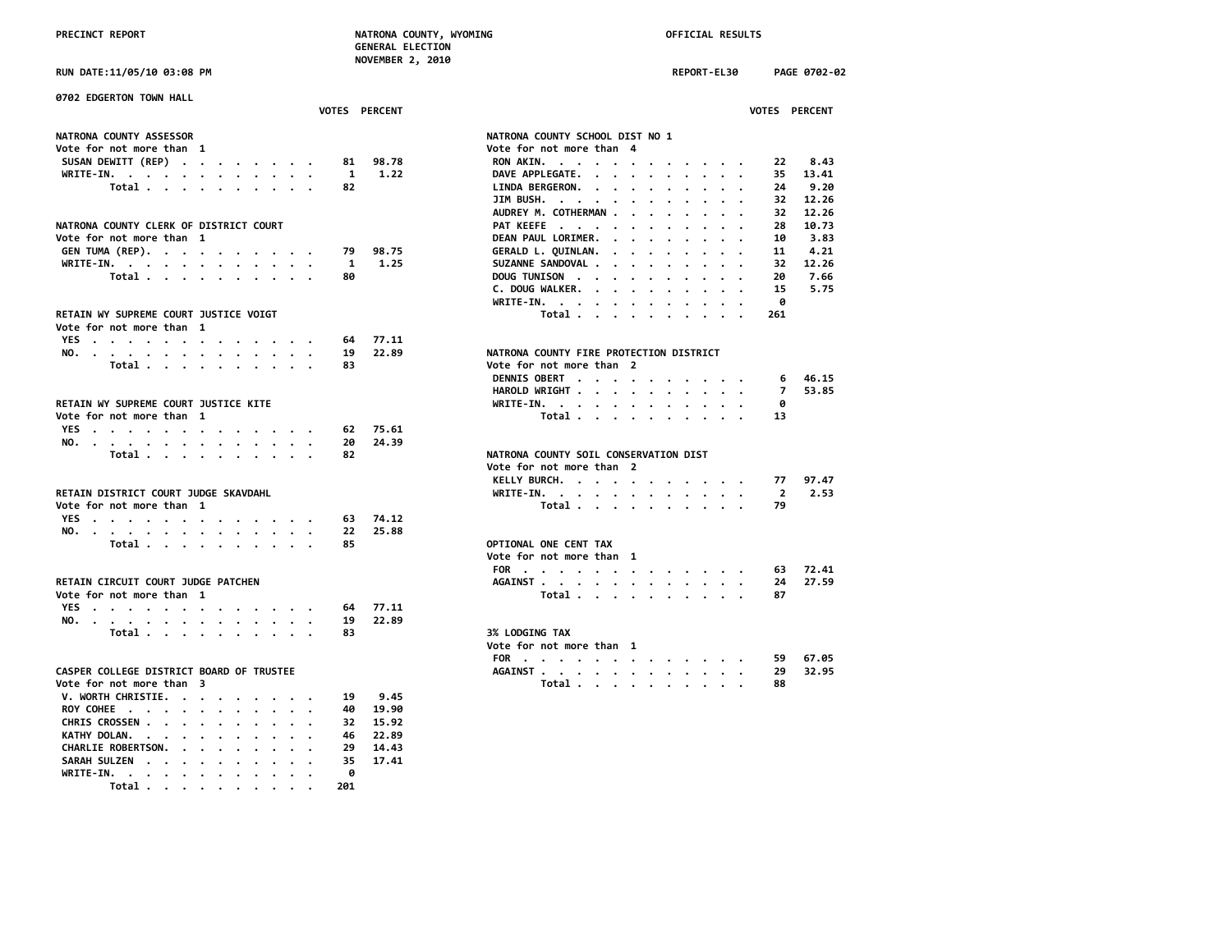PRECINCT REPORT — NATRONA COUNTY, WYOMING — GENERAL ELECTION — NOVEMBER 2, 2010 — OFFICIAL RESULTS

RUN DATE:11/05/10 03:08 PM — REPORT-EL30 — PAGE 0702-02

## 0702 EDGERTON TOWN HALL

### NATRONA COUNTY ASSESSOR
Vote for not more than 1

| | VOTES | PERCENT |
|---|---|---|
| SUSAN DEWITT (REP) | 81 | 98.78 |
| WRITE-IN. | 1 | 1.22 |
| Total | 82 | |

### NATRONA COUNTY CLERK OF DISTRICT COURT
Vote for not more than 1

| | VOTES | PERCENT |
|---|---|---|
| GEN TUMA (REP). | 79 | 98.75 |
| WRITE-IN. | 1 | 1.25 |
| Total | 80 | |

### RETAIN WY SUPREME COURT JUSTICE VOIGT
Vote for not more than 1

| | VOTES | PERCENT |
|---|---|---|
| YES | 64 | 77.11 |
| NO. | 19 | 22.89 |
| Total | 83 | |

### RETAIN WY SUPREME COURT JUSTICE KITE
Vote for not more than 1

| | VOTES | PERCENT |
|---|---|---|
| YES | 62 | 75.61 |
| NO. | 20 | 24.39 |
| Total | 82 | |

### RETAIN DISTRICT COURT JUDGE SKAVDAHL
Vote for not more than 1

| | VOTES | PERCENT |
|---|---|---|
| YES | 63 | 74.12 |
| NO. | 22 | 25.88 |
| Total | 85 | |

### RETAIN CIRCUIT COURT JUDGE PATCHEN
Vote for not more than 1

| | VOTES | PERCENT |
|---|---|---|
| YES | 64 | 77.11 |
| NO. | 19 | 22.89 |
| Total | 83 | |

### CASPER COLLEGE DISTRICT BOARD OF TRUSTEE
Vote for not more than 3

| | VOTES | PERCENT |
|---|---|---|
| V. WORTH CHRISTIE. | 19 | 9.45 |
| ROY COHEE | 40 | 19.90 |
| CHRIS CROSSEN | 32 | 15.92 |
| KATHY DOLAN. | 46 | 22.89 |
| CHARLIE ROBERTSON. | 29 | 14.43 |
| SARAH SULZEN | 35 | 17.41 |
| WRITE-IN. | 0 | |
| Total | 201 | |

### NATRONA COUNTY SCHOOL DIST NO 1
Vote for not more than 4

| | VOTES | PERCENT |
|---|---|---|
| RON AKIN. | 22 | 8.43 |
| DAVE APPLEGATE. | 35 | 13.41 |
| LINDA BERGERON. | 24 | 9.20 |
| JIM BUSH. | 32 | 12.26 |
| AUDREY M. COTHERMAN | 32 | 12.26 |
| PAT KEEFE | 28 | 10.73 |
| DEAN PAUL LORIMER. | 10 | 3.83 |
| GERALD L. QUINLAN. | 11 | 4.21 |
| SUZANNE SANDOVAL | 32 | 12.26 |
| DOUG TUNISON | 20 | 7.66 |
| C. DOUG WALKER. | 15 | 5.75 |
| WRITE-IN. | 0 | |
| Total | 261 | |

### NATRONA COUNTY FIRE PROTECTION DISTRICT
Vote for not more than 2

| | VOTES | PERCENT |
|---|---|---|
| DENNIS OBERT | 6 | 46.15 |
| HAROLD WRIGHT | 7 | 53.85 |
| WRITE-IN. | 0 | |
| Total | 13 | |

### NATRONA COUNTY SOIL CONSERVATION DIST
Vote for not more than 2

| | VOTES | PERCENT |
|---|---|---|
| KELLY BURCH. | 77 | 97.47 |
| WRITE-IN. | 2 | 2.53 |
| Total | 79 | |

### OPTIONAL ONE CENT TAX
Vote for not more than 1

| | VOTES | PERCENT |
|---|---|---|
| FOR | 63 | 72.41 |
| AGAINST | 24 | 27.59 |
| Total | 87 | |

### 3% LODGING TAX
Vote for not more than 1

| | VOTES | PERCENT |
|---|---|---|
| FOR | 59 | 67.05 |
| AGAINST | 29 | 32.95 |
| Total | 88 | |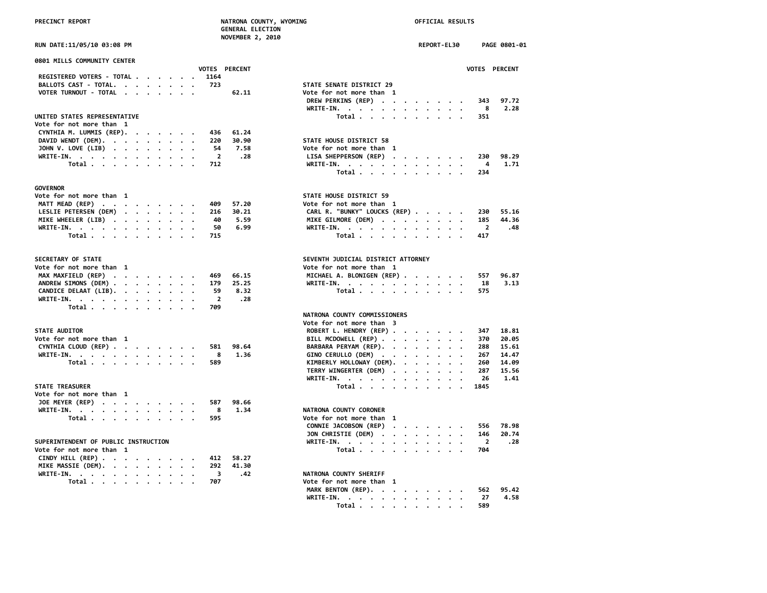PRECINCT REPORT — NATRONA COUNTY, WYOMING — GENERAL ELECTION — NOVEMBER 2, 2010 — OFFICIAL RESULTS

RUN DATE:11/05/10 03:08 PM — REPORT-EL30 — PAGE 0801-01

## 0801 MILLS COMMUNITY CENTER

| | VOTES | PERCENT |
|---|---|---|
| REGISTERED VOTERS - TOTAL | 1164 | |
| BALLOTS CAST - TOTAL | 723 | |
| VOTER TURNOUT - TOTAL | | 62.11 |

### UNITED STATES REPRESENTATIVE
Vote for not more than 1

| | VOTES | PERCENT |
|---|---|---|
| CYNTHIA M. LUMMIS (REP) | 436 | 61.24 |
| DAVID WENDT (DEM) | 220 | 30.90 |
| JOHN V. LOVE (LIB) | 54 | 7.58 |
| WRITE-IN | 2 | .28 |
| Total | 712 | |

### GOVERNOR
Vote for not more than 1

| | VOTES | PERCENT |
|---|---|---|
| MATT MEAD (REP) | 409 | 57.20 |
| LESLIE PETERSEN (DEM) | 216 | 30.21 |
| MIKE WHEELER (LIB) | 40 | 5.59 |
| WRITE-IN | 50 | 6.99 |
| Total | 715 | |

### SECRETARY OF STATE
Vote for not more than 1

| | VOTES | PERCENT |
|---|---|---|
| MAX MAXFIELD (REP) | 469 | 66.15 |
| ANDREW SIMONS (DEM) | 179 | 25.25 |
| CANDICE DELAAT (LIB) | 59 | 8.32 |
| WRITE-IN | 2 | .28 |
| Total | 709 | |

### STATE AUDITOR
Vote for not more than 1

| | VOTES | PERCENT |
|---|---|---|
| CYNTHIA CLOUD (REP) | 581 | 98.64 |
| WRITE-IN | 8 | 1.36 |
| Total | 589 | |

### STATE TREASURER
Vote for not more than 1

| | VOTES | PERCENT |
|---|---|---|
| JOE MEYER (REP) | 587 | 98.66 |
| WRITE-IN | 8 | 1.34 |
| Total | 595 | |

### SUPERINTENDENT OF PUBLIC INSTRUCTION
Vote for not more than 1

| | VOTES | PERCENT |
|---|---|---|
| CINDY HILL (REP) | 412 | 58.27 |
| MIKE MASSIE (DEM) | 292 | 41.30 |
| WRITE-IN | 3 | .42 |
| Total | 707 | |

### STATE SENATE DISTRICT 29
Vote for not more than 1

| | VOTES | PERCENT |
|---|---|---|
| DREW PERKINS (REP) | 343 | 97.72 |
| WRITE-IN | 8 | 2.28 |
| Total | 351 | |

### STATE HOUSE DISTRICT 58
Vote for not more than 1

| | VOTES | PERCENT |
|---|---|---|
| LISA SHEPPERSON (REP) | 230 | 98.29 |
| WRITE-IN | 4 | 1.71 |
| Total | 234 | |

### STATE HOUSE DISTRICT 59
Vote for not more than 1

| | VOTES | PERCENT |
|---|---|---|
| CARL R. "BUNKY" LOUCKS (REP) | 230 | 55.16 |
| MIKE GILMORE (DEM) | 185 | 44.36 |
| WRITE-IN | 2 | .48 |
| Total | 417 | |

### SEVENTH JUDICIAL DISTRICT ATTORNEY
Vote for not more than 1

| | VOTES | PERCENT |
|---|---|---|
| MICHAEL A. BLONIGEN (REP) | 557 | 96.87 |
| WRITE-IN | 18 | 3.13 |
| Total | 575 | |

### NATRONA COUNTY COMMISSIONERS
Vote for not more than 3

| | VOTES | PERCENT |
|---|---|---|
| ROBERT L. HENDRY (REP) | 347 | 18.81 |
| BILL MCDOWELL (REP) | 370 | 20.05 |
| BARBARA PERYAM (REP) | 288 | 15.61 |
| GINO CERULLO (DEM) | 267 | 14.47 |
| KIMBERLY HOLLOWAY (DEM) | 260 | 14.09 |
| TERRY WINGERTER (DEM) | 287 | 15.56 |
| WRITE-IN | 26 | 1.41 |
| Total | 1845 | |

### NATRONA COUNTY CORONER
Vote for not more than 1

| | VOTES | PERCENT |
|---|---|---|
| CONNIE JACOBSON (REP) | 556 | 78.98 |
| JON CHRISTIE (DEM) | 146 | 20.74 |
| WRITE-IN | 2 | .28 |
| Total | 704 | |

### NATRONA COUNTY SHERIFF
Vote for not more than 1

| | VOTES | PERCENT |
|---|---|---|
| MARK BENTON (REP) | 562 | 95.42 |
| WRITE-IN | 27 | 4.58 |
| Total | 589 | |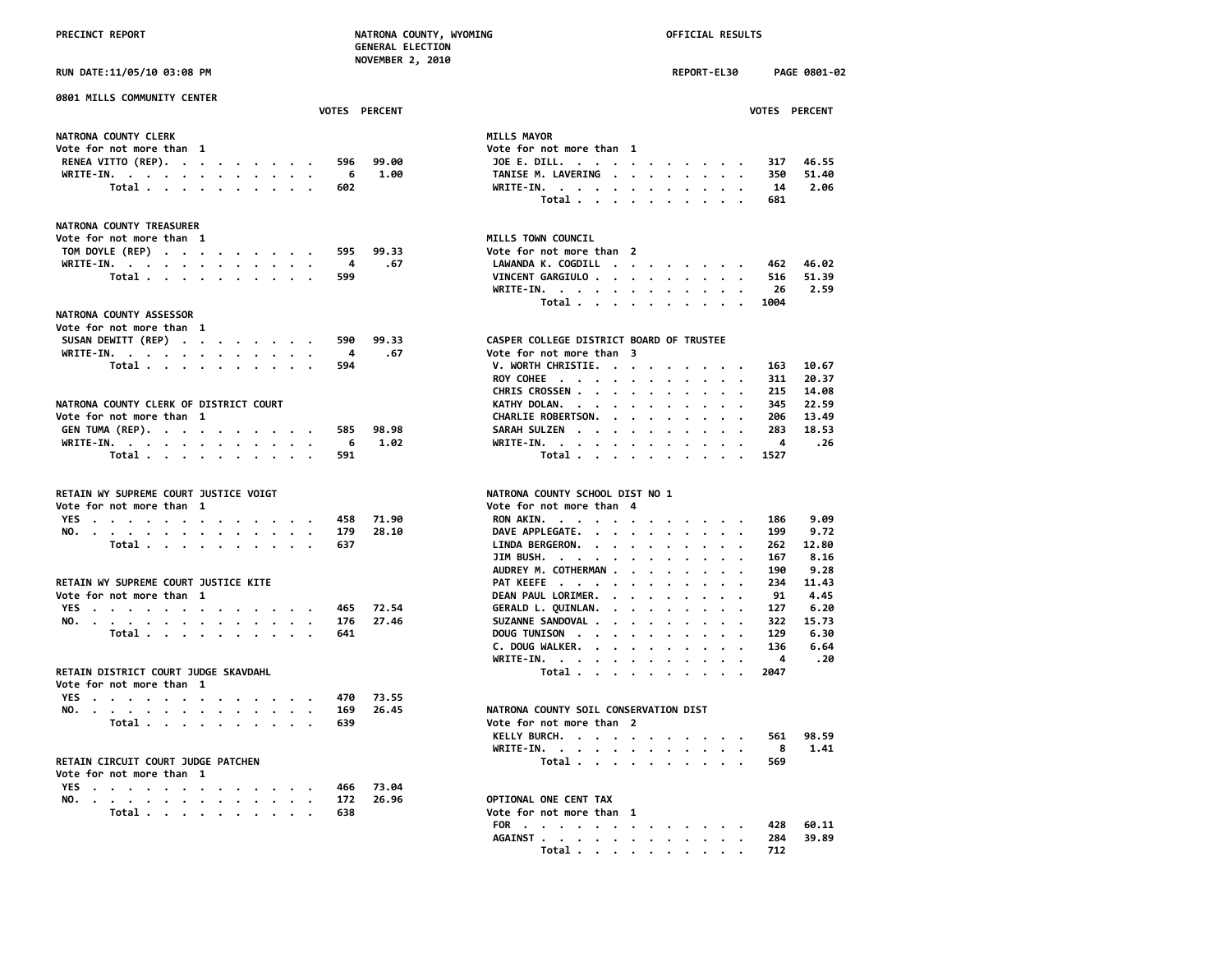**PRECINCT REPORT** — NATRONA COUNTY, WYOMING — GENERAL ELECTION — NOVEMBER 2, 2010 — OFFICIAL RESULTS

RUN DATE:11/05/10 03:08 PM — REPORT-EL30 — PAGE 0801-02

## 0801 MILLS COMMUNITY CENTER

### NATRONA COUNTY CLERK
Vote for not more than 1

| | VOTES | PERCENT |
|---|---|---|
| RENEA VITTO (REP) | 596 | 99.00 |
| WRITE-IN. | 6 | 1.00 |
| Total | 602 | |

### NATRONA COUNTY TREASURER
Vote for not more than 1

| | VOTES | PERCENT |
|---|---|---|
| TOM DOYLE (REP) | 595 | 99.33 |
| WRITE-IN. | 4 | .67 |
| Total | 599 | |

### NATRONA COUNTY ASSESSOR
Vote for not more than 1

| | VOTES | PERCENT |
|---|---|---|
| SUSAN DEWITT (REP) | 590 | 99.33 |
| WRITE-IN. | 4 | .67 |
| Total | 594 | |

### NATRONA COUNTY CLERK OF DISTRICT COURT
Vote for not more than 1

| | VOTES | PERCENT |
|---|---|---|
| GEN TUMA (REP) | 585 | 98.98 |
| WRITE-IN. | 6 | 1.02 |
| Total | 591 | |

### RETAIN WY SUPREME COURT JUSTICE VOIGT
Vote for not more than 1

| | VOTES | PERCENT |
|---|---|---|
| YES | 458 | 71.90 |
| NO. | 179 | 28.10 |
| Total | 637 | |

### RETAIN WY SUPREME COURT JUSTICE KITE
Vote for not more than 1

| | VOTES | PERCENT |
|---|---|---|
| YES | 465 | 72.54 |
| NO. | 176 | 27.46 |
| Total | 641 | |

### RETAIN DISTRICT COURT JUDGE SKAVDAHL
Vote for not more than 1

| | VOTES | PERCENT |
|---|---|---|
| YES | 470 | 73.55 |
| NO. | 169 | 26.45 |
| Total | 639 | |

### RETAIN CIRCUIT COURT JUDGE PATCHEN
Vote for not more than 1

| | VOTES | PERCENT |
|---|---|---|
| YES | 466 | 73.04 |
| NO. | 172 | 26.96 |
| Total | 638 | |

### MILLS MAYOR
Vote for not more than 1

| | VOTES | PERCENT |
|---|---|---|
| JOE E. DILL. | 317 | 46.55 |
| TANISE M. LAVERING | 350 | 51.40 |
| WRITE-IN. | 14 | 2.06 |
| Total | 681 | |

### MILLS TOWN COUNCIL
Vote for not more than 2

| | VOTES | PERCENT |
|---|---|---|
| LAWANDA K. COGDILL | 462 | 46.02 |
| VINCENT GARGIULO | 516 | 51.39 |
| WRITE-IN. | 26 | 2.59 |
| Total | 1004 | |

### CASPER COLLEGE DISTRICT BOARD OF TRUSTEE
Vote for not more than 3

| | VOTES | PERCENT |
|---|---|---|
| V. WORTH CHRISTIE. | 163 | 10.67 |
| ROY COHEE | 311 | 20.37 |
| CHRIS CROSSEN | 215 | 14.08 |
| KATHY DOLAN. | 345 | 22.59 |
| CHARLIE ROBERTSON. | 206 | 13.49 |
| SARAH SULZEN | 283 | 18.53 |
| WRITE-IN. | 4 | .26 |
| Total | 1527 | |

### NATRONA COUNTY SCHOOL DIST NO 1
Vote for not more than 4

| | VOTES | PERCENT |
|---|---|---|
| RON AKIN. | 186 | 9.09 |
| DAVE APPLEGATE. | 199 | 9.72 |
| LINDA BERGERON. | 262 | 12.80 |
| JIM BUSH. | 167 | 8.16 |
| AUDREY M. COTHERMAN | 190 | 9.28 |
| PAT KEEFE | 234 | 11.43 |
| DEAN PAUL LORIMER. | 91 | 4.45 |
| GERALD L. QUINLAN. | 127 | 6.20 |
| SUZANNE SANDOVAL | 322 | 15.73 |
| DOUG TUNISON | 129 | 6.30 |
| C. DOUG WALKER. | 136 | 6.64 |
| WRITE-IN. | 4 | .20 |
| Total | 2047 | |

### NATRONA COUNTY SOIL CONSERVATION DIST
Vote for not more than 2

| | VOTES | PERCENT |
|---|---|---|
| KELLY BURCH. | 561 | 98.59 |
| WRITE-IN. | 8 | 1.41 |
| Total | 569 | |

### OPTIONAL ONE CENT TAX
Vote for not more than 1

| | VOTES | PERCENT |
|---|---|---|
| FOR | 428 | 60.11 |
| AGAINST | 284 | 39.89 |
| Total | 712 | |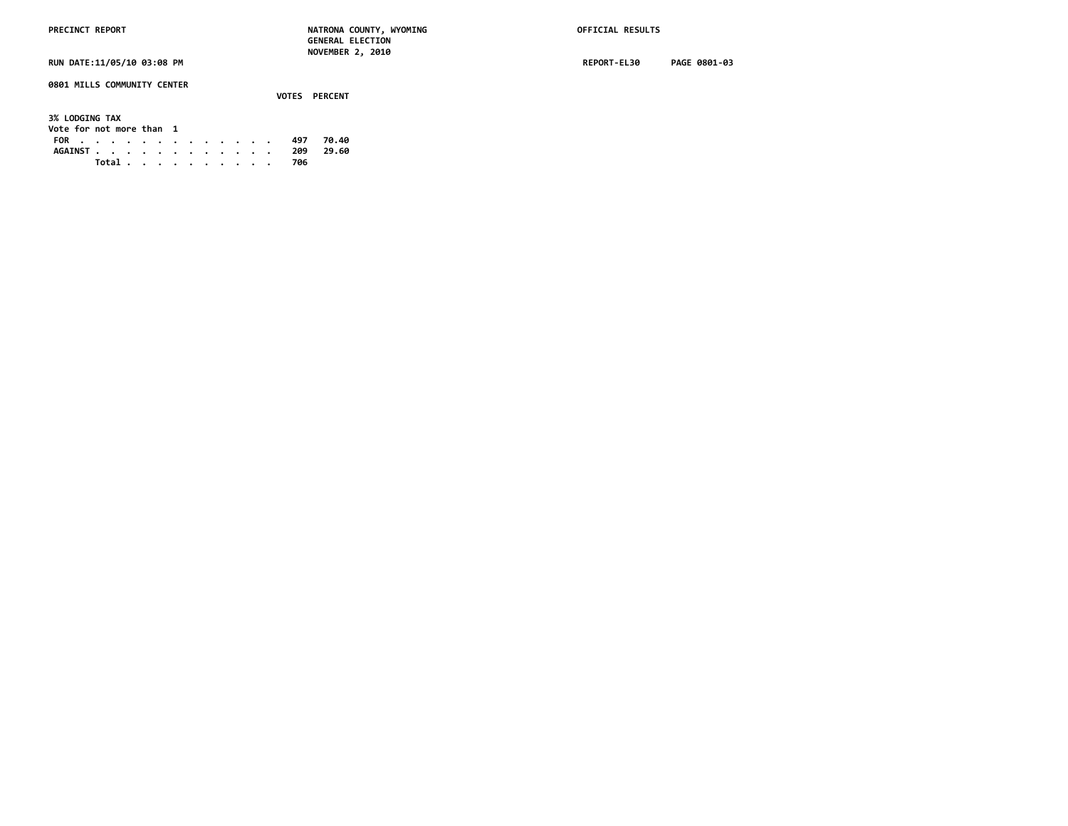PRECINCT REPORT — NATRONA COUNTY, WYOMING — GENERAL ELECTION — NOVEMBER 2, 2010 — OFFICIAL RESULTS

RUN DATE:11/05/10 03:08 PM — REPORT-EL30 — PAGE 0801-03

## 0801 MILLS COMMUNITY CENTER

### 3% LODGING TAX

Vote for not more than 1

| | VOTES | PERCENT |
|---|---|---|
| FOR | 497 | 70.40 |
| AGAINST | 209 | 29.60 |
| Total | 706 | |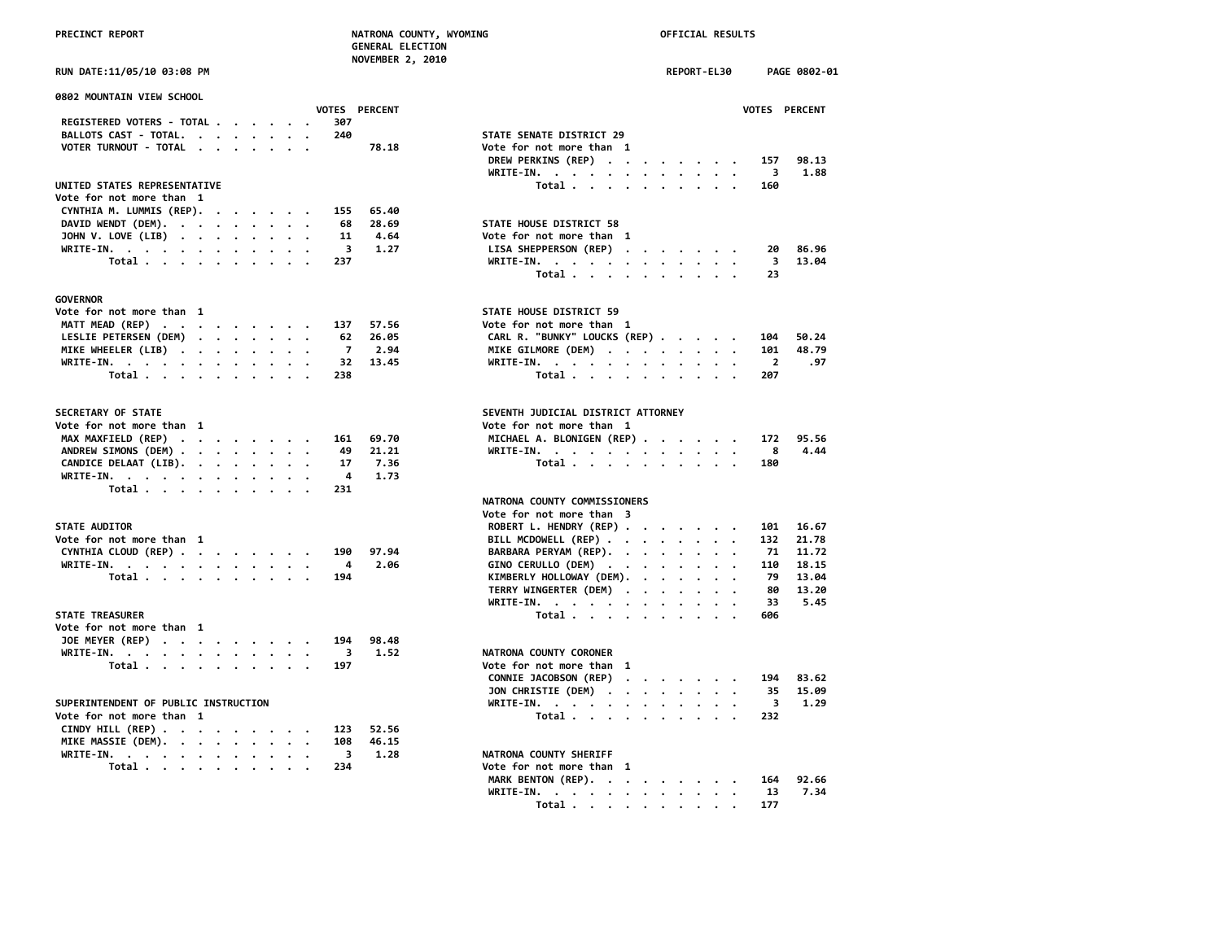PRECINCT REPORT — NATRONA COUNTY, WYOMING — GENERAL ELECTION — NOVEMBER 2, 2010 — OFFICIAL RESULTS

RUN DATE:11/05/10 03:08 PM — REPORT-EL30 — PAGE 0802-01

## 0802 MOUNTAIN VIEW SCHOOL

| | VOTES | PERCENT |
|---|---|---|
| REGISTERED VOTERS - TOTAL | 307 | |
| BALLOTS CAST - TOTAL | 240 | |
| VOTER TURNOUT - TOTAL | | 78.18 |

### UNITED STATES REPRESENTATIVE
Vote for not more than 1

| Candidate | VOTES | PERCENT |
|---|---|---|
| CYNTHIA M. LUMMIS (REP) | 155 | 65.40 |
| DAVID WENDT (DEM) | 68 | 28.69 |
| JOHN V. LOVE (LIB) | 11 | 4.64 |
| WRITE-IN | 3 | 1.27 |
| Total | 237 | |

### GOVERNOR
Vote for not more than 1

| Candidate | VOTES | PERCENT |
|---|---|---|
| MATT MEAD (REP) | 137 | 57.56 |
| LESLIE PETERSEN (DEM) | 62 | 26.05 |
| MIKE WHEELER (LIB) | 7 | 2.94 |
| WRITE-IN | 32 | 13.45 |
| Total | 238 | |

### SECRETARY OF STATE
Vote for not more than 1

| Candidate | VOTES | PERCENT |
|---|---|---|
| MAX MAXFIELD (REP) | 161 | 69.70 |
| ANDREW SIMONS (DEM) | 49 | 21.21 |
| CANDICE DELAAT (LIB) | 17 | 7.36 |
| WRITE-IN | 4 | 1.73 |
| Total | 231 | |

### STATE AUDITOR
Vote for not more than 1

| Candidate | VOTES | PERCENT |
|---|---|---|
| CYNTHIA CLOUD (REP) | 190 | 97.94 |
| WRITE-IN | 4 | 2.06 |
| Total | 194 | |

### STATE TREASURER
Vote for not more than 1

| Candidate | VOTES | PERCENT |
|---|---|---|
| JOE MEYER (REP) | 194 | 98.48 |
| WRITE-IN | 3 | 1.52 |
| Total | 197 | |

### SUPERINTENDENT OF PUBLIC INSTRUCTION
Vote for not more than 1

| Candidate | VOTES | PERCENT |
|---|---|---|
| CINDY HILL (REP) | 123 | 52.56 |
| MIKE MASSIE (DEM) | 108 | 46.15 |
| WRITE-IN | 3 | 1.28 |
| Total | 234 | |

### STATE SENATE DISTRICT 29
Vote for not more than 1

| Candidate | VOTES | PERCENT |
|---|---|---|
| DREW PERKINS (REP) | 157 | 98.13 |
| WRITE-IN | 3 | 1.88 |
| Total | 160 | |

### STATE HOUSE DISTRICT 58
Vote for not more than 1

| Candidate | VOTES | PERCENT |
|---|---|---|
| LISA SHEPPERSON (REP) | 20 | 86.96 |
| WRITE-IN | 3 | 13.04 |
| Total | 23 | |

### STATE HOUSE DISTRICT 59
Vote for not more than 1

| Candidate | VOTES | PERCENT |
|---|---|---|
| CARL R. "BUNKY" LOUCKS (REP) | 104 | 50.24 |
| MIKE GILMORE (DEM) | 101 | 48.79 |
| WRITE-IN | 2 | .97 |
| Total | 207 | |

### SEVENTH JUDICIAL DISTRICT ATTORNEY
Vote for not more than 1

| Candidate | VOTES | PERCENT |
|---|---|---|
| MICHAEL A. BLONIGEN (REP) | 172 | 95.56 |
| WRITE-IN | 8 | 4.44 |
| Total | 180 | |

### NATRONA COUNTY COMMISSIONERS
Vote for not more than 3

| Candidate | VOTES | PERCENT |
|---|---|---|
| ROBERT L. HENDRY (REP) | 101 | 16.67 |
| BILL MCDOWELL (REP) | 132 | 21.78 |
| BARBARA PERYAM (REP) | 71 | 11.72 |
| GINO CERULLO (DEM) | 110 | 18.15 |
| KIMBERLY HOLLOWAY (DEM) | 79 | 13.04 |
| TERRY WINGERTER (DEM) | 80 | 13.20 |
| WRITE-IN | 33 | 5.45 |
| Total | 606 | |

### NATRONA COUNTY CORONER
Vote for not more than 1

| Candidate | VOTES | PERCENT |
|---|---|---|
| CONNIE JACOBSON (REP) | 194 | 83.62 |
| JON CHRISTIE (DEM) | 35 | 15.09 |
| WRITE-IN | 3 | 1.29 |
| Total | 232 | |

### NATRONA COUNTY SHERIFF
Vote for not more than 1

| Candidate | VOTES | PERCENT |
|---|---|---|
| MARK BENTON (REP) | 164 | 92.66 |
| WRITE-IN | 13 | 7.34 |
| Total | 177 | |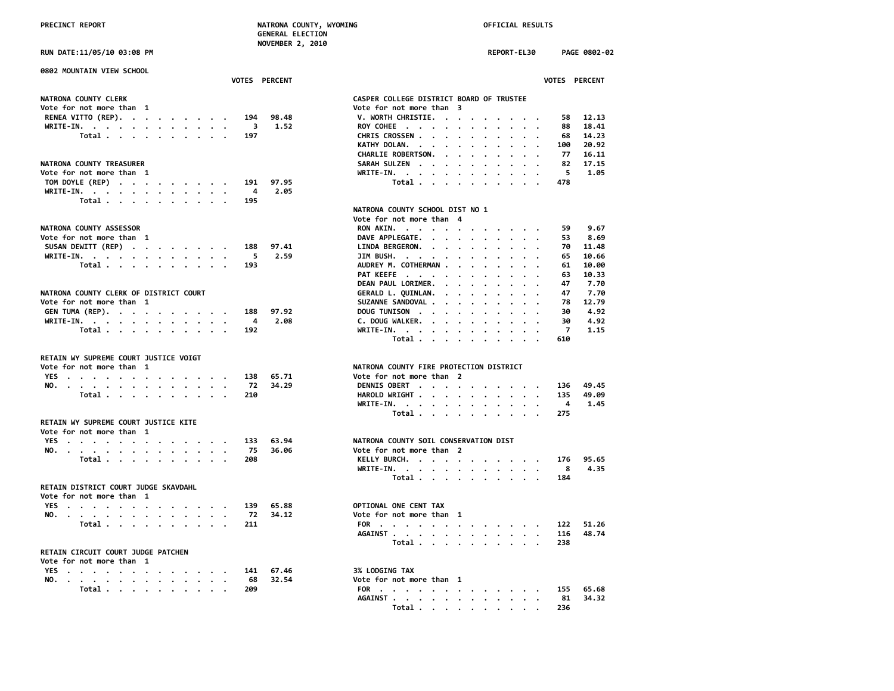PRECINCT REPORT — NATRONA COUNTY, WYOMING — GENERAL ELECTION — NOVEMBER 2, 2010 — OFFICIAL RESULTS

RUN DATE:11/05/10 03:08 PM — REPORT-EL30

## 0802 MOUNTAIN VIEW SCHOOL

### NATRONA COUNTY CLERK
Vote for not more than 1

| Candidate | VOTES | PERCENT |
|---|---|---|
| RENEA VITTO (REP) | 194 | 98.48 |
| WRITE-IN. | 3 | 1.52 |
| Total | 197 | |

### NATRONA COUNTY TREASURER
Vote for not more than 1

| Candidate | VOTES | PERCENT |
|---|---|---|
| TOM DOYLE (REP) | 191 | 97.95 |
| WRITE-IN. | 4 | 2.05 |
| Total | 195 | |

### NATRONA COUNTY ASSESSOR
Vote for not more than 1

| Candidate | VOTES | PERCENT |
|---|---|---|
| SUSAN DEWITT (REP) | 188 | 97.41 |
| WRITE-IN. | 5 | 2.59 |
| Total | 193 | |

### NATRONA COUNTY CLERK OF DISTRICT COURT
Vote for not more than 1

| Candidate | VOTES | PERCENT |
|---|---|---|
| GEN TUMA (REP) | 188 | 97.92 |
| WRITE-IN. | 4 | 2.08 |
| Total | 192 | |

### RETAIN WY SUPREME COURT JUSTICE VOIGT
Vote for not more than 1

| Choice | VOTES | PERCENT |
|---|---|---|
| YES | 138 | 65.71 |
| NO. | 72 | 34.29 |
| Total | 210 | |

### RETAIN WY SUPREME COURT JUSTICE KITE
Vote for not more than 1

| Choice | VOTES | PERCENT |
|---|---|---|
| YES | 133 | 63.94 |
| NO. | 75 | 36.06 |
| Total | 208 | |

### RETAIN DISTRICT COURT JUDGE SKAVDAHL
Vote for not more than 1

| Choice | VOTES | PERCENT |
|---|---|---|
| YES | 139 | 65.88 |
| NO. | 72 | 34.12 |
| Total | 211 | |

### RETAIN CIRCUIT COURT JUDGE PATCHEN
Vote for not more than 1

| Choice | VOTES | PERCENT |
|---|---|---|
| YES | 141 | 67.46 |
| NO. | 68 | 32.54 |
| Total | 209 | |

### CASPER COLLEGE DISTRICT BOARD OF TRUSTEE
Vote for not more than 3

| Candidate | VOTES | PERCENT |
|---|---|---|
| V. WORTH CHRISTIE. | 58 | 12.13 |
| ROY COHEE | 88 | 18.41 |
| CHRIS CROSSEN | 68 | 14.23 |
| KATHY DOLAN. | 100 | 20.92 |
| CHARLIE ROBERTSON. | 77 | 16.11 |
| SARAH SULZEN | 82 | 17.15 |
| WRITE-IN. | 5 | 1.05 |
| Total | 478 | |

### NATRONA COUNTY SCHOOL DIST NO 1
Vote for not more than 4

| Candidate | VOTES | PERCENT |
|---|---|---|
| RON AKIN. | 59 | 9.67 |
| DAVE APPLEGATE. | 53 | 8.69 |
| LINDA BERGERON. | 70 | 11.48 |
| JIM BUSH. | 65 | 10.66 |
| AUDREY M. COTHERMAN | 61 | 10.00 |
| PAT KEEFE | 63 | 10.33 |
| DEAN PAUL LORIMER. | 47 | 7.70 |
| GERALD L. QUINLAN. | 47 | 7.70 |
| SUZANNE SANDOVAL | 78 | 12.79 |
| DOUG TUNISON | 30 | 4.92 |
| C. DOUG WALKER. | 30 | 4.92 |
| WRITE-IN. | 7 | 1.15 |
| Total | 610 | |

### NATRONA COUNTY FIRE PROTECTION DISTRICT
Vote for not more than 2

| Candidate | VOTES | PERCENT |
|---|---|---|
| DENNIS OBERT | 136 | 49.45 |
| HAROLD WRIGHT | 135 | 49.09 |
| WRITE-IN. | 4 | 1.45 |
| Total | 275 | |

### NATRONA COUNTY SOIL CONSERVATION DIST
Vote for not more than 2

| Candidate | VOTES | PERCENT |
|---|---|---|
| KELLY BURCH. | 176 | 95.65 |
| WRITE-IN. | 8 | 4.35 |
| Total | 184 | |

### OPTIONAL ONE CENT TAX
Vote for not more than 1

| Choice | VOTES | PERCENT |
|---|---|---|
| FOR | 122 | 51.26 |
| AGAINST | 116 | 48.74 |
| Total | 238 | |

### 3% LODGING TAX
Vote for not more than 1

| Choice | VOTES | PERCENT |
|---|---|---|
| FOR | 155 | 65.68 |
| AGAINST | 81 | 34.32 |
| Total | 236 | |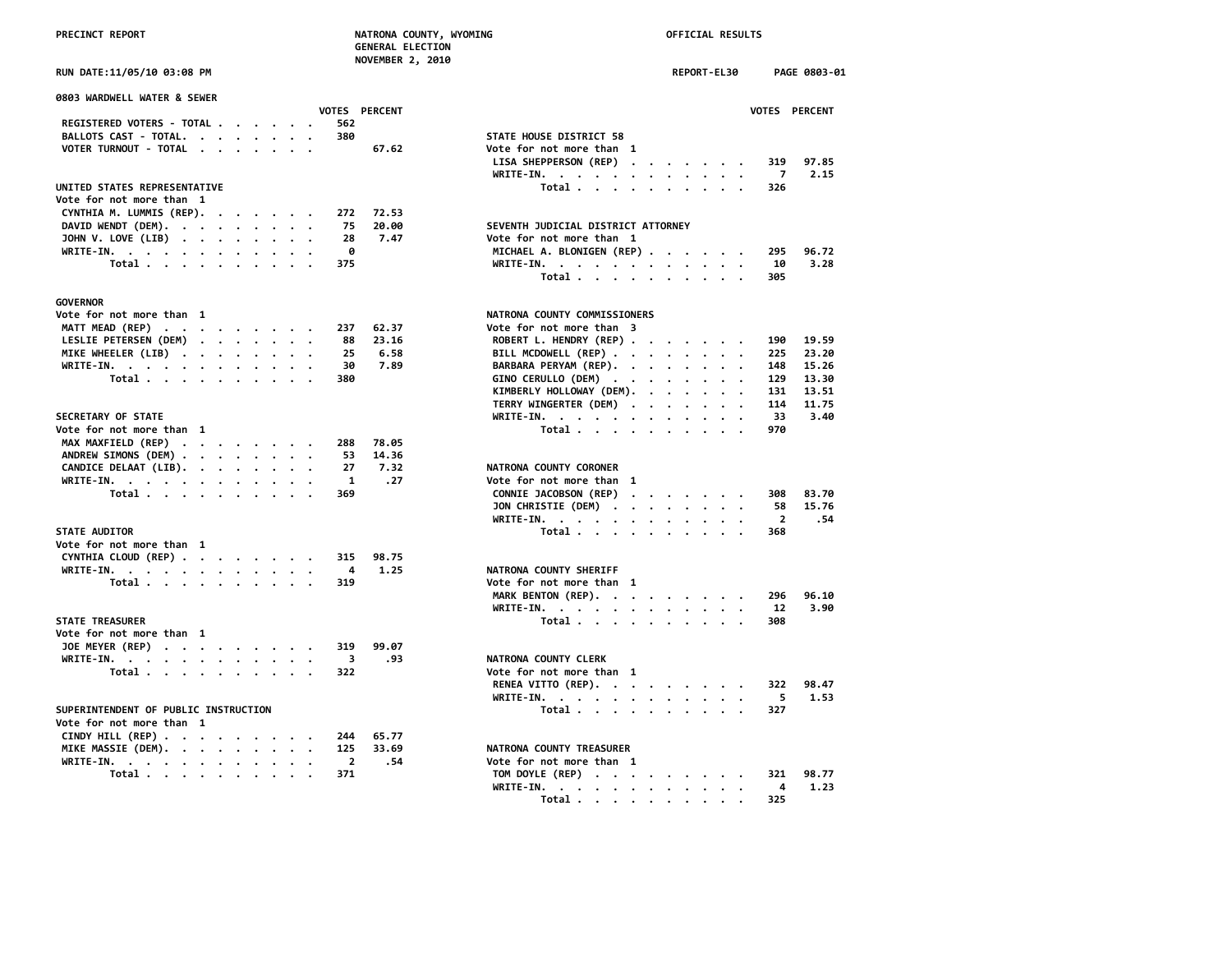PRECINCT REPORT — NATRONA COUNTY, WYOMING — GENERAL ELECTION — NOVEMBER 2, 2010 — OFFICIAL RESULTS

RUN DATE:11/05/10 03:08 PM — REPORT-EL30 — PAGE 0803-01

## 0803 WARDWELL WATER & SEWER

| | VOTES | PERCENT |
|---|---|---|
| REGISTERED VOTERS - TOTAL | 562 | |
| BALLOTS CAST - TOTAL. | 380 | |
| VOTER TURNOUT - TOTAL | | 67.62 |

### UNITED STATES REPRESENTATIVE
Vote for not more than 1

| | VOTES | PERCENT |
|---|---|---|
| CYNTHIA M. LUMMIS (REP). | 272 | 72.53 |
| DAVID WENDT (DEM). | 75 | 20.00 |
| JOHN V. LOVE (LIB) | 28 | 7.47 |
| WRITE-IN. | 0 | |
| Total | 375 | |

### GOVERNOR
Vote for not more than 1

| | VOTES | PERCENT |
|---|---|---|
| MATT MEAD (REP) | 237 | 62.37 |
| LESLIE PETERSEN (DEM) | 88 | 23.16 |
| MIKE WHEELER (LIB) | 25 | 6.58 |
| WRITE-IN. | 30 | 7.89 |
| Total | 380 | |

### SECRETARY OF STATE
Vote for not more than 1

| | VOTES | PERCENT |
|---|---|---|
| MAX MAXFIELD (REP) | 288 | 78.05 |
| ANDREW SIMONS (DEM) | 53 | 14.36 |
| CANDICE DELAAT (LIB). | 27 | 7.32 |
| WRITE-IN. | 1 | .27 |
| Total | 369 | |

### STATE AUDITOR
Vote for not more than 1

| | VOTES | PERCENT |
|---|---|---|
| CYNTHIA CLOUD (REP) | 315 | 98.75 |
| WRITE-IN. | 4 | 1.25 |
| Total | 319 | |

### STATE TREASURER
Vote for not more than 1

| | VOTES | PERCENT |
|---|---|---|
| JOE MEYER (REP) | 319 | 99.07 |
| WRITE-IN. | 3 | .93 |
| Total | 322 | |

### SUPERINTENDENT OF PUBLIC INSTRUCTION
Vote for not more than 1

| | VOTES | PERCENT |
|---|---|---|
| CINDY HILL (REP) | 244 | 65.77 |
| MIKE MASSIE (DEM). | 125 | 33.69 |
| WRITE-IN. | 2 | .54 |
| Total | 371 | |

### STATE HOUSE DISTRICT 58
Vote for not more than 1

| | VOTES | PERCENT |
|---|---|---|
| LISA SHEPPERSON (REP) | 319 | 97.85 |
| WRITE-IN. | 7 | 2.15 |
| Total | 326 | |

### SEVENTH JUDICIAL DISTRICT ATTORNEY
Vote for not more than 1

| | VOTES | PERCENT |
|---|---|---|
| MICHAEL A. BLONIGEN (REP) | 295 | 96.72 |
| WRITE-IN. | 10 | 3.28 |
| Total | 305 | |

### NATRONA COUNTY COMMISSIONERS
Vote for not more than 3

| | VOTES | PERCENT |
|---|---|---|
| ROBERT L. HENDRY (REP) | 190 | 19.59 |
| BILL MCDOWELL (REP) | 225 | 23.20 |
| BARBARA PERYAM (REP). | 148 | 15.26 |
| GINO CERULLO (DEM) | 129 | 13.30 |
| KIMBERLY HOLLOWAY (DEM). | 131 | 13.51 |
| TERRY WINGERTER (DEM) | 114 | 11.75 |
| WRITE-IN. | 33 | 3.40 |
| Total | 970 | |

### NATRONA COUNTY CORONER
Vote for not more than 1

| | VOTES | PERCENT |
|---|---|---|
| CONNIE JACOBSON (REP) | 308 | 83.70 |
| JON CHRISTIE (DEM) | 58 | 15.76 |
| WRITE-IN. | 2 | .54 |
| Total | 368 | |

### NATRONA COUNTY SHERIFF
Vote for not more than 1

| | VOTES | PERCENT |
|---|---|---|
| MARK BENTON (REP). | 296 | 96.10 |
| WRITE-IN. | 12 | 3.90 |
| Total | 308 | |

### NATRONA COUNTY CLERK
Vote for not more than 1

| | VOTES | PERCENT |
|---|---|---|
| RENEA VITTO (REP). | 322 | 98.47 |
| WRITE-IN. | 5 | 1.53 |
| Total | 327 | |

### NATRONA COUNTY TREASURER
Vote for not more than 1

| | VOTES | PERCENT |
|---|---|---|
| TOM DOYLE (REP) | 321 | 98.77 |
| WRITE-IN. | 4 | 1.23 |
| Total | 325 | |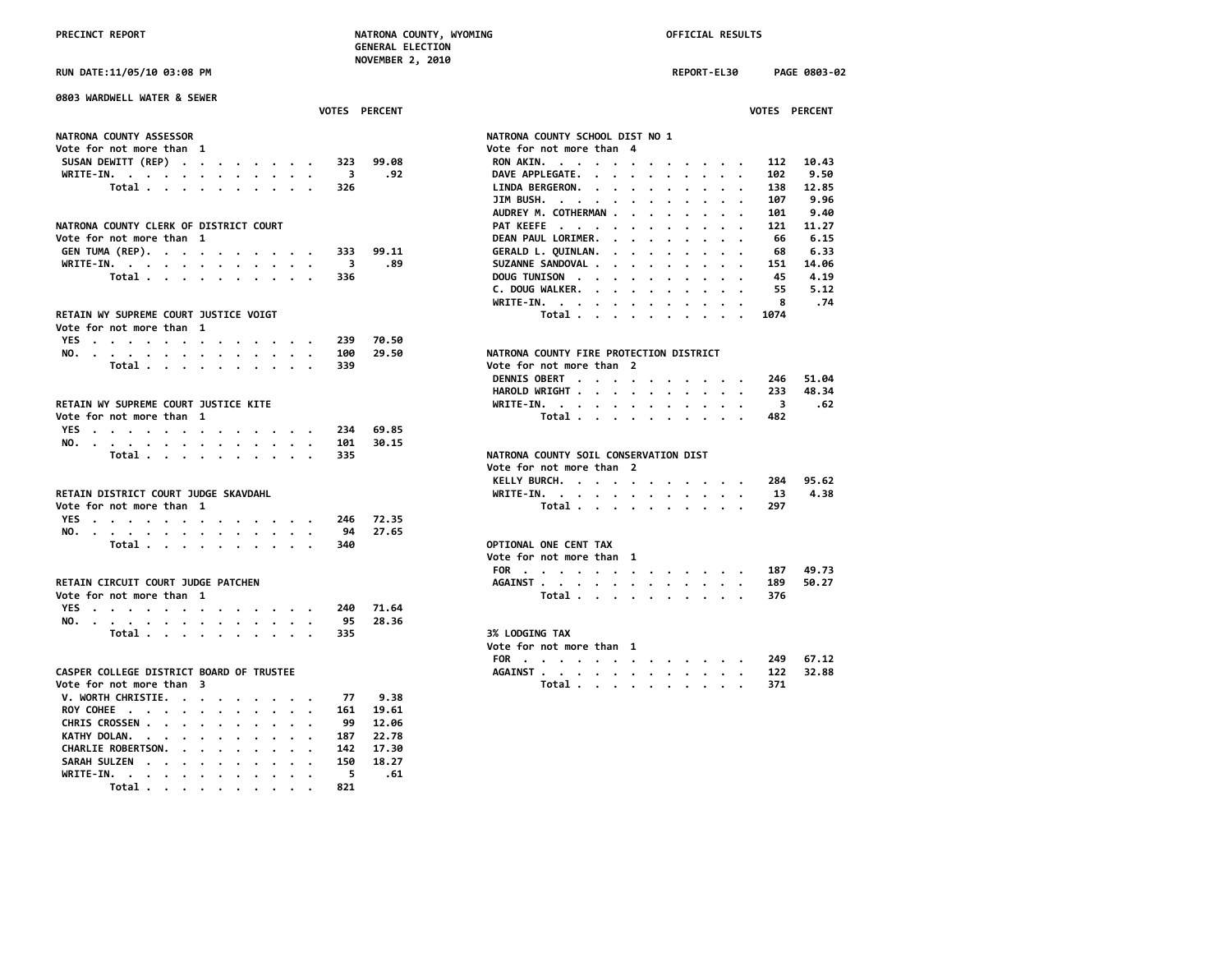PRECINCT REPORT — NATRONA COUNTY, WYOMING — GENERAL ELECTION — NOVEMBER 2, 2010 — OFFICIAL RESULTS

RUN DATE:11/05/10 03:08 PM — REPORT-EL30 — PAGE 0803-02

## 0803 WARDWELL WATER & SEWER

### NATRONA COUNTY ASSESSOR
Vote for not more than 1

| | VOTES | PERCENT |
|---|---|---|
| SUSAN DEWITT (REP) | 323 | 99.08 |
| WRITE-IN. | 3 | .92 |
| Total | 326 | |

### NATRONA COUNTY CLERK OF DISTRICT COURT
Vote for not more than 1

| | VOTES | PERCENT |
|---|---|---|
| GEN TUMA (REP). | 333 | 99.11 |
| WRITE-IN. | 3 | .89 |
| Total | 336 | |

### RETAIN WY SUPREME COURT JUSTICE VOIGT
Vote for not more than 1

| | VOTES | PERCENT |
|---|---|---|
| YES | 239 | 70.50 |
| NO. | 100 | 29.50 |
| Total | 339 | |

### RETAIN WY SUPREME COURT JUSTICE KITE
Vote for not more than 1

| | VOTES | PERCENT |
|---|---|---|
| YES | 234 | 69.85 |
| NO. | 101 | 30.15 |
| Total | 335 | |

### RETAIN DISTRICT COURT JUDGE SKAVDAHL
Vote for not more than 1

| | VOTES | PERCENT |
|---|---|---|
| YES | 246 | 72.35 |
| NO. | 94 | 27.65 |
| Total | 340 | |

### RETAIN CIRCUIT COURT JUDGE PATCHEN
Vote for not more than 1

| | VOTES | PERCENT |
|---|---|---|
| YES | 240 | 71.64 |
| NO. | 95 | 28.36 |
| Total | 335 | |

### CASPER COLLEGE DISTRICT BOARD OF TRUSTEE
Vote for not more than 3

| | VOTES | PERCENT |
|---|---|---|
| V. WORTH CHRISTIE. | 77 | 9.38 |
| ROY COHEE | 161 | 19.61 |
| CHRIS CROSSEN | 99 | 12.06 |
| KATHY DOLAN. | 187 | 22.78 |
| CHARLIE ROBERTSON. | 142 | 17.30 |
| SARAH SULZEN | 150 | 18.27 |
| WRITE-IN. | 5 | .61 |
| Total | 821 | |

### NATRONA COUNTY SCHOOL DIST NO 1
Vote for not more than 4

| | VOTES | PERCENT |
|---|---|---|
| RON AKIN. | 112 | 10.43 |
| DAVE APPLEGATE. | 102 | 9.50 |
| LINDA BERGERON. | 138 | 12.85 |
| JIM BUSH. | 107 | 9.96 |
| AUDREY M. COTHERMAN | 101 | 9.40 |
| PAT KEEFE | 121 | 11.27 |
| DEAN PAUL LORIMER. | 66 | 6.15 |
| GERALD L. QUINLAN. | 68 | 6.33 |
| SUZANNE SANDOVAL | 151 | 14.06 |
| DOUG TUNISON | 45 | 4.19 |
| C. DOUG WALKER. | 55 | 5.12 |
| WRITE-IN. | 8 | .74 |
| Total | 1074 | |

### NATRONA COUNTY FIRE PROTECTION DISTRICT
Vote for not more than 2

| | VOTES | PERCENT |
|---|---|---|
| DENNIS OBERT | 246 | 51.04 |
| HAROLD WRIGHT | 233 | 48.34 |
| WRITE-IN. | 3 | .62 |
| Total | 482 | |

### NATRONA COUNTY SOIL CONSERVATION DIST
Vote for not more than 2

| | VOTES | PERCENT |
|---|---|---|
| KELLY BURCH. | 284 | 95.62 |
| WRITE-IN. | 13 | 4.38 |
| Total | 297 | |

### OPTIONAL ONE CENT TAX
Vote for not more than 1

| | VOTES | PERCENT |
|---|---|---|
| FOR | 187 | 49.73 |
| AGAINST | 189 | 50.27 |
| Total | 376 | |

### 3% LODGING TAX
Vote for not more than 1

| | VOTES | PERCENT |
|---|---|---|
| FOR | 249 | 67.12 |
| AGAINST | 122 | 32.88 |
| Total | 371 | |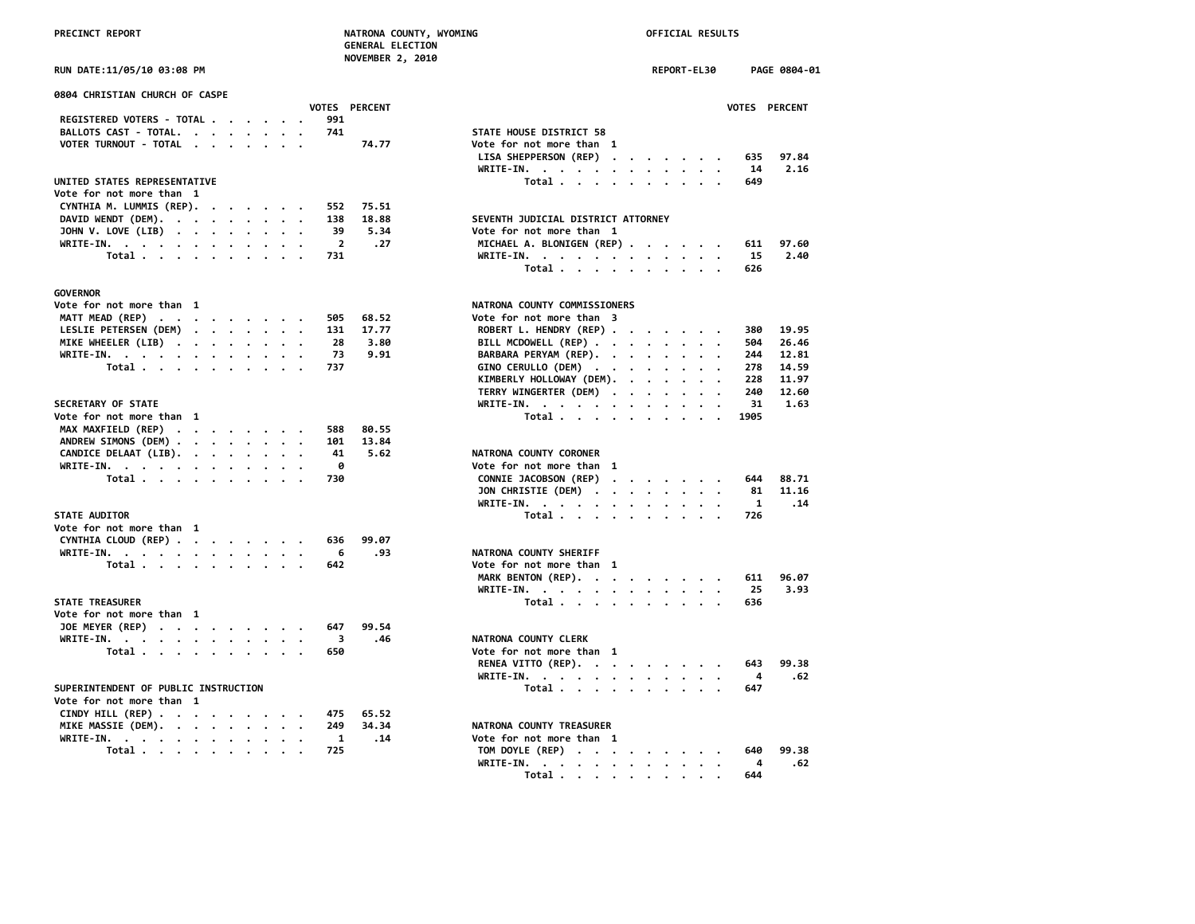PRECINCT REPORT — NATRONA COUNTY, WYOMING — GENERAL ELECTION — NOVEMBER 2, 2010 — OFFICIAL RESULTS

RUN DATE:11/05/10 03:08 PM — REPORT-EL30 — PAGE 0804-01

## 0804 CHRISTIAN CHURCH OF CASPE

| | VOTES | PERCENT |
|---|---|---|
| REGISTERED VOTERS - TOTAL | 991 | |
| BALLOTS CAST - TOTAL | 741 | |
| VOTER TURNOUT - TOTAL | | 74.77 |

### UNITED STATES REPRESENTATIVE
Vote for not more than 1

| | VOTES | PERCENT |
|---|---|---|
| CYNTHIA M. LUMMIS (REP) | 552 | 75.51 |
| DAVID WENDT (DEM) | 138 | 18.88 |
| JOHN V. LOVE (LIB) | 39 | 5.34 |
| WRITE-IN | 2 | .27 |
| Total | 731 | |

### GOVERNOR
Vote for not more than 1

| | VOTES | PERCENT |
|---|---|---|
| MATT MEAD (REP) | 505 | 68.52 |
| LESLIE PETERSEN (DEM) | 131 | 17.77 |
| MIKE WHEELER (LIB) | 28 | 3.80 |
| WRITE-IN | 73 | 9.91 |
| Total | 737 | |

### SECRETARY OF STATE
Vote for not more than 1

| | VOTES | PERCENT |
|---|---|---|
| MAX MAXFIELD (REP) | 588 | 80.55 |
| ANDREW SIMONS (DEM) | 101 | 13.84 |
| CANDICE DELAAT (LIB) | 41 | 5.62 |
| WRITE-IN | 0 | |
| Total | 730 | |

### STATE AUDITOR
Vote for not more than 1

| | VOTES | PERCENT |
|---|---|---|
| CYNTHIA CLOUD (REP) | 636 | 99.07 |
| WRITE-IN | 6 | .93 |
| Total | 642 | |

### STATE TREASURER
Vote for not more than 1

| | VOTES | PERCENT |
|---|---|---|
| JOE MEYER (REP) | 647 | 99.54 |
| WRITE-IN | 3 | .46 |
| Total | 650 | |

### SUPERINTENDENT OF PUBLIC INSTRUCTION
Vote for not more than 1

| | VOTES | PERCENT |
|---|---|---|
| CINDY HILL (REP) | 475 | 65.52 |
| MIKE MASSIE (DEM) | 249 | 34.34 |
| WRITE-IN | 1 | .14 |
| Total | 725 | |

### STATE HOUSE DISTRICT 58
Vote for not more than 1

| | VOTES | PERCENT |
|---|---|---|
| LISA SHEPPERSON (REP) | 635 | 97.84 |
| WRITE-IN | 14 | 2.16 |
| Total | 649 | |

### SEVENTH JUDICIAL DISTRICT ATTORNEY
Vote for not more than 1

| | VOTES | PERCENT |
|---|---|---|
| MICHAEL A. BLONIGEN (REP) | 611 | 97.60 |
| WRITE-IN | 15 | 2.40 |
| Total | 626 | |

### NATRONA COUNTY COMMISSIONERS
Vote for not more than 3

| | VOTES | PERCENT |
|---|---|---|
| ROBERT L. HENDRY (REP) | 380 | 19.95 |
| BILL MCDOWELL (REP) | 504 | 26.46 |
| BARBARA PERYAM (REP) | 244 | 12.81 |
| GINO CERULLO (DEM) | 278 | 14.59 |
| KIMBERLY HOLLOWAY (DEM) | 228 | 11.97 |
| TERRY WINGERTER (DEM) | 240 | 12.60 |
| WRITE-IN | 31 | 1.63 |
| Total | 1905 | |

### NATRONA COUNTY CORONER
Vote for not more than 1

| | VOTES | PERCENT |
|---|---|---|
| CONNIE JACOBSON (REP) | 644 | 88.71 |
| JON CHRISTIE (DEM) | 81 | 11.16 |
| WRITE-IN | 1 | .14 |
| Total | 726 | |

### NATRONA COUNTY SHERIFF
Vote for not more than 1

| | VOTES | PERCENT |
|---|---|---|
| MARK BENTON (REP) | 611 | 96.07 |
| WRITE-IN | 25 | 3.93 |
| Total | 636 | |

### NATRONA COUNTY CLERK
Vote for not more than 1

| | VOTES | PERCENT |
|---|---|---|
| RENEA VITTO (REP) | 643 | 99.38 |
| WRITE-IN | 4 | .62 |
| Total | 647 | |

### NATRONA COUNTY TREASURER
Vote for not more than 1

| | VOTES | PERCENT |
|---|---|---|
| TOM DOYLE (REP) | 640 | 99.38 |
| WRITE-IN | 4 | .62 |
| Total | 644 | |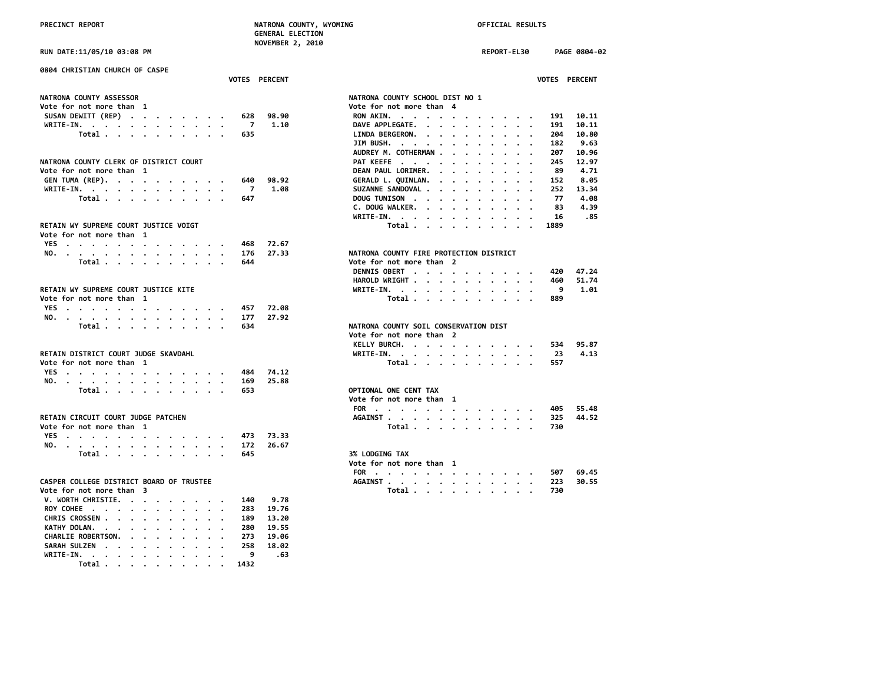PRECINCT REPORT — NATRONA COUNTY, WYOMING — GENERAL ELECTION — NOVEMBER 2, 2010 — OFFICIAL RESULTS

RUN DATE:11/05/10 03:08 PM — REPORT-EL30 — PAGE 0804-02

## 0804 CHRISTIAN CHURCH OF CASPE

### NATRONA COUNTY ASSESSOR
Vote for not more than 1

| | VOTES | PERCENT |
|---|---|---|
| SUSAN DEWITT (REP) | 628 | 98.90 |
| WRITE-IN. | 7 | 1.10 |
| Total | 635 | |

### NATRONA COUNTY CLERK OF DISTRICT COURT
Vote for not more than 1

| | VOTES | PERCENT |
|---|---|---|
| GEN TUMA (REP). | 640 | 98.92 |
| WRITE-IN. | 7 | 1.08 |
| Total | 647 | |

### RETAIN WY SUPREME COURT JUSTICE VOIGT
Vote for not more than 1

| | VOTES | PERCENT |
|---|---|---|
| YES | 468 | 72.67 |
| NO. | 176 | 27.33 |
| Total | 644 | |

### RETAIN WY SUPREME COURT JUSTICE KITE
Vote for not more than 1

| | VOTES | PERCENT |
|---|---|---|
| YES | 457 | 72.08 |
| NO. | 177 | 27.92 |
| Total | 634 | |

### RETAIN DISTRICT COURT JUDGE SKAVDAHL
Vote for not more than 1

| | VOTES | PERCENT |
|---|---|---|
| YES | 484 | 74.12 |
| NO. | 169 | 25.88 |
| Total | 653 | |

### RETAIN CIRCUIT COURT JUDGE PATCHEN
Vote for not more than 1

| | VOTES | PERCENT |
|---|---|---|
| YES | 473 | 73.33 |
| NO. | 172 | 26.67 |
| Total | 645 | |

### CASPER COLLEGE DISTRICT BOARD OF TRUSTEE
Vote for not more than 3

| | VOTES | PERCENT |
|---|---|---|
| V. WORTH CHRISTIE. | 140 | 9.78 |
| ROY COHEE | 283 | 19.76 |
| CHRIS CROSSEN | 189 | 13.20 |
| KATHY DOLAN. | 280 | 19.55 |
| CHARLIE ROBERTSON. | 273 | 19.06 |
| SARAH SULZEN | 258 | 18.02 |
| WRITE-IN. | 9 | .63 |
| Total | 1432 | |

### NATRONA COUNTY SCHOOL DIST NO 1
Vote for not more than 4

| | VOTES | PERCENT |
|---|---|---|
| RON AKIN. | 191 | 10.11 |
| DAVE APPLEGATE. | 191 | 10.11 |
| LINDA BERGERON. | 204 | 10.80 |
| JIM BUSH. | 182 | 9.63 |
| AUDREY M. COTHERMAN | 207 | 10.96 |
| PAT KEEFE | 245 | 12.97 |
| DEAN PAUL LORIMER. | 89 | 4.71 |
| GERALD L. QUINLAN. | 152 | 8.05 |
| SUZANNE SANDOVAL | 252 | 13.34 |
| DOUG TUNISON | 77 | 4.08 |
| C. DOUG WALKER. | 83 | 4.39 |
| WRITE-IN. | 16 | .85 |
| Total | 1889 | |

### NATRONA COUNTY FIRE PROTECTION DISTRICT
Vote for not more than 2

| | VOTES | PERCENT |
|---|---|---|
| DENNIS OBERT | 420 | 47.24 |
| HAROLD WRIGHT | 460 | 51.74 |
| WRITE-IN. | 9 | 1.01 |
| Total | 889 | |

### NATRONA COUNTY SOIL CONSERVATION DIST
Vote for not more than 2

| | VOTES | PERCENT |
|---|---|---|
| KELLY BURCH. | 534 | 95.87 |
| WRITE-IN. | 23 | 4.13 |
| Total | 557 | |

### OPTIONAL ONE CENT TAX
Vote for not more than 1

| | VOTES | PERCENT |
|---|---|---|
| FOR | 405 | 55.48 |
| AGAINST | 325 | 44.52 |
| Total | 730 | |

### 3% LODGING TAX
Vote for not more than 1

| | VOTES | PERCENT |
|---|---|---|
| FOR | 507 | 69.45 |
| AGAINST | 223 | 30.55 |
| Total | 730 | |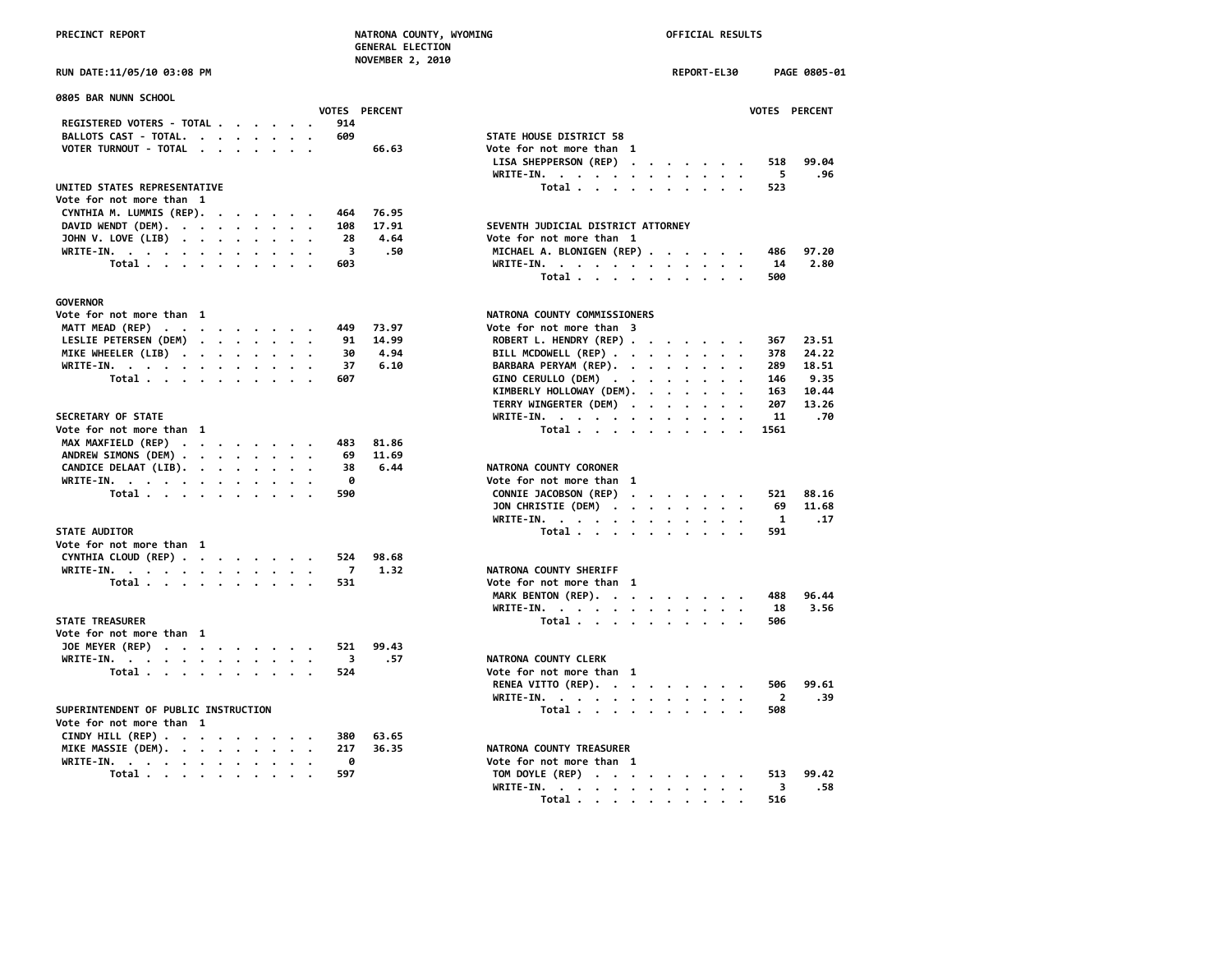PRECINCT REPORT — NATRONA COUNTY, WYOMING — GENERAL ELECTION — NOVEMBER 2, 2010 — OFFICIAL RESULTS

RUN DATE:11/05/10 03:08 PM — REPORT-EL30 — PAGE 0805-01

## 0805 BAR NUNN SCHOOL

| | VOTES | PERCENT |
|---|---|---|
| REGISTERED VOTERS - TOTAL | 914 | |
| BALLOTS CAST - TOTAL | 609 | |
| VOTER TURNOUT - TOTAL | | 66.63 |

### UNITED STATES REPRESENTATIVE
Vote for not more than 1

| | VOTES | PERCENT |
|---|---|---|
| CYNTHIA M. LUMMIS (REP) | 464 | 76.95 |
| DAVID WENDT (DEM) | 108 | 17.91 |
| JOHN V. LOVE (LIB) | 28 | 4.64 |
| WRITE-IN | 3 | .50 |
| Total | 603 | |

### GOVERNOR
Vote for not more than 1

| | VOTES | PERCENT |
|---|---|---|
| MATT MEAD (REP) | 449 | 73.97 |
| LESLIE PETERSEN (DEM) | 91 | 14.99 |
| MIKE WHEELER (LIB) | 30 | 4.94 |
| WRITE-IN | 37 | 6.10 |
| Total | 607 | |

### SECRETARY OF STATE
Vote for not more than 1

| | VOTES | PERCENT |
|---|---|---|
| MAX MAXFIELD (REP) | 483 | 81.86 |
| ANDREW SIMONS (DEM) | 69 | 11.69 |
| CANDICE DELAAT (LIB) | 38 | 6.44 |
| WRITE-IN | 0 | |
| Total | 590 | |

### STATE AUDITOR
Vote for not more than 1

| | VOTES | PERCENT |
|---|---|---|
| CYNTHIA CLOUD (REP) | 524 | 98.68 |
| WRITE-IN | 7 | 1.32 |
| Total | 531 | |

### STATE TREASURER
Vote for not more than 1

| | VOTES | PERCENT |
|---|---|---|
| JOE MEYER (REP) | 521 | 99.43 |
| WRITE-IN | 3 | .57 |
| Total | 524 | |

### SUPERINTENDENT OF PUBLIC INSTRUCTION
Vote for not more than 1

| | VOTES | PERCENT |
|---|---|---|
| CINDY HILL (REP) | 380 | 63.65 |
| MIKE MASSIE (DEM) | 217 | 36.35 |
| WRITE-IN | 0 | |
| Total | 597 | |

### STATE HOUSE DISTRICT 58
Vote for not more than 1

| | VOTES | PERCENT |
|---|---|---|
| LISA SHEPPERSON (REP) | 518 | 99.04 |
| WRITE-IN | 5 | .96 |
| Total | 523 | |

### SEVENTH JUDICIAL DISTRICT ATTORNEY
Vote for not more than 1

| | VOTES | PERCENT |
|---|---|---|
| MICHAEL A. BLONIGEN (REP) | 486 | 97.20 |
| WRITE-IN | 14 | 2.80 |
| Total | 500 | |

### NATRONA COUNTY COMMISSIONERS
Vote for not more than 3

| | VOTES | PERCENT |
|---|---|---|
| ROBERT L. HENDRY (REP) | 367 | 23.51 |
| BILL MCDOWELL (REP) | 378 | 24.22 |
| BARBARA PERYAM (REP) | 289 | 18.51 |
| GINO CERULLO (DEM) | 146 | 9.35 |
| KIMBERLY HOLLOWAY (DEM) | 163 | 10.44 |
| TERRY WINGERTER (DEM) | 207 | 13.26 |
| WRITE-IN | 11 | .70 |
| Total | 1561 | |

### NATRONA COUNTY CORONER
Vote for not more than 1

| | VOTES | PERCENT |
|---|---|---|
| CONNIE JACOBSON (REP) | 521 | 88.16 |
| JON CHRISTIE (DEM) | 69 | 11.68 |
| WRITE-IN | 1 | .17 |
| Total | 591 | |

### NATRONA COUNTY SHERIFF
Vote for not more than 1

| | VOTES | PERCENT |
|---|---|---|
| MARK BENTON (REP) | 488 | 96.44 |
| WRITE-IN | 18 | 3.56 |
| Total | 506 | |

### NATRONA COUNTY CLERK
Vote for not more than 1

| | VOTES | PERCENT |
|---|---|---|
| RENEA VITTO (REP) | 506 | 99.61 |
| WRITE-IN | 2 | .39 |
| Total | 508 | |

### NATRONA COUNTY TREASURER
Vote for not more than 1

| | VOTES | PERCENT |
|---|---|---|
| TOM DOYLE (REP) | 513 | 99.42 |
| WRITE-IN | 3 | .58 |
| Total | 516 | |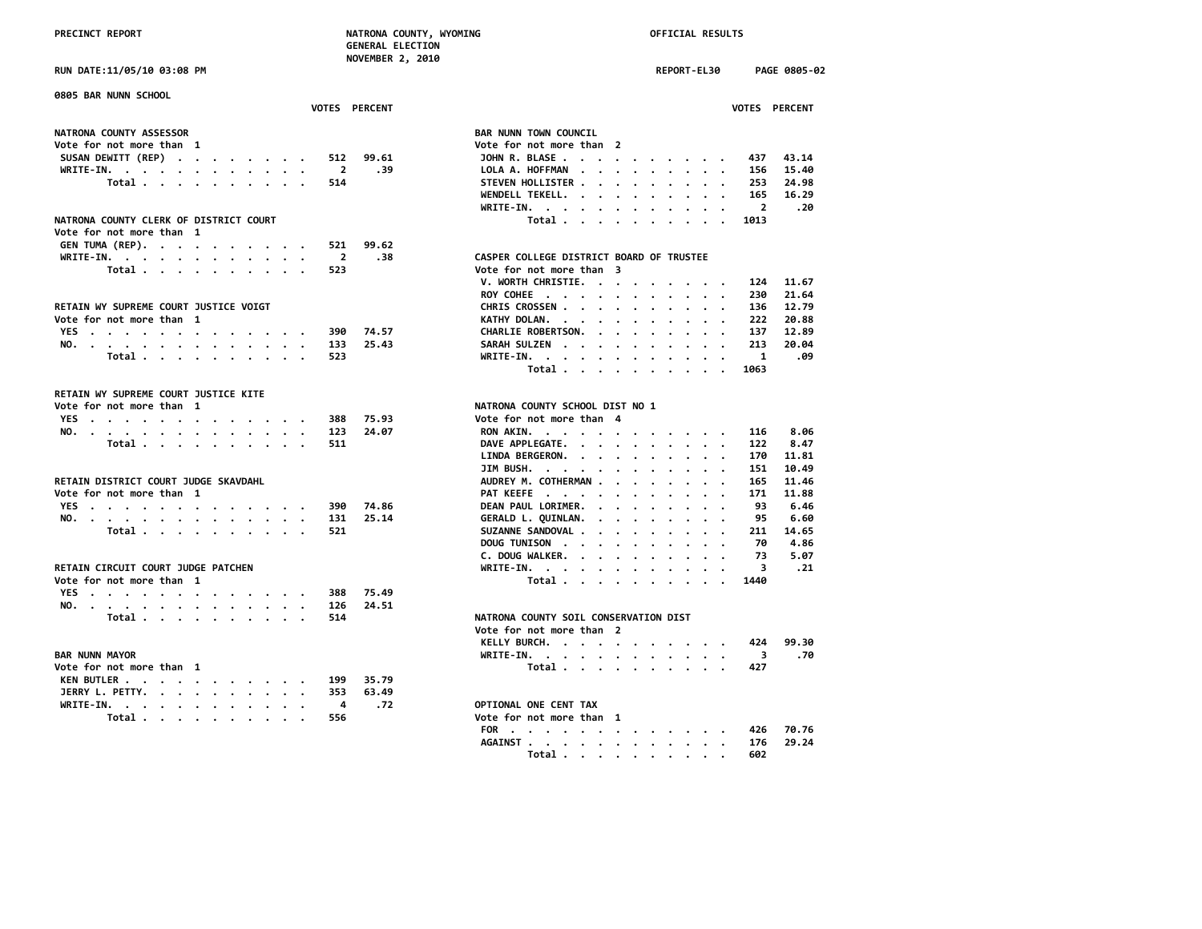PRECINCT REPORT — NATRONA COUNTY, WYOMING — GENERAL ELECTION — NOVEMBER 2, 2010 — OFFICIAL RESULTS

RUN DATE:11/05/10 03:08 PM — REPORT-EL30 — PAGE 0805-02

## 0805 BAR NUNN SCHOOL

### NATRONA COUNTY ASSESSOR
Vote for not more than 1

| | VOTES | PERCENT |
|---|---|---|
| SUSAN DEWITT (REP) | 512 | 99.61 |
| WRITE-IN. | 2 | .39 |
| Total | 514 | |

### NATRONA COUNTY CLERK OF DISTRICT COURT
Vote for not more than 1

| | VOTES | PERCENT |
|---|---|---|
| GEN TUMA (REP). | 521 | 99.62 |
| WRITE-IN. | 2 | .38 |
| Total | 523 | |

### RETAIN WY SUPREME COURT JUSTICE VOIGT
Vote for not more than 1

| | VOTES | PERCENT |
|---|---|---|
| YES | 390 | 74.57 |
| NO. | 133 | 25.43 |
| Total | 523 | |

### RETAIN WY SUPREME COURT JUSTICE KITE
Vote for not more than 1

| | VOTES | PERCENT |
|---|---|---|
| YES | 388 | 75.93 |
| NO. | 123 | 24.07 |
| Total | 511 | |

### RETAIN DISTRICT COURT JUDGE SKAVDAHL
Vote for not more than 1

| | VOTES | PERCENT |
|---|---|---|
| YES | 390 | 74.86 |
| NO. | 131 | 25.14 |
| Total | 521 | |

### RETAIN CIRCUIT COURT JUDGE PATCHEN
Vote for not more than 1

| | VOTES | PERCENT |
|---|---|---|
| YES | 388 | 75.49 |
| NO. | 126 | 24.51 |
| Total | 514 | |

### BAR NUNN MAYOR
Vote for not more than 1

| | VOTES | PERCENT |
|---|---|---|
| KEN BUTLER | 199 | 35.79 |
| JERRY L. PETTY. | 353 | 63.49 |
| WRITE-IN. | 4 | .72 |
| Total | 556 | |

### BAR NUNN TOWN COUNCIL
Vote for not more than 2

| | VOTES | PERCENT |
|---|---|---|
| JOHN R. BLASE | 437 | 43.14 |
| LOLA A. HOFFMAN | 156 | 15.40 |
| STEVEN HOLLISTER | 253 | 24.98 |
| WENDELL TEKELL. | 165 | 16.29 |
| WRITE-IN. | 2 | .20 |
| Total | 1013 | |

### CASPER COLLEGE DISTRICT BOARD OF TRUSTEE
Vote for not more than 3

| | VOTES | PERCENT |
|---|---|---|
| V. WORTH CHRISTIE. | 124 | 11.67 |
| ROY COHEE | 230 | 21.64 |
| CHRIS CROSSEN | 136 | 12.79 |
| KATHY DOLAN. | 222 | 20.88 |
| CHARLIE ROBERTSON. | 137 | 12.89 |
| SARAH SULZEN | 213 | 20.04 |
| WRITE-IN. | 1 | .09 |
| Total | 1063 | |

### NATRONA COUNTY SCHOOL DIST NO 1
Vote for not more than 4

| | VOTES | PERCENT |
|---|---|---|
| RON AKIN. | 116 | 8.06 |
| DAVE APPLEGATE. | 122 | 8.47 |
| LINDA BERGERON. | 170 | 11.81 |
| JIM BUSH. | 151 | 10.49 |
| AUDREY M. COTHERMAN | 165 | 11.46 |
| PAT KEEFE | 171 | 11.88 |
| DEAN PAUL LORIMER. | 93 | 6.46 |
| GERALD L. QUINLAN. | 95 | 6.60 |
| SUZANNE SANDOVAL | 211 | 14.65 |
| DOUG TUNISON | 70 | 4.86 |
| C. DOUG WALKER. | 73 | 5.07 |
| WRITE-IN. | 3 | .21 |
| Total | 1440 | |

### NATRONA COUNTY SOIL CONSERVATION DIST
Vote for not more than 2

| | VOTES | PERCENT |
|---|---|---|
| KELLY BURCH. | 424 | 99.30 |
| WRITE-IN. | 3 | .70 |
| Total | 427 | |

### OPTIONAL ONE CENT TAX
Vote for not more than 1

| | VOTES | PERCENT |
|---|---|---|
| FOR | 426 | 70.76 |
| AGAINST | 176 | 29.24 |
| Total | 602 | |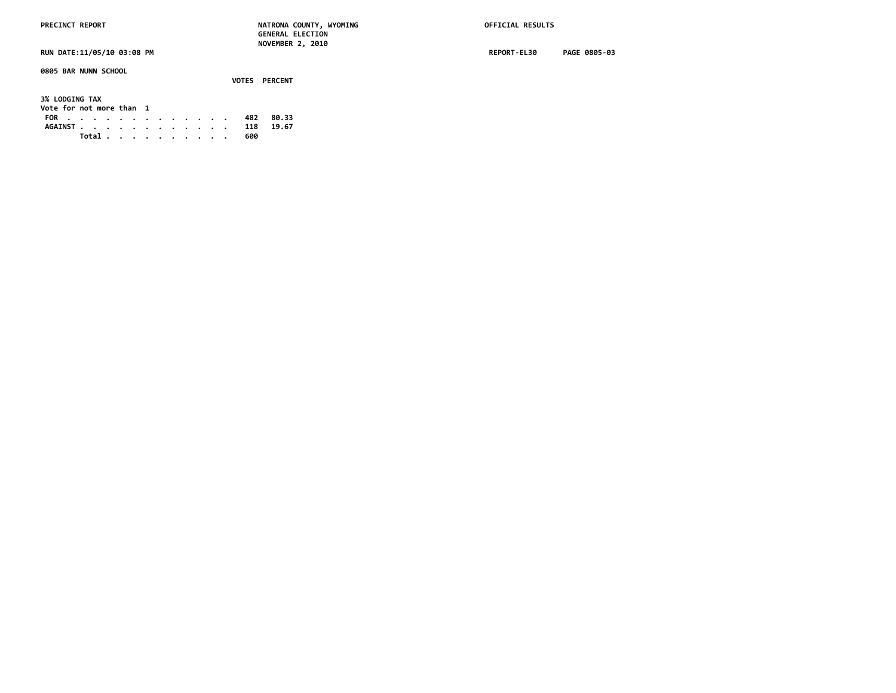PRECINCT REPORT — NATRONA COUNTY, WYOMING — GENERAL ELECTION — NOVEMBER 2, 2010 — OFFICIAL RESULTS

RUN DATE:11/05/10 03:08 PM — REPORT-EL30 — PAGE 0805-03

**0805 BAR NUNN SCHOOL**

**3% LODGING TAX**
Vote for not more than 1

| | VOTES | PERCENT |
|---|---|---|
| FOR | 482 | 80.33 |
| AGAINST | 118 | 19.67 |
| Total | 600 | |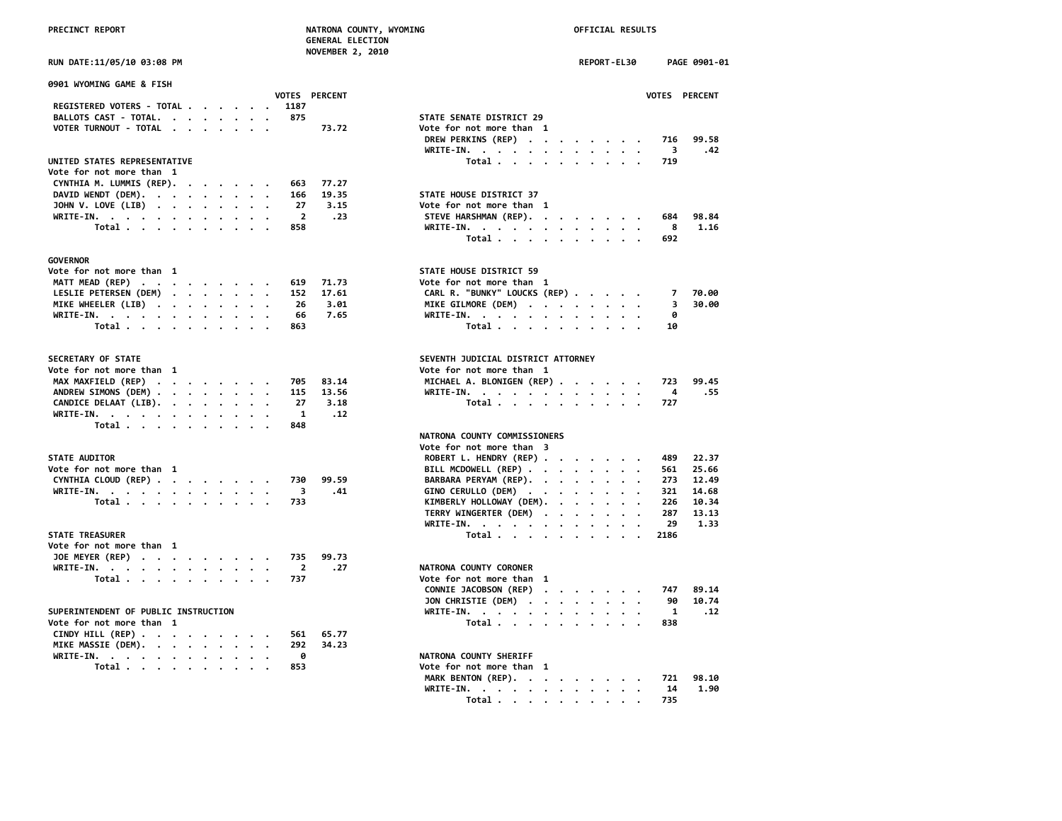PRECINCT REPORT — NATRONA COUNTY, WYOMING — GENERAL ELECTION — NOVEMBER 2, 2010 — OFFICIAL RESULTS

RUN DATE:11/05/10 03:08 PM — REPORT-EL30

## 0901 WYOMING GAME & FISH

| | VOTES | PERCENT |
|---|---|---|
| REGISTERED VOTERS - TOTAL | 1187 | |
| BALLOTS CAST - TOTAL | 875 | |
| VOTER TURNOUT - TOTAL | | 73.72 |

### UNITED STATES REPRESENTATIVE
Vote for not more than 1

| | VOTES | PERCENT |
|---|---|---|
| CYNTHIA M. LUMMIS (REP) | 663 | 77.27 |
| DAVID WENDT (DEM) | 166 | 19.35 |
| JOHN V. LOVE (LIB) | 27 | 3.15 |
| WRITE-IN | 2 | .23 |
| Total | 858 | |

### GOVERNOR
Vote for not more than 1

| | VOTES | PERCENT |
|---|---|---|
| MATT MEAD (REP) | 619 | 71.73 |
| LESLIE PETERSEN (DEM) | 152 | 17.61 |
| MIKE WHEELER (LIB) | 26 | 3.01 |
| WRITE-IN | 66 | 7.65 |
| Total | 863 | |

### SECRETARY OF STATE
Vote for not more than 1

| | VOTES | PERCENT |
|---|---|---|
| MAX MAXFIELD (REP) | 705 | 83.14 |
| ANDREW SIMONS (DEM) | 115 | 13.56 |
| CANDICE DELAAT (LIB) | 27 | 3.18 |
| WRITE-IN | 1 | .12 |
| Total | 848 | |

### STATE AUDITOR
Vote for not more than 1

| | VOTES | PERCENT |
|---|---|---|
| CYNTHIA CLOUD (REP) | 730 | 99.59 |
| WRITE-IN | 3 | .41 |
| Total | 733 | |

### STATE TREASURER
Vote for not more than 1

| | VOTES | PERCENT |
|---|---|---|
| JOE MEYER (REP) | 735 | 99.73 |
| WRITE-IN | 2 | .27 |
| Total | 737 | |

### SUPERINTENDENT OF PUBLIC INSTRUCTION
Vote for not more than 1

| | VOTES | PERCENT |
|---|---|---|
| CINDY HILL (REP) | 561 | 65.77 |
| MIKE MASSIE (DEM) | 292 | 34.23 |
| WRITE-IN | 0 | |
| Total | 853 | |

### STATE SENATE DISTRICT 29
Vote for not more than 1

| | VOTES | PERCENT |
|---|---|---|
| DREW PERKINS (REP) | 716 | 99.58 |
| WRITE-IN | 3 | .42 |
| Total | 719 | |

### STATE HOUSE DISTRICT 37
Vote for not more than 1

| | VOTES | PERCENT |
|---|---|---|
| STEVE HARSHMAN (REP) | 684 | 98.84 |
| WRITE-IN | 8 | 1.16 |
| Total | 692 | |

### STATE HOUSE DISTRICT 59
Vote for not more than 1

| | VOTES | PERCENT |
|---|---|---|
| CARL R. "BUNKY" LOUCKS (REP) | 7 | 70.00 |
| MIKE GILMORE (DEM) | 3 | 30.00 |
| WRITE-IN | 0 | |
| Total | 10 | |

### SEVENTH JUDICIAL DISTRICT ATTORNEY
Vote for not more than 1

| | VOTES | PERCENT |
|---|---|---|
| MICHAEL A. BLONIGEN (REP) | 723 | 99.45 |
| WRITE-IN | 4 | .55 |
| Total | 727 | |

### NATRONA COUNTY COMMISSIONERS
Vote for not more than 3

| | VOTES | PERCENT |
|---|---|---|
| ROBERT L. HENDRY (REP) | 489 | 22.37 |
| BILL MCDOWELL (REP) | 561 | 25.66 |
| BARBARA PERYAM (REP) | 273 | 12.49 |
| GINO CERULLO (DEM) | 321 | 14.68 |
| KIMBERLY HOLLOWAY (DEM) | 226 | 10.34 |
| TERRY WINGERTER (DEM) | 287 | 13.13 |
| WRITE-IN | 29 | 1.33 |
| Total | 2186 | |

### NATRONA COUNTY CORONER
Vote for not more than 1

| | VOTES | PERCENT |
|---|---|---|
| CONNIE JACOBSON (REP) | 747 | 89.14 |
| JON CHRISTIE (DEM) | 90 | 10.74 |
| WRITE-IN | 1 | .12 |
| Total | 838 | |

### NATRONA COUNTY SHERIFF
Vote for not more than 1

| | VOTES | PERCENT |
|---|---|---|
| MARK BENTON (REP) | 721 | 98.10 |
| WRITE-IN | 14 | 1.90 |
| Total | 735 | |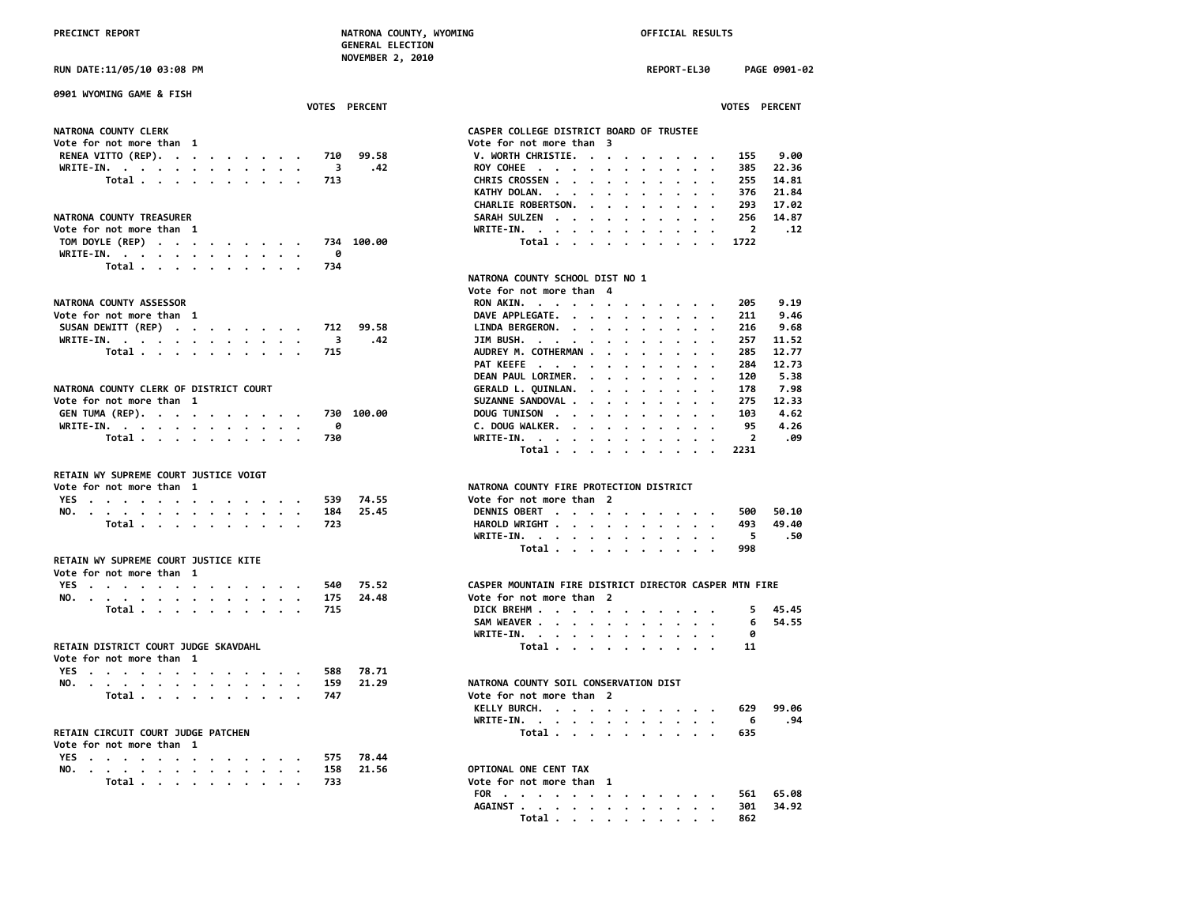PRECINCT REPORT — NATRONA COUNTY, WYOMING — GENERAL ELECTION — NOVEMBER 2, 2010 — OFFICIAL RESULTS

RUN DATE:11/05/10 03:08 PM — REPORT-EL30 — PAGE 0901-02

## 0901 WYOMING GAME & FISH

### NATRONA COUNTY CLERK
Vote for not more than 1

| | VOTES | PERCENT |
|---|---|---|
| RENEA VITTO (REP) | 710 | 99.58 |
| WRITE-IN. | 3 | .42 |
| Total | 713 | |

### NATRONA COUNTY TREASURER
Vote for not more than 1

| | VOTES | PERCENT |
|---|---|---|
| TOM DOYLE (REP) | 734 | 100.00 |
| WRITE-IN. | 0 | |
| Total | 734 | |

### NATRONA COUNTY ASSESSOR
Vote for not more than 1

| | VOTES | PERCENT |
|---|---|---|
| SUSAN DEWITT (REP) | 712 | 99.58 |
| WRITE-IN. | 3 | .42 |
| Total | 715 | |

### NATRONA COUNTY CLERK OF DISTRICT COURT
Vote for not more than 1

| | VOTES | PERCENT |
|---|---|---|
| GEN TUMA (REP). | 730 | 100.00 |
| WRITE-IN. | 0 | |
| Total | 730 | |

### RETAIN WY SUPREME COURT JUSTICE VOIGT
Vote for not more than 1

| | VOTES | PERCENT |
|---|---|---|
| YES | 539 | 74.55 |
| NO. | 184 | 25.45 |
| Total | 723 | |

### RETAIN WY SUPREME COURT JUSTICE KITE
Vote for not more than 1

| | VOTES | PERCENT |
|---|---|---|
| YES | 540 | 75.52 |
| NO. | 175 | 24.48 |
| Total | 715 | |

### RETAIN DISTRICT COURT JUDGE SKAVDAHL
Vote for not more than 1

| | VOTES | PERCENT |
|---|---|---|
| YES | 588 | 78.71 |
| NO. | 159 | 21.29 |
| Total | 747 | |

### RETAIN CIRCUIT COURT JUDGE PATCHEN
Vote for not more than 1

| | VOTES | PERCENT |
|---|---|---|
| YES | 575 | 78.44 |
| NO. | 158 | 21.56 |
| Total | 733 | |

### CASPER COLLEGE DISTRICT BOARD OF TRUSTEE
Vote for not more than 3

| | VOTES | PERCENT |
|---|---|---|
| V. WORTH CHRISTIE. | 155 | 9.00 |
| ROY COHEE | 385 | 22.36 |
| CHRIS CROSSEN | 255 | 14.81 |
| KATHY DOLAN. | 376 | 21.84 |
| CHARLIE ROBERTSON. | 293 | 17.02 |
| SARAH SULZEN | 256 | 14.87 |
| WRITE-IN. | 2 | .12 |
| Total | 1722 | |

### NATRONA COUNTY SCHOOL DIST NO 1
Vote for not more than 4

| | VOTES | PERCENT |
|---|---|---|
| RON AKIN. | 205 | 9.19 |
| DAVE APPLEGATE. | 211 | 9.46 |
| LINDA BERGERON. | 216 | 9.68 |
| JIM BUSH. | 257 | 11.52 |
| AUDREY M. COTHERMAN | 285 | 12.77 |
| PAT KEEFE | 284 | 12.73 |
| DEAN PAUL LORIMER. | 120 | 5.38 |
| GERALD L. QUINLAN. | 178 | 7.98 |
| SUZANNE SANDOVAL | 275 | 12.33 |
| DOUG TUNISON | 103 | 4.62 |
| C. DOUG WALKER. | 95 | 4.26 |
| WRITE-IN. | 2 | .09 |
| Total | 2231 | |

### NATRONA COUNTY FIRE PROTECTION DISTRICT
Vote for not more than 2

| | VOTES | PERCENT |
|---|---|---|
| DENNIS OBERT | 500 | 50.10 |
| HAROLD WRIGHT | 493 | 49.40 |
| WRITE-IN. | 5 | .50 |
| Total | 998 | |

### CASPER MOUNTAIN FIRE DISTRICT DIRECTOR CASPER MTN FIRE
Vote for not more than 2

| | VOTES | PERCENT |
|---|---|---|
| DICK BREHM | 5 | 45.45 |
| SAM WEAVER | 6 | 54.55 |
| WRITE-IN. | 0 | |
| Total | 11 | |

### NATRONA COUNTY SOIL CONSERVATION DIST
Vote for not more than 2

| | VOTES | PERCENT |
|---|---|---|
| KELLY BURCH. | 629 | 99.06 |
| WRITE-IN. | 6 | .94 |
| Total | 635 | |

### OPTIONAL ONE CENT TAX
Vote for not more than 1

| | VOTES | PERCENT |
|---|---|---|
| FOR | 561 | 65.08 |
| AGAINST | 301 | 34.92 |
| Total | 862 | |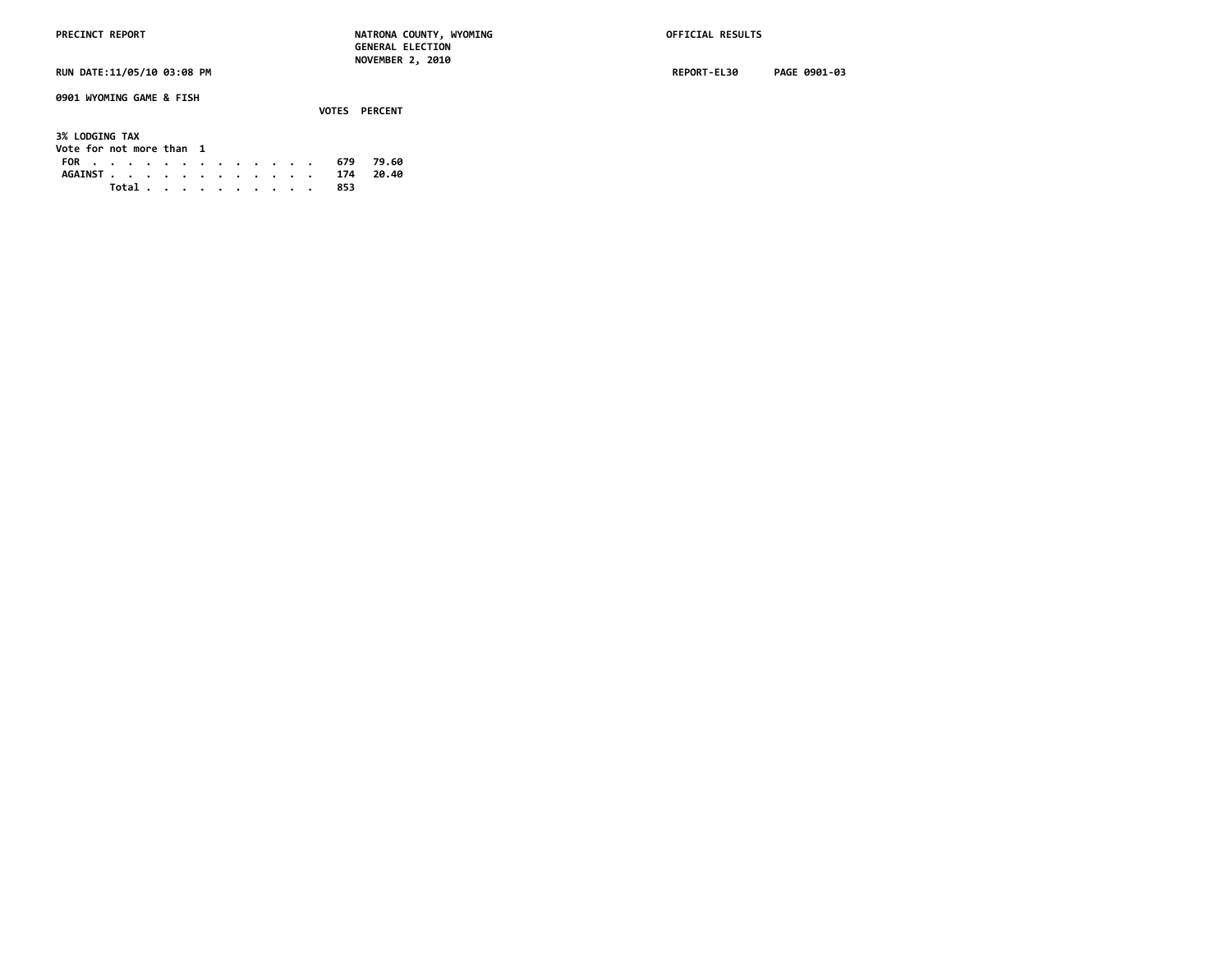PRECINCT REPORT — NATRONA COUNTY, WYOMING — OFFICIAL RESULTS

GENERAL ELECTION

NOVEMBER 2, 2010

RUN DATE:11/05/10 03:08 PM — REPORT-EL30 — PAGE 0901-03

**0901 WYOMING GAME & FISH**

**3% LODGING TAX**

Vote for not more than 1

| | VOTES | PERCENT |
|---|---|---|
| FOR | 679 | 79.60 |
| AGAINST | 174 | 20.40 |
| Total | 853 | |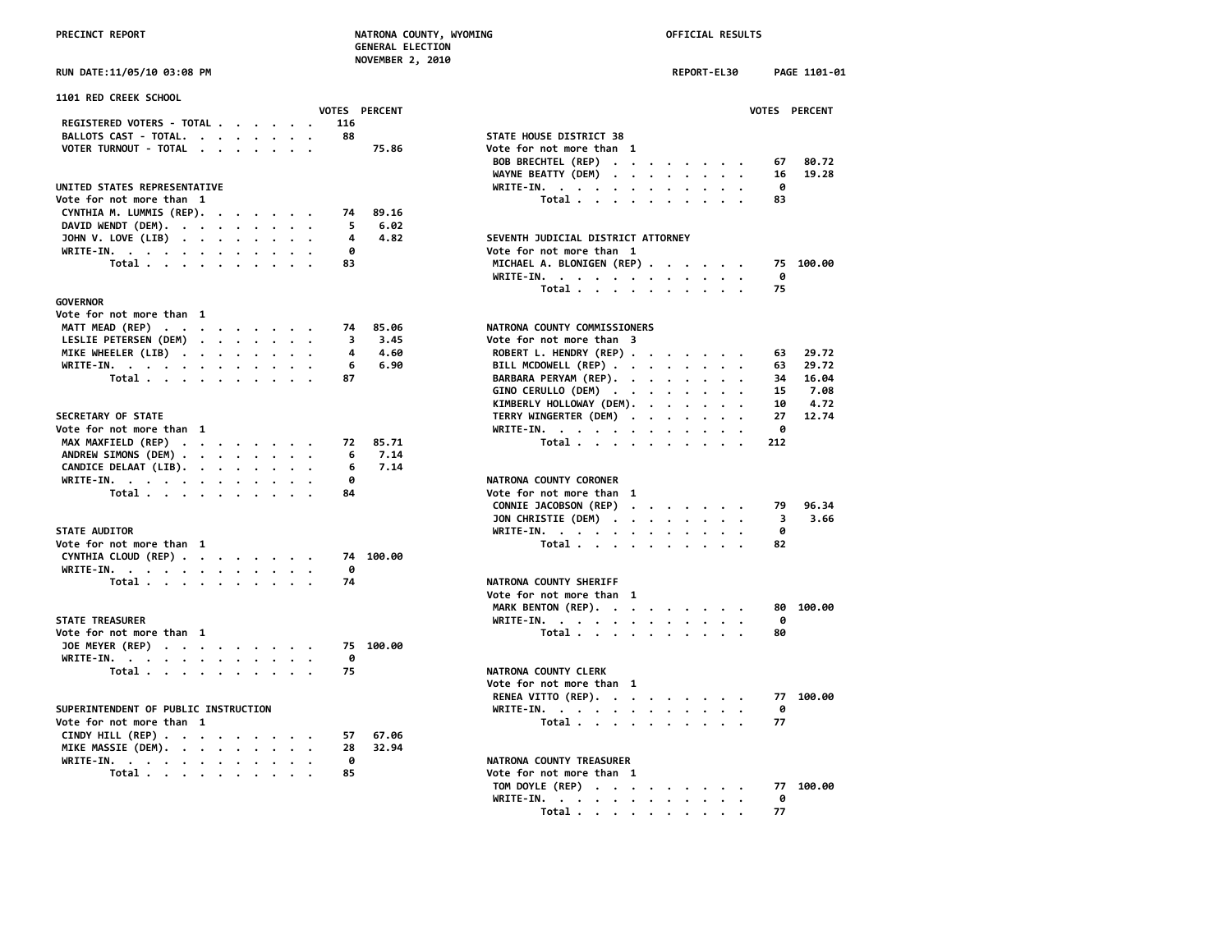PRECINCT REPORT — NATRONA COUNTY, WYOMING — GENERAL ELECTION — NOVEMBER 2, 2010 — OFFICIAL RESULTS

RUN DATE:11/05/10 03:08 PM — REPORT-EL30 — PAGE 1101-01

## 1101 RED CREEK SCHOOL

| | VOTES | PERCENT |
|---|---|---|
| REGISTERED VOTERS - TOTAL | 116 | |
| BALLOTS CAST - TOTAL. | 88 | |
| VOTER TURNOUT - TOTAL | | 75.86 |

### UNITED STATES REPRESENTATIVE
Vote for not more than 1

| | VOTES | PERCENT |
|---|---|---|
| CYNTHIA M. LUMMIS (REP). | 74 | 89.16 |
| DAVID WENDT (DEM). | 5 | 6.02 |
| JOHN V. LOVE (LIB) | 4 | 4.82 |
| WRITE-IN. | 0 | |
| Total | 83 | |

### GOVERNOR
Vote for not more than 1

| | VOTES | PERCENT |
|---|---|---|
| MATT MEAD (REP) | 74 | 85.06 |
| LESLIE PETERSEN (DEM) | 3 | 3.45 |
| MIKE WHEELER (LIB) | 4 | 4.60 |
| WRITE-IN. | 6 | 6.90 |
| Total | 87 | |

### SECRETARY OF STATE
Vote for not more than 1

| | VOTES | PERCENT |
|---|---|---|
| MAX MAXFIELD (REP) | 72 | 85.71 |
| ANDREW SIMONS (DEM) | 6 | 7.14 |
| CANDICE DELAAT (LIB). | 6 | 7.14 |
| WRITE-IN. | 0 | |
| Total | 84 | |

### STATE AUDITOR
Vote for not more than 1

| | VOTES | PERCENT |
|---|---|---|
| CYNTHIA CLOUD (REP) | 74 | 100.00 |
| WRITE-IN. | 0 | |
| Total | 74 | |

### STATE TREASURER
Vote for not more than 1

| | VOTES | PERCENT |
|---|---|---|
| JOE MEYER (REP) | 75 | 100.00 |
| WRITE-IN. | 0 | |
| Total | 75 | |

### SUPERINTENDENT OF PUBLIC INSTRUCTION
Vote for not more than 1

| | VOTES | PERCENT |
|---|---|---|
| CINDY HILL (REP) | 57 | 67.06 |
| MIKE MASSIE (DEM). | 28 | 32.94 |
| WRITE-IN. | 0 | |
| Total | 85 | |

### STATE HOUSE DISTRICT 38
Vote for not more than 1

| | VOTES | PERCENT |
|---|---|---|
| BOB BRECHTEL (REP) | 67 | 80.72 |
| WAYNE BEATTY (DEM) | 16 | 19.28 |
| WRITE-IN. | 0 | |
| Total | 83 | |

### SEVENTH JUDICIAL DISTRICT ATTORNEY
Vote for not more than 1

| | VOTES | PERCENT |
|---|---|---|
| MICHAEL A. BLONIGEN (REP) | 75 | 100.00 |
| WRITE-IN. | 0 | |
| Total | 75 | |

### NATRONA COUNTY COMMISSIONERS
Vote for not more than 3

| | VOTES | PERCENT |
|---|---|---|
| ROBERT L. HENDRY (REP) | 63 | 29.72 |
| BILL MCDOWELL (REP) | 63 | 29.72 |
| BARBARA PERYAM (REP). | 34 | 16.04 |
| GINO CERULLO (DEM) | 15 | 7.08 |
| KIMBERLY HOLLOWAY (DEM). | 10 | 4.72 |
| TERRY WINGERTER (DEM) | 27 | 12.74 |
| WRITE-IN. | 0 | |
| Total | 212 | |

### NATRONA COUNTY CORONER
Vote for not more than 1

| | VOTES | PERCENT |
|---|---|---|
| CONNIE JACOBSON (REP) | 79 | 96.34 |
| JON CHRISTIE (DEM) | 3 | 3.66 |
| WRITE-IN. | 0 | |
| Total | 82 | |

### NATRONA COUNTY SHERIFF
Vote for not more than 1

| | VOTES | PERCENT |
|---|---|---|
| MARK BENTON (REP). | 80 | 100.00 |
| WRITE-IN. | 0 | |
| Total | 80 | |

### NATRONA COUNTY CLERK
Vote for not more than 1

| | VOTES | PERCENT |
|---|---|---|
| RENEA VITTO (REP). | 77 | 100.00 |
| WRITE-IN. | 0 | |
| Total | 77 | |

### NATRONA COUNTY TREASURER
Vote for not more than 1

| | VOTES | PERCENT |
|---|---|---|
| TOM DOYLE (REP) | 77 | 100.00 |
| WRITE-IN. | 0 | |
| Total | 77 | |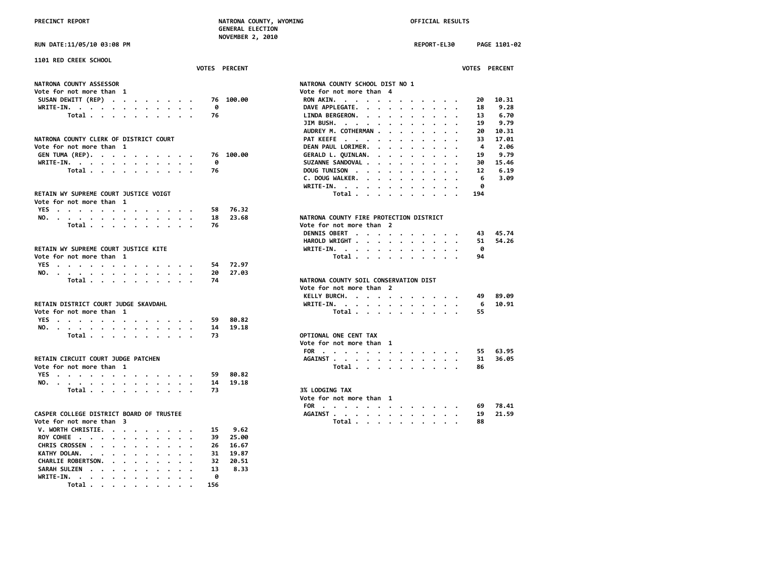## 1101 RED CREEK SCHOOL

### NATRONA COUNTY ASSESSOR
Vote for not more than 1

| | VOTES | PERCENT |
|---|---|---|
| SUSAN DEWITT (REP) | 76 | 100.00 |
| WRITE-IN. | 0 | |
| Total | 76 | |

### NATRONA COUNTY CLERK OF DISTRICT COURT
Vote for not more than 1

| | VOTES | PERCENT |
|---|---|---|
| GEN TUMA (REP). | 76 | 100.00 |
| WRITE-IN. | 0 | |
| Total | 76 | |

### RETAIN WY SUPREME COURT JUSTICE VOIGT
Vote for not more than 1

| | VOTES | PERCENT |
|---|---|---|
| YES | 58 | 76.32 |
| NO. | 18 | 23.68 |
| Total | 76 | |

### RETAIN WY SUPREME COURT JUSTICE KITE
Vote for not more than 1

| | VOTES | PERCENT |
|---|---|---|
| YES | 54 | 72.97 |
| NO. | 20 | 27.03 |
| Total | 74 | |

### RETAIN DISTRICT COURT JUDGE SKAVDAHL
Vote for not more than 1

| | VOTES | PERCENT |
|---|---|---|
| YES | 59 | 80.82 |
| NO. | 14 | 19.18 |
| Total | 73 | |

### RETAIN CIRCUIT COURT JUDGE PATCHEN
Vote for not more than 1

| | VOTES | PERCENT |
|---|---|---|
| YES | 59 | 80.82 |
| NO. | 14 | 19.18 |
| Total | 73 | |

### CASPER COLLEGE DISTRICT BOARD OF TRUSTEE
Vote for not more than 3

| | VOTES | PERCENT |
|---|---|---|
| V. WORTH CHRISTIE. | 15 | 9.62 |
| ROY COHEE | 39 | 25.00 |
| CHRIS CROSSEN | 26 | 16.67 |
| KATHY DOLAN. | 31 | 19.87 |
| CHARLIE ROBERTSON. | 32 | 20.51 |
| SARAH SULZEN | 13 | 8.33 |
| WRITE-IN. | 0 | |
| Total | 156 | |

### NATRONA COUNTY SCHOOL DIST NO 1
Vote for not more than 4

| | VOTES | PERCENT |
|---|---|---|
| RON AKIN. | 20 | 10.31 |
| DAVE APPLEGATE. | 18 | 9.28 |
| LINDA BERGERON. | 13 | 6.70 |
| JIM BUSH. | 19 | 9.79 |
| AUDREY M. COTHERMAN | 20 | 10.31 |
| PAT KEEFE | 33 | 17.01 |
| DEAN PAUL LORIMER. | 4 | 2.06 |
| GERALD L. QUINLAN. | 19 | 9.79 |
| SUZANNE SANDOVAL | 30 | 15.46 |
| DOUG TUNISON | 12 | 6.19 |
| C. DOUG WALKER. | 6 | 3.09 |
| WRITE-IN. | 0 | |
| Total | 194 | |

### NATRONA COUNTY FIRE PROTECTION DISTRICT
Vote for not more than 2

| | VOTES | PERCENT |
|---|---|---|
| DENNIS OBERT | 43 | 45.74 |
| HAROLD WRIGHT | 51 | 54.26 |
| WRITE-IN. | 0 | |
| Total | 94 | |

### NATRONA COUNTY SOIL CONSERVATION DIST
Vote for not more than 2

| | VOTES | PERCENT |
|---|---|---|
| KELLY BURCH. | 49 | 89.09 |
| WRITE-IN. | 6 | 10.91 |
| Total | 55 | |

### OPTIONAL ONE CENT TAX
Vote for not more than 1

| | VOTES | PERCENT |
|---|---|---|
| FOR | 55 | 63.95 |
| AGAINST | 31 | 36.05 |
| Total | 86 | |

### 3% LODGING TAX
Vote for not more than 1

| | VOTES | PERCENT |
|---|---|---|
| FOR | 69 | 78.41 |
| AGAINST | 19 | 21.59 |
| Total | 88 | |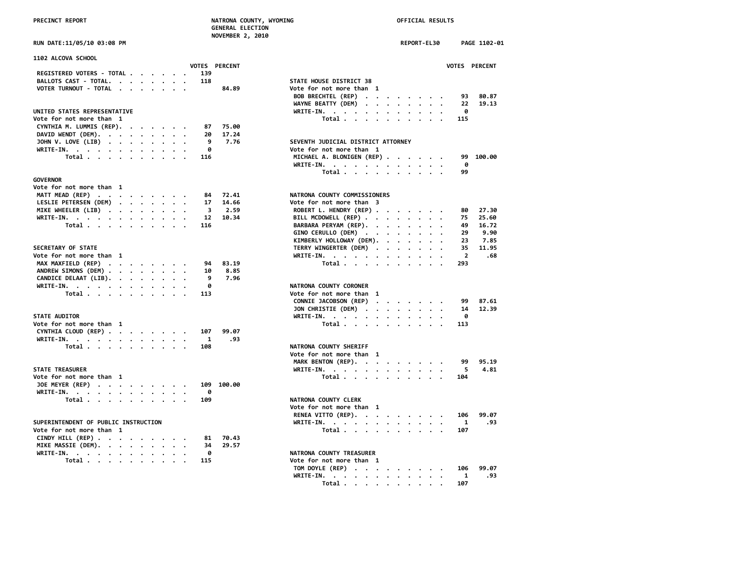## 1102 ALCOVA SCHOOL

| | VOTES | PERCENT |
|---|---|---|
| REGISTERED VOTERS - TOTAL | 139 | |
| BALLOTS CAST - TOTAL | 118 | |
| VOTER TURNOUT - TOTAL | | 84.89 |

### UNITED STATES REPRESENTATIVE
Vote for not more than 1

| | VOTES | PERCENT |
|---|---|---|
| CYNTHIA M. LUMMIS (REP) | 87 | 75.00 |
| DAVID WENDT (DEM) | 20 | 17.24 |
| JOHN V. LOVE (LIB) | 9 | 7.76 |
| WRITE-IN | 0 | |
| Total | 116 | |

### GOVERNOR
Vote for not more than 1

| | VOTES | PERCENT |
|---|---|---|
| MATT MEAD (REP) | 84 | 72.41 |
| LESLIE PETERSEN (DEM) | 17 | 14.66 |
| MIKE WHEELER (LIB) | 3 | 2.59 |
| WRITE-IN | 12 | 10.34 |
| Total | 116 | |

### SECRETARY OF STATE
Vote for not more than 1

| | VOTES | PERCENT |
|---|---|---|
| MAX MAXFIELD (REP) | 94 | 83.19 |
| ANDREW SIMONS (DEM) | 10 | 8.85 |
| CANDICE DELAAT (LIB) | 9 | 7.96 |
| WRITE-IN | 0 | |
| Total | 113 | |

### STATE AUDITOR
Vote for not more than 1

| | VOTES | PERCENT |
|---|---|---|
| CYNTHIA CLOUD (REP) | 107 | 99.07 |
| WRITE-IN | 1 | .93 |
| Total | 108 | |

### STATE TREASURER
Vote for not more than 1

| | VOTES | PERCENT |
|---|---|---|
| JOE MEYER (REP) | 109 | 100.00 |
| WRITE-IN | 0 | |
| Total | 109 | |

### SUPERINTENDENT OF PUBLIC INSTRUCTION
Vote for not more than 1

| | VOTES | PERCENT |
|---|---|---|
| CINDY HILL (REP) | 81 | 70.43 |
| MIKE MASSIE (DEM) | 34 | 29.57 |
| WRITE-IN | 0 | |
| Total | 115 | |

### STATE HOUSE DISTRICT 38
Vote for not more than 1

| | VOTES | PERCENT |
|---|---|---|
| BOB BRECHTEL (REP) | 93 | 80.87 |
| WAYNE BEATTY (DEM) | 22 | 19.13 |
| WRITE-IN | 0 | |
| Total | 115 | |

### SEVENTH JUDICIAL DISTRICT ATTORNEY
Vote for not more than 1

| | VOTES | PERCENT |
|---|---|---|
| MICHAEL A. BLONIGEN (REP) | 99 | 100.00 |
| WRITE-IN | 0 | |
| Total | 99 | |

### NATRONA COUNTY COMMISSIONERS
Vote for not more than 3

| | VOTES | PERCENT |
|---|---|---|
| ROBERT L. HENDRY (REP) | 80 | 27.30 |
| BILL MCDOWELL (REP) | 75 | 25.60 |
| BARBARA PERYAM (REP) | 49 | 16.72 |
| GINO CERULLO (DEM) | 29 | 9.90 |
| KIMBERLY HOLLOWAY (DEM) | 23 | 7.85 |
| TERRY WINGERTER (DEM) | 35 | 11.95 |
| WRITE-IN | 2 | .68 |
| Total | 293 | |

### NATRONA COUNTY CORONER
Vote for not more than 1

| | VOTES | PERCENT |
|---|---|---|
| CONNIE JACOBSON (REP) | 99 | 87.61 |
| JON CHRISTIE (DEM) | 14 | 12.39 |
| WRITE-IN | 0 | |
| Total | 113 | |

### NATRONA COUNTY SHERIFF
Vote for not more than 1

| | VOTES | PERCENT |
|---|---|---|
| MARK BENTON (REP) | 99 | 95.19 |
| WRITE-IN | 5 | 4.81 |
| Total | 104 | |

### NATRONA COUNTY CLERK
Vote for not more than 1

| | VOTES | PERCENT |
|---|---|---|
| RENEA VITTO (REP) | 106 | 99.07 |
| WRITE-IN | 1 | .93 |
| Total | 107 | |

### NATRONA COUNTY TREASURER
Vote for not more than 1

| | VOTES | PERCENT |
|---|---|---|
| TOM DOYLE (REP) | 106 | 99.07 |
| WRITE-IN | 1 | .93 |
| Total | 107 | |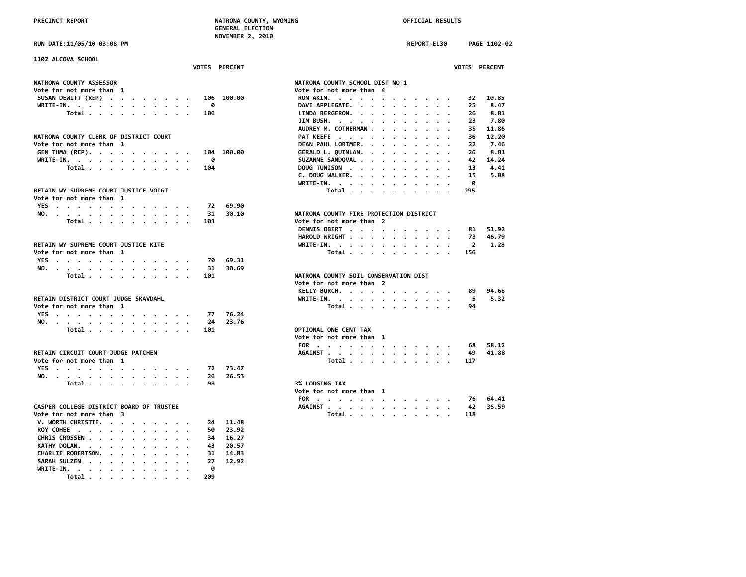PRECINCT REPORT — NATRONA COUNTY, WYOMING — GENERAL ELECTION — NOVEMBER 2, 2010 — OFFICIAL RESULTS

RUN DATE:11/05/10 03:08 PM — REPORT-EL30 — PAGE 1102-02

## 1102 ALCOVA SCHOOL

### NATRONA COUNTY ASSESSOR
Vote for not more than 1

| | VOTES | PERCENT |
|---|---|---|
| SUSAN DEWITT (REP) | 106 | 100.00 |
| WRITE-IN. | 0 | |
| Total | 106 | |

### NATRONA COUNTY CLERK OF DISTRICT COURT
Vote for not more than 1

| | VOTES | PERCENT |
|---|---|---|
| GEN TUMA (REP). | 104 | 100.00 |
| WRITE-IN. | 0 | |
| Total | 104 | |

### RETAIN WY SUPREME COURT JUSTICE VOIGT
Vote for not more than 1

| | VOTES | PERCENT |
|---|---|---|
| YES | 72 | 69.90 |
| NO. | 31 | 30.10 |
| Total | 103 | |

### RETAIN WY SUPREME COURT JUSTICE KITE
Vote for not more than 1

| | VOTES | PERCENT |
|---|---|---|
| YES | 70 | 69.31 |
| NO. | 31 | 30.69 |
| Total | 101 | |

### RETAIN DISTRICT COURT JUDGE SKAVDAHL
Vote for not more than 1

| | VOTES | PERCENT |
|---|---|---|
| YES | 77 | 76.24 |
| NO. | 24 | 23.76 |
| Total | 101 | |

### RETAIN CIRCUIT COURT JUDGE PATCHEN
Vote for not more than 1

| | VOTES | PERCENT |
|---|---|---|
| YES | 72 | 73.47 |
| NO. | 26 | 26.53 |
| Total | 98 | |

### CASPER COLLEGE DISTRICT BOARD OF TRUSTEE
Vote for not more than 3

| | VOTES | PERCENT |
|---|---|---|
| V. WORTH CHRISTIE. | 24 | 11.48 |
| ROY COHEE | 50 | 23.92 |
| CHRIS CROSSEN | 34 | 16.27 |
| KATHY DOLAN. | 43 | 20.57 |
| CHARLIE ROBERTSON. | 31 | 14.83 |
| SARAH SULZEN | 27 | 12.92 |
| WRITE-IN. | 0 | |
| Total | 209 | |

### NATRONA COUNTY SCHOOL DIST NO 1
Vote for not more than 4

| | VOTES | PERCENT |
|---|---|---|
| RON AKIN. | 32 | 10.85 |
| DAVE APPLEGATE. | 25 | 8.47 |
| LINDA BERGERON. | 26 | 8.81 |
| JIM BUSH. | 23 | 7.80 |
| AUDREY M. COTHERMAN | 35 | 11.86 |
| PAT KEEFE | 36 | 12.20 |
| DEAN PAUL LORIMER. | 22 | 7.46 |
| GERALD L. QUINLAN. | 26 | 8.81 |
| SUZANNE SANDOVAL | 42 | 14.24 |
| DOUG TUNISON | 13 | 4.41 |
| C. DOUG WALKER. | 15 | 5.08 |
| WRITE-IN. | 0 | |
| Total | 295 | |

### NATRONA COUNTY FIRE PROTECTION DISTRICT
Vote for not more than 2

| | VOTES | PERCENT |
|---|---|---|
| DENNIS OBERT | 81 | 51.92 |
| HAROLD WRIGHT | 73 | 46.79 |
| WRITE-IN. | 2 | 1.28 |
| Total | 156 | |

### NATRONA COUNTY SOIL CONSERVATION DIST
Vote for not more than 2

| | VOTES | PERCENT |
|---|---|---|
| KELLY BURCH. | 89 | 94.68 |
| WRITE-IN. | 5 | 5.32 |
| Total | 94 | |

### OPTIONAL ONE CENT TAX
Vote for not more than 1

| | VOTES | PERCENT |
|---|---|---|
| FOR | 68 | 58.12 |
| AGAINST | 49 | 41.88 |
| Total | 117 | |

### 3% LODGING TAX
Vote for not more than 1

| | VOTES | PERCENT |
|---|---|---|
| FOR | 76 | 64.41 |
| AGAINST | 42 | 35.59 |
| Total | 118 | |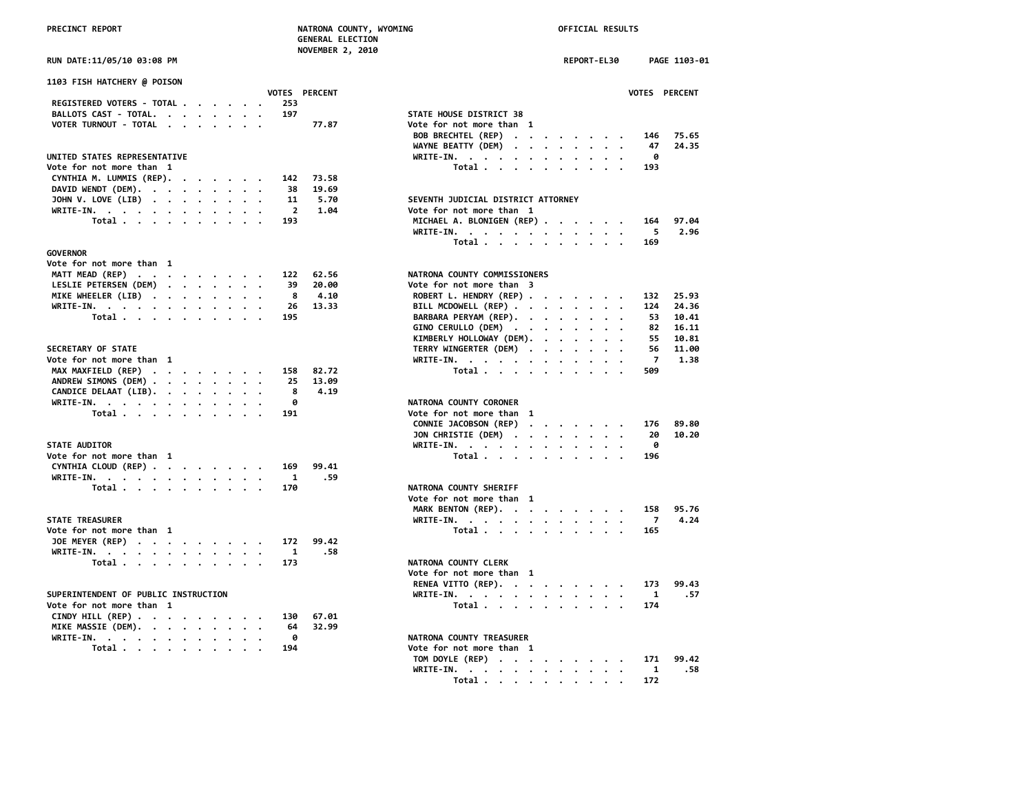PRECINCT REPORT — NATRONA COUNTY, WYOMING — GENERAL ELECTION — NOVEMBER 2, 2010 — OFFICIAL RESULTS

RUN DATE:11/05/10 03:08 PM — REPORT-EL30 — PAGE 1103-01

## 1103 FISH HATCHERY @ POISON

| | VOTES | PERCENT |
|---|---|---|
| REGISTERED VOTERS - TOTAL | 253 | |
| BALLOTS CAST - TOTAL. | 197 | |
| VOTER TURNOUT - TOTAL | | 77.87 |

### UNITED STATES REPRESENTATIVE
Vote for not more than 1

| | VOTES | PERCENT |
|---|---|---|
| CYNTHIA M. LUMMIS (REP). | 142 | 73.58 |
| DAVID WENDT (DEM). | 38 | 19.69 |
| JOHN V. LOVE (LIB) | 11 | 5.70 |
| WRITE-IN. | 2 | 1.04 |
| Total | 193 | |

### GOVERNOR
Vote for not more than 1

| | VOTES | PERCENT |
|---|---|---|
| MATT MEAD (REP) | 122 | 62.56 |
| LESLIE PETERSEN (DEM) | 39 | 20.00 |
| MIKE WHEELER (LIB) | 8 | 4.10 |
| WRITE-IN. | 26 | 13.33 |
| Total | 195 | |

### SECRETARY OF STATE
Vote for not more than 1

| | VOTES | PERCENT |
|---|---|---|
| MAX MAXFIELD (REP) | 158 | 82.72 |
| ANDREW SIMONS (DEM) | 25 | 13.09 |
| CANDICE DELAAT (LIB). | 8 | 4.19 |
| WRITE-IN. | 0 | |
| Total | 191 | |

### STATE AUDITOR
Vote for not more than 1

| | VOTES | PERCENT |
|---|---|---|
| CYNTHIA CLOUD (REP) | 169 | 99.41 |
| WRITE-IN. | 1 | .59 |
| Total | 170 | |

### STATE TREASURER
Vote for not more than 1

| | VOTES | PERCENT |
|---|---|---|
| JOE MEYER (REP) | 172 | 99.42 |
| WRITE-IN. | 1 | .58 |
| Total | 173 | |

### SUPERINTENDENT OF PUBLIC INSTRUCTION
Vote for not more than 1

| | VOTES | PERCENT |
|---|---|---|
| CINDY HILL (REP) | 130 | 67.01 |
| MIKE MASSIE (DEM). | 64 | 32.99 |
| WRITE-IN. | 0 | |
| Total | 194 | |

### STATE HOUSE DISTRICT 38
Vote for not more than 1

| | VOTES | PERCENT |
|---|---|---|
| BOB BRECHTEL (REP) | 146 | 75.65 |
| WAYNE BEATTY (DEM) | 47 | 24.35 |
| WRITE-IN. | 0 | |
| Total | 193 | |

### SEVENTH JUDICIAL DISTRICT ATTORNEY
Vote for not more than 1

| | VOTES | PERCENT |
|---|---|---|
| MICHAEL A. BLONIGEN (REP) | 164 | 97.04 |
| WRITE-IN. | 5 | 2.96 |
| Total | 169 | |

### NATRONA COUNTY COMMISSIONERS
Vote for not more than 3

| | VOTES | PERCENT |
|---|---|---|
| ROBERT L. HENDRY (REP) | 132 | 25.93 |
| BILL MCDOWELL (REP) | 124 | 24.36 |
| BARBARA PERYAM (REP). | 53 | 10.41 |
| GINO CERULLO (DEM) | 82 | 16.11 |
| KIMBERLY HOLLOWAY (DEM). | 55 | 10.81 |
| TERRY WINGERTER (DEM) | 56 | 11.00 |
| WRITE-IN. | 7 | 1.38 |
| Total | 509 | |

### NATRONA COUNTY CORONER
Vote for not more than 1

| | VOTES | PERCENT |
|---|---|---|
| CONNIE JACOBSON (REP) | 176 | 89.80 |
| JON CHRISTIE (DEM) | 20 | 10.20 |
| WRITE-IN. | 0 | |
| Total | 196 | |

### NATRONA COUNTY SHERIFF
Vote for not more than 1

| | VOTES | PERCENT |
|---|---|---|
| MARK BENTON (REP). | 158 | 95.76 |
| WRITE-IN. | 7 | 4.24 |
| Total | 165 | |

### NATRONA COUNTY CLERK
Vote for not more than 1

| | VOTES | PERCENT |
|---|---|---|
| RENEA VITTO (REP). | 173 | 99.43 |
| WRITE-IN. | 1 | .57 |
| Total | 174 | |

### NATRONA COUNTY TREASURER
Vote for not more than 1

| | VOTES | PERCENT |
|---|---|---|
| TOM DOYLE (REP) | 171 | 99.42 |
| WRITE-IN. | 1 | .58 |
| Total | 172 | |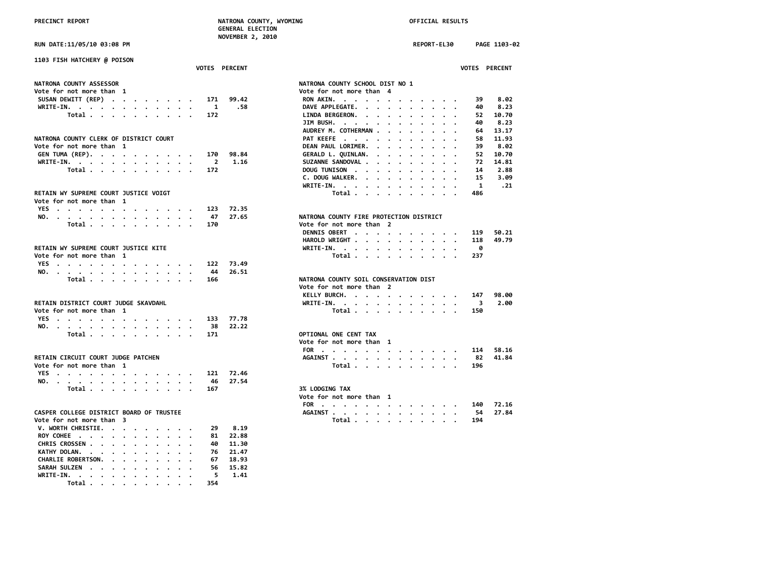PRECINCT REPORT — NATRONA COUNTY, WYOMING — GENERAL ELECTION — NOVEMBER 2, 2010 — OFFICIAL RESULTS

RUN DATE:11/05/10 03:08 PM — REPORT-EL30 — PAGE 1103-02

## 1103 FISH HATCHERY @ POISON

### NATRONA COUNTY ASSESSOR
Vote for not more than 1

| | VOTES | PERCENT |
|---|---|---|
| SUSAN DEWITT (REP) | 171 | 99.42 |
| WRITE-IN. | 1 | .58 |
| Total | 172 | |

### NATRONA COUNTY CLERK OF DISTRICT COURT
Vote for not more than 1

| | VOTES | PERCENT |
|---|---|---|
| GEN TUMA (REP). | 170 | 98.84 |
| WRITE-IN. | 2 | 1.16 |
| Total | 172 | |

### RETAIN WY SUPREME COURT JUSTICE VOIGT
Vote for not more than 1

| | VOTES | PERCENT |
|---|---|---|
| YES | 123 | 72.35 |
| NO. | 47 | 27.65 |
| Total | 170 | |

### RETAIN WY SUPREME COURT JUSTICE KITE
Vote for not more than 1

| | VOTES | PERCENT |
|---|---|---|
| YES | 122 | 73.49 |
| NO. | 44 | 26.51 |
| Total | 166 | |

### RETAIN DISTRICT COURT JUDGE SKAVDAHL
Vote for not more than 1

| | VOTES | PERCENT |
|---|---|---|
| YES | 133 | 77.78 |
| NO. | 38 | 22.22 |
| Total | 171 | |

### RETAIN CIRCUIT COURT JUDGE PATCHEN
Vote for not more than 1

| | VOTES | PERCENT |
|---|---|---|
| YES | 121 | 72.46 |
| NO. | 46 | 27.54 |
| Total | 167 | |

### CASPER COLLEGE DISTRICT BOARD OF TRUSTEE
Vote for not more than 3

| | VOTES | PERCENT |
|---|---|---|
| V. WORTH CHRISTIE. | 29 | 8.19 |
| ROY COHEE | 81 | 22.88 |
| CHRIS CROSSEN | 40 | 11.30 |
| KATHY DOLAN. | 76 | 21.47 |
| CHARLIE ROBERTSON. | 67 | 18.93 |
| SARAH SULZEN | 56 | 15.82 |
| WRITE-IN. | 5 | 1.41 |
| Total | 354 | |

### NATRONA COUNTY SCHOOL DIST NO 1
Vote for not more than 4

| | VOTES | PERCENT |
|---|---|---|
| RON AKIN. | 39 | 8.02 |
| DAVE APPLEGATE. | 40 | 8.23 |
| LINDA BERGERON. | 52 | 10.70 |
| JIM BUSH. | 40 | 8.23 |
| AUDREY M. COTHERMAN | 64 | 13.17 |
| PAT KEEFE | 58 | 11.93 |
| DEAN PAUL LORIMER. | 39 | 8.02 |
| GERALD L. QUINLAN. | 52 | 10.70 |
| SUZANNE SANDOVAL | 72 | 14.81 |
| DOUG TUNISON | 14 | 2.88 |
| C. DOUG WALKER. | 15 | 3.09 |
| WRITE-IN. | 1 | .21 |
| Total | 486 | |

### NATRONA COUNTY FIRE PROTECTION DISTRICT
Vote for not more than 2

| | VOTES | PERCENT |
|---|---|---|
| DENNIS OBERT | 119 | 50.21 |
| HAROLD WRIGHT | 118 | 49.79 |
| WRITE-IN. | 0 | |
| Total | 237 | |

### NATRONA COUNTY SOIL CONSERVATION DIST
Vote for not more than 2

| | VOTES | PERCENT |
|---|---|---|
| KELLY BURCH. | 147 | 98.00 |
| WRITE-IN. | 3 | 2.00 |
| Total | 150 | |

### OPTIONAL ONE CENT TAX
Vote for not more than 1

| | VOTES | PERCENT |
|---|---|---|
| FOR | 114 | 58.16 |
| AGAINST | 82 | 41.84 |
| Total | 196 | |

### 3% LODGING TAX
Vote for not more than 1

| | VOTES | PERCENT |
|---|---|---|
| FOR | 140 | 72.16 |
| AGAINST | 54 | 27.84 |
| Total | 194 | |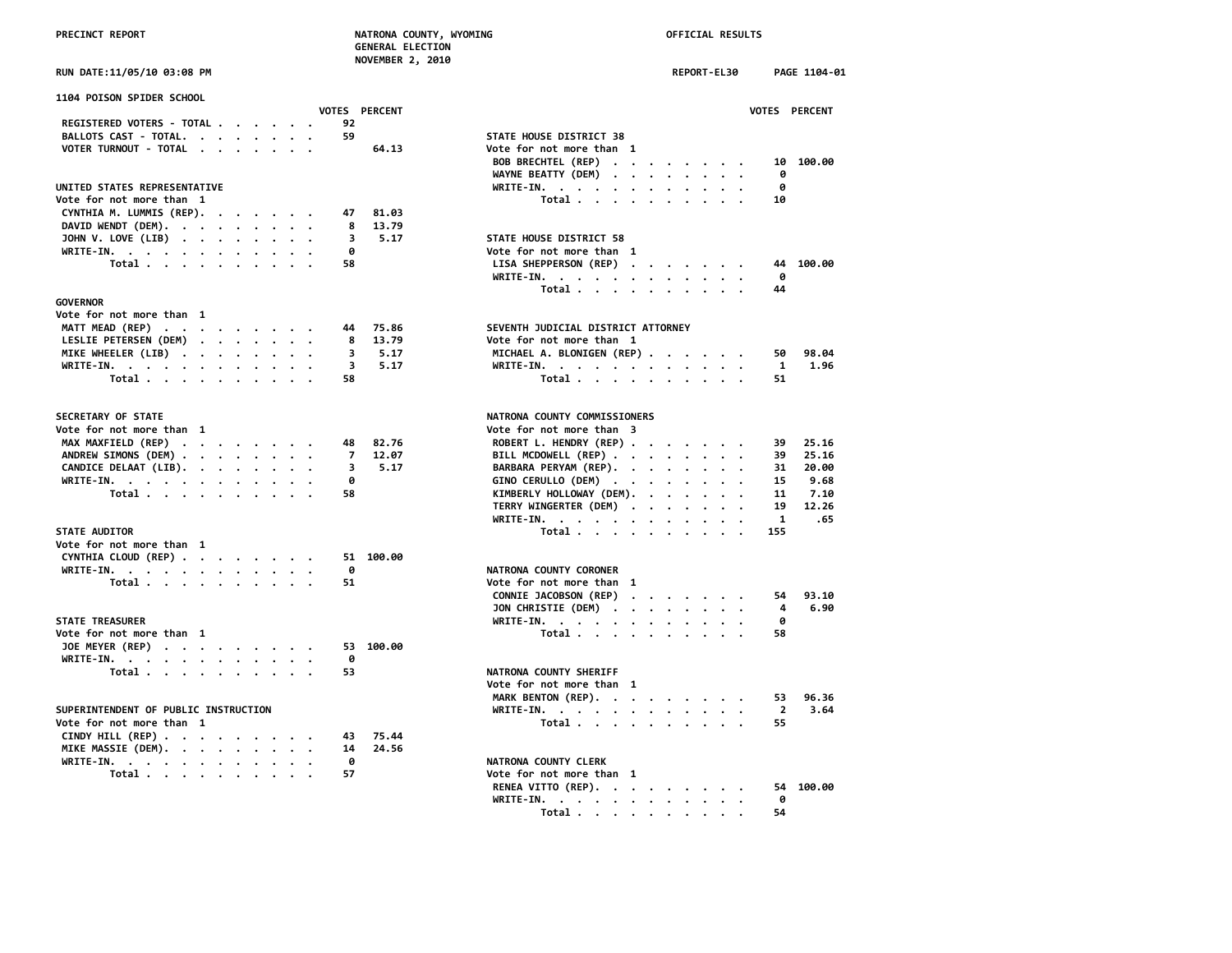PRECINCT REPORT — NATRONA COUNTY, WYOMING — GENERAL ELECTION — NOVEMBER 2, 2010 — OFFICIAL RESULTS

RUN DATE:11/05/10 03:08 PM — REPORT-EL30 — PAGE 1104-01

## 1104 POISON SPIDER SCHOOL

| | VOTES | PERCENT |
|---|---|---|
| REGISTERED VOTERS - TOTAL | 92 | |
| BALLOTS CAST - TOTAL | 59 | |
| VOTER TURNOUT - TOTAL | | 64.13 |

### UNITED STATES REPRESENTATIVE
Vote for not more than 1

| | VOTES | PERCENT |
|---|---|---|
| CYNTHIA M. LUMMIS (REP) | 47 | 81.03 |
| DAVID WENDT (DEM) | 8 | 13.79 |
| JOHN V. LOVE (LIB) | 3 | 5.17 |
| WRITE-IN | 0 | |
| Total | 58 | |

### GOVERNOR
Vote for not more than 1

| | VOTES | PERCENT |
|---|---|---|
| MATT MEAD (REP) | 44 | 75.86 |
| LESLIE PETERSEN (DEM) | 8 | 13.79 |
| MIKE WHEELER (LIB) | 3 | 5.17 |
| WRITE-IN | 3 | 5.17 |
| Total | 58 | |

### SECRETARY OF STATE
Vote for not more than 1

| | VOTES | PERCENT |
|---|---|---|
| MAX MAXFIELD (REP) | 48 | 82.76 |
| ANDREW SIMONS (DEM) | 7 | 12.07 |
| CANDICE DELAAT (LIB) | 3 | 5.17 |
| WRITE-IN | 0 | |
| Total | 58 | |

### STATE AUDITOR
Vote for not more than 1

| | VOTES | PERCENT |
|---|---|---|
| CYNTHIA CLOUD (REP) | 51 | 100.00 |
| WRITE-IN | 0 | |
| Total | 51 | |

### STATE TREASURER
Vote for not more than 1

| | VOTES | PERCENT |
|---|---|---|
| JOE MEYER (REP) | 53 | 100.00 |
| WRITE-IN | 0 | |
| Total | 53 | |

### SUPERINTENDENT OF PUBLIC INSTRUCTION
Vote for not more than 1

| | VOTES | PERCENT |
|---|---|---|
| CINDY HILL (REP) | 43 | 75.44 |
| MIKE MASSIE (DEM) | 14 | 24.56 |
| WRITE-IN | 0 | |
| Total | 57 | |

### STATE HOUSE DISTRICT 38
Vote for not more than 1

| | VOTES | PERCENT |
|---|---|---|
| BOB BRECHTEL (REP) | 10 | 100.00 |
| WAYNE BEATTY (DEM) | 0 | |
| WRITE-IN | 0 | |
| Total | 10 | |

### STATE HOUSE DISTRICT 58
Vote for not more than 1

| | VOTES | PERCENT |
|---|---|---|
| LISA SHEPPERSON (REP) | 44 | 100.00 |
| WRITE-IN | 0 | |
| Total | 44 | |

### SEVENTH JUDICIAL DISTRICT ATTORNEY
Vote for not more than 1

| | VOTES | PERCENT |
|---|---|---|
| MICHAEL A. BLONIGEN (REP) | 50 | 98.04 |
| WRITE-IN | 1 | 1.96 |
| Total | 51 | |

### NATRONA COUNTY COMMISSIONERS
Vote for not more than 3

| | VOTES | PERCENT |
|---|---|---|
| ROBERT L. HENDRY (REP) | 39 | 25.16 |
| BILL MCDOWELL (REP) | 39 | 25.16 |
| BARBARA PERYAM (REP) | 31 | 20.00 |
| GINO CERULLO (DEM) | 15 | 9.68 |
| KIMBERLY HOLLOWAY (DEM) | 11 | 7.10 |
| TERRY WINGERTER (DEM) | 19 | 12.26 |
| WRITE-IN | 1 | .65 |
| Total | 155 | |

### NATRONA COUNTY CORONER
Vote for not more than 1

| | VOTES | PERCENT |
|---|---|---|
| CONNIE JACOBSON (REP) | 54 | 93.10 |
| JON CHRISTIE (DEM) | 4 | 6.90 |
| WRITE-IN | 0 | |
| Total | 58 | |

### NATRONA COUNTY SHERIFF
Vote for not more than 1

| | VOTES | PERCENT |
|---|---|---|
| MARK BENTON (REP) | 53 | 96.36 |
| WRITE-IN | 2 | 3.64 |
| Total | 55 | |

### NATRONA COUNTY CLERK
Vote for not more than 1

| | VOTES | PERCENT |
|---|---|---|
| RENEA VITTO (REP) | 54 | 100.00 |
| WRITE-IN | 0 | |
| Total | 54 | |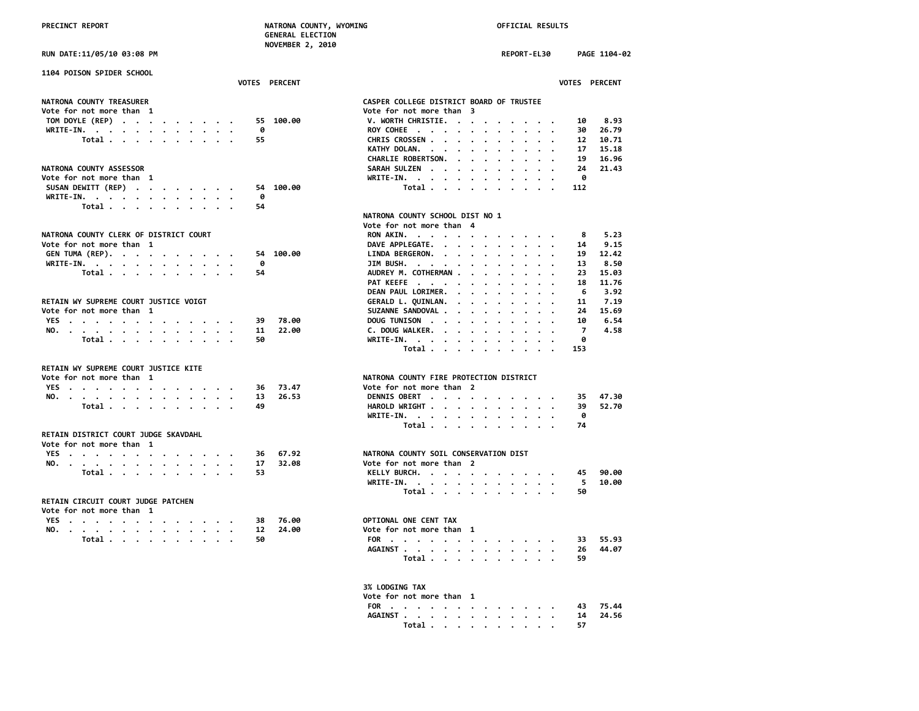PRECINCT REPORT — NATRONA COUNTY, WYOMING — GENERAL ELECTION — NOVEMBER 2, 2010 — OFFICIAL RESULTS

RUN DATE:11/05/10 03:08 PM — REPORT-EL30 — PAGE 1104-02

## 1104 POISON SPIDER SCHOOL

### NATRONA COUNTY TREASURER
Vote for not more than 1

| | VOTES | PERCENT |
|---|---|---|
| TOM DOYLE (REP) | 55 | 100.00 |
| WRITE-IN. | 0 | |
| Total | 55 | |

### NATRONA COUNTY ASSESSOR
Vote for not more than 1

| | VOTES | PERCENT |
|---|---|---|
| SUSAN DEWITT (REP) | 54 | 100.00 |
| WRITE-IN. | 0 | |
| Total | 54 | |

### NATRONA COUNTY CLERK OF DISTRICT COURT
Vote for not more than 1

| | VOTES | PERCENT |
|---|---|---|
| GEN TUMA (REP). | 54 | 100.00 |
| WRITE-IN. | 0 | |
| Total | 54 | |

### RETAIN WY SUPREME COURT JUSTICE VOIGT
Vote for not more than 1

| | VOTES | PERCENT |
|---|---|---|
| YES | 39 | 78.00 |
| NO. | 11 | 22.00 |
| Total | 50 | |

### RETAIN WY SUPREME COURT JUSTICE KITE
Vote for not more than 1

| | VOTES | PERCENT |
|---|---|---|
| YES | 36 | 73.47 |
| NO. | 13 | 26.53 |
| Total | 49 | |

### RETAIN DISTRICT COURT JUDGE SKAVDAHL
Vote for not more than 1

| | VOTES | PERCENT |
|---|---|---|
| YES | 36 | 67.92 |
| NO. | 17 | 32.08 |
| Total | 53 | |

### RETAIN CIRCUIT COURT JUDGE PATCHEN
Vote for not more than 1

| | VOTES | PERCENT |
|---|---|---|
| YES | 38 | 76.00 |
| NO. | 12 | 24.00 |
| Total | 50 | |

### CASPER COLLEGE DISTRICT BOARD OF TRUSTEE
Vote for not more than 3

| | VOTES | PERCENT |
|---|---|---|
| V. WORTH CHRISTIE. | 10 | 8.93 |
| ROY COHEE | 30 | 26.79 |
| CHRIS CROSSEN | 12 | 10.71 |
| KATHY DOLAN. | 17 | 15.18 |
| CHARLIE ROBERTSON. | 19 | 16.96 |
| SARAH SULZEN | 24 | 21.43 |
| WRITE-IN. | 0 | |
| Total | 112 | |

### NATRONA COUNTY SCHOOL DIST NO 1
Vote for not more than 4

| | VOTES | PERCENT |
|---|---|---|
| RON AKIN. | 8 | 5.23 |
| DAVE APPLEGATE. | 14 | 9.15 |
| LINDA BERGERON. | 19 | 12.42 |
| JIM BUSH. | 13 | 8.50 |
| AUDREY M. COTHERMAN | 23 | 15.03 |
| PAT KEEFE | 18 | 11.76 |
| DEAN PAUL LORIMER. | 6 | 3.92 |
| GERALD L. QUINLAN. | 11 | 7.19 |
| SUZANNE SANDOVAL | 24 | 15.69 |
| DOUG TUNISON | 10 | 6.54 |
| C. DOUG WALKER. | 7 | 4.58 |
| WRITE-IN. | 0 | |
| Total | 153 | |

### NATRONA COUNTY FIRE PROTECTION DISTRICT
Vote for not more than 2

| | VOTES | PERCENT |
|---|---|---|
| DENNIS OBERT | 35 | 47.30 |
| HAROLD WRIGHT | 39 | 52.70 |
| WRITE-IN. | 0 | |
| Total | 74 | |

### NATRONA COUNTY SOIL CONSERVATION DIST
Vote for not more than 2

| | VOTES | PERCENT |
|---|---|---|
| KELLY BURCH. | 45 | 90.00 |
| WRITE-IN. | 5 | 10.00 |
| Total | 50 | |

### OPTIONAL ONE CENT TAX
Vote for not more than 1

| | VOTES | PERCENT |
|---|---|---|
| FOR | 33 | 55.93 |
| AGAINST | 26 | 44.07 |
| Total | 59 | |

### 3% LODGING TAX
Vote for not more than 1

| | VOTES | PERCENT |
|---|---|---|
| FOR | 43 | 75.44 |
| AGAINST | 14 | 24.56 |
| Total | 57 | |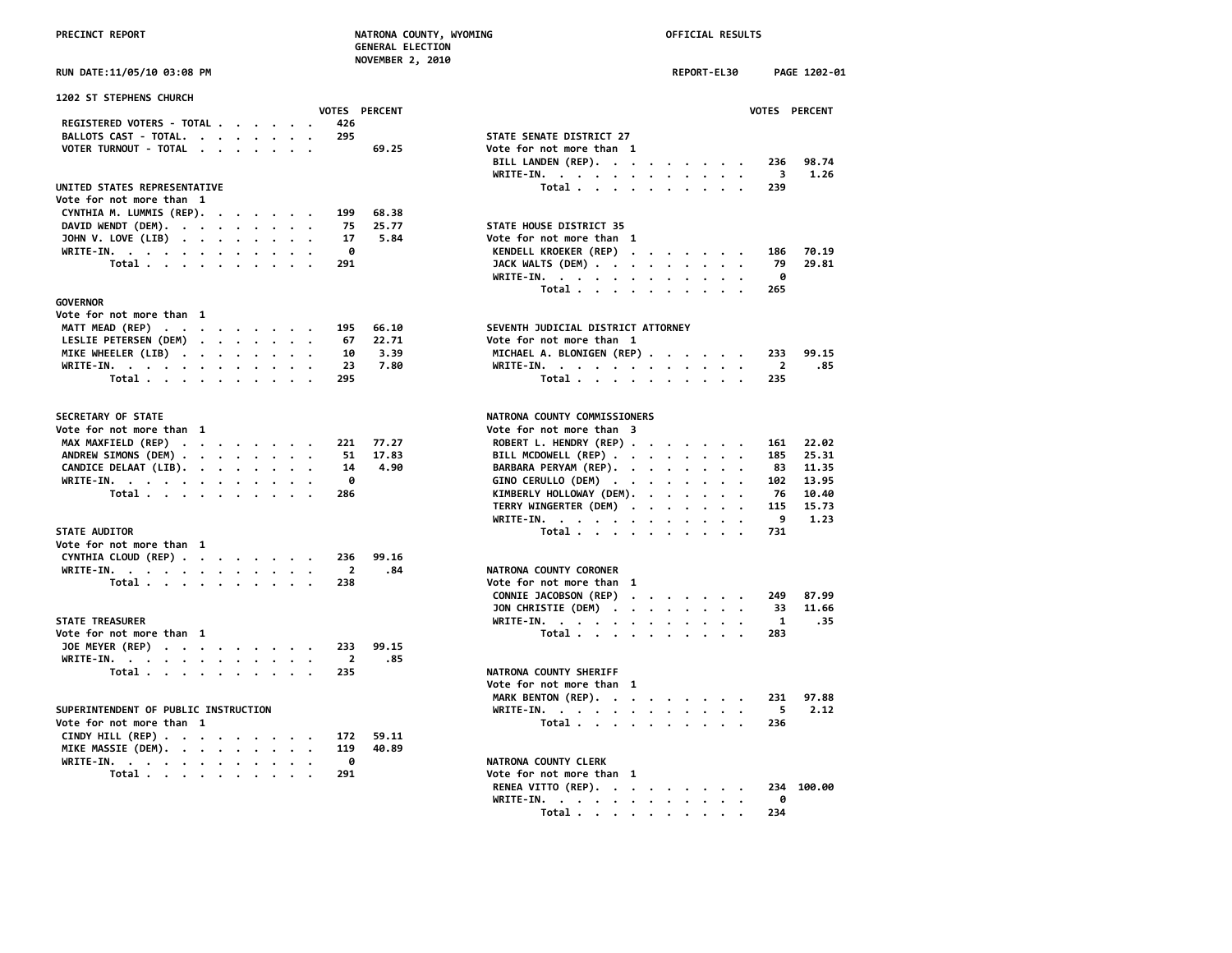PRECINCT REPORT — NATRONA COUNTY, WYOMING — GENERAL ELECTION — NOVEMBER 2, 2010 — OFFICIAL RESULTS

RUN DATE:11/05/10 03:08 PM — REPORT-EL30 — PAGE 1202-01

## 1202 ST STEPHENS CHURCH

| | VOTES | PERCENT |
|---|---|---|
| REGISTERED VOTERS - TOTAL | 426 | |
| BALLOTS CAST - TOTAL | 295 | |
| VOTER TURNOUT - TOTAL | | 69.25 |

### UNITED STATES REPRESENTATIVE
Vote for not more than 1

| | VOTES | PERCENT |
|---|---|---|
| CYNTHIA M. LUMMIS (REP) | 199 | 68.38 |
| DAVID WENDT (DEM) | 75 | 25.77 |
| JOHN V. LOVE (LIB) | 17 | 5.84 |
| WRITE-IN | 0 | |
| Total | 291 | |

### GOVERNOR
Vote for not more than 1

| | VOTES | PERCENT |
|---|---|---|
| MATT MEAD (REP) | 195 | 66.10 |
| LESLIE PETERSEN (DEM) | 67 | 22.71 |
| MIKE WHEELER (LIB) | 10 | 3.39 |
| WRITE-IN | 23 | 7.80 |
| Total | 295 | |

### SECRETARY OF STATE
Vote for not more than 1

| | VOTES | PERCENT |
|---|---|---|
| MAX MAXFIELD (REP) | 221 | 77.27 |
| ANDREW SIMONS (DEM) | 51 | 17.83 |
| CANDICE DELAAT (LIB) | 14 | 4.90 |
| WRITE-IN | 0 | |
| Total | 286 | |

### STATE AUDITOR
Vote for not more than 1

| | VOTES | PERCENT |
|---|---|---|
| CYNTHIA CLOUD (REP) | 236 | 99.16 |
| WRITE-IN | 2 | .84 |
| Total | 238 | |

### STATE TREASURER
Vote for not more than 1

| | VOTES | PERCENT |
|---|---|---|
| JOE MEYER (REP) | 233 | 99.15 |
| WRITE-IN | 2 | .85 |
| Total | 235 | |

### SUPERINTENDENT OF PUBLIC INSTRUCTION
Vote for not more than 1

| | VOTES | PERCENT |
|---|---|---|
| CINDY HILL (REP) | 172 | 59.11 |
| MIKE MASSIE (DEM) | 119 | 40.89 |
| WRITE-IN | 0 | |
| Total | 291 | |

### STATE SENATE DISTRICT 27
Vote for not more than 1

| | VOTES | PERCENT |
|---|---|---|
| BILL LANDEN (REP) | 236 | 98.74 |
| WRITE-IN | 3 | 1.26 |
| Total | 239 | |

### STATE HOUSE DISTRICT 35
Vote for not more than 1

| | VOTES | PERCENT |
|---|---|---|
| KENDELL KROEKER (REP) | 186 | 70.19 |
| JACK WALTS (DEM) | 79 | 29.81 |
| WRITE-IN | 0 | |
| Total | 265 | |

### SEVENTH JUDICIAL DISTRICT ATTORNEY
Vote for not more than 1

| | VOTES | PERCENT |
|---|---|---|
| MICHAEL A. BLONIGEN (REP) | 233 | 99.15 |
| WRITE-IN | 2 | .85 |
| Total | 235 | |

### NATRONA COUNTY COMMISSIONERS
Vote for not more than 3

| | VOTES | PERCENT |
|---|---|---|
| ROBERT L. HENDRY (REP) | 161 | 22.02 |
| BILL MCDOWELL (REP) | 185 | 25.31 |
| BARBARA PERYAM (REP) | 83 | 11.35 |
| GINO CERULLO (DEM) | 102 | 13.95 |
| KIMBERLY HOLLOWAY (DEM) | 76 | 10.40 |
| TERRY WINGERTER (DEM) | 115 | 15.73 |
| WRITE-IN | 9 | 1.23 |
| Total | 731 | |

### NATRONA COUNTY CORONER
Vote for not more than 1

| | VOTES | PERCENT |
|---|---|---|
| CONNIE JACOBSON (REP) | 249 | 87.99 |
| JON CHRISTIE (DEM) | 33 | 11.66 |
| WRITE-IN | 1 | .35 |
| Total | 283 | |

### NATRONA COUNTY SHERIFF
Vote for not more than 1

| | VOTES | PERCENT |
|---|---|---|
| MARK BENTON (REP) | 231 | 97.88 |
| WRITE-IN | 5 | 2.12 |
| Total | 236 | |

### NATRONA COUNTY CLERK
Vote for not more than 1

| | VOTES | PERCENT |
|---|---|---|
| RENEA VITTO (REP) | 234 | 100.00 |
| WRITE-IN | 0 | |
| Total | 234 | |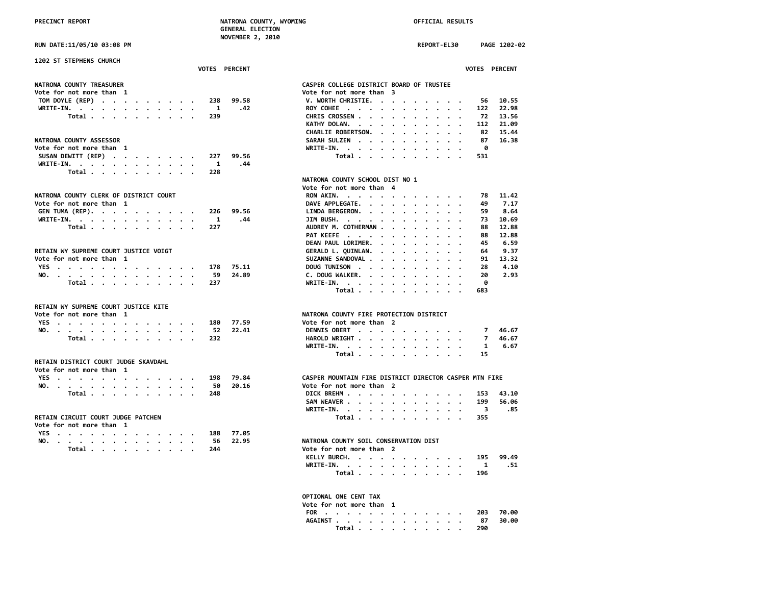## 1202 ST STEPHENS CHURCH

### NATRONA COUNTY TREASURER
Vote for not more than 1

| | VOTES | PERCENT |
|---|---|---|
| TOM DOYLE (REP) | 238 | 99.58 |
| WRITE-IN. | 1 | .42 |
| Total | 239 | |

### NATRONA COUNTY ASSESSOR
Vote for not more than 1

| | VOTES | PERCENT |
|---|---|---|
| SUSAN DEWITT (REP) | 227 | 99.56 |
| WRITE-IN. | 1 | .44 |
| Total | 228 | |

### NATRONA COUNTY CLERK OF DISTRICT COURT
Vote for not more than 1

| | VOTES | PERCENT |
|---|---|---|
| GEN TUMA (REP). | 226 | 99.56 |
| WRITE-IN. | 1 | .44 |
| Total | 227 | |

### RETAIN WY SUPREME COURT JUSTICE VOIGT
Vote for not more than 1

| | VOTES | PERCENT |
|---|---|---|
| YES | 178 | 75.11 |
| NO. | 59 | 24.89 |
| Total | 237 | |

### RETAIN WY SUPREME COURT JUSTICE KITE
Vote for not more than 1

| | VOTES | PERCENT |
|---|---|---|
| YES | 180 | 77.59 |
| NO. | 52 | 22.41 |
| Total | 232 | |

### RETAIN DISTRICT COURT JUDGE SKAVDAHL
Vote for not more than 1

| | VOTES | PERCENT |
|---|---|---|
| YES | 198 | 79.84 |
| NO. | 50 | 20.16 |
| Total | 248 | |

### RETAIN CIRCUIT COURT JUDGE PATCHEN
Vote for not more than 1

| | VOTES | PERCENT |
|---|---|---|
| YES | 188 | 77.05 |
| NO. | 56 | 22.95 |
| Total | 244 | |

### CASPER COLLEGE DISTRICT BOARD OF TRUSTEE
Vote for not more than 3

| | VOTES | PERCENT |
|---|---|---|
| V. WORTH CHRISTIE. | 56 | 10.55 |
| ROY COHEE | 122 | 22.98 |
| CHRIS CROSSEN | 72 | 13.56 |
| KATHY DOLAN. | 112 | 21.09 |
| CHARLIE ROBERTSON. | 82 | 15.44 |
| SARAH SULZEN | 87 | 16.38 |
| WRITE-IN. | 0 | |
| Total | 531 | |

### NATRONA COUNTY SCHOOL DIST NO 1
Vote for not more than 4

| | VOTES | PERCENT |
|---|---|---|
| RON AKIN. | 78 | 11.42 |
| DAVE APPLEGATE. | 49 | 7.17 |
| LINDA BERGERON. | 59 | 8.64 |
| JIM BUSH. | 73 | 10.69 |
| AUDREY M. COTHERMAN | 88 | 12.88 |
| PAT KEEFE | 88 | 12.88 |
| DEAN PAUL LORIMER. | 45 | 6.59 |
| GERALD L. QUINLAN. | 64 | 9.37 |
| SUZANNE SANDOVAL | 91 | 13.32 |
| DOUG TUNISON | 28 | 4.10 |
| C. DOUG WALKER. | 20 | 2.93 |
| WRITE-IN. | 0 | |
| Total | 683 | |

### NATRONA COUNTY FIRE PROTECTION DISTRICT
Vote for not more than 2

| | VOTES | PERCENT |
|---|---|---|
| DENNIS OBERT | 7 | 46.67 |
| HAROLD WRIGHT | 7 | 46.67 |
| WRITE-IN. | 1 | 6.67 |
| Total | 15 | |

### CASPER MOUNTAIN FIRE DISTRICT DIRECTOR CASPER MTN FIRE
Vote for not more than 2

| | VOTES | PERCENT |
|---|---|---|
| DICK BREHM | 153 | 43.10 |
| SAM WEAVER | 199 | 56.06 |
| WRITE-IN. | 3 | .85 |
| Total | 355 | |

### NATRONA COUNTY SOIL CONSERVATION DIST
Vote for not more than 2

| | VOTES | PERCENT |
|---|---|---|
| KELLY BURCH. | 195 | 99.49 |
| WRITE-IN. | 1 | .51 |
| Total | 196 | |

### OPTIONAL ONE CENT TAX
Vote for not more than 1

| | VOTES | PERCENT |
|---|---|---|
| FOR | 203 | 70.00 |
| AGAINST | 87 | 30.00 |
| Total | 290 | |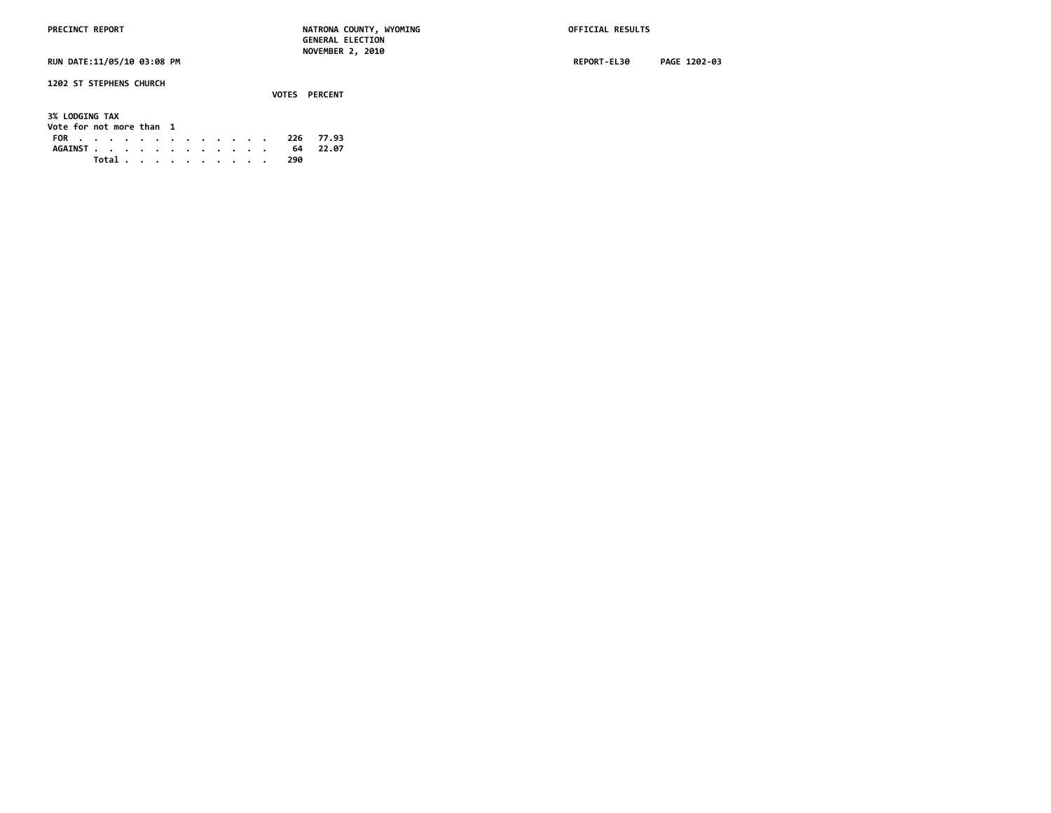PRECINCT REPORT — NATRONA COUNTY, WYOMING — OFFICIAL RESULTS

GENERAL ELECTION

NOVEMBER 2, 2010

RUN DATE:11/05/10 03:08 PM — REPORT-EL30 — PAGE 1202-03

**1202 ST STEPHENS CHURCH**

**3% LODGING TAX**

Vote for not more than 1

| | VOTES | PERCENT |
|---|---|---|
| FOR | 226 | 77.93 |
| AGAINST | 64 | 22.07 |
| Total | 290 | |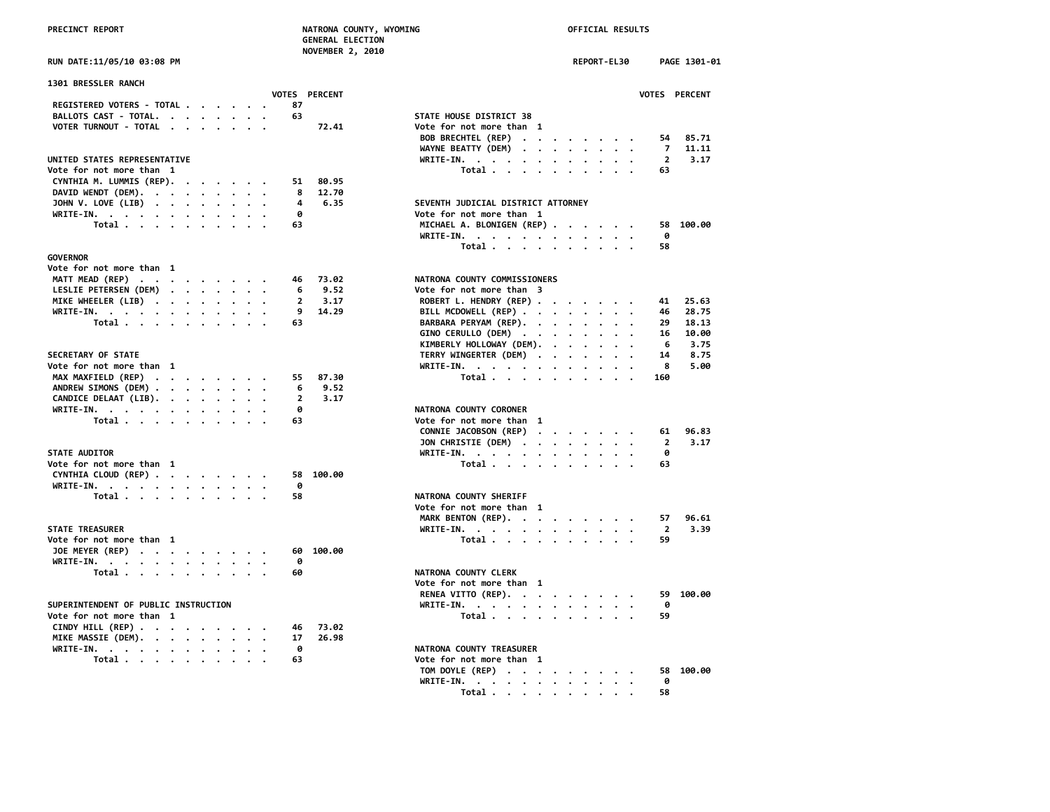PRECINCT REPORT — NATRONA COUNTY, WYOMING — GENERAL ELECTION — NOVEMBER 2, 2010 — OFFICIAL RESULTS

RUN DATE:11/05/10 03:08 PM — REPORT-EL30 — PAGE 1301-01

## 1301 BRESSLER RANCH

| | VOTES | PERCENT |
|---|---|---|
| REGISTERED VOTERS - TOTAL | 87 | |
| BALLOTS CAST - TOTAL. | 63 | |
| VOTER TURNOUT - TOTAL | | 72.41 |

### UNITED STATES REPRESENTATIVE
Vote for not more than 1

| | VOTES | PERCENT |
|---|---|---|
| CYNTHIA M. LUMMIS (REP). | 51 | 80.95 |
| DAVID WENDT (DEM). | 8 | 12.70 |
| JOHN V. LOVE (LIB) | 4 | 6.35 |
| WRITE-IN. | 0 | |
| Total | 63 | |

### GOVERNOR
Vote for not more than 1

| | VOTES | PERCENT |
|---|---|---|
| MATT MEAD (REP) | 46 | 73.02 |
| LESLIE PETERSEN (DEM) | 6 | 9.52 |
| MIKE WHEELER (LIB) | 2 | 3.17 |
| WRITE-IN. | 9 | 14.29 |
| Total | 63 | |

### SECRETARY OF STATE
Vote for not more than 1

| | VOTES | PERCENT |
|---|---|---|
| MAX MAXFIELD (REP) | 55 | 87.30 |
| ANDREW SIMONS (DEM) | 6 | 9.52 |
| CANDICE DELAAT (LIB). | 2 | 3.17 |
| WRITE-IN. | 0 | |
| Total | 63 | |

### STATE AUDITOR
Vote for not more than 1

| | VOTES | PERCENT |
|---|---|---|
| CYNTHIA CLOUD (REP) | 58 | 100.00 |
| WRITE-IN. | 0 | |
| Total | 58 | |

### STATE TREASURER
Vote for not more than 1

| | VOTES | PERCENT |
|---|---|---|
| JOE MEYER (REP) | 60 | 100.00 |
| WRITE-IN. | 0 | |
| Total | 60 | |

### SUPERINTENDENT OF PUBLIC INSTRUCTION
Vote for not more than 1

| | VOTES | PERCENT |
|---|---|---|
| CINDY HILL (REP) | 46 | 73.02 |
| MIKE MASSIE (DEM). | 17 | 26.98 |
| WRITE-IN. | 0 | |
| Total | 63 | |

### STATE HOUSE DISTRICT 38
Vote for not more than 1

| | VOTES | PERCENT |
|---|---|---|
| BOB BRECHTEL (REP) | 54 | 85.71 |
| WAYNE BEATTY (DEM) | 7 | 11.11 |
| WRITE-IN. | 2 | 3.17 |
| Total | 63 | |

### SEVENTH JUDICIAL DISTRICT ATTORNEY
Vote for not more than 1

| | VOTES | PERCENT |
|---|---|---|
| MICHAEL A. BLONIGEN (REP) | 58 | 100.00 |
| WRITE-IN. | 0 | |
| Total | 58 | |

### NATRONA COUNTY COMMISSIONERS
Vote for not more than 3

| | VOTES | PERCENT |
|---|---|---|
| ROBERT L. HENDRY (REP) | 41 | 25.63 |
| BILL MCDOWELL (REP) | 46 | 28.75 |
| BARBARA PERYAM (REP). | 29 | 18.13 |
| GINO CERULLO (DEM) | 16 | 10.00 |
| KIMBERLY HOLLOWAY (DEM). | 6 | 3.75 |
| TERRY WINGERTER (DEM) | 14 | 8.75 |
| WRITE-IN. | 8 | 5.00 |
| Total | 160 | |

### NATRONA COUNTY CORONER
Vote for not more than 1

| | VOTES | PERCENT |
|---|---|---|
| CONNIE JACOBSON (REP) | 61 | 96.83 |
| JON CHRISTIE (DEM) | 2 | 3.17 |
| WRITE-IN. | 0 | |
| Total | 63 | |

### NATRONA COUNTY SHERIFF
Vote for not more than 1

| | VOTES | PERCENT |
|---|---|---|
| MARK BENTON (REP). | 57 | 96.61 |
| WRITE-IN. | 2 | 3.39 |
| Total | 59 | |

### NATRONA COUNTY CLERK
Vote for not more than 1

| | VOTES | PERCENT |
|---|---|---|
| RENEA VITTO (REP). | 59 | 100.00 |
| WRITE-IN. | 0 | |
| Total | 59 | |

### NATRONA COUNTY TREASURER
Vote for not more than 1

| | VOTES | PERCENT |
|---|---|---|
| TOM DOYLE (REP) | 58 | 100.00 |
| WRITE-IN. | 0 | |
| Total | 58 | |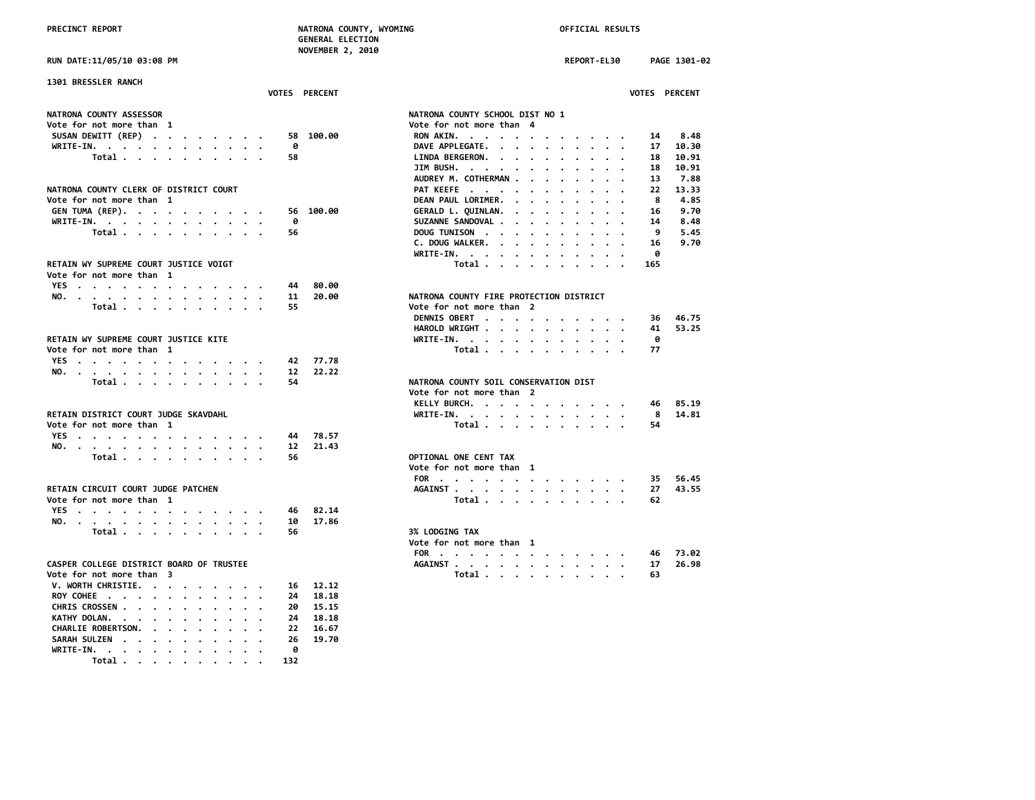PRECINCT REPORT — NATRONA COUNTY, WYOMING — GENERAL ELECTION — NOVEMBER 2, 2010 — OFFICIAL RESULTS

RUN DATE:11/05/10 03:08 PM — REPORT-EL30 — PAGE 1301-02

## 1301 BRESSLER RANCH

### NATRONA COUNTY ASSESSOR
Vote for not more than 1

| | VOTES | PERCENT |
|---|---|---|
| SUSAN DEWITT (REP) | 58 | 100.00 |
| WRITE-IN. | 0 | |
| Total | 58 | |

### NATRONA COUNTY CLERK OF DISTRICT COURT
Vote for not more than 1

| | VOTES | PERCENT |
|---|---|---|
| GEN TUMA (REP). | 56 | 100.00 |
| WRITE-IN. | 0 | |
| Total | 56 | |

### RETAIN WY SUPREME COURT JUSTICE VOIGT
Vote for not more than 1

| | VOTES | PERCENT |
|---|---|---|
| YES | 44 | 80.00 |
| NO. | 11 | 20.00 |
| Total | 55 | |

### RETAIN WY SUPREME COURT JUSTICE KITE
Vote for not more than 1

| | VOTES | PERCENT |
|---|---|---|
| YES | 42 | 77.78 |
| NO. | 12 | 22.22 |
| Total | 54 | |

### RETAIN DISTRICT COURT JUDGE SKAVDAHL
Vote for not more than 1

| | VOTES | PERCENT |
|---|---|---|
| YES | 44 | 78.57 |
| NO. | 12 | 21.43 |
| Total | 56 | |

### RETAIN CIRCUIT COURT JUDGE PATCHEN
Vote for not more than 1

| | VOTES | PERCENT |
|---|---|---|
| YES | 46 | 82.14 |
| NO. | 10 | 17.86 |
| Total | 56 | |

### CASPER COLLEGE DISTRICT BOARD OF TRUSTEE
Vote for not more than 3

| | VOTES | PERCENT |
|---|---|---|
| V. WORTH CHRISTIE. | 16 | 12.12 |
| ROY COHEE | 24 | 18.18 |
| CHRIS CROSSEN | 20 | 15.15 |
| KATHY DOLAN. | 24 | 18.18 |
| CHARLIE ROBERTSON. | 22 | 16.67 |
| SARAH SULZEN | 26 | 19.70 |
| WRITE-IN. | 0 | |
| Total | 132 | |

### NATRONA COUNTY SCHOOL DIST NO 1
Vote for not more than 4

| | VOTES | PERCENT |
|---|---|---|
| RON AKIN. | 14 | 8.48 |
| DAVE APPLEGATE. | 17 | 10.30 |
| LINDA BERGERON. | 18 | 10.91 |
| JIM BUSH. | 18 | 10.91 |
| AUDREY M. COTHERMAN | 13 | 7.88 |
| PAT KEEFE | 22 | 13.33 |
| DEAN PAUL LORIMER. | 8 | 4.85 |
| GERALD L. QUINLAN. | 16 | 9.70 |
| SUZANNE SANDOVAL | 14 | 8.48 |
| DOUG TUNISON | 9 | 5.45 |
| C. DOUG WALKER. | 16 | 9.70 |
| WRITE-IN. | 0 | |
| Total | 165 | |

### NATRONA COUNTY FIRE PROTECTION DISTRICT
Vote for not more than 2

| | VOTES | PERCENT |
|---|---|---|
| DENNIS OBERT | 36 | 46.75 |
| HAROLD WRIGHT | 41 | 53.25 |
| WRITE-IN. | 0 | |
| Total | 77 | |

### NATRONA COUNTY SOIL CONSERVATION DIST
Vote for not more than 2

| | VOTES | PERCENT |
|---|---|---|
| KELLY BURCH. | 46 | 85.19 |
| WRITE-IN. | 8 | 14.81 |
| Total | 54 | |

### OPTIONAL ONE CENT TAX
Vote for not more than 1

| | VOTES | PERCENT |
|---|---|---|
| FOR | 35 | 56.45 |
| AGAINST | 27 | 43.55 |
| Total | 62 | |

### 3% LODGING TAX
Vote for not more than 1

| | VOTES | PERCENT |
|---|---|---|
| FOR | 46 | 73.02 |
| AGAINST | 17 | 26.98 |
| Total | 63 | |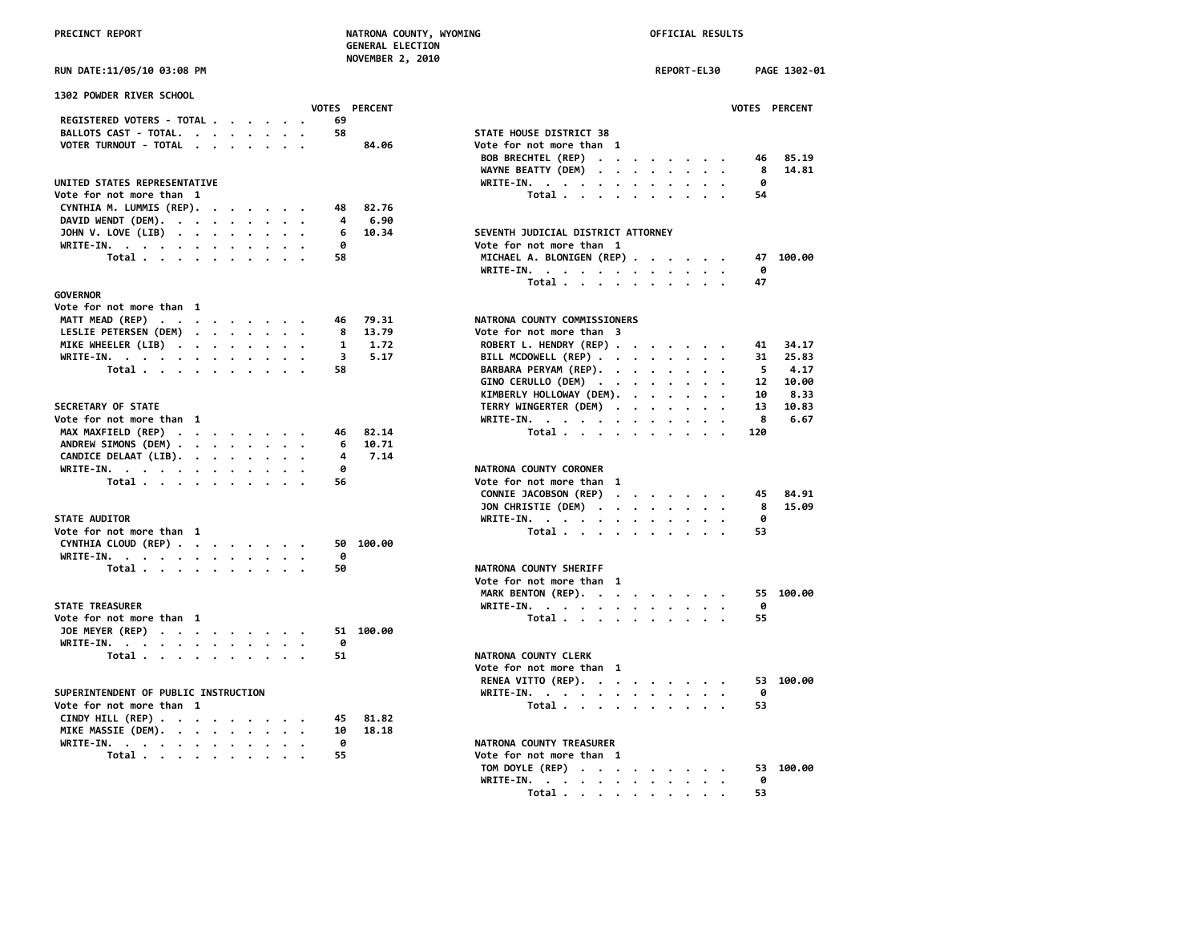## 1302 POWDER RIVER SCHOOL

| | VOTES | PERCENT |
|---|---|---|
| REGISTERED VOTERS - TOTAL | 69 | |
| BALLOTS CAST - TOTAL. | 58 | |
| VOTER TURNOUT - TOTAL | | 84.06 |

### UNITED STATES REPRESENTATIVE
Vote for not more than 1

| | VOTES | PERCENT |
|---|---|---|
| CYNTHIA M. LUMMIS (REP). | 48 | 82.76 |
| DAVID WENDT (DEM). | 4 | 6.90 |
| JOHN V. LOVE (LIB) | 6 | 10.34 |
| WRITE-IN. | 0 | |
| Total | 58 | |

### GOVERNOR
Vote for not more than 1

| | VOTES | PERCENT |
|---|---|---|
| MATT MEAD (REP) | 46 | 79.31 |
| LESLIE PETERSEN (DEM) | 8 | 13.79 |
| MIKE WHEELER (LIB) | 1 | 1.72 |
| WRITE-IN. | 3 | 5.17 |
| Total | 58 | |

### SECRETARY OF STATE
Vote for not more than 1

| | VOTES | PERCENT |
|---|---|---|
| MAX MAXFIELD (REP) | 46 | 82.14 |
| ANDREW SIMONS (DEM) | 6 | 10.71 |
| CANDICE DELAAT (LIB). | 4 | 7.14 |
| WRITE-IN. | 0 | |
| Total | 56 | |

### STATE AUDITOR
Vote for not more than 1

| | VOTES | PERCENT |
|---|---|---|
| CYNTHIA CLOUD (REP) | 50 | 100.00 |
| WRITE-IN. | 0 | |
| Total | 50 | |

### STATE TREASURER
Vote for not more than 1

| | VOTES | PERCENT |
|---|---|---|
| JOE MEYER (REP) | 51 | 100.00 |
| WRITE-IN. | 0 | |
| Total | 51 | |

### SUPERINTENDENT OF PUBLIC INSTRUCTION
Vote for not more than 1

| | VOTES | PERCENT |
|---|---|---|
| CINDY HILL (REP) | 45 | 81.82 |
| MIKE MASSIE (DEM). | 10 | 18.18 |
| WRITE-IN. | 0 | |
| Total | 55 | |

### STATE HOUSE DISTRICT 38
Vote for not more than 1

| | VOTES | PERCENT |
|---|---|---|
| BOB BRECHTEL (REP) | 46 | 85.19 |
| WAYNE BEATTY (DEM) | 8 | 14.81 |
| WRITE-IN. | 0 | |
| Total | 54 | |

### SEVENTH JUDICIAL DISTRICT ATTORNEY
Vote for not more than 1

| | VOTES | PERCENT |
|---|---|---|
| MICHAEL A. BLONIGEN (REP) | 47 | 100.00 |
| WRITE-IN. | 0 | |
| Total | 47 | |

### NATRONA COUNTY COMMISSIONERS
Vote for not more than 3

| | VOTES | PERCENT |
|---|---|---|
| ROBERT L. HENDRY (REP) | 41 | 34.17 |
| BILL MCDOWELL (REP) | 31 | 25.83 |
| BARBARA PERYAM (REP). | 5 | 4.17 |
| GINO CERULLO (DEM) | 12 | 10.00 |
| KIMBERLY HOLLOWAY (DEM). | 10 | 8.33 |
| TERRY WINGERTER (DEM) | 13 | 10.83 |
| WRITE-IN. | 8 | 6.67 |
| Total | 120 | |

### NATRONA COUNTY CORONER
Vote for not more than 1

| | VOTES | PERCENT |
|---|---|---|
| CONNIE JACOBSON (REP) | 45 | 84.91 |
| JON CHRISTIE (DEM) | 8 | 15.09 |
| WRITE-IN. | 0 | |
| Total | 53 | |

### NATRONA COUNTY SHERIFF
Vote for not more than 1

| | VOTES | PERCENT |
|---|---|---|
| MARK BENTON (REP). | 55 | 100.00 |
| WRITE-IN. | 0 | |
| Total | 55 | |

### NATRONA COUNTY CLERK
Vote for not more than 1

| | VOTES | PERCENT |
|---|---|---|
| RENEA VITTO (REP). | 53 | 100.00 |
| WRITE-IN. | 0 | |
| Total | 53 | |

### NATRONA COUNTY TREASURER
Vote for not more than 1

| | VOTES | PERCENT |
|---|---|---|
| TOM DOYLE (REP) | 53 | 100.00 |
| WRITE-IN. | 0 | |
| Total | 53 | |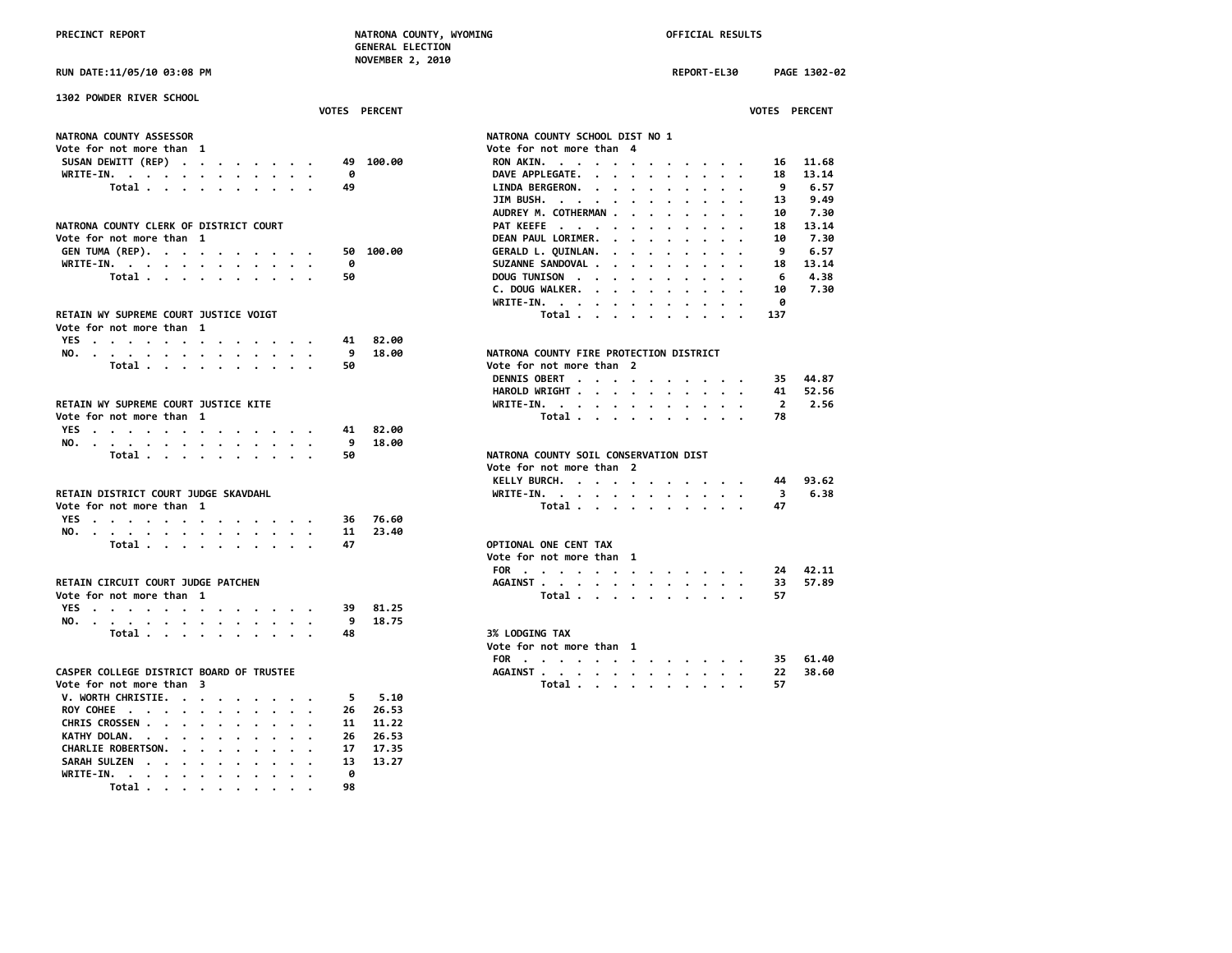## 1302 POWDER RIVER SCHOOL

### NATRONA COUNTY ASSESSOR
Vote for not more than 1

| | VOTES | PERCENT |
|---|---|---|
| SUSAN DEWITT (REP) | 49 | 100.00 |
| WRITE-IN. | 0 | |
| Total | 49 | |

### NATRONA COUNTY CLERK OF DISTRICT COURT
Vote for not more than 1

| | VOTES | PERCENT |
|---|---|---|
| GEN TUMA (REP). | 50 | 100.00 |
| WRITE-IN. | 0 | |
| Total | 50 | |

### RETAIN WY SUPREME COURT JUSTICE VOIGT
Vote for not more than 1

| | VOTES | PERCENT |
|---|---|---|
| YES | 41 | 82.00 |
| NO. | 9 | 18.00 |
| Total | 50 | |

### RETAIN WY SUPREME COURT JUSTICE KITE
Vote for not more than 1

| | VOTES | PERCENT |
|---|---|---|
| YES | 41 | 82.00 |
| NO. | 9 | 18.00 |
| Total | 50 | |

### RETAIN DISTRICT COURT JUDGE SKAVDAHL
Vote for not more than 1

| | VOTES | PERCENT |
|---|---|---|
| YES | 36 | 76.60 |
| NO. | 11 | 23.40 |
| Total | 47 | |

### RETAIN CIRCUIT COURT JUDGE PATCHEN
Vote for not more than 1

| | VOTES | PERCENT |
|---|---|---|
| YES | 39 | 81.25 |
| NO. | 9 | 18.75 |
| Total | 48 | |

### CASPER COLLEGE DISTRICT BOARD OF TRUSTEE
Vote for not more than 3

| | VOTES | PERCENT |
|---|---|---|
| V. WORTH CHRISTIE. | 5 | 5.10 |
| ROY COHEE | 26 | 26.53 |
| CHRIS CROSSEN | 11 | 11.22 |
| KATHY DOLAN. | 26 | 26.53 |
| CHARLIE ROBERTSON. | 17 | 17.35 |
| SARAH SULZEN | 13 | 13.27 |
| WRITE-IN. | 0 | |
| Total | 98 | |

### NATRONA COUNTY SCHOOL DIST NO 1
Vote for not more than 4

| | VOTES | PERCENT |
|---|---|---|
| RON AKIN. | 16 | 11.68 |
| DAVE APPLEGATE. | 18 | 13.14 |
| LINDA BERGERON. | 9 | 6.57 |
| JIM BUSH. | 13 | 9.49 |
| AUDREY M. COTHERMAN | 10 | 7.30 |
| PAT KEEFE | 18 | 13.14 |
| DEAN PAUL LORIMER. | 10 | 7.30 |
| GERALD L. QUINLAN. | 9 | 6.57 |
| SUZANNE SANDOVAL | 18 | 13.14 |
| DOUG TUNISON | 6 | 4.38 |
| C. DOUG WALKER. | 10 | 7.30 |
| WRITE-IN. | 0 | |
| Total | 137 | |

### NATRONA COUNTY FIRE PROTECTION DISTRICT
Vote for not more than 2

| | VOTES | PERCENT |
|---|---|---|
| DENNIS OBERT | 35 | 44.87 |
| HAROLD WRIGHT | 41 | 52.56 |
| WRITE-IN. | 2 | 2.56 |
| Total | 78 | |

### NATRONA COUNTY SOIL CONSERVATION DIST
Vote for not more than 2

| | VOTES | PERCENT |
|---|---|---|
| KELLY BURCH. | 44 | 93.62 |
| WRITE-IN. | 3 | 6.38 |
| Total | 47 | |

### OPTIONAL ONE CENT TAX
Vote for not more than 1

| | VOTES | PERCENT |
|---|---|---|
| FOR | 24 | 42.11 |
| AGAINST | 33 | 57.89 |
| Total | 57 | |

### 3% LODGING TAX
Vote for not more than 1

| | VOTES | PERCENT |
|---|---|---|
| FOR | 35 | 61.40 |
| AGAINST | 22 | 38.60 |
| Total | 57 | |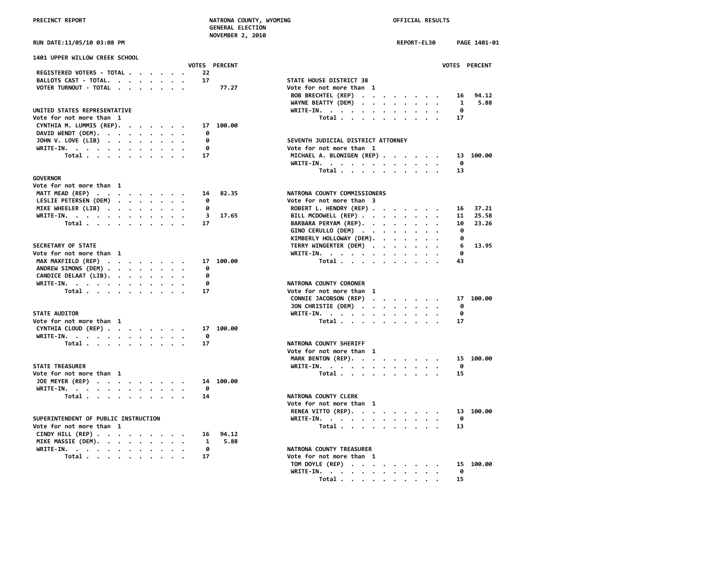PRECINCT REPORT — NATRONA COUNTY, WYOMING — GENERAL ELECTION — NOVEMBER 2, 2010 — OFFICIAL RESULTS

RUN DATE:11/05/10 03:08 PM — REPORT-EL30 — PAGE 1401-01

## 1401 UPPER WILLOW CREEK SCHOOL

| | VOTES | PERCENT |
|---|---|---|
| REGISTERED VOTERS - TOTAL | 22 | |
| BALLOTS CAST - TOTAL | 17 | |
| VOTER TURNOUT - TOTAL | | 77.27 |

### UNITED STATES REPRESENTATIVE
Vote for not more than 1

| | VOTES | PERCENT |
|---|---|---|
| CYNTHIA M. LUMMIS (REP) | 17 | 100.00 |
| DAVID WENDT (DEM) | 0 | |
| JOHN V. LOVE (LIB) | 0 | |
| WRITE-IN | 0 | |
| Total | 17 | |

### GOVERNOR
Vote for not more than 1

| | VOTES | PERCENT |
|---|---|---|
| MATT MEAD (REP) | 14 | 82.35 |
| LESLIE PETERSEN (DEM) | 0 | |
| MIKE WHEELER (LIB) | 0 | |
| WRITE-IN | 3 | 17.65 |
| Total | 17 | |

### SECRETARY OF STATE
Vote for not more than 1

| | VOTES | PERCENT |
|---|---|---|
| MAX MAXFIELD (REP) | 17 | 100.00 |
| ANDREW SIMONS (DEM) | 0 | |
| CANDICE DELAAT (LIB) | 0 | |
| WRITE-IN | 0 | |
| Total | 17 | |

### STATE AUDITOR
Vote for not more than 1

| | VOTES | PERCENT |
|---|---|---|
| CYNTHIA CLOUD (REP) | 17 | 100.00 |
| WRITE-IN | 0 | |
| Total | 17 | |

### STATE TREASURER
Vote for not more than 1

| | VOTES | PERCENT |
|---|---|---|
| JOE MEYER (REP) | 14 | 100.00 |
| WRITE-IN | 0 | |
| Total | 14 | |

### SUPERINTENDENT OF PUBLIC INSTRUCTION
Vote for not more than 1

| | VOTES | PERCENT |
|---|---|---|
| CINDY HILL (REP) | 16 | 94.12 |
| MIKE MASSIE (DEM) | 1 | 5.88 |
| WRITE-IN | 0 | |
| Total | 17 | |

### STATE HOUSE DISTRICT 38
Vote for not more than 1

| | VOTES | PERCENT |
|---|---|---|
| BOB BRECHTEL (REP) | 16 | 94.12 |
| WAYNE BEATTY (DEM) | 1 | 5.88 |
| WRITE-IN | 0 | |
| Total | 17 | |

### SEVENTH JUDICIAL DISTRICT ATTORNEY
Vote for not more than 1

| | VOTES | PERCENT |
|---|---|---|
| MICHAEL A. BLONIGEN (REP) | 13 | 100.00 |
| WRITE-IN | 0 | |
| Total | 13 | |

### NATRONA COUNTY COMMISSIONERS
Vote for not more than 3

| | VOTES | PERCENT |
|---|---|---|
| ROBERT L. HENDRY (REP) | 16 | 37.21 |
| BILL MCDOWELL (REP) | 11 | 25.58 |
| BARBARA PERYAM (REP) | 10 | 23.26 |
| GINO CERULLO (DEM) | 0 | |
| KIMBERLY HOLLOWAY (DEM) | 0 | |
| TERRY WINGERTER (DEM) | 6 | 13.95 |
| WRITE-IN | 0 | |
| Total | 43 | |

### NATRONA COUNTY CORONER
Vote for not more than 1

| | VOTES | PERCENT |
|---|---|---|
| CONNIE JACOBSON (REP) | 17 | 100.00 |
| JON CHRISTIE (DEM) | 0 | |
| WRITE-IN | 0 | |
| Total | 17 | |

### NATRONA COUNTY SHERIFF
Vote for not more than 1

| | VOTES | PERCENT |
|---|---|---|
| MARK BENTON (REP) | 15 | 100.00 |
| WRITE-IN | 0 | |
| Total | 15 | |

### NATRONA COUNTY CLERK
Vote for not more than 1

| | VOTES | PERCENT |
|---|---|---|
| RENEA VITTO (REP) | 13 | 100.00 |
| WRITE-IN | 0 | |
| Total | 13 | |

### NATRONA COUNTY TREASURER
Vote for not more than 1

| | VOTES | PERCENT |
|---|---|---|
| TOM DOYLE (REP) | 15 | 100.00 |
| WRITE-IN | 0 | |
| Total | 15 | |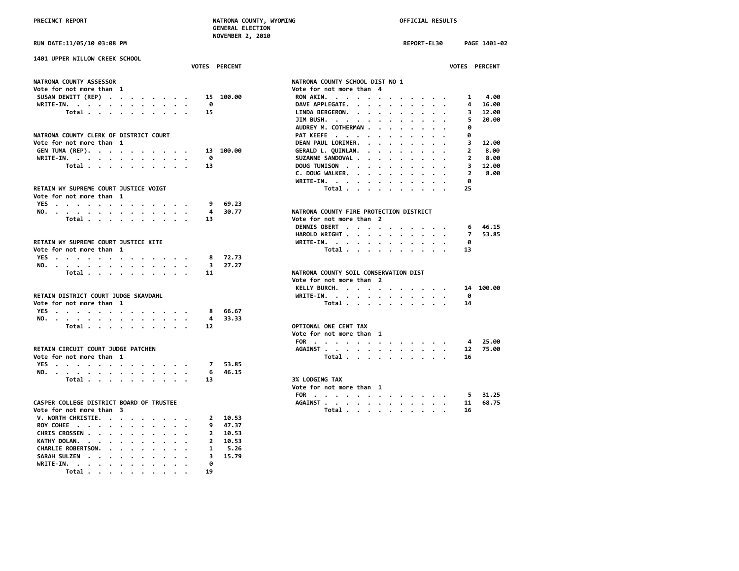PRECINCT REPORT — NATRONA COUNTY, WYOMING — GENERAL ELECTION — NOVEMBER 2, 2010 — OFFICIAL RESULTS

RUN DATE:11/05/10 03:08 PM — REPORT-EL30

## 1401 UPPER WILLOW CREEK SCHOOL

### NATRONA COUNTY ASSESSOR
Vote for not more than 1

| | VOTES | PERCENT |
|---|---|---|
| SUSAN DEWITT (REP) | 15 | 100.00 |
| WRITE-IN. | 0 | |
| Total | 15 | |

### NATRONA COUNTY CLERK OF DISTRICT COURT
Vote for not more than 1

| | VOTES | PERCENT |
|---|---|---|
| GEN TUMA (REP). | 13 | 100.00 |
| WRITE-IN. | 0 | |
| Total | 13 | |

### RETAIN WY SUPREME COURT JUSTICE VOIGT
Vote for not more than 1

| | VOTES | PERCENT |
|---|---|---|
| YES | 9 | 69.23 |
| NO. | 4 | 30.77 |
| Total | 13 | |

### RETAIN WY SUPREME COURT JUSTICE KITE
Vote for not more than 1

| | VOTES | PERCENT |
|---|---|---|
| YES | 8 | 72.73 |
| NO. | 3 | 27.27 |
| Total | 11 | |

### RETAIN DISTRICT COURT JUDGE SKAVDAHL
Vote for not more than 1

| | VOTES | PERCENT |
|---|---|---|
| YES | 8 | 66.67 |
| NO. | 4 | 33.33 |
| Total | 12 | |

### RETAIN CIRCUIT COURT JUDGE PATCHEN
Vote for not more than 1

| | VOTES | PERCENT |
|---|---|---|
| YES | 7 | 53.85 |
| NO. | 6 | 46.15 |
| Total | 13 | |

### CASPER COLLEGE DISTRICT BOARD OF TRUSTEE
Vote for not more than 3

| | VOTES | PERCENT |
|---|---|---|
| V. WORTH CHRISTIE. | 2 | 10.53 |
| ROY COHEE | 9 | 47.37 |
| CHRIS CROSSEN | 2 | 10.53 |
| KATHY DOLAN. | 2 | 10.53 |
| CHARLIE ROBERTSON. | 1 | 5.26 |
| SARAH SULZEN | 3 | 15.79 |
| WRITE-IN. | 0 | |
| Total | 19 | |

### NATRONA COUNTY SCHOOL DIST NO 1
Vote for not more than 4

| | VOTES | PERCENT |
|---|---|---|
| RON AKIN. | 1 | 4.00 |
| DAVE APPLEGATE. | 4 | 16.00 |
| LINDA BERGERON. | 3 | 12.00 |
| JIM BUSH. | 5 | 20.00 |
| AUDREY M. COTHERMAN | 0 | |
| PAT KEEFE | 0 | |
| DEAN PAUL LORIMER. | 3 | 12.00 |
| GERALD L. QUINLAN. | 2 | 8.00 |
| SUZANNE SANDOVAL | 2 | 8.00 |
| DOUG TUNISON | 3 | 12.00 |
| C. DOUG WALKER. | 2 | 8.00 |
| WRITE-IN. | 0 | |
| Total | 25 | |

### NATRONA COUNTY FIRE PROTECTION DISTRICT
Vote for not more than 2

| | VOTES | PERCENT |
|---|---|---|
| DENNIS OBERT | 6 | 46.15 |
| HAROLD WRIGHT | 7 | 53.85 |
| WRITE-IN. | 0 | |
| Total | 13 | |

### NATRONA COUNTY SOIL CONSERVATION DIST
Vote for not more than 2

| | VOTES | PERCENT |
|---|---|---|
| KELLY BURCH. | 14 | 100.00 |
| WRITE-IN. | 0 | |
| Total | 14 | |

### OPTIONAL ONE CENT TAX
Vote for not more than 1

| | VOTES | PERCENT |
|---|---|---|
| FOR | 4 | 25.00 |
| AGAINST | 12 | 75.00 |
| Total | 16 | |

### 3% LODGING TAX
Vote for not more than 1

| | VOTES | PERCENT |
|---|---|---|
| FOR | 5 | 31.25 |
| AGAINST | 11 | 68.75 |
| Total | 16 | |